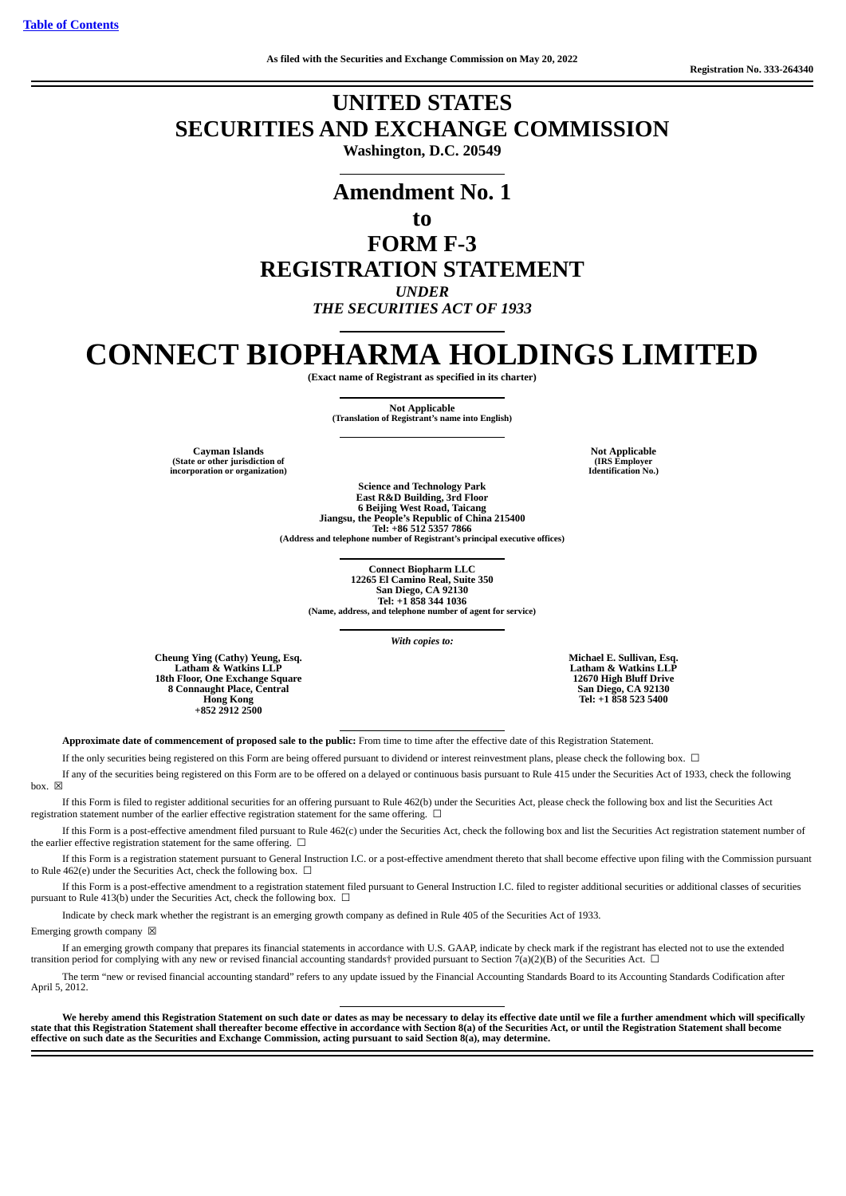[Table of Contents](#)

As filed with the Securities and Exchange Commission on May 20, 2022

Registration No. 333-264340

# UNITED STATES
# SECURITIES AND EXCHANGE COMMISSION

**Washington, D.C. 20549**

## Amendment No. 1
## to
## FORM F-3
## REGISTRATION STATEMENT

*UNDER*
*THE SECURITIES ACT OF 1933*

# CONNECT BIOPHARMA HOLDINGS LIMITED

**(Exact name of Registrant as specified in its charter)**

**Not Applicable**
**(Translation of Registrant's name into English)**

| **Cayman Islands** (State or other jurisdiction of incorporation or organization) | **Not Applicable** (IRS Employer Identification No.) |
|---|---|

**Science and Technology Park**
**East R&D Building, 3rd Floor**
**6 Beijing West Road, Taicang**
**Jiangsu, the People's Republic of China 215400**
**Tel: +86 512 5357 7866**
**(Address and telephone number of Registrant's principal executive offices)**

**Connect Biopharm LLC**
**12265 El Camino Real, Suite 350**
**San Diego, CA 92130**
**Tel: +1 858 344 1036**
**(Name, address, and telephone number of agent for service)**

*With copies to:*

| Cheung Ying (Cathy) Yeung, Esq.<br>Latham & Watkins LLP<br>18th Floor, One Exchange Square<br>8 Connaught Place, Central<br>Hong Kong<br>+852 2912 2500 | Michael E. Sullivan, Esq.<br>Latham & Watkins LLP<br>12670 High Bluff Drive<br>San Diego, CA 92130<br>Tel: +1 858 523 5400 |
|---|---|

**Approximate date of commencement of proposed sale to the public:** From time to time after the effective date of this Registration Statement.

If the only securities being registered on this Form are being offered pursuant to dividend or interest reinvestment plans, please check the following box. ☐

If any of the securities being registered on this Form are to be offered on a delayed or continuous basis pursuant to Rule 415 under the Securities Act of 1933, check the following box. ☒

If this Form is filed to register additional securities for an offering pursuant to Rule 462(b) under the Securities Act, please check the following box and list the Securities Act registration statement number of the earlier effective registration statement for the same offering. ☐

If this Form is a post-effective amendment filed pursuant to Rule 462(c) under the Securities Act, check the following box and list the Securities Act registration statement number of the earlier effective registration statement for the same offering. ☐

If this Form is a registration statement pursuant to General Instruction I.C. or a post-effective amendment thereto that shall become effective upon filing with the Commission pursuant to Rule 462(e) under the Securities Act, check the following box. ☐

If this Form is a post-effective amendment to a registration statement filed pursuant to General Instruction I.C. filed to register additional securities or additional classes of securities pursuant to Rule 413(b) under the Securities Act, check the following box. ☐

Indicate by check mark whether the registrant is an emerging growth company as defined in Rule 405 of the Securities Act of 1933.

Emerging growth company ☒

If an emerging growth company that prepares its financial statements in accordance with U.S. GAAP, indicate by check mark if the registrant has elected not to use the extended transition period for complying with any new or revised financial accounting standards† provided pursuant to Section 7(a)(2)(B) of the Securities Act. ☐

The term "new or revised financial accounting standard" refers to any update issued by the Financial Accounting Standards Board to its Accounting Standards Codification after April 5, 2012.

**We hereby amend this Registration Statement on such date or dates as may be necessary to delay its effective date until we file a further amendment which will specifically state that this Registration Statement shall thereafter become effective in accordance with Section 8(a) of the Securities Act, or until the Registration Statement shall become effective on such date as the Securities and Exchange Commission, acting pursuant to said Section 8(a), may determine.**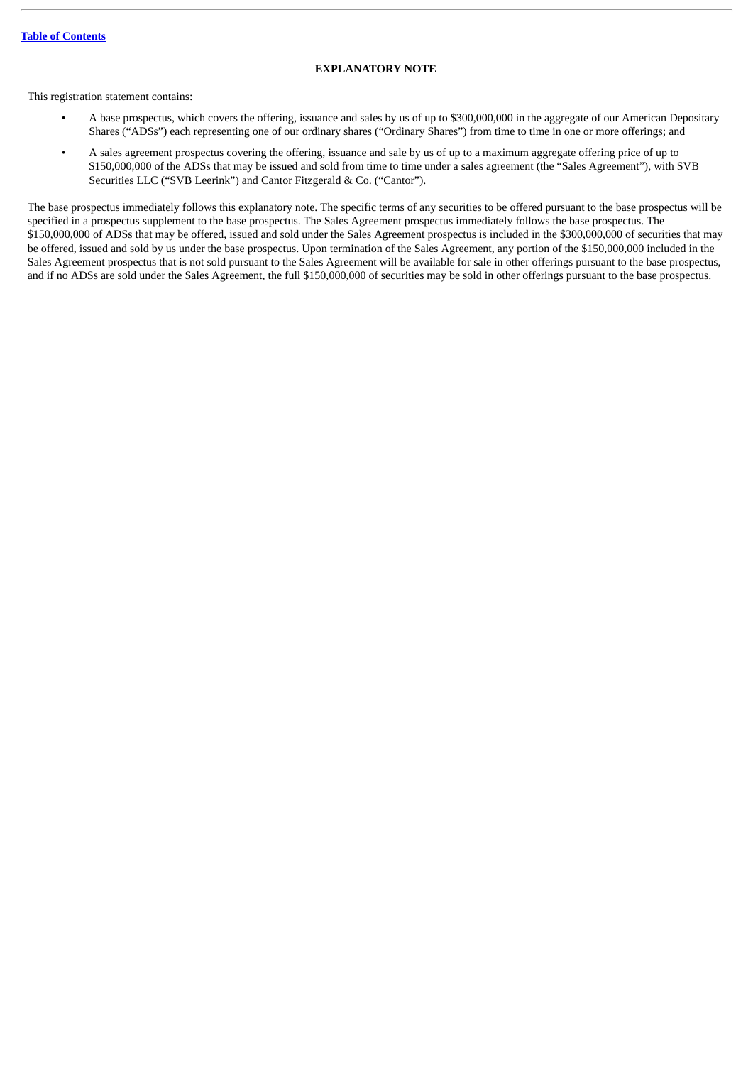## EXPLANATORY NOTE

This registration statement contains:

- A base prospectus, which covers the offering, issuance and sales by us of up to $300,000,000 in the aggregate of our American Depositary Shares ("ADSs") each representing one of our ordinary shares ("Ordinary Shares") from time to time in one or more offerings; and
- A sales agreement prospectus covering the offering, issuance and sale by us of up to a maximum aggregate offering price of up to $150,000,000 of the ADSs that may be issued and sold from time to time under a sales agreement (the "Sales Agreement"), with SVB Securities LLC ("SVB Leerink") and Cantor Fitzgerald & Co. ("Cantor").

The base prospectus immediately follows this explanatory note. The specific terms of any securities to be offered pursuant to the base prospectus will be specified in a prospectus supplement to the base prospectus. The Sales Agreement prospectus immediately follows the base prospectus. The $150,000,000 of ADSs that may be offered, issued and sold under the Sales Agreement prospectus is included in the $300,000,000 of securities that may be offered, issued and sold by us under the base prospectus. Upon termination of the Sales Agreement, any portion of the $150,000,000 included in the Sales Agreement prospectus that is not sold pursuant to the Sales Agreement will be available for sale in other offerings pursuant to the base prospectus, and if no ADSs are sold under the Sales Agreement, the full $150,000,000 of securities may be sold in other offerings pursuant to the base prospectus.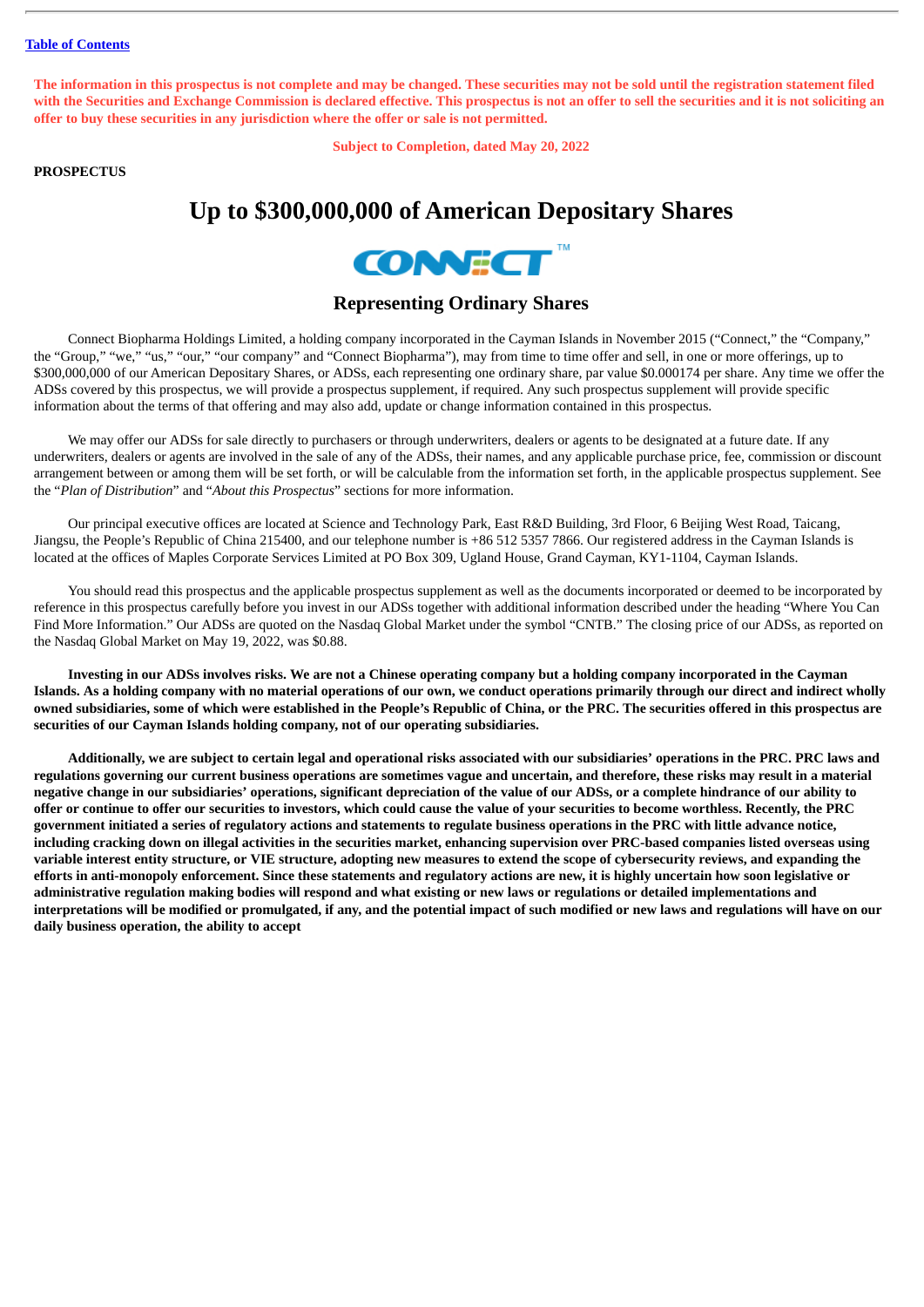[Table of Contents](#)

**The information in this prospectus is not complete and may be changed. These securities may not be sold until the registration statement filed with the Securities and Exchange Commission is declared effective. This prospectus is not an offer to sell the securities and it is not soliciting an offer to buy these securities in any jurisdiction where the offer or sale is not permitted.**

**Subject to Completion, dated May 20, 2022**

**PROSPECTUS**

# Up to $300,000,000 of American Depositary Shares

CONNECT™

## Representing Ordinary Shares

Connect Biopharma Holdings Limited, a holding company incorporated in the Cayman Islands in November 2015 ("Connect," the "Company," the "Group," "we," "us," "our," "our company" and "Connect Biopharma"), may from time to time offer and sell, in one or more offerings, up to $300,000,000 of our American Depositary Shares, or ADSs, each representing one ordinary share, par value $0.000174 per share. Any time we offer the ADSs covered by this prospectus, we will provide a prospectus supplement, if required. Any such prospectus supplement will provide specific information about the terms of that offering and may also add, update or change information contained in this prospectus.

We may offer our ADSs for sale directly to purchasers or through underwriters, dealers or agents to be designated at a future date. If any underwriters, dealers or agents are involved in the sale of any of the ADSs, their names, and any applicable purchase price, fee, commission or discount arrangement between or among them will be set forth, or will be calculable from the information set forth, in the applicable prospectus supplement. See the "*Plan of Distribution*" and "*About this Prospectus*" sections for more information.

Our principal executive offices are located at Science and Technology Park, East R&D Building, 3rd Floor, 6 Beijing West Road, Taicang, Jiangsu, the People's Republic of China 215400, and our telephone number is +86 512 5357 7866. Our registered address in the Cayman Islands is located at the offices of Maples Corporate Services Limited at PO Box 309, Ugland House, Grand Cayman, KY1-1104, Cayman Islands.

You should read this prospectus and the applicable prospectus supplement as well as the documents incorporated or deemed to be incorporated by reference in this prospectus carefully before you invest in our ADSs together with additional information described under the heading "Where You Can Find More Information." Our ADSs are quoted on the Nasdaq Global Market under the symbol "CNTB." The closing price of our ADSs, as reported on the Nasdaq Global Market on May 19, 2022, was $0.88.

**Investing in our ADSs involves risks. We are not a Chinese operating company but a holding company incorporated in the Cayman Islands. As a holding company with no material operations of our own, we conduct operations primarily through our direct and indirect wholly owned subsidiaries, some of which were established in the People's Republic of China, or the PRC. The securities offered in this prospectus are securities of our Cayman Islands holding company, not of our operating subsidiaries.**

**Additionally, we are subject to certain legal and operational risks associated with our subsidiaries' operations in the PRC. PRC laws and regulations governing our current business operations are sometimes vague and uncertain, and therefore, these risks may result in a material negative change in our subsidiaries' operations, significant depreciation of the value of our ADSs, or a complete hindrance of our ability to offer or continue to offer our securities to investors, which could cause the value of your securities to become worthless. Recently, the PRC government initiated a series of regulatory actions and statements to regulate business operations in the PRC with little advance notice, including cracking down on illegal activities in the securities market, enhancing supervision over PRC-based companies listed overseas using variable interest entity structure, or VIE structure, adopting new measures to extend the scope of cybersecurity reviews, and expanding the efforts in anti-monopoly enforcement. Since these statements and regulatory actions are new, it is highly uncertain how soon legislative or administrative regulation making bodies will respond and what existing or new laws or regulations or detailed implementations and interpretations will be modified or promulgated, if any, and the potential impact of such modified or new laws and regulations will have on our daily business operation, the ability to accept**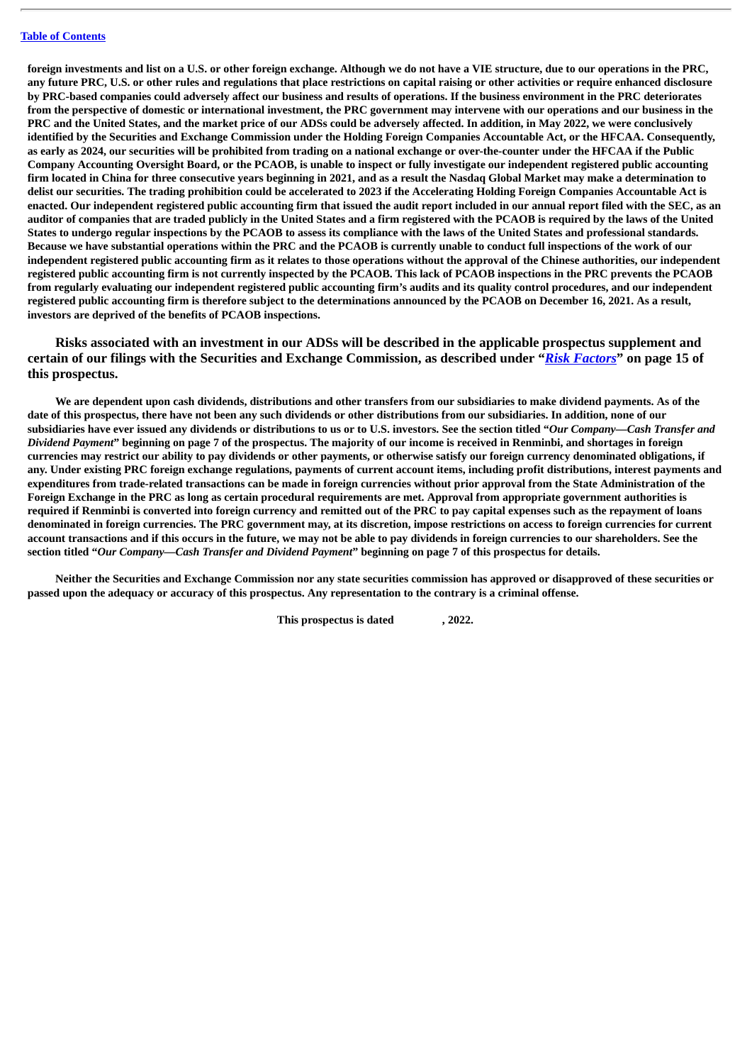**foreign investments and list on a U.S. or other foreign exchange. Although we do not have a VIE structure, due to our operations in the PRC, any future PRC, U.S. or other rules and regulations that place restrictions on capital raising or other activities or require enhanced disclosure by PRC-based companies could adversely affect our business and results of operations. If the business environment in the PRC deteriorates from the perspective of domestic or international investment, the PRC government may intervene with our operations and our business in the PRC and the United States, and the market price of our ADSs could be adversely affected. In addition, in May 2022, we were conclusively identified by the Securities and Exchange Commission under the Holding Foreign Companies Accountable Act, or the HFCAA. Consequently, as early as 2024, our securities will be prohibited from trading on a national exchange or over-the-counter under the HFCAA if the Public Company Accounting Oversight Board, or the PCAOB, is unable to inspect or fully investigate our independent registered public accounting firm located in China for three consecutive years beginning in 2021, and as a result the Nasdaq Global Market may make a determination to delist our securities. The trading prohibition could be accelerated to 2023 if the Accelerating Holding Foreign Companies Accountable Act is enacted. Our independent registered public accounting firm that issued the audit report included in our annual report filed with the SEC, as an auditor of companies that are traded publicly in the United States and a firm registered with the PCAOB is required by the laws of the United States to undergo regular inspections by the PCAOB to assess its compliance with the laws of the United States and professional standards. Because we have substantial operations within the PRC and the PCAOB is currently unable to conduct full inspections of the work of our independent registered public accounting firm as it relates to those operations without the approval of the Chinese authorities, our independent registered public accounting firm is not currently inspected by the PCAOB. This lack of PCAOB inspections in the PRC prevents the PCAOB from regularly evaluating our independent registered public accounting firm's audits and its quality control procedures, and our independent registered public accounting firm is therefore subject to the determinations announced by the PCAOB on December 16, 2021. As a result, investors are deprived of the benefits of PCAOB inspections.**

**Risks associated with an investment in our ADSs will be described in the applicable prospectus supplement and certain of our filings with the Securities and Exchange Commission, as described under "*Risk Factors*" on page 15 of this prospectus.**

**We are dependent upon cash dividends, distributions and other transfers from our subsidiaries to make dividend payments. As of the date of this prospectus, there have not been any such dividends or other distributions from our subsidiaries. In addition, none of our subsidiaries have ever issued any dividends or distributions to us or to U.S. investors. See the section titled "*Our Company—Cash Transfer and Dividend Payment*" beginning on page 7 of the prospectus. The majority of our income is received in Renminbi, and shortages in foreign currencies may restrict our ability to pay dividends or other payments, or otherwise satisfy our foreign currency denominated obligations, if any. Under existing PRC foreign exchange regulations, payments of current account items, including profit distributions, interest payments and expenditures from trade-related transactions can be made in foreign currencies without prior approval from the State Administration of the Foreign Exchange in the PRC as long as certain procedural requirements are met. Approval from appropriate government authorities is required if Renminbi is converted into foreign currency and remitted out of the PRC to pay capital expenses such as the repayment of loans denominated in foreign currencies. The PRC government may, at its discretion, impose restrictions on access to foreign currencies for current account transactions and if this occurs in the future, we may not be able to pay dividends in foreign currencies to our shareholders. See the section titled "*Our Company—Cash Transfer and Dividend Payment*" beginning on page 7 of this prospectus for details.**

**Neither the Securities and Exchange Commission nor any state securities commission has approved or disapproved of these securities or passed upon the adequacy or accuracy of this prospectus. Any representation to the contrary is a criminal offense.**

**This prospectus is dated , 2022.**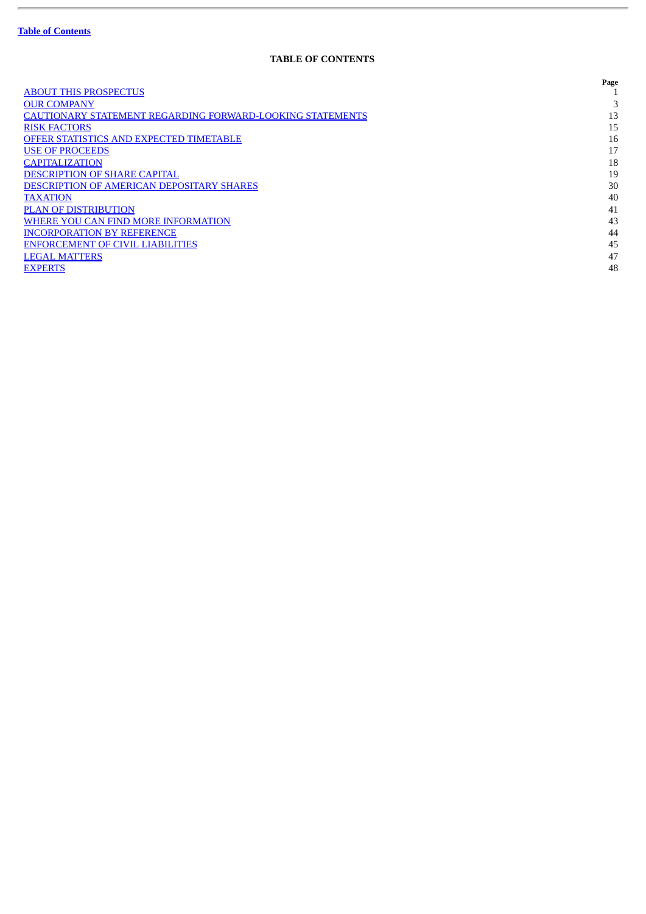## TABLE OF CONTENTS

| | Page |
|---|---|
| ABOUT THIS PROSPECTUS | 1 |
| OUR COMPANY | 3 |
| CAUTIONARY STATEMENT REGARDING FORWARD-LOOKING STATEMENTS | 13 |
| RISK FACTORS | 15 |
| OFFER STATISTICS AND EXPECTED TIMETABLE | 16 |
| USE OF PROCEEDS | 17 |
| CAPITALIZATION | 18 |
| DESCRIPTION OF SHARE CAPITAL | 19 |
| DESCRIPTION OF AMERICAN DEPOSITARY SHARES | 30 |
| TAXATION | 40 |
| PLAN OF DISTRIBUTION | 41 |
| WHERE YOU CAN FIND MORE INFORMATION | 43 |
| INCORPORATION BY REFERENCE | 44 |
| ENFORCEMENT OF CIVIL LIABILITIES | 45 |
| LEGAL MATTERS | 47 |
| EXPERTS | 48 |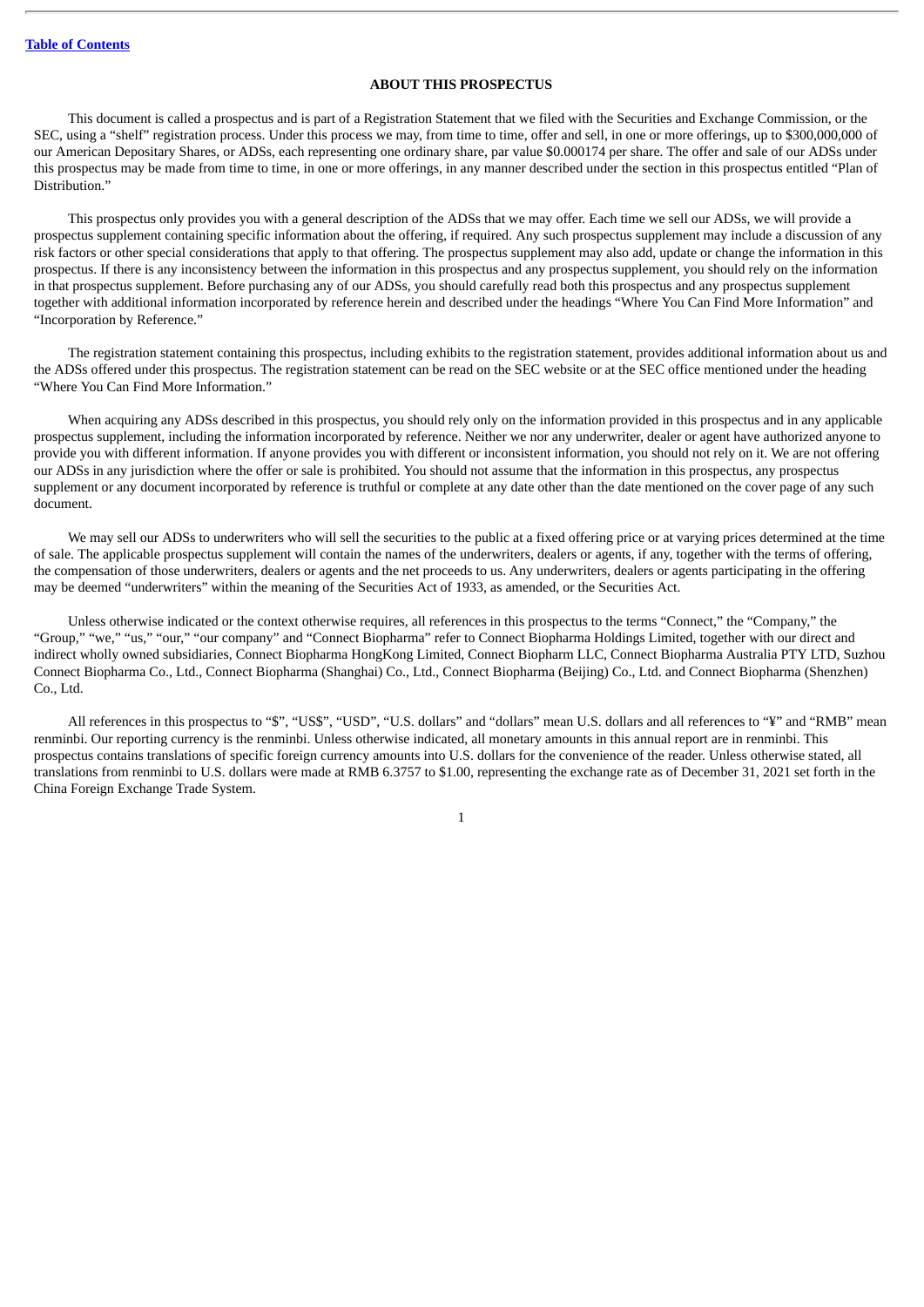## ABOUT THIS PROSPECTUS

This document is called a prospectus and is part of a Registration Statement that we filed with the Securities and Exchange Commission, or the SEC, using a "shelf" registration process. Under this process we may, from time to time, offer and sell, in one or more offerings, up to $300,000,000 of our American Depositary Shares, or ADSs, each representing one ordinary share, par value $0.000174 per share. The offer and sale of our ADSs under this prospectus may be made from time to time, in one or more offerings, in any manner described under the section in this prospectus entitled "Plan of Distribution."

This prospectus only provides you with a general description of the ADSs that we may offer. Each time we sell our ADSs, we will provide a prospectus supplement containing specific information about the offering, if required. Any such prospectus supplement may include a discussion of any risk factors or other special considerations that apply to that offering. The prospectus supplement may also add, update or change the information in this prospectus. If there is any inconsistency between the information in this prospectus and any prospectus supplement, you should rely on the information in that prospectus supplement. Before purchasing any of our ADSs, you should carefully read both this prospectus and any prospectus supplement together with additional information incorporated by reference herein and described under the headings "Where You Can Find More Information" and "Incorporation by Reference."

The registration statement containing this prospectus, including exhibits to the registration statement, provides additional information about us and the ADSs offered under this prospectus. The registration statement can be read on the SEC website or at the SEC office mentioned under the heading "Where You Can Find More Information."

When acquiring any ADSs described in this prospectus, you should rely only on the information provided in this prospectus and in any applicable prospectus supplement, including the information incorporated by reference. Neither we nor any underwriter, dealer or agent have authorized anyone to provide you with different information. If anyone provides you with different or inconsistent information, you should not rely on it. We are not offering our ADSs in any jurisdiction where the offer or sale is prohibited. You should not assume that the information in this prospectus, any prospectus supplement or any document incorporated by reference is truthful or complete at any date other than the date mentioned on the cover page of any such document.

We may sell our ADSs to underwriters who will sell the securities to the public at a fixed offering price or at varying prices determined at the time of sale. The applicable prospectus supplement will contain the names of the underwriters, dealers or agents, if any, together with the terms of offering, the compensation of those underwriters, dealers or agents and the net proceeds to us. Any underwriters, dealers or agents participating in the offering may be deemed "underwriters" within the meaning of the Securities Act of 1933, as amended, or the Securities Act.

Unless otherwise indicated or the context otherwise requires, all references in this prospectus to the terms "Connect," the "Company," the "Group," "we," "us," "our," "our company" and "Connect Biopharma" refer to Connect Biopharma Holdings Limited, together with our direct and indirect wholly owned subsidiaries, Connect Biopharma HongKong Limited, Connect Biopharm LLC, Connect Biopharma Australia PTY LTD, Suzhou Connect Biopharma Co., Ltd., Connect Biopharma (Shanghai) Co., Ltd., Connect Biopharma (Beijing) Co., Ltd. and Connect Biopharma (Shenzhen) Co., Ltd.

All references in this prospectus to "$", "US$", "USD", "U.S. dollars" and "dollars" mean U.S. dollars and all references to "¥" and "RMB" mean renminbi. Our reporting currency is the renminbi. Unless otherwise indicated, all monetary amounts in this annual report are in renminbi. This prospectus contains translations of specific foreign currency amounts into U.S. dollars for the convenience of the reader. Unless otherwise stated, all translations from renminbi to U.S. dollars were made at RMB 6.3757 to $1.00, representing the exchange rate as of December 31, 2021 set forth in the China Foreign Exchange Trade System.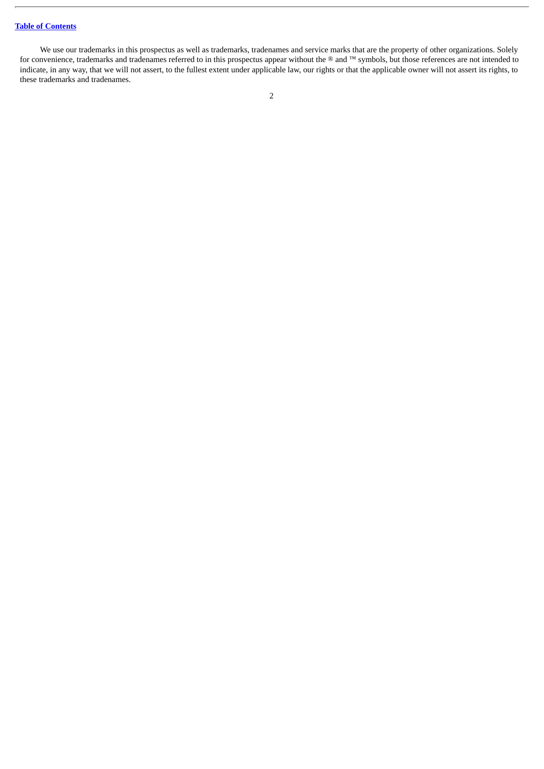[Table of Contents](#)

We use our trademarks in this prospectus as well as trademarks, tradenames and service marks that are the property of other organizations. Solely for convenience, trademarks and tradenames referred to in this prospectus appear without the ® and ™ symbols, but those references are not intended to indicate, in any way, that we will not assert, to the fullest extent under applicable law, our rights or that the applicable owner will not assert its rights, to these trademarks and tradenames.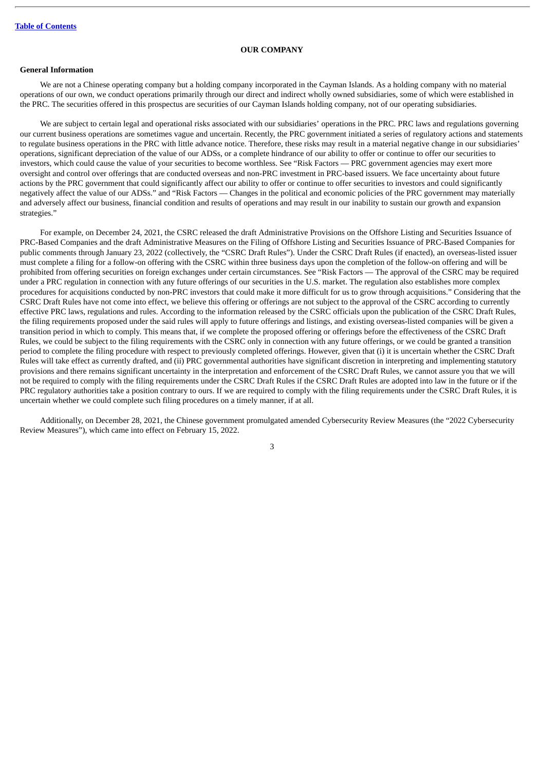## OUR COMPANY

### General Information

We are not a Chinese operating company but a holding company incorporated in the Cayman Islands. As a holding company with no material operations of our own, we conduct operations primarily through our direct and indirect wholly owned subsidiaries, some of which were established in the PRC. The securities offered in this prospectus are securities of our Cayman Islands holding company, not of our operating subsidiaries.

We are subject to certain legal and operational risks associated with our subsidiaries' operations in the PRC. PRC laws and regulations governing our current business operations are sometimes vague and uncertain. Recently, the PRC government initiated a series of regulatory actions and statements to regulate business operations in the PRC with little advance notice. Therefore, these risks may result in a material negative change in our subsidiaries' operations, significant depreciation of the value of our ADSs, or a complete hindrance of our ability to offer or continue to offer our securities to investors, which could cause the value of your securities to become worthless. See "Risk Factors — PRC government agencies may exert more oversight and control over offerings that are conducted overseas and non-PRC investment in PRC-based issuers. We face uncertainty about future actions by the PRC government that could significantly affect our ability to offer or continue to offer securities to investors and could significantly negatively affect the value of our ADSs." and "Risk Factors — Changes in the political and economic policies of the PRC government may materially and adversely affect our business, financial condition and results of operations and may result in our inability to sustain our growth and expansion strategies."

For example, on December 24, 2021, the CSRC released the draft Administrative Provisions on the Offshore Listing and Securities Issuance of PRC-Based Companies and the draft Administrative Measures on the Filing of Offshore Listing and Securities Issuance of PRC-Based Companies for public comments through January 23, 2022 (collectively, the "CSRC Draft Rules"). Under the CSRC Draft Rules (if enacted), an overseas-listed issuer must complete a filing for a follow-on offering with the CSRC within three business days upon the completion of the follow-on offering and will be prohibited from offering securities on foreign exchanges under certain circumstances. See "Risk Factors — The approval of the CSRC may be required under a PRC regulation in connection with any future offerings of our securities in the U.S. market. The regulation also establishes more complex procedures for acquisitions conducted by non-PRC investors that could make it more difficult for us to grow through acquisitions." Considering that the CSRC Draft Rules have not come into effect, we believe this offering or offerings are not subject to the approval of the CSRC according to currently effective PRC laws, regulations and rules. According to the information released by the CSRC officials upon the publication of the CSRC Draft Rules, the filing requirements proposed under the said rules will apply to future offerings and listings, and existing overseas-listed companies will be given a transition period in which to comply. This means that, if we complete the proposed offering or offerings before the effectiveness of the CSRC Draft Rules, we could be subject to the filing requirements with the CSRC only in connection with any future offerings, or we could be granted a transition period to complete the filing procedure with respect to previously completed offerings. However, given that (i) it is uncertain whether the CSRC Draft Rules will take effect as currently drafted, and (ii) PRC governmental authorities have significant discretion in interpreting and implementing statutory provisions and there remains significant uncertainty in the interpretation and enforcement of the CSRC Draft Rules, we cannot assure you that we will not be required to comply with the filing requirements under the CSRC Draft Rules if the CSRC Draft Rules are adopted into law in the future or if the PRC regulatory authorities take a position contrary to ours. If we are required to comply with the filing requirements under the CSRC Draft Rules, it is uncertain whether we could complete such filing procedures on a timely manner, if at all.

Additionally, on December 28, 2021, the Chinese government promulgated amended Cybersecurity Review Measures (the "2022 Cybersecurity Review Measures"), which came into effect on February 15, 2022.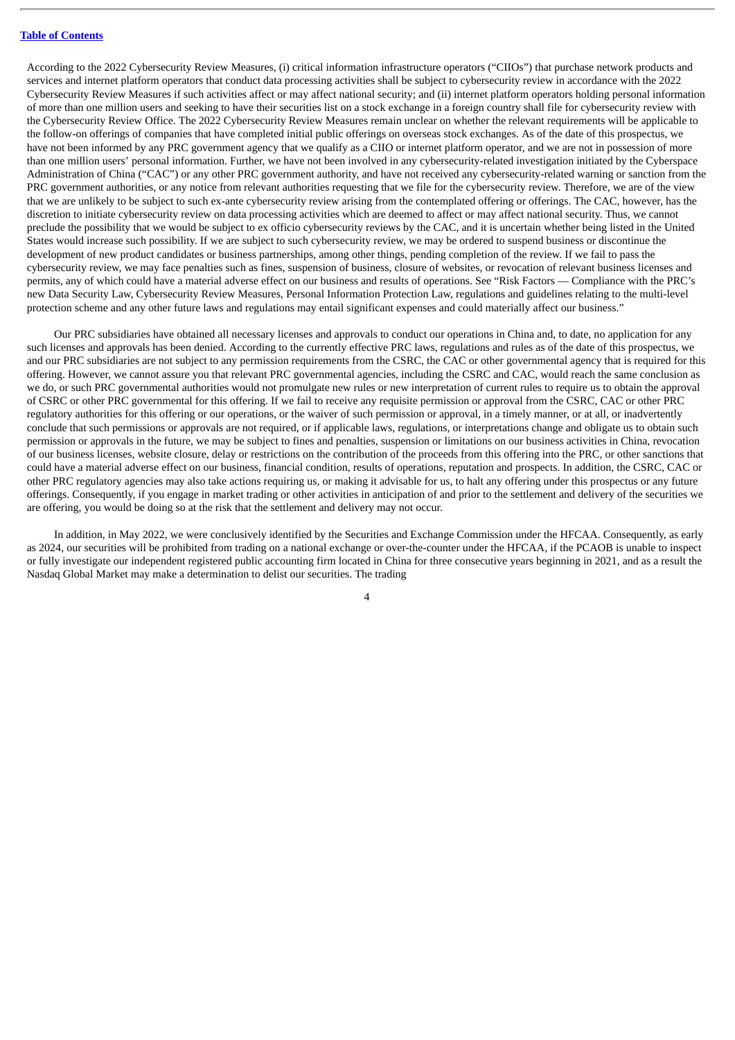According to the 2022 Cybersecurity Review Measures, (i) critical information infrastructure operators ("CIIOs") that purchase network products and services and internet platform operators that conduct data processing activities shall be subject to cybersecurity review in accordance with the 2022 Cybersecurity Review Measures if such activities affect or may affect national security; and (ii) internet platform operators holding personal information of more than one million users and seeking to have their securities list on a stock exchange in a foreign country shall file for cybersecurity review with the Cybersecurity Review Office. The 2022 Cybersecurity Review Measures remain unclear on whether the relevant requirements will be applicable to the follow-on offerings of companies that have completed initial public offerings on overseas stock exchanges. As of the date of this prospectus, we have not been informed by any PRC government agency that we qualify as a CIIO or internet platform operator, and we are not in possession of more than one million users' personal information. Further, we have not been involved in any cybersecurity-related investigation initiated by the Cyberspace Administration of China ("CAC") or any other PRC government authority, and have not received any cybersecurity-related warning or sanction from the PRC government authorities, or any notice from relevant authorities requesting that we file for the cybersecurity review. Therefore, we are of the view that we are unlikely to be subject to such ex-ante cybersecurity review arising from the contemplated offering or offerings. The CAC, however, has the discretion to initiate cybersecurity review on data processing activities which are deemed to affect or may affect national security. Thus, we cannot preclude the possibility that we would be subject to ex officio cybersecurity reviews by the CAC, and it is uncertain whether being listed in the United States would increase such possibility. If we are subject to such cybersecurity review, we may be ordered to suspend business or discontinue the development of new product candidates or business partnerships, among other things, pending completion of the review. If we fail to pass the cybersecurity review, we may face penalties such as fines, suspension of business, closure of websites, or revocation of relevant business licenses and permits, any of which could have a material adverse effect on our business and results of operations. See "Risk Factors — Compliance with the PRC's new Data Security Law, Cybersecurity Review Measures, Personal Information Protection Law, regulations and guidelines relating to the multi-level protection scheme and any other future laws and regulations may entail significant expenses and could materially affect our business."

Our PRC subsidiaries have obtained all necessary licenses and approvals to conduct our operations in China and, to date, no application for any such licenses and approvals has been denied. According to the currently effective PRC laws, regulations and rules as of the date of this prospectus, we and our PRC subsidiaries are not subject to any permission requirements from the CSRC, the CAC or other governmental agency that is required for this offering. However, we cannot assure you that relevant PRC governmental agencies, including the CSRC and CAC, would reach the same conclusion as we do, or such PRC governmental authorities would not promulgate new rules or new interpretation of current rules to require us to obtain the approval of CSRC or other PRC governmental for this offering. If we fail to receive any requisite permission or approval from the CSRC, CAC or other PRC regulatory authorities for this offering or our operations, or the waiver of such permission or approval, in a timely manner, or at all, or inadvertently conclude that such permissions or approvals are not required, or if applicable laws, regulations, or interpretations change and obligate us to obtain such permission or approvals in the future, we may be subject to fines and penalties, suspension or limitations on our business activities in China, revocation of our business licenses, website closure, delay or restrictions on the contribution of the proceeds from this offering into the PRC, or other sanctions that could have a material adverse effect on our business, financial condition, results of operations, reputation and prospects. In addition, the CSRC, CAC or other PRC regulatory agencies may also take actions requiring us, or making it advisable for us, to halt any offering under this prospectus or any future offerings. Consequently, if you engage in market trading or other activities in anticipation of and prior to the settlement and delivery of the securities we are offering, you would be doing so at the risk that the settlement and delivery may not occur.

In addition, in May 2022, we were conclusively identified by the Securities and Exchange Commission under the HFCAA. Consequently, as early as 2024, our securities will be prohibited from trading on a national exchange or over-the-counter under the HFCAA, if the PCAOB is unable to inspect or fully investigate our independent registered public accounting firm located in China for three consecutive years beginning in 2021, and as a result the Nasdaq Global Market may make a determination to delist our securities. The trading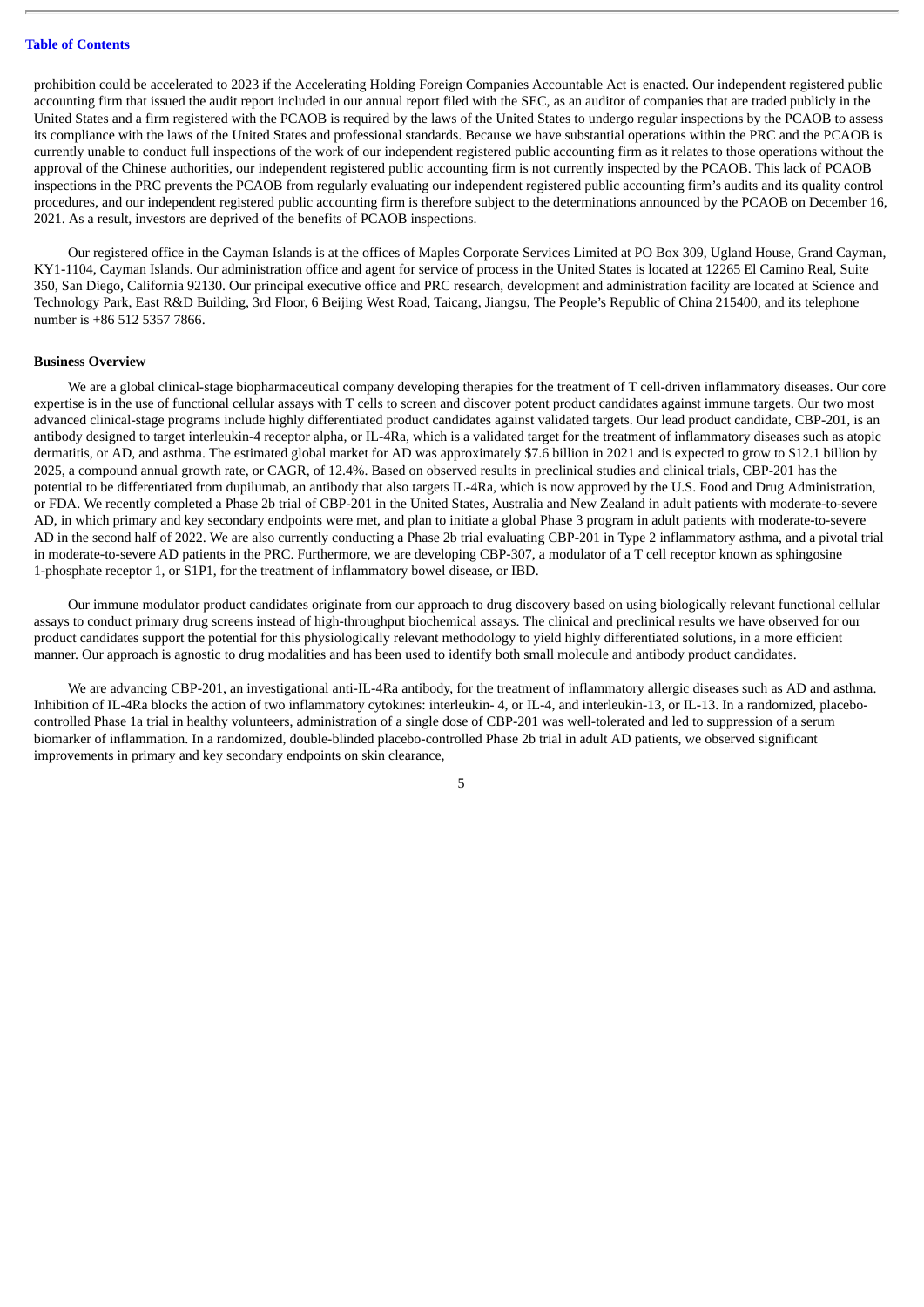prohibition could be accelerated to 2023 if the Accelerating Holding Foreign Companies Accountable Act is enacted. Our independent registered public accounting firm that issued the audit report included in our annual report filed with the SEC, as an auditor of companies that are traded publicly in the United States and a firm registered with the PCAOB is required by the laws of the United States to undergo regular inspections by the PCAOB to assess its compliance with the laws of the United States and professional standards. Because we have substantial operations within the PRC and the PCAOB is currently unable to conduct full inspections of the work of our independent registered public accounting firm as it relates to those operations without the approval of the Chinese authorities, our independent registered public accounting firm is not currently inspected by the PCAOB. This lack of PCAOB inspections in the PRC prevents the PCAOB from regularly evaluating our independent registered public accounting firm's audits and its quality control procedures, and our independent registered public accounting firm is therefore subject to the determinations announced by the PCAOB on December 16, 2021. As a result, investors are deprived of the benefits of PCAOB inspections.

Our registered office in the Cayman Islands is at the offices of Maples Corporate Services Limited at PO Box 309, Ugland House, Grand Cayman, KY1-1104, Cayman Islands. Our administration office and agent for service of process in the United States is located at 12265 El Camino Real, Suite 350, San Diego, California 92130. Our principal executive office and PRC research, development and administration facility are located at Science and Technology Park, East R&D Building, 3rd Floor, 6 Beijing West Road, Taicang, Jiangsu, The People's Republic of China 215400, and its telephone number is +86 512 5357 7866.

**Business Overview**

We are a global clinical-stage biopharmaceutical company developing therapies for the treatment of T cell-driven inflammatory diseases. Our core expertise is in the use of functional cellular assays with T cells to screen and discover potent product candidates against immune targets. Our two most advanced clinical-stage programs include highly differentiated product candidates against validated targets. Our lead product candidate, CBP-201, is an antibody designed to target interleukin-4 receptor alpha, or IL-4Ra, which is a validated target for the treatment of inflammatory diseases such as atopic dermatitis, or AD, and asthma. The estimated global market for AD was approximately $7.6 billion in 2021 and is expected to grow to $12.1 billion by 2025, a compound annual growth rate, or CAGR, of 12.4%. Based on observed results in preclinical studies and clinical trials, CBP-201 has the potential to be differentiated from dupilumab, an antibody that also targets IL-4Ra, which is now approved by the U.S. Food and Drug Administration, or FDA. We recently completed a Phase 2b trial of CBP-201 in the United States, Australia and New Zealand in adult patients with moderate-to-severe AD, in which primary and key secondary endpoints were met, and plan to initiate a global Phase 3 program in adult patients with moderate-to-severe AD in the second half of 2022. We are also currently conducting a Phase 2b trial evaluating CBP-201 in Type 2 inflammatory asthma, and a pivotal trial in moderate-to-severe AD patients in the PRC. Furthermore, we are developing CBP-307, a modulator of a T cell receptor known as sphingosine 1-phosphate receptor 1, or S1P1, for the treatment of inflammatory bowel disease, or IBD.

Our immune modulator product candidates originate from our approach to drug discovery based on using biologically relevant functional cellular assays to conduct primary drug screens instead of high-throughput biochemical assays. The clinical and preclinical results we have observed for our product candidates support the potential for this physiologically relevant methodology to yield highly differentiated solutions, in a more efficient manner. Our approach is agnostic to drug modalities and has been used to identify both small molecule and antibody product candidates.

We are advancing CBP-201, an investigational anti-IL-4Ra antibody, for the treatment of inflammatory allergic diseases such as AD and asthma. Inhibition of IL-4Ra blocks the action of two inflammatory cytokines: interleukin- 4, or IL-4, and interleukin-13, or IL-13. In a randomized, placebo-controlled Phase 1a trial in healthy volunteers, administration of a single dose of CBP-201 was well-tolerated and led to suppression of a serum biomarker of inflammation. In a randomized, double-blinded placebo-controlled Phase 2b trial in adult AD patients, we observed significant improvements in primary and key secondary endpoints on skin clearance,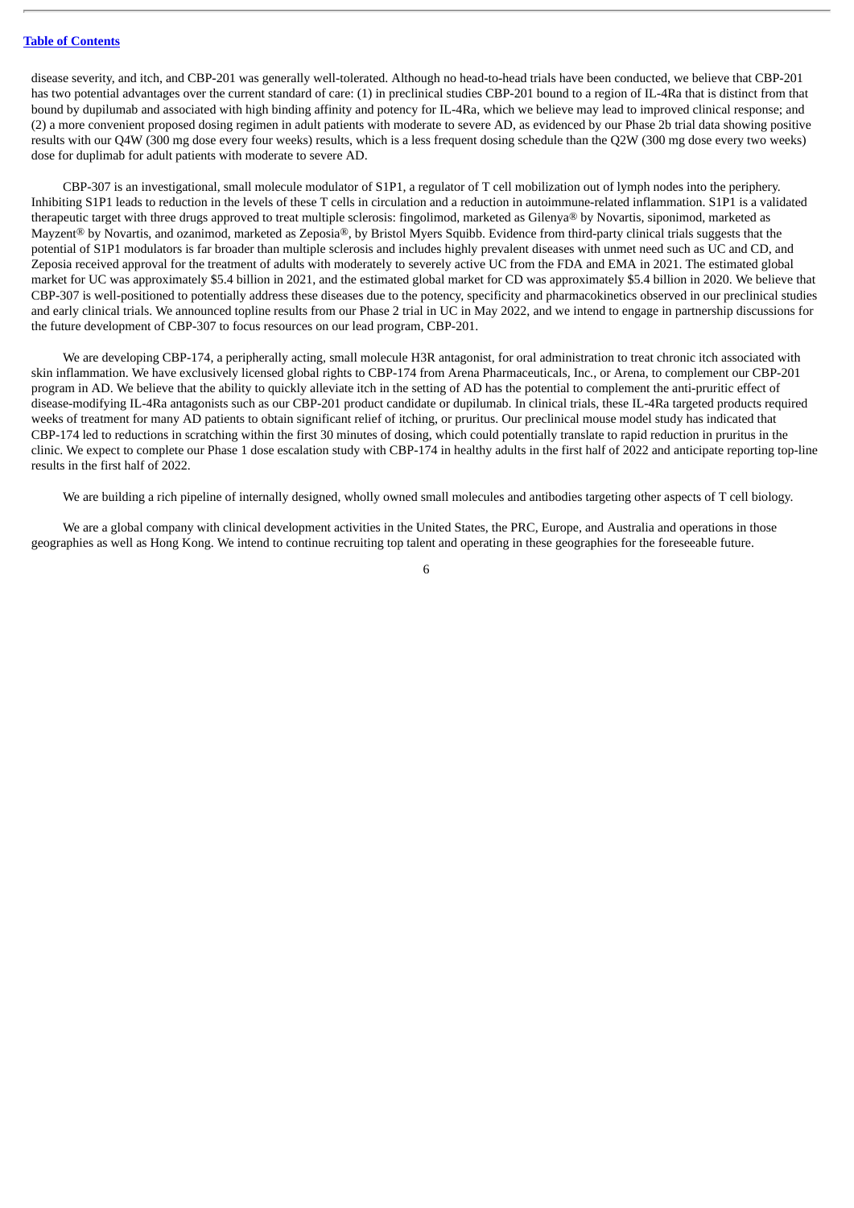disease severity, and itch, and CBP-201 was generally well-tolerated. Although no head-to-head trials have been conducted, we believe that CBP-201 has two potential advantages over the current standard of care: (1) in preclinical studies CBP-201 bound to a region of IL-4Ra that is distinct from that bound by dupilumab and associated with high binding affinity and potency for IL-4Ra, which we believe may lead to improved clinical response; and (2) a more convenient proposed dosing regimen in adult patients with moderate to severe AD, as evidenced by our Phase 2b trial data showing positive results with our Q4W (300 mg dose every four weeks) results, which is a less frequent dosing schedule than the Q2W (300 mg dose every two weeks) dose for duplimab for adult patients with moderate to severe AD.

CBP-307 is an investigational, small molecule modulator of S1P1, a regulator of T cell mobilization out of lymph nodes into the periphery. Inhibiting S1P1 leads to reduction in the levels of these T cells in circulation and a reduction in autoimmune-related inflammation. S1P1 is a validated therapeutic target with three drugs approved to treat multiple sclerosis: fingolimod, marketed as Gilenya® by Novartis, siponimod, marketed as Mayzent® by Novartis, and ozanimod, marketed as Zeposia®, by Bristol Myers Squibb. Evidence from third-party clinical trials suggests that the potential of S1P1 modulators is far broader than multiple sclerosis and includes highly prevalent diseases with unmet need such as UC and CD, and Zeposia received approval for the treatment of adults with moderately to severely active UC from the FDA and EMA in 2021. The estimated global market for UC was approximately $5.4 billion in 2021, and the estimated global market for CD was approximately $5.4 billion in 2020. We believe that CBP-307 is well-positioned to potentially address these diseases due to the potency, specificity and pharmacokinetics observed in our preclinical studies and early clinical trials. We announced topline results from our Phase 2 trial in UC in May 2022, and we intend to engage in partnership discussions for the future development of CBP-307 to focus resources on our lead program, CBP-201.

We are developing CBP-174, a peripherally acting, small molecule H3R antagonist, for oral administration to treat chronic itch associated with skin inflammation. We have exclusively licensed global rights to CBP-174 from Arena Pharmaceuticals, Inc., or Arena, to complement our CBP-201 program in AD. We believe that the ability to quickly alleviate itch in the setting of AD has the potential to complement the anti-pruritic effect of disease-modifying IL-4Ra antagonists such as our CBP-201 product candidate or dupilumab. In clinical trials, these IL-4Ra targeted products required weeks of treatment for many AD patients to obtain significant relief of itching, or pruritus. Our preclinical mouse model study has indicated that CBP-174 led to reductions in scratching within the first 30 minutes of dosing, which could potentially translate to rapid reduction in pruritus in the clinic. We expect to complete our Phase 1 dose escalation study with CBP-174 in healthy adults in the first half of 2022 and anticipate reporting top-line results in the first half of 2022.

We are building a rich pipeline of internally designed, wholly owned small molecules and antibodies targeting other aspects of T cell biology.

We are a global company with clinical development activities in the United States, the PRC, Europe, and Australia and operations in those geographies as well as Hong Kong. We intend to continue recruiting top talent and operating in these geographies for the foreseeable future.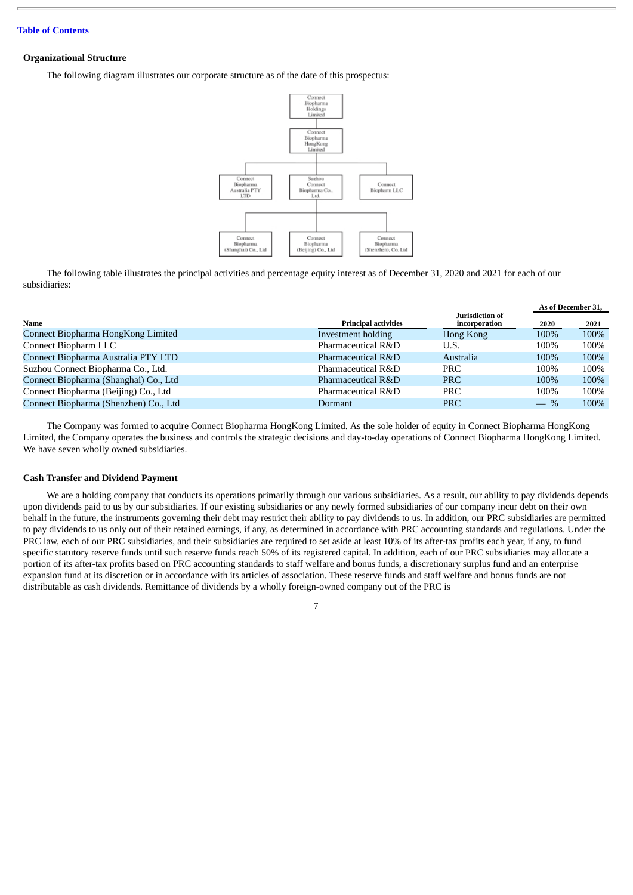[Table of Contents](#)

### Organizational Structure

The following diagram illustrates our corporate structure as of the date of this prospectus:

Connect Biopharma Holdings Limited
- Connect Biopharma HongKong Limited
  - Connect Biopharma Australia PTY LTD
  - Suzhou Connect Biopharma Co., Ltd.
    - Connect Biopharma (Shanghai) Co., Ltd
    - Connect Biopharma (Beijing) Co., Ltd
    - Connect Biopharma (Shenzhen), Co. Ltd
  - Connect Biopharm LLC

The following table illustrates the principal activities and percentage equity interest as of December 31, 2020 and 2021 for each of our subsidiaries:

| Name | Principal activities | Jurisdiction of incorporation | As of December 31, | |
|---|---|---|---|---|
| | | | 2020 | 2021 |
| Connect Biopharma HongKong Limited | Investment holding | Hong Kong | 100% | 100% |
| Connect Biopharm LLC | Pharmaceutical R&D | U.S. | 100% | 100% |
| Connect Biopharma Australia PTY LTD | Pharmaceutical R&D | Australia | 100% | 100% |
| Suzhou Connect Biopharma Co., Ltd. | Pharmaceutical R&D | PRC | 100% | 100% |
| Connect Biopharma (Shanghai) Co., Ltd | Pharmaceutical R&D | PRC | 100% | 100% |
| Connect Biopharma (Beijing) Co., Ltd | Pharmaceutical R&D | PRC | 100% | 100% |
| Connect Biopharma (Shenzhen) Co., Ltd | Dormant | PRC | — % | 100% |

The Company was formed to acquire Connect Biopharma HongKong Limited. As the sole holder of equity in Connect Biopharma HongKong Limited, the Company operates the business and controls the strategic decisions and day-to-day operations of Connect Biopharma HongKong Limited. We have seven wholly owned subsidiaries.

### Cash Transfer and Dividend Payment

We are a holding company that conducts its operations primarily through our various subsidiaries. As a result, our ability to pay dividends depends upon dividends paid to us by our subsidiaries. If our existing subsidiaries or any newly formed subsidiaries of our company incur debt on their own behalf in the future, the instruments governing their debt may restrict their ability to pay dividends to us. In addition, our PRC subsidiaries are permitted to pay dividends to us only out of their retained earnings, if any, as determined in accordance with PRC accounting standards and regulations. Under the PRC law, each of our PRC subsidiaries, and their subsidiaries are required to set aside at least 10% of its after-tax profits each year, if any, to fund specific statutory reserve funds until such reserve funds reach 50% of its registered capital. In addition, each of our PRC subsidiaries may allocate a portion of its after-tax profits based on PRC accounting standards to staff welfare and bonus funds, a discretionary surplus fund and an enterprise expansion fund at its discretion or in accordance with its articles of association. These reserve funds and staff welfare and bonus funds are not distributable as cash dividends. Remittance of dividends by a wholly foreign-owned company out of the PRC is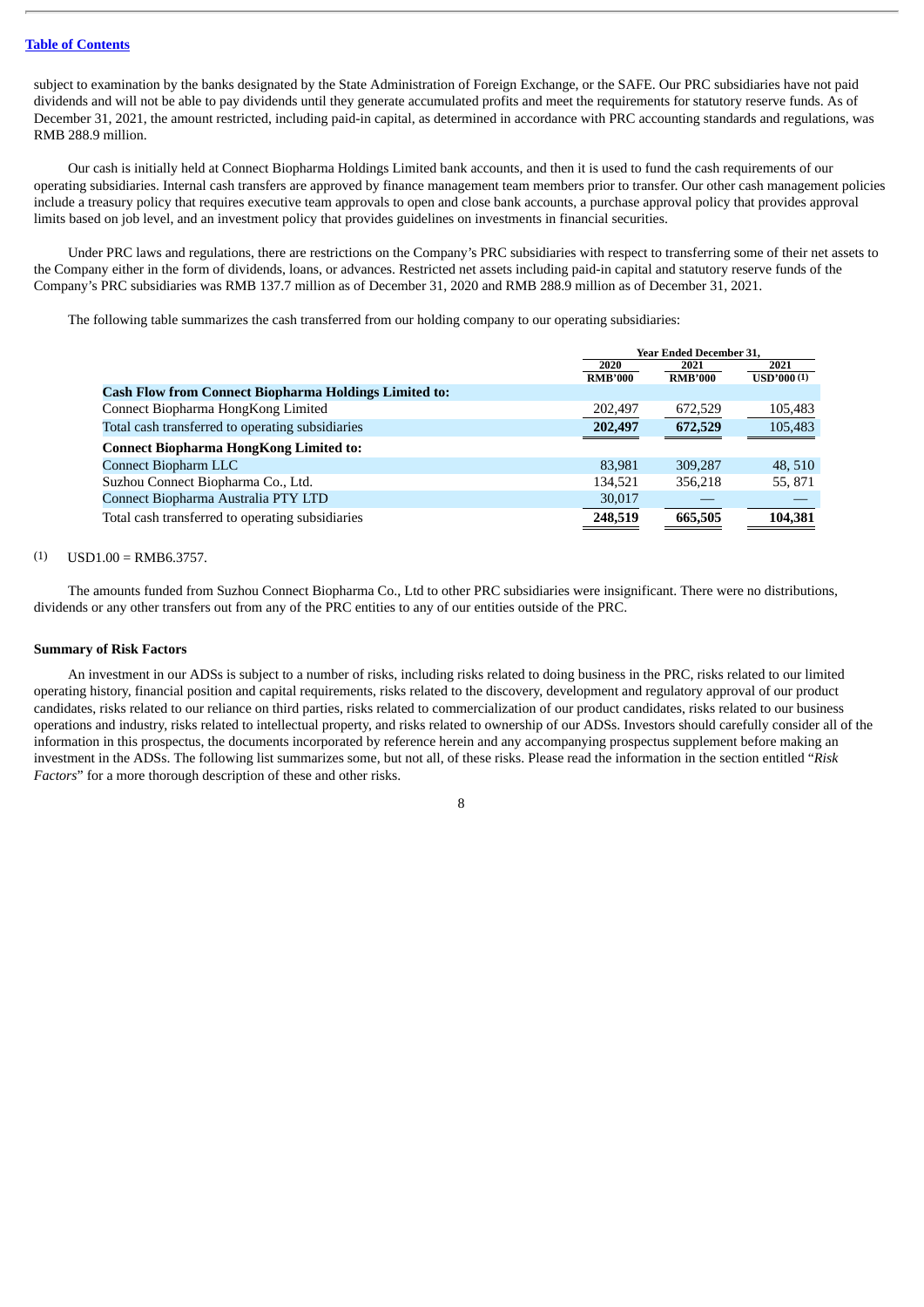subject to examination by the banks designated by the State Administration of Foreign Exchange, or the SAFE. Our PRC subsidiaries have not paid dividends and will not be able to pay dividends until they generate accumulated profits and meet the requirements for statutory reserve funds. As of December 31, 2021, the amount restricted, including paid-in capital, as determined in accordance with PRC accounting standards and regulations, was RMB 288.9 million.

Our cash is initially held at Connect Biopharma Holdings Limited bank accounts, and then it is used to fund the cash requirements of our operating subsidiaries. Internal cash transfers are approved by finance management team members prior to transfer. Our other cash management policies include a treasury policy that requires executive team approvals to open and close bank accounts, a purchase approval policy that provides approval limits based on job level, and an investment policy that provides guidelines on investments in financial securities.

Under PRC laws and regulations, there are restrictions on the Company's PRC subsidiaries with respect to transferring some of their net assets to the Company either in the form of dividends, loans, or advances. Restricted net assets including paid-in capital and statutory reserve funds of the Company's PRC subsidiaries was RMB 137.7 million as of December 31, 2020 and RMB 288.9 million as of December 31, 2021.

The following table summarizes the cash transferred from our holding company to our operating subsidiaries:

| | Year Ended December 31, | | |
|---|---|---|---|
| | 2020 RMB'000 | 2021 RMB'000 | 2021 USD'000 (1) |
| **Cash Flow from Connect Biopharma Holdings Limited to:** | | | |
| Connect Biopharma HongKong Limited | 202,497 | 672,529 | 105,483 |
| Total cash transferred to operating subsidiaries | **202,497** | **672,529** | 105,483 |
| **Connect Biopharma HongKong Limited to:** | | | |
| Connect Biopharm LLC | 83,981 | 309,287 | 48, 510 |
| Suzhou Connect Biopharma Co., Ltd. | 134,521 | 356,218 | 55, 871 |
| Connect Biopharma Australia PTY LTD | 30,017 | — | — |
| Total cash transferred to operating subsidiaries | **248,519** | **665,505** | **104,381** |

(1) USD1.00 = RMB6.3757.

The amounts funded from Suzhou Connect Biopharma Co., Ltd to other PRC subsidiaries were insignificant. There were no distributions, dividends or any other transfers out from any of the PRC entities to any of our entities outside of the PRC.

**Summary of Risk Factors**

An investment in our ADSs is subject to a number of risks, including risks related to doing business in the PRC, risks related to our limited operating history, financial position and capital requirements, risks related to the discovery, development and regulatory approval of our product candidates, risks related to our reliance on third parties, risks related to commercialization of our product candidates, risks related to our business operations and industry, risks related to intellectual property, and risks related to ownership of our ADSs. Investors should carefully consider all of the information in this prospectus, the documents incorporated by reference herein and any accompanying prospectus supplement before making an investment in the ADSs. The following list summarizes some, but not all, of these risks. Please read the information in the section entitled "*Risk Factors*" for a more thorough description of these and other risks.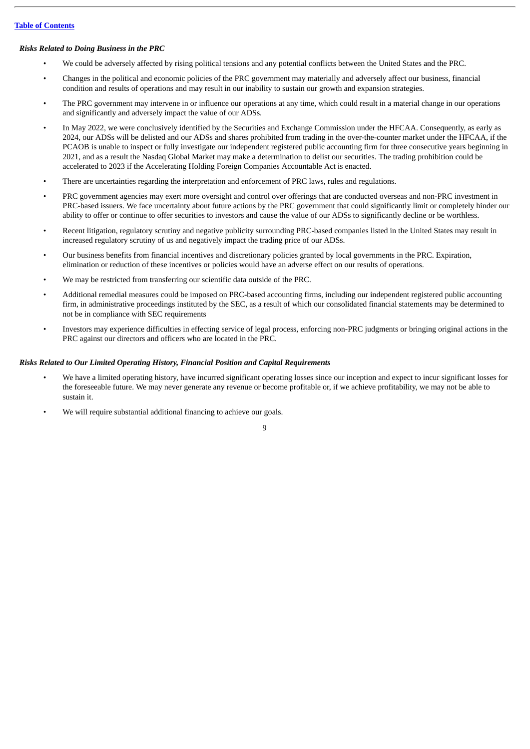***Risks Related to Doing Business in the PRC***

- We could be adversely affected by rising political tensions and any potential conflicts between the United States and the PRC.
- Changes in the political and economic policies of the PRC government may materially and adversely affect our business, financial condition and results of operations and may result in our inability to sustain our growth and expansion strategies.
- The PRC government may intervene in or influence our operations at any time, which could result in a material change in our operations and significantly and adversely impact the value of our ADSs.
- In May 2022, we were conclusively identified by the Securities and Exchange Commission under the HFCAA. Consequently, as early as 2024, our ADSs will be delisted and our ADSs and shares prohibited from trading in the over-the-counter market under the HFCAA, if the PCAOB is unable to inspect or fully investigate our independent registered public accounting firm for three consecutive years beginning in 2021, and as a result the Nasdaq Global Market may make a determination to delist our securities. The trading prohibition could be accelerated to 2023 if the Accelerating Holding Foreign Companies Accountable Act is enacted.
- There are uncertainties regarding the interpretation and enforcement of PRC laws, rules and regulations.
- PRC government agencies may exert more oversight and control over offerings that are conducted overseas and non-PRC investment in PRC-based issuers. We face uncertainty about future actions by the PRC government that could significantly limit or completely hinder our ability to offer or continue to offer securities to investors and cause the value of our ADSs to significantly decline or be worthless.
- Recent litigation, regulatory scrutiny and negative publicity surrounding PRC-based companies listed in the United States may result in increased regulatory scrutiny of us and negatively impact the trading price of our ADSs.
- Our business benefits from financial incentives and discretionary policies granted by local governments in the PRC. Expiration, elimination or reduction of these incentives or policies would have an adverse effect on our results of operations.
- We may be restricted from transferring our scientific data outside of the PRC.
- Additional remedial measures could be imposed on PRC-based accounting firms, including our independent registered public accounting firm, in administrative proceedings instituted by the SEC, as a result of which our consolidated financial statements may be determined to not be in compliance with SEC requirements
- Investors may experience difficulties in effecting service of legal process, enforcing non-PRC judgments or bringing original actions in the PRC against our directors and officers who are located in the PRC.

***Risks Related to Our Limited Operating History, Financial Position and Capital Requirements***

- We have a limited operating history, have incurred significant operating losses since our inception and expect to incur significant losses for the foreseeable future. We may never generate any revenue or become profitable or, if we achieve profitability, we may not be able to sustain it.
- We will require substantial additional financing to achieve our goals.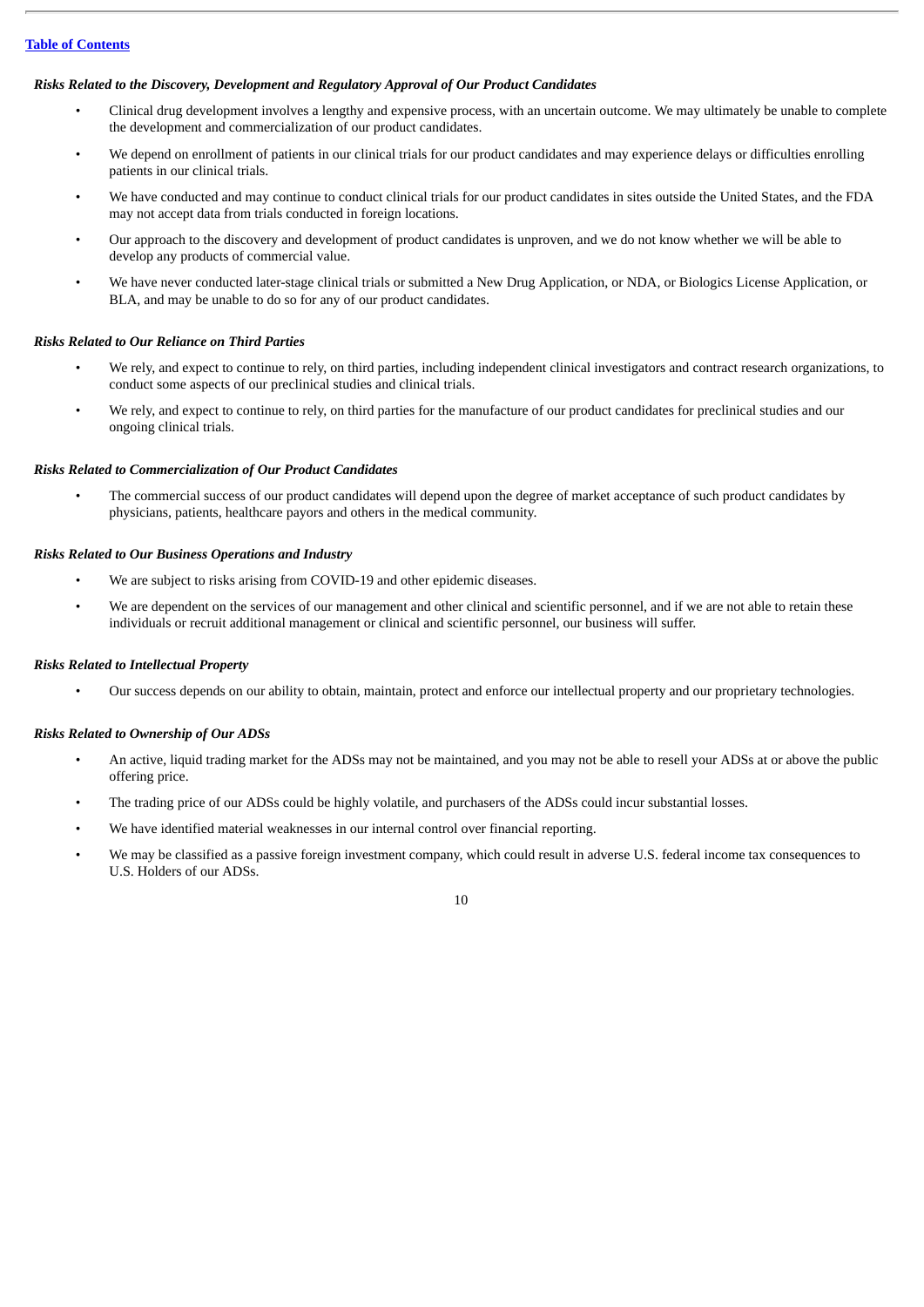***Risks Related to the Discovery, Development and Regulatory Approval of Our Product Candidates***

- Clinical drug development involves a lengthy and expensive process, with an uncertain outcome. We may ultimately be unable to complete the development and commercialization of our product candidates.
- We depend on enrollment of patients in our clinical trials for our product candidates and may experience delays or difficulties enrolling patients in our clinical trials.
- We have conducted and may continue to conduct clinical trials for our product candidates in sites outside the United States, and the FDA may not accept data from trials conducted in foreign locations.
- Our approach to the discovery and development of product candidates is unproven, and we do not know whether we will be able to develop any products of commercial value.
- We have never conducted later-stage clinical trials or submitted a New Drug Application, or NDA, or Biologics License Application, or BLA, and may be unable to do so for any of our product candidates.

***Risks Related to Our Reliance on Third Parties***

- We rely, and expect to continue to rely, on third parties, including independent clinical investigators and contract research organizations, to conduct some aspects of our preclinical studies and clinical trials.
- We rely, and expect to continue to rely, on third parties for the manufacture of our product candidates for preclinical studies and our ongoing clinical trials.

***Risks Related to Commercialization of Our Product Candidates***

- The commercial success of our product candidates will depend upon the degree of market acceptance of such product candidates by physicians, patients, healthcare payors and others in the medical community.

***Risks Related to Our Business Operations and Industry***

- We are subject to risks arising from COVID-19 and other epidemic diseases.
- We are dependent on the services of our management and other clinical and scientific personnel, and if we are not able to retain these individuals or recruit additional management or clinical and scientific personnel, our business will suffer.

***Risks Related to Intellectual Property***

- Our success depends on our ability to obtain, maintain, protect and enforce our intellectual property and our proprietary technologies.

***Risks Related to Ownership of Our ADSs***

- An active, liquid trading market for the ADSs may not be maintained, and you may not be able to resell your ADSs at or above the public offering price.
- The trading price of our ADSs could be highly volatile, and purchasers of the ADSs could incur substantial losses.
- We have identified material weaknesses in our internal control over financial reporting.
- We may be classified as a passive foreign investment company, which could result in adverse U.S. federal income tax consequences to U.S. Holders of our ADSs.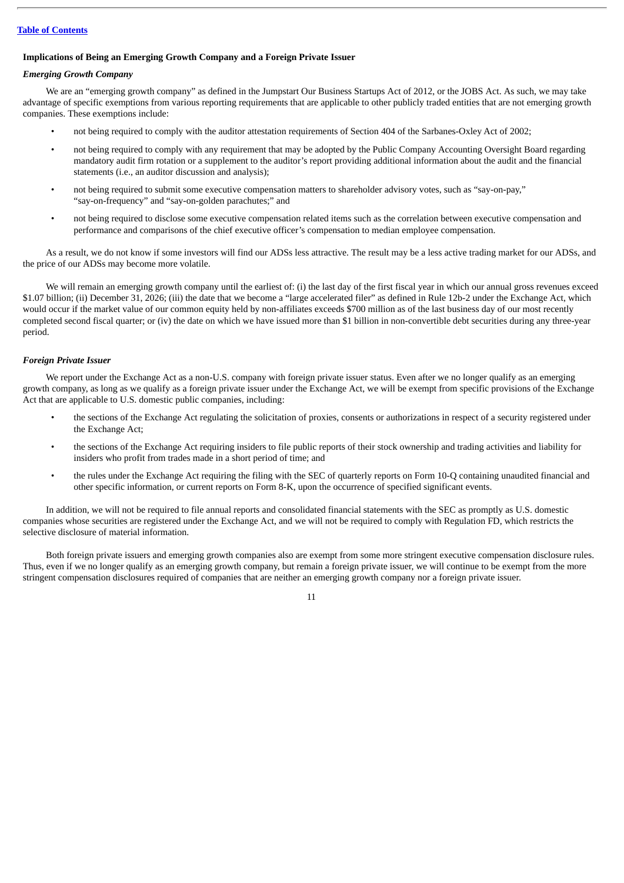### Implications of Being an Emerging Growth Company and a Foreign Private Issuer

#### *Emerging Growth Company*

We are an "emerging growth company" as defined in the Jumpstart Our Business Startups Act of 2012, or the JOBS Act. As such, we may take advantage of specific exemptions from various reporting requirements that are applicable to other publicly traded entities that are not emerging growth companies. These exemptions include:

- not being required to comply with the auditor attestation requirements of Section 404 of the Sarbanes-Oxley Act of 2002;
- not being required to comply with any requirement that may be adopted by the Public Company Accounting Oversight Board regarding mandatory audit firm rotation or a supplement to the auditor's report providing additional information about the audit and the financial statements (i.e., an auditor discussion and analysis);
- not being required to submit some executive compensation matters to shareholder advisory votes, such as "say-on-pay," "say-on-frequency" and "say-on-golden parachutes;" and
- not being required to disclose some executive compensation related items such as the correlation between executive compensation and performance and comparisons of the chief executive officer's compensation to median employee compensation.

As a result, we do not know if some investors will find our ADSs less attractive. The result may be a less active trading market for our ADSs, and the price of our ADSs may become more volatile.

We will remain an emerging growth company until the earliest of: (i) the last day of the first fiscal year in which our annual gross revenues exceed $1.07 billion; (ii) December 31, 2026; (iii) the date that we become a "large accelerated filer" as defined in Rule 12b-2 under the Exchange Act, which would occur if the market value of our common equity held by non-affiliates exceeds $700 million as of the last business day of our most recently completed second fiscal quarter; or (iv) the date on which we have issued more than $1 billion in non-convertible debt securities during any three-year period.

#### *Foreign Private Issuer*

We report under the Exchange Act as a non-U.S. company with foreign private issuer status. Even after we no longer qualify as an emerging growth company, as long as we qualify as a foreign private issuer under the Exchange Act, we will be exempt from specific provisions of the Exchange Act that are applicable to U.S. domestic public companies, including:

- the sections of the Exchange Act regulating the solicitation of proxies, consents or authorizations in respect of a security registered under the Exchange Act;
- the sections of the Exchange Act requiring insiders to file public reports of their stock ownership and trading activities and liability for insiders who profit from trades made in a short period of time; and
- the rules under the Exchange Act requiring the filing with the SEC of quarterly reports on Form 10-Q containing unaudited financial and other specific information, or current reports on Form 8-K, upon the occurrence of specified significant events.

In addition, we will not be required to file annual reports and consolidated financial statements with the SEC as promptly as U.S. domestic companies whose securities are registered under the Exchange Act, and we will not be required to comply with Regulation FD, which restricts the selective disclosure of material information.

Both foreign private issuers and emerging growth companies also are exempt from some more stringent executive compensation disclosure rules. Thus, even if we no longer qualify as an emerging growth company, but remain a foreign private issuer, we will continue to be exempt from the more stringent compensation disclosures required of companies that are neither an emerging growth company nor a foreign private issuer.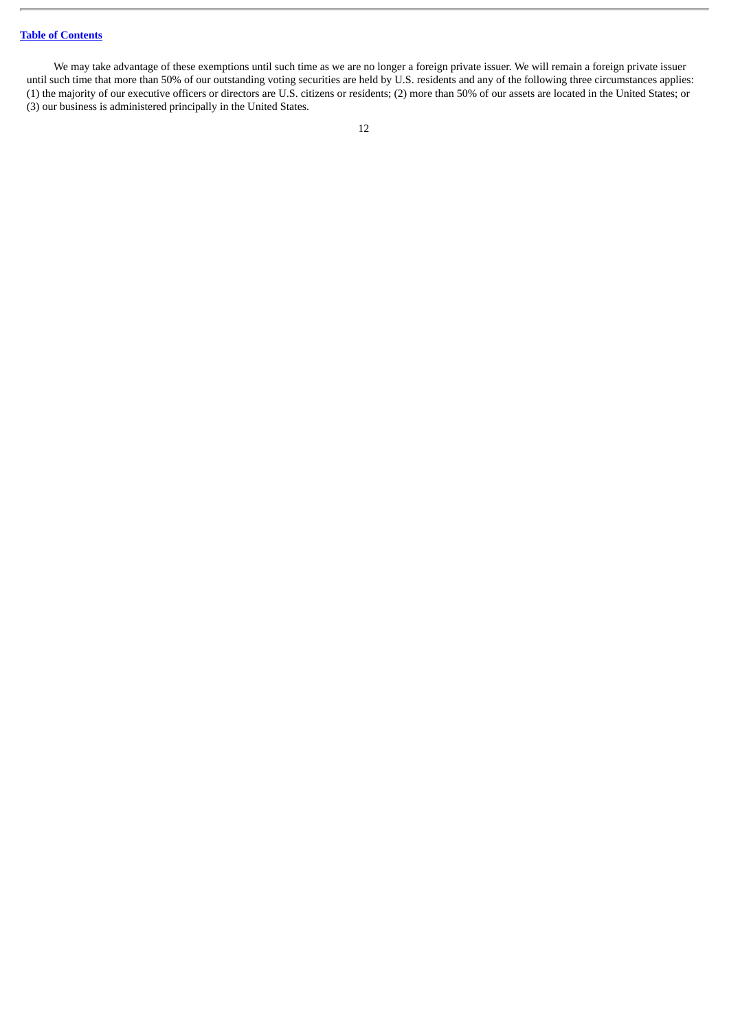We may take advantage of these exemptions until such time as we are no longer a foreign private issuer. We will remain a foreign private issuer until such time that more than 50% of our outstanding voting securities are held by U.S. residents and any of the following three circumstances applies: (1) the majority of our executive officers or directors are U.S. citizens or residents; (2) more than 50% of our assets are located in the United States; or (3) our business is administered principally in the United States.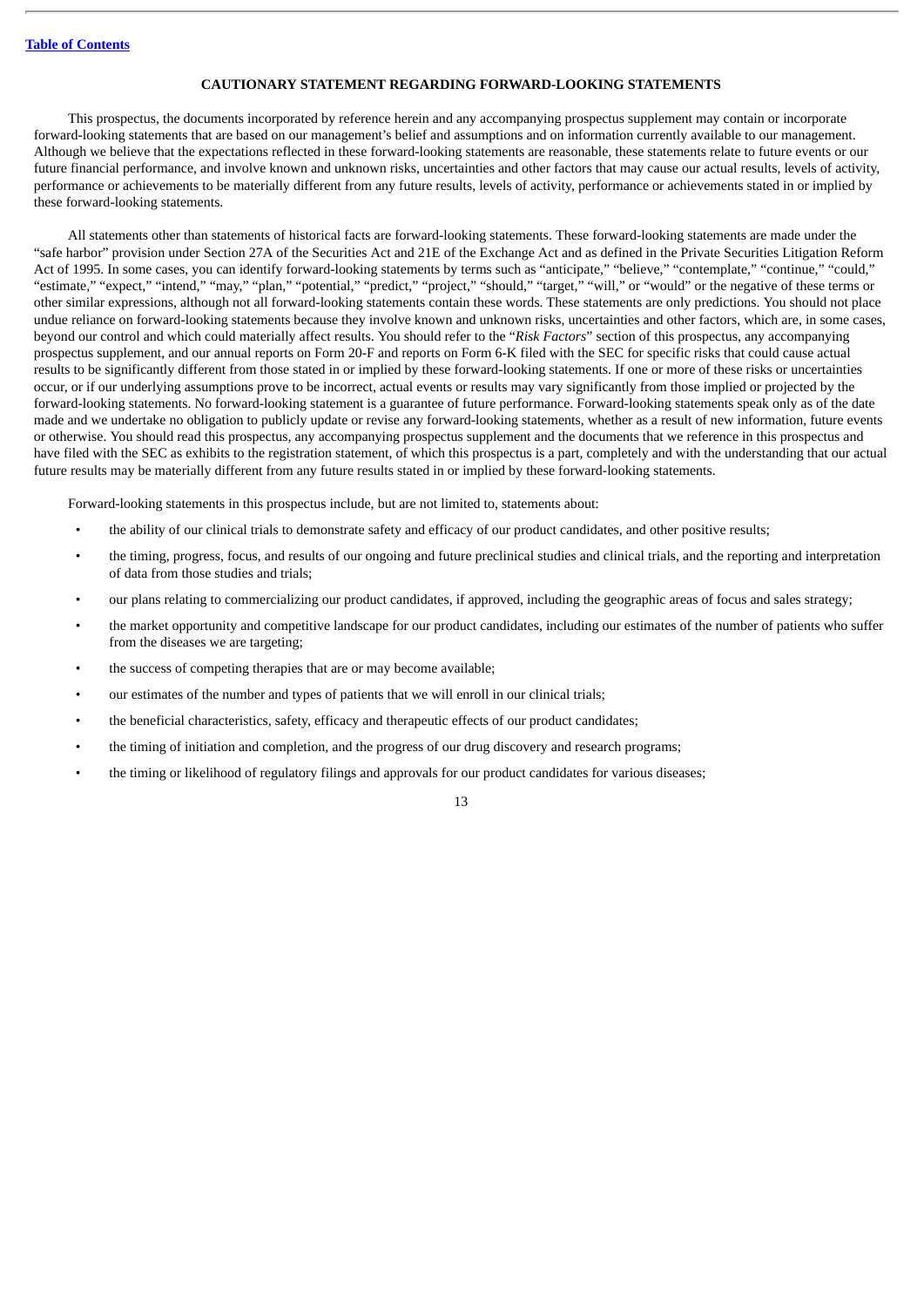## CAUTIONARY STATEMENT REGARDING FORWARD-LOOKING STATEMENTS

This prospectus, the documents incorporated by reference herein and any accompanying prospectus supplement may contain or incorporate forward-looking statements that are based on our management's belief and assumptions and on information currently available to our management. Although we believe that the expectations reflected in these forward-looking statements are reasonable, these statements relate to future events or our future financial performance, and involve known and unknown risks, uncertainties and other factors that may cause our actual results, levels of activity, performance or achievements to be materially different from any future results, levels of activity, performance or achievements stated in or implied by these forward-looking statements.

All statements other than statements of historical facts are forward-looking statements. These forward-looking statements are made under the "safe harbor" provision under Section 27A of the Securities Act and 21E of the Exchange Act and as defined in the Private Securities Litigation Reform Act of 1995. In some cases, you can identify forward-looking statements by terms such as "anticipate," "believe," "contemplate," "continue," "could," "estimate," "expect," "intend," "may," "plan," "potential," "predict," "project," "should," "target," "will," or "would" or the negative of these terms or other similar expressions, although not all forward-looking statements contain these words. These statements are only predictions. You should not place undue reliance on forward-looking statements because they involve known and unknown risks, uncertainties and other factors, which are, in some cases, beyond our control and which could materially affect results. You should refer to the "*Risk Factors*" section of this prospectus, any accompanying prospectus supplement, and our annual reports on Form 20-F and reports on Form 6-K filed with the SEC for specific risks that could cause actual results to be significantly different from those stated in or implied by these forward-looking statements. If one or more of these risks or uncertainties occur, or if our underlying assumptions prove to be incorrect, actual events or results may vary significantly from those implied or projected by the forward-looking statements. No forward-looking statement is a guarantee of future performance. Forward-looking statements speak only as of the date made and we undertake no obligation to publicly update or revise any forward-looking statements, whether as a result of new information, future events or otherwise. You should read this prospectus, any accompanying prospectus supplement and the documents that we reference in this prospectus and have filed with the SEC as exhibits to the registration statement, of which this prospectus is a part, completely and with the understanding that our actual future results may be materially different from any future results stated in or implied by these forward-looking statements.

Forward-looking statements in this prospectus include, but are not limited to, statements about:

- the ability of our clinical trials to demonstrate safety and efficacy of our product candidates, and other positive results;
- the timing, progress, focus, and results of our ongoing and future preclinical studies and clinical trials, and the reporting and interpretation of data from those studies and trials;
- our plans relating to commercializing our product candidates, if approved, including the geographic areas of focus and sales strategy;
- the market opportunity and competitive landscape for our product candidates, including our estimates of the number of patients who suffer from the diseases we are targeting;
- the success of competing therapies that are or may become available;
- our estimates of the number and types of patients that we will enroll in our clinical trials;
- the beneficial characteristics, safety, efficacy and therapeutic effects of our product candidates;
- the timing of initiation and completion, and the progress of our drug discovery and research programs;
- the timing or likelihood of regulatory filings and approvals for our product candidates for various diseases;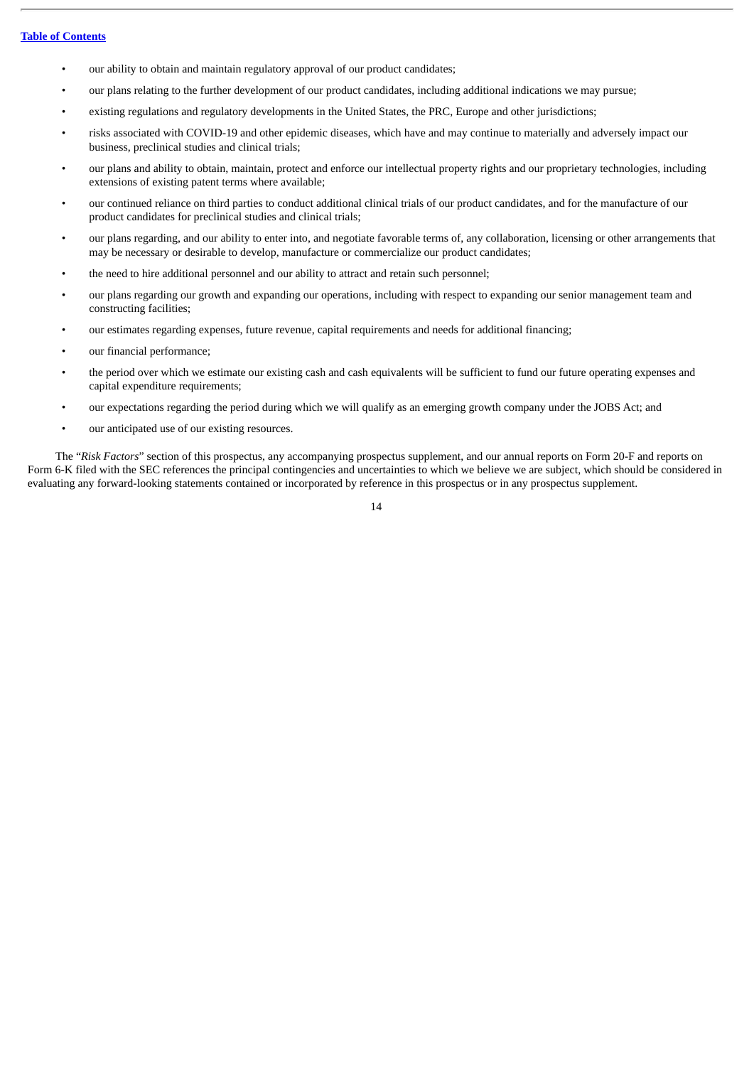- our ability to obtain and maintain regulatory approval of our product candidates;
- our plans relating to the further development of our product candidates, including additional indications we may pursue;
- existing regulations and regulatory developments in the United States, the PRC, Europe and other jurisdictions;
- risks associated with COVID-19 and other epidemic diseases, which have and may continue to materially and adversely impact our business, preclinical studies and clinical trials;
- our plans and ability to obtain, maintain, protect and enforce our intellectual property rights and our proprietary technologies, including extensions of existing patent terms where available;
- our continued reliance on third parties to conduct additional clinical trials of our product candidates, and for the manufacture of our product candidates for preclinical studies and clinical trials;
- our plans regarding, and our ability to enter into, and negotiate favorable terms of, any collaboration, licensing or other arrangements that may be necessary or desirable to develop, manufacture or commercialize our product candidates;
- the need to hire additional personnel and our ability to attract and retain such personnel;
- our plans regarding our growth and expanding our operations, including with respect to expanding our senior management team and constructing facilities;
- our estimates regarding expenses, future revenue, capital requirements and needs for additional financing;
- our financial performance;
- the period over which we estimate our existing cash and cash equivalents will be sufficient to fund our future operating expenses and capital expenditure requirements;
- our expectations regarding the period during which we will qualify as an emerging growth company under the JOBS Act; and
- our anticipated use of our existing resources.

The "*Risk Factors*" section of this prospectus, any accompanying prospectus supplement, and our annual reports on Form 20-F and reports on Form 6-K filed with the SEC references the principal contingencies and uncertainties to which we believe we are subject, which should be considered in evaluating any forward-looking statements contained or incorporated by reference in this prospectus or in any prospectus supplement.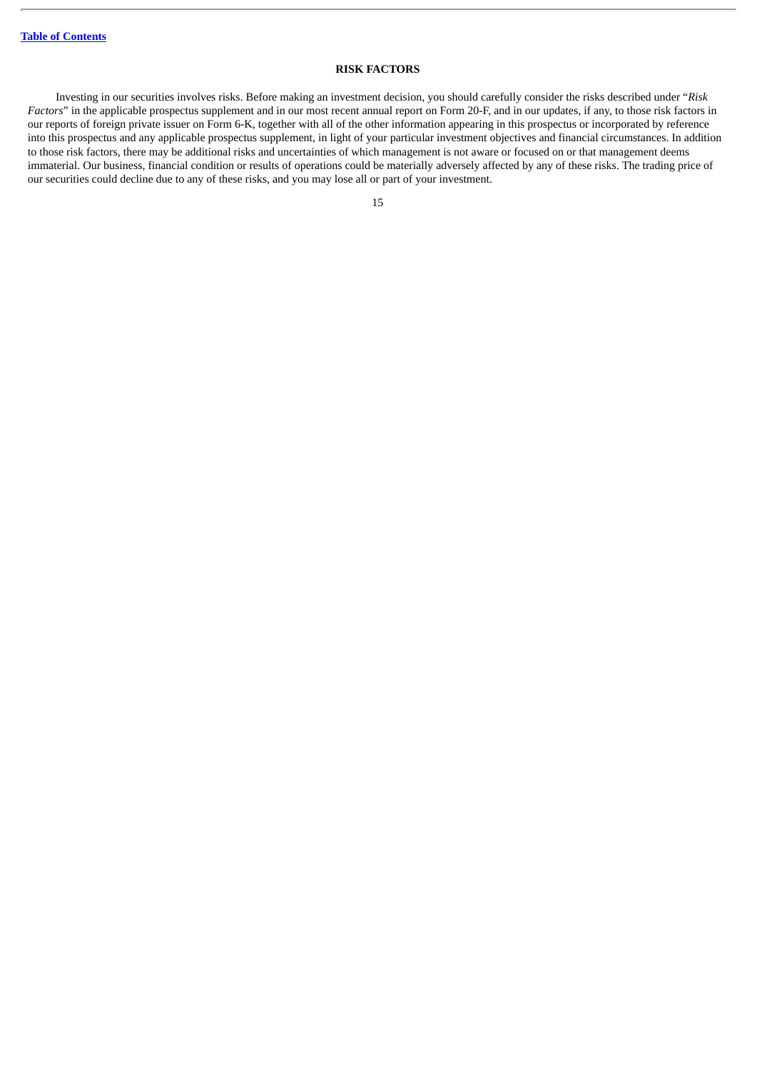## RISK FACTORS

Investing in our securities involves risks. Before making an investment decision, you should carefully consider the risks described under "*Risk Factors*" in the applicable prospectus supplement and in our most recent annual report on Form 20-F, and in our updates, if any, to those risk factors in our reports of foreign private issuer on Form 6-K, together with all of the other information appearing in this prospectus or incorporated by reference into this prospectus and any applicable prospectus supplement, in light of your particular investment objectives and financial circumstances. In addition to those risk factors, there may be additional risks and uncertainties of which management is not aware or focused on or that management deems immaterial. Our business, financial condition or results of operations could be materially adversely affected by any of these risks. The trading price of our securities could decline due to any of these risks, and you may lose all or part of your investment.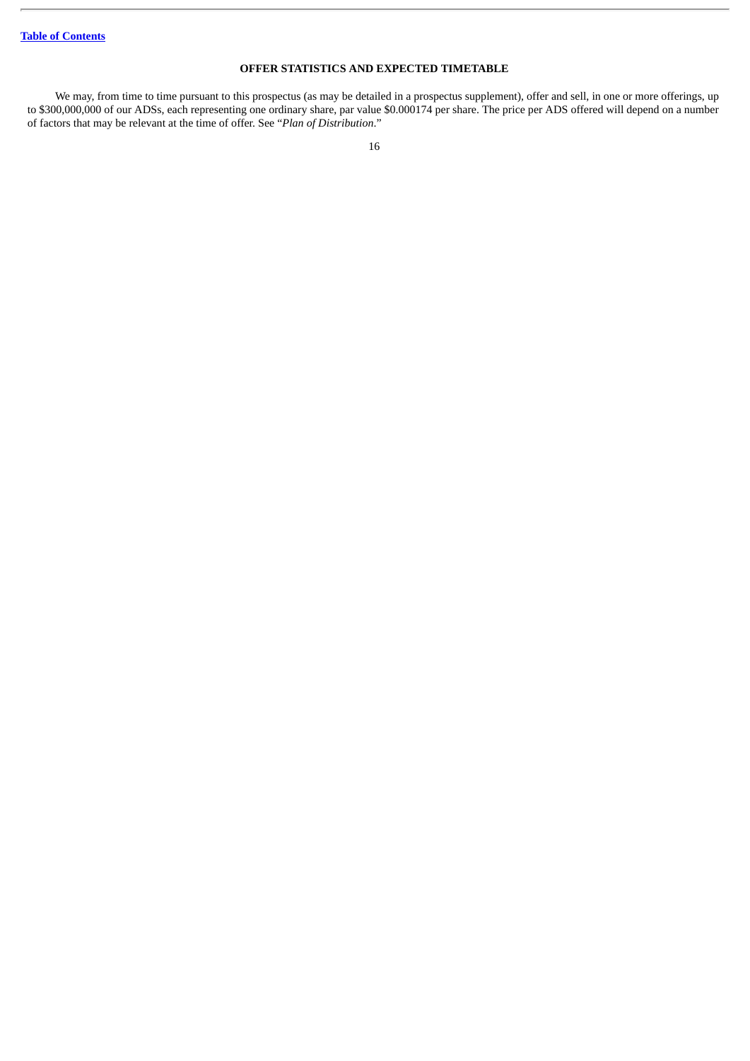## OFFER STATISTICS AND EXPECTED TIMETABLE

We may, from time to time pursuant to this prospectus (as may be detailed in a prospectus supplement), offer and sell, in one or more offerings, up to $300,000,000 of our ADSs, each representing one ordinary share, par value $0.000174 per share. The price per ADS offered will depend on a number of factors that may be relevant at the time of offer. See "*Plan of Distribution*."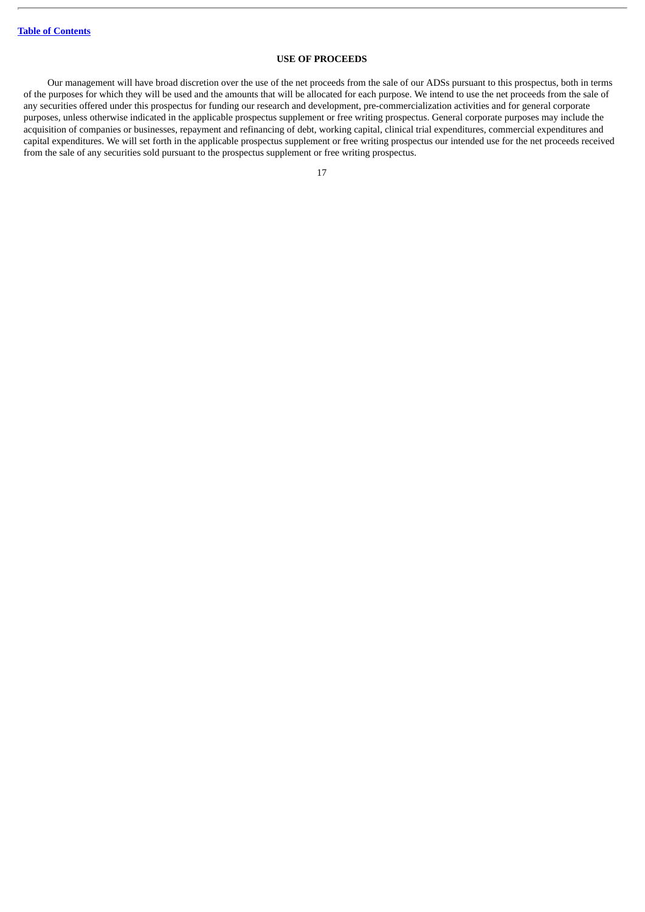## USE OF PROCEEDS

Our management will have broad discretion over the use of the net proceeds from the sale of our ADSs pursuant to this prospectus, both in terms of the purposes for which they will be used and the amounts that will be allocated for each purpose. We intend to use the net proceeds from the sale of any securities offered under this prospectus for funding our research and development, pre-commercialization activities and for general corporate purposes, unless otherwise indicated in the applicable prospectus supplement or free writing prospectus. General corporate purposes may include the acquisition of companies or businesses, repayment and refinancing of debt, working capital, clinical trial expenditures, commercial expenditures and capital expenditures. We will set forth in the applicable prospectus supplement or free writing prospectus our intended use for the net proceeds received from the sale of any securities sold pursuant to the prospectus supplement or free writing prospectus.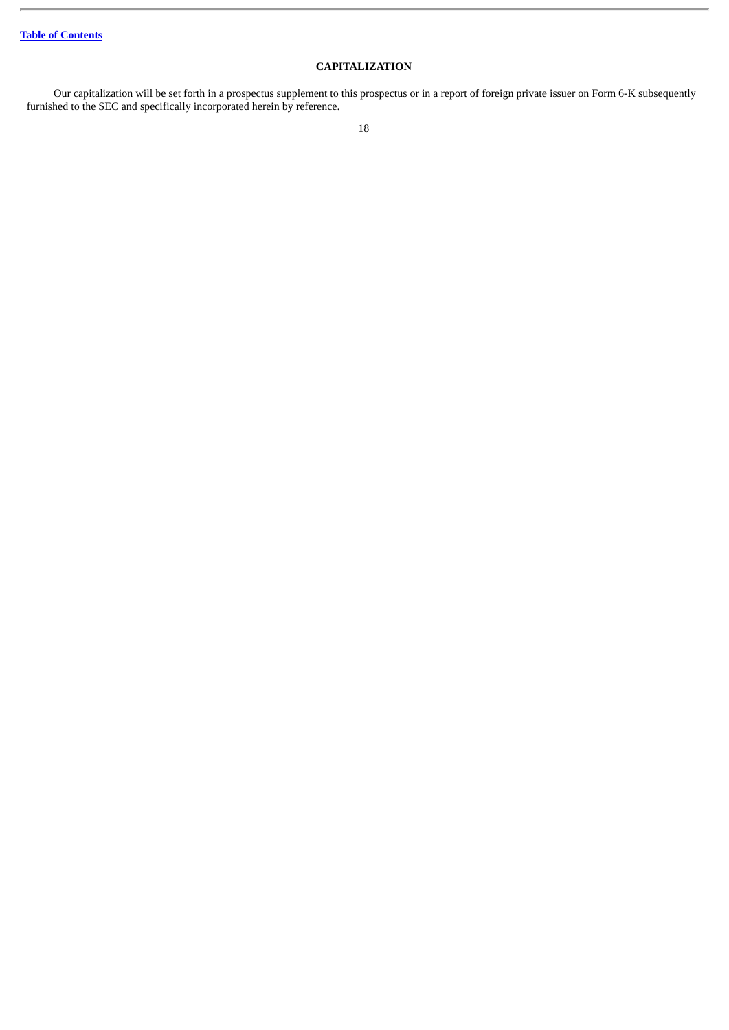## CAPITALIZATION

Our capitalization will be set forth in a prospectus supplement to this prospectus or in a report of foreign private issuer on Form 6-K subsequently furnished to the SEC and specifically incorporated herein by reference.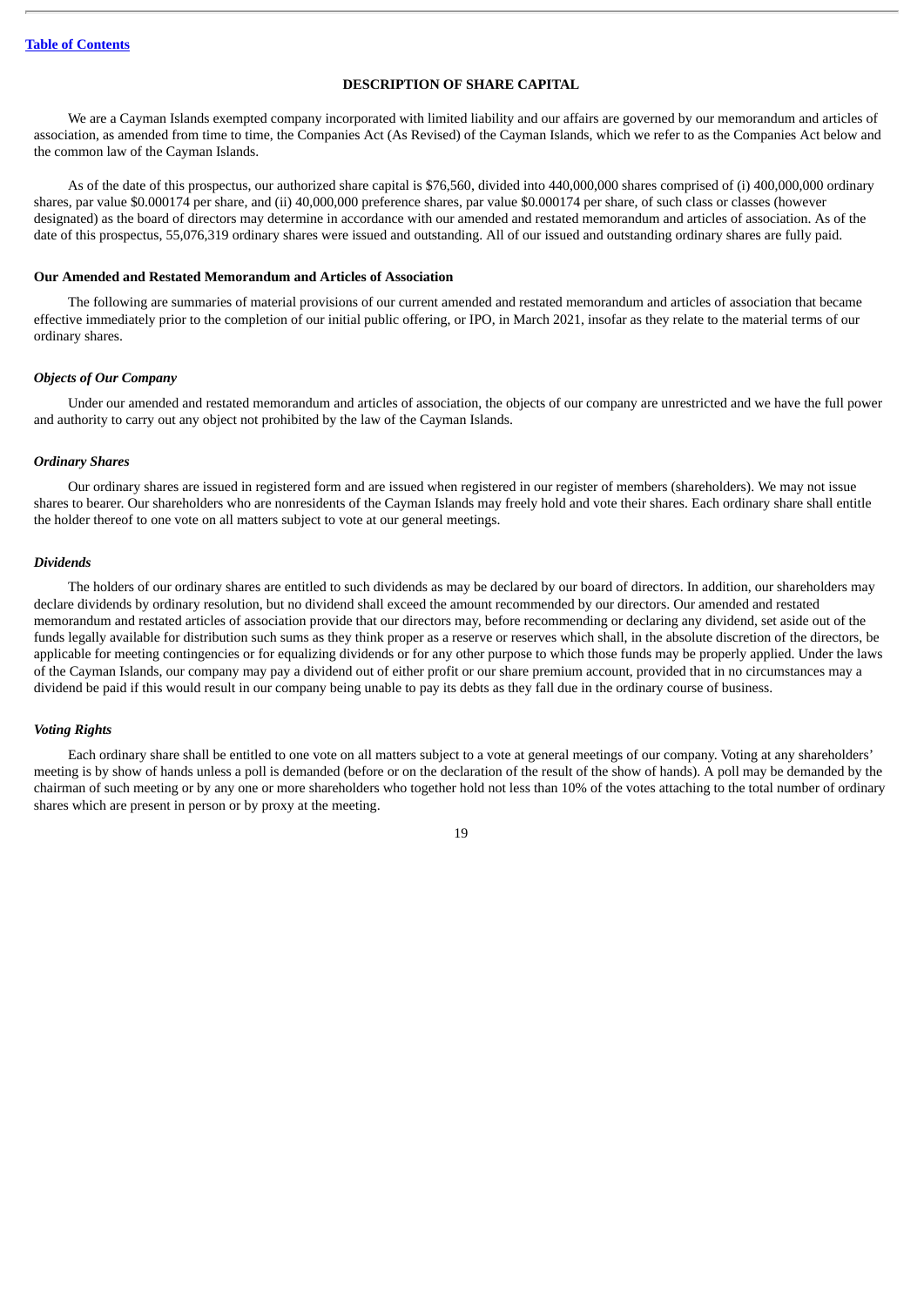## DESCRIPTION OF SHARE CAPITAL

We are a Cayman Islands exempted company incorporated with limited liability and our affairs are governed by our memorandum and articles of association, as amended from time to time, the Companies Act (As Revised) of the Cayman Islands, which we refer to as the Companies Act below and the common law of the Cayman Islands.

As of the date of this prospectus, our authorized share capital is $76,560, divided into 440,000,000 shares comprised of (i) 400,000,000 ordinary shares, par value $0.000174 per share, and (ii) 40,000,000 preference shares, par value $0.000174 per share, of such class or classes (however designated) as the board of directors may determine in accordance with our amended and restated memorandum and articles of association. As of the date of this prospectus, 55,076,319 ordinary shares were issued and outstanding. All of our issued and outstanding ordinary shares are fully paid.

### Our Amended and Restated Memorandum and Articles of Association

The following are summaries of material provisions of our current amended and restated memorandum and articles of association that became effective immediately prior to the completion of our initial public offering, or IPO, in March 2021, insofar as they relate to the material terms of our ordinary shares.

#### *Objects of Our Company*

Under our amended and restated memorandum and articles of association, the objects of our company are unrestricted and we have the full power and authority to carry out any object not prohibited by the law of the Cayman Islands.

#### *Ordinary Shares*

Our ordinary shares are issued in registered form and are issued when registered in our register of members (shareholders). We may not issue shares to bearer. Our shareholders who are nonresidents of the Cayman Islands may freely hold and vote their shares. Each ordinary share shall entitle the holder thereof to one vote on all matters subject to vote at our general meetings.

#### *Dividends*

The holders of our ordinary shares are entitled to such dividends as may be declared by our board of directors. In addition, our shareholders may declare dividends by ordinary resolution, but no dividend shall exceed the amount recommended by our directors. Our amended and restated memorandum and restated articles of association provide that our directors may, before recommending or declaring any dividend, set aside out of the funds legally available for distribution such sums as they think proper as a reserve or reserves which shall, in the absolute discretion of the directors, be applicable for meeting contingencies or for equalizing dividends or for any other purpose to which those funds may be properly applied. Under the laws of the Cayman Islands, our company may pay a dividend out of either profit or our share premium account, provided that in no circumstances may a dividend be paid if this would result in our company being unable to pay its debts as they fall due in the ordinary course of business.

#### *Voting Rights*

Each ordinary share shall be entitled to one vote on all matters subject to a vote at general meetings of our company. Voting at any shareholders' meeting is by show of hands unless a poll is demanded (before or on the declaration of the result of the show of hands). A poll may be demanded by the chairman of such meeting or by any one or more shareholders who together hold not less than 10% of the votes attaching to the total number of ordinary shares which are present in person or by proxy at the meeting.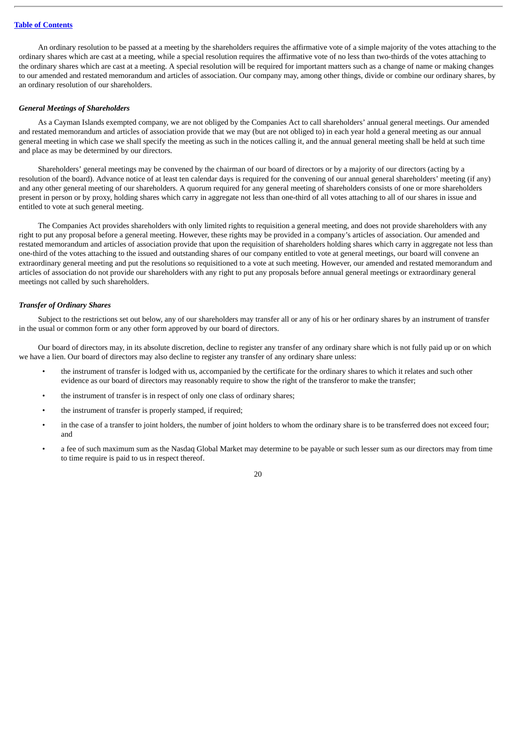An ordinary resolution to be passed at a meeting by the shareholders requires the affirmative vote of a simple majority of the votes attaching to the ordinary shares which are cast at a meeting, while a special resolution requires the affirmative vote of no less than two-thirds of the votes attaching to the ordinary shares which are cast at a meeting. A special resolution will be required for important matters such as a change of name or making changes to our amended and restated memorandum and articles of association. Our company may, among other things, divide or combine our ordinary shares, by an ordinary resolution of our shareholders.

***General Meetings of Shareholders***

As a Cayman Islands exempted company, we are not obliged by the Companies Act to call shareholders' annual general meetings. Our amended and restated memorandum and articles of association provide that we may (but are not obliged to) in each year hold a general meeting as our annual general meeting in which case we shall specify the meeting as such in the notices calling it, and the annual general meeting shall be held at such time and place as may be determined by our directors.

Shareholders' general meetings may be convened by the chairman of our board of directors or by a majority of our directors (acting by a resolution of the board). Advance notice of at least ten calendar days is required for the convening of our annual general shareholders' meeting (if any) and any other general meeting of our shareholders. A quorum required for any general meeting of shareholders consists of one or more shareholders present in person or by proxy, holding shares which carry in aggregate not less than one-third of all votes attaching to all of our shares in issue and entitled to vote at such general meeting.

The Companies Act provides shareholders with only limited rights to requisition a general meeting, and does not provide shareholders with any right to put any proposal before a general meeting. However, these rights may be provided in a company's articles of association. Our amended and restated memorandum and articles of association provide that upon the requisition of shareholders holding shares which carry in aggregate not less than one-third of the votes attaching to the issued and outstanding shares of our company entitled to vote at general meetings, our board will convene an extraordinary general meeting and put the resolutions so requisitioned to a vote at such meeting. However, our amended and restated memorandum and articles of association do not provide our shareholders with any right to put any proposals before annual general meetings or extraordinary general meetings not called by such shareholders.

***Transfer of Ordinary Shares***

Subject to the restrictions set out below, any of our shareholders may transfer all or any of his or her ordinary shares by an instrument of transfer in the usual or common form or any other form approved by our board of directors.

Our board of directors may, in its absolute discretion, decline to register any transfer of any ordinary share which is not fully paid up or on which we have a lien. Our board of directors may also decline to register any transfer of any ordinary share unless:

- the instrument of transfer is lodged with us, accompanied by the certificate for the ordinary shares to which it relates and such other evidence as our board of directors may reasonably require to show the right of the transferor to make the transfer;
- the instrument of transfer is in respect of only one class of ordinary shares;
- the instrument of transfer is properly stamped, if required;
- in the case of a transfer to joint holders, the number of joint holders to whom the ordinary share is to be transferred does not exceed four; and
- a fee of such maximum sum as the Nasdaq Global Market may determine to be payable or such lesser sum as our directors may from time to time require is paid to us in respect thereof.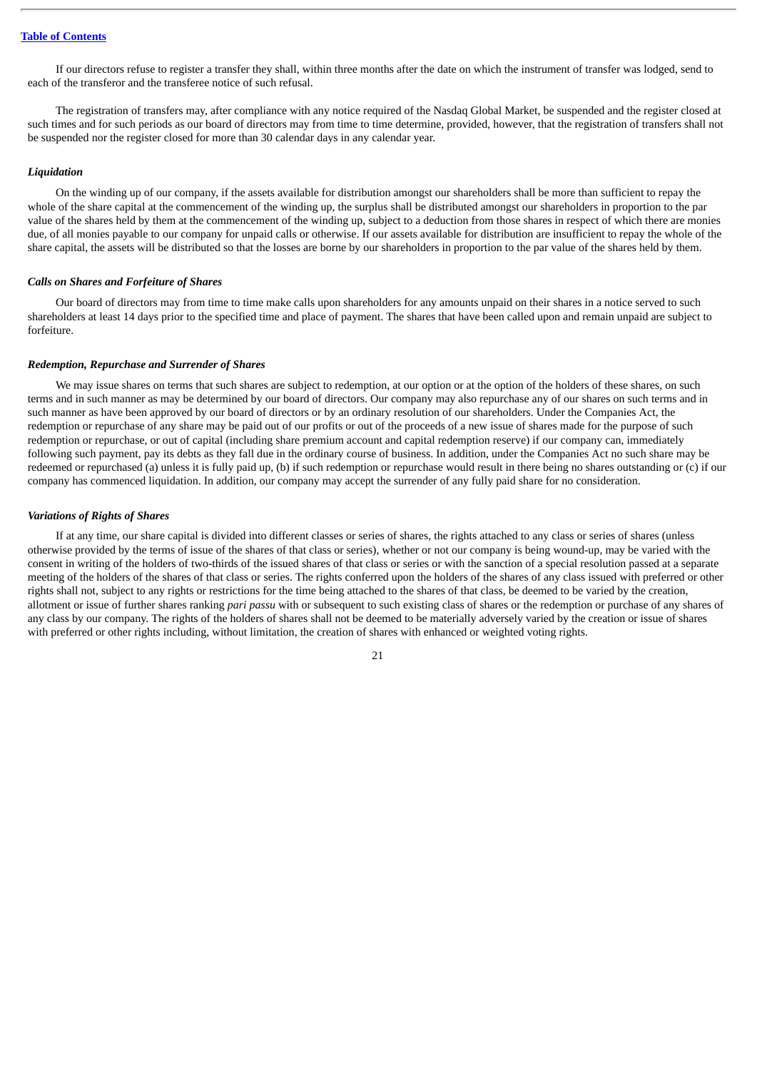If our directors refuse to register a transfer they shall, within three months after the date on which the instrument of transfer was lodged, send to each of the transferor and the transferee notice of such refusal.

The registration of transfers may, after compliance with any notice required of the Nasdaq Global Market, be suspended and the register closed at such times and for such periods as our board of directors may from time to time determine, provided, however, that the registration of transfers shall not be suspended nor the register closed for more than 30 calendar days in any calendar year.

### *Liquidation*

On the winding up of our company, if the assets available for distribution amongst our shareholders shall be more than sufficient to repay the whole of the share capital at the commencement of the winding up, the surplus shall be distributed amongst our shareholders in proportion to the par value of the shares held by them at the commencement of the winding up, subject to a deduction from those shares in respect of which there are monies due, of all monies payable to our company for unpaid calls or otherwise. If our assets available for distribution are insufficient to repay the whole of the share capital, the assets will be distributed so that the losses are borne by our shareholders in proportion to the par value of the shares held by them.

### *Calls on Shares and Forfeiture of Shares*

Our board of directors may from time to time make calls upon shareholders for any amounts unpaid on their shares in a notice served to such shareholders at least 14 days prior to the specified time and place of payment. The shares that have been called upon and remain unpaid are subject to forfeiture.

### *Redemption, Repurchase and Surrender of Shares*

We may issue shares on terms that such shares are subject to redemption, at our option or at the option of the holders of these shares, on such terms and in such manner as may be determined by our board of directors. Our company may also repurchase any of our shares on such terms and in such manner as have been approved by our board of directors or by an ordinary resolution of our shareholders. Under the Companies Act, the redemption or repurchase of any share may be paid out of our profits or out of the proceeds of a new issue of shares made for the purpose of such redemption or repurchase, or out of capital (including share premium account and capital redemption reserve) if our company can, immediately following such payment, pay its debts as they fall due in the ordinary course of business. In addition, under the Companies Act no such share may be redeemed or repurchased (a) unless it is fully paid up, (b) if such redemption or repurchase would result in there being no shares outstanding or (c) if our company has commenced liquidation. In addition, our company may accept the surrender of any fully paid share for no consideration.

### *Variations of Rights of Shares*

If at any time, our share capital is divided into different classes or series of shares, the rights attached to any class or series of shares (unless otherwise provided by the terms of issue of the shares of that class or series), whether or not our company is being wound-up, may be varied with the consent in writing of the holders of two-thirds of the issued shares of that class or series or with the sanction of a special resolution passed at a separate meeting of the holders of the shares of that class or series. The rights conferred upon the holders of the shares of any class issued with preferred or other rights shall not, subject to any rights or restrictions for the time being attached to the shares of that class, be deemed to be varied by the creation, allotment or issue of further shares ranking *pari passu* with or subsequent to such existing class of shares or the redemption or purchase of any shares of any class by our company. The rights of the holders of shares shall not be deemed to be materially adversely varied by the creation or issue of shares with preferred or other rights including, without limitation, the creation of shares with enhanced or weighted voting rights.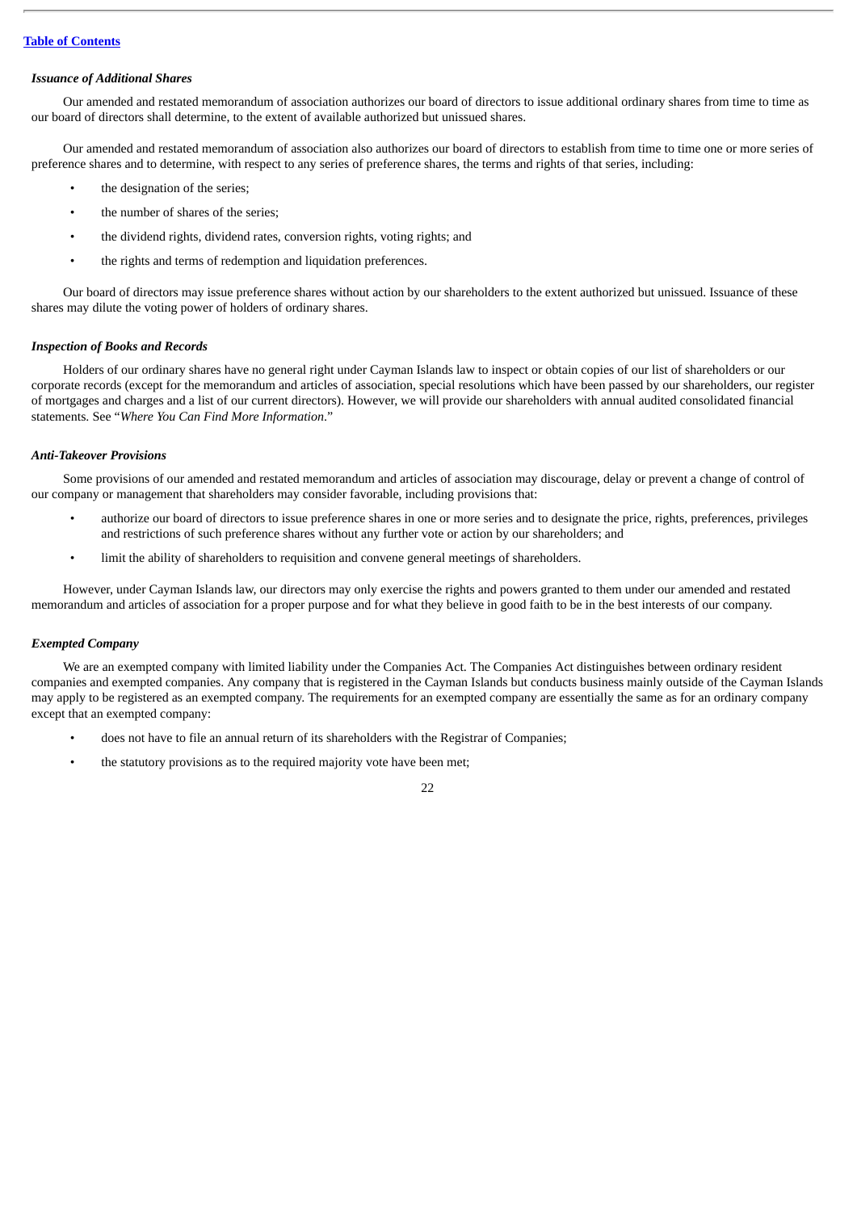*Issuance of Additional Shares*

Our amended and restated memorandum of association authorizes our board of directors to issue additional ordinary shares from time to time as our board of directors shall determine, to the extent of available authorized but unissued shares.

Our amended and restated memorandum of association also authorizes our board of directors to establish from time to time one or more series of preference shares and to determine, with respect to any series of preference shares, the terms and rights of that series, including:

- the designation of the series;
- the number of shares of the series;
- the dividend rights, dividend rates, conversion rights, voting rights; and
- the rights and terms of redemption and liquidation preferences.

Our board of directors may issue preference shares without action by our shareholders to the extent authorized but unissued. Issuance of these shares may dilute the voting power of holders of ordinary shares.

*Inspection of Books and Records*

Holders of our ordinary shares have no general right under Cayman Islands law to inspect or obtain copies of our list of shareholders or our corporate records (except for the memorandum and articles of association, special resolutions which have been passed by our shareholders, our register of mortgages and charges and a list of our current directors). However, we will provide our shareholders with annual audited consolidated financial statements. See "*Where You Can Find More Information*."

*Anti-Takeover Provisions*

Some provisions of our amended and restated memorandum and articles of association may discourage, delay or prevent a change of control of our company or management that shareholders may consider favorable, including provisions that:

- authorize our board of directors to issue preference shares in one or more series and to designate the price, rights, preferences, privileges and restrictions of such preference shares without any further vote or action by our shareholders; and
- limit the ability of shareholders to requisition and convene general meetings of shareholders.

However, under Cayman Islands law, our directors may only exercise the rights and powers granted to them under our amended and restated memorandum and articles of association for a proper purpose and for what they believe in good faith to be in the best interests of our company.

*Exempted Company*

We are an exempted company with limited liability under the Companies Act. The Companies Act distinguishes between ordinary resident companies and exempted companies. Any company that is registered in the Cayman Islands but conducts business mainly outside of the Cayman Islands may apply to be registered as an exempted company. The requirements for an exempted company are essentially the same as for an ordinary company except that an exempted company:

- does not have to file an annual return of its shareholders with the Registrar of Companies;
- the statutory provisions as to the required majority vote have been met;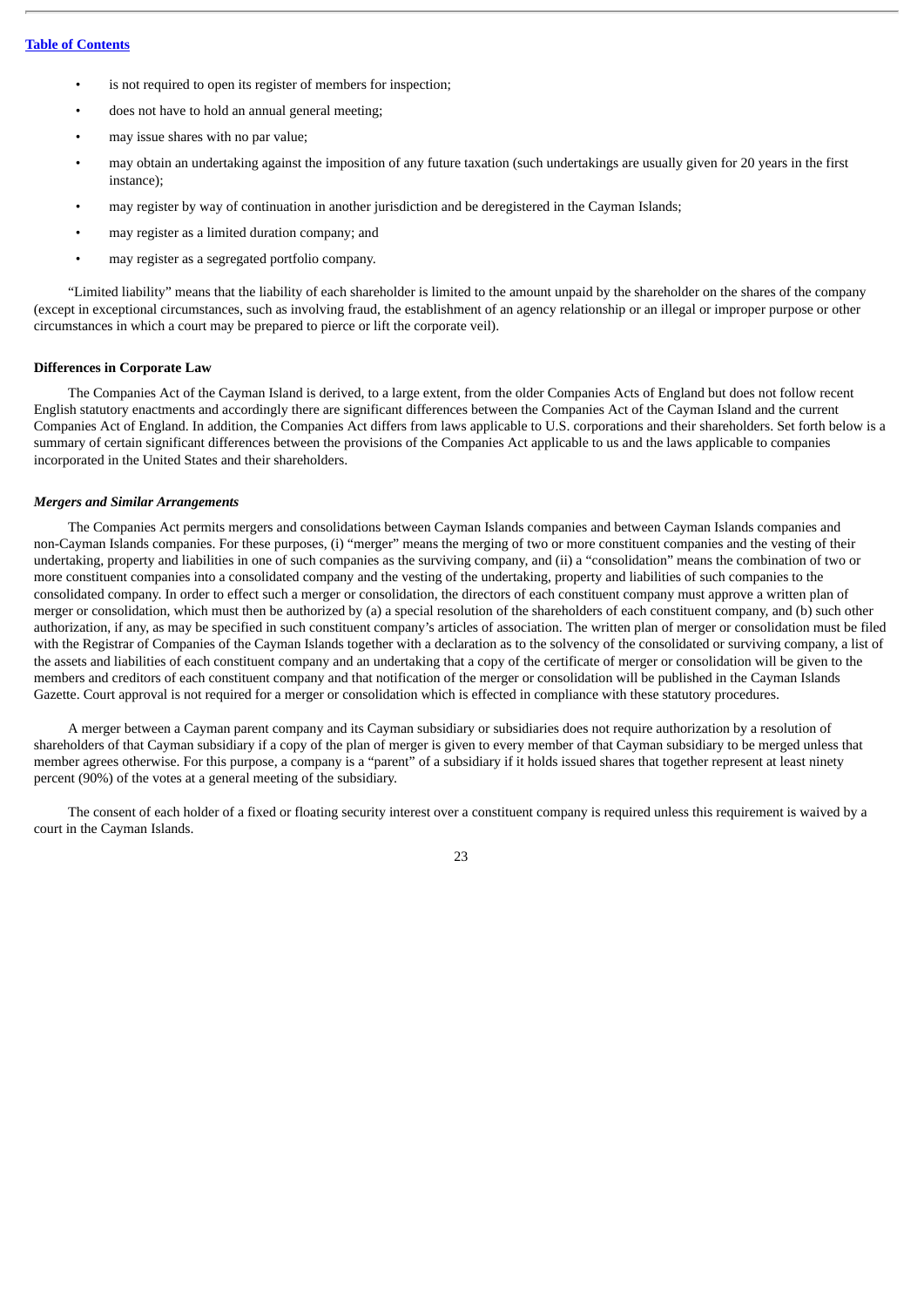- is not required to open its register of members for inspection;
- does not have to hold an annual general meeting;
- may issue shares with no par value;
- may obtain an undertaking against the imposition of any future taxation (such undertakings are usually given for 20 years in the first instance);
- may register by way of continuation in another jurisdiction and be deregistered in the Cayman Islands;
- may register as a limited duration company; and
- may register as a segregated portfolio company.

"Limited liability" means that the liability of each shareholder is limited to the amount unpaid by the shareholder on the shares of the company (except in exceptional circumstances, such as involving fraud, the establishment of an agency relationship or an illegal or improper purpose or other circumstances in which a court may be prepared to pierce or lift the corporate veil).

**Differences in Corporate Law**

The Companies Act of the Cayman Island is derived, to a large extent, from the older Companies Acts of England but does not follow recent English statutory enactments and accordingly there are significant differences between the Companies Act of the Cayman Island and the current Companies Act of England. In addition, the Companies Act differs from laws applicable to U.S. corporations and their shareholders. Set forth below is a summary of certain significant differences between the provisions of the Companies Act applicable to us and the laws applicable to companies incorporated in the United States and their shareholders.

***Mergers and Similar Arrangements***

The Companies Act permits mergers and consolidations between Cayman Islands companies and between Cayman Islands companies and non-Cayman Islands companies. For these purposes, (i) "merger" means the merging of two or more constituent companies and the vesting of their undertaking, property and liabilities in one of such companies as the surviving company, and (ii) a "consolidation" means the combination of two or more constituent companies into a consolidated company and the vesting of the undertaking, property and liabilities of such companies to the consolidated company. In order to effect such a merger or consolidation, the directors of each constituent company must approve a written plan of merger or consolidation, which must then be authorized by (a) a special resolution of the shareholders of each constituent company, and (b) such other authorization, if any, as may be specified in such constituent company's articles of association. The written plan of merger or consolidation must be filed with the Registrar of Companies of the Cayman Islands together with a declaration as to the solvency of the consolidated or surviving company, a list of the assets and liabilities of each constituent company and an undertaking that a copy of the certificate of merger or consolidation will be given to the members and creditors of each constituent company and that notification of the merger or consolidation will be published in the Cayman Islands Gazette. Court approval is not required for a merger or consolidation which is effected in compliance with these statutory procedures.

A merger between a Cayman parent company and its Cayman subsidiary or subsidiaries does not require authorization by a resolution of shareholders of that Cayman subsidiary if a copy of the plan of merger is given to every member of that Cayman subsidiary to be merged unless that member agrees otherwise. For this purpose, a company is a "parent" of a subsidiary if it holds issued shares that together represent at least ninety percent (90%) of the votes at a general meeting of the subsidiary.

The consent of each holder of a fixed or floating security interest over a constituent company is required unless this requirement is waived by a court in the Cayman Islands.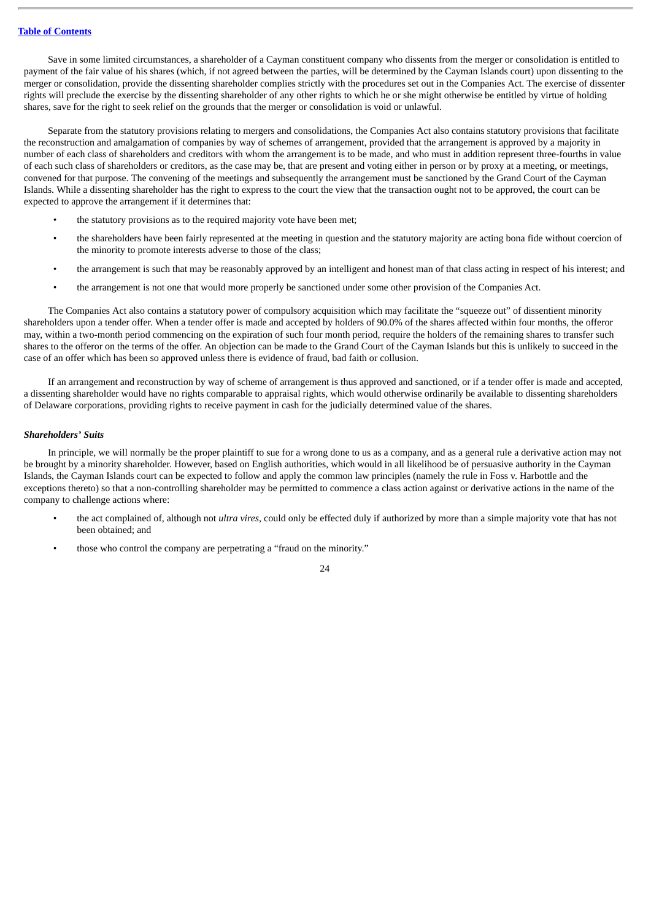Save in some limited circumstances, a shareholder of a Cayman constituent company who dissents from the merger or consolidation is entitled to payment of the fair value of his shares (which, if not agreed between the parties, will be determined by the Cayman Islands court) upon dissenting to the merger or consolidation, provide the dissenting shareholder complies strictly with the procedures set out in the Companies Act. The exercise of dissenter rights will preclude the exercise by the dissenting shareholder of any other rights to which he or she might otherwise be entitled by virtue of holding shares, save for the right to seek relief on the grounds that the merger or consolidation is void or unlawful.

Separate from the statutory provisions relating to mergers and consolidations, the Companies Act also contains statutory provisions that facilitate the reconstruction and amalgamation of companies by way of schemes of arrangement, provided that the arrangement is approved by a majority in number of each class of shareholders and creditors with whom the arrangement is to be made, and who must in addition represent three-fourths in value of each such class of shareholders or creditors, as the case may be, that are present and voting either in person or by proxy at a meeting, or meetings, convened for that purpose. The convening of the meetings and subsequently the arrangement must be sanctioned by the Grand Court of the Cayman Islands. While a dissenting shareholder has the right to express to the court the view that the transaction ought not to be approved, the court can be expected to approve the arrangement if it determines that:

- the statutory provisions as to the required majority vote have been met;
- the shareholders have been fairly represented at the meeting in question and the statutory majority are acting bona fide without coercion of the minority to promote interests adverse to those of the class;
- the arrangement is such that may be reasonably approved by an intelligent and honest man of that class acting in respect of his interest; and
- the arrangement is not one that would more properly be sanctioned under some other provision of the Companies Act.

The Companies Act also contains a statutory power of compulsory acquisition which may facilitate the "squeeze out" of dissentient minority shareholders upon a tender offer. When a tender offer is made and accepted by holders of 90.0% of the shares affected within four months, the offeror may, within a two-month period commencing on the expiration of such four month period, require the holders of the remaining shares to transfer such shares to the offeror on the terms of the offer. An objection can be made to the Grand Court of the Cayman Islands but this is unlikely to succeed in the case of an offer which has been so approved unless there is evidence of fraud, bad faith or collusion.

If an arrangement and reconstruction by way of scheme of arrangement is thus approved and sanctioned, or if a tender offer is made and accepted, a dissenting shareholder would have no rights comparable to appraisal rights, which would otherwise ordinarily be available to dissenting shareholders of Delaware corporations, providing rights to receive payment in cash for the judicially determined value of the shares.

***Shareholders' Suits***

In principle, we will normally be the proper plaintiff to sue for a wrong done to us as a company, and as a general rule a derivative action may not be brought by a minority shareholder. However, based on English authorities, which would in all likelihood be of persuasive authority in the Cayman Islands, the Cayman Islands court can be expected to follow and apply the common law principles (namely the rule in Foss v. Harbottle and the exceptions thereto) so that a non-controlling shareholder may be permitted to commence a class action against or derivative actions in the name of the company to challenge actions where:

- the act complained of, although not *ultra vires*, could only be effected duly if authorized by more than a simple majority vote that has not been obtained; and
- those who control the company are perpetrating a "fraud on the minority."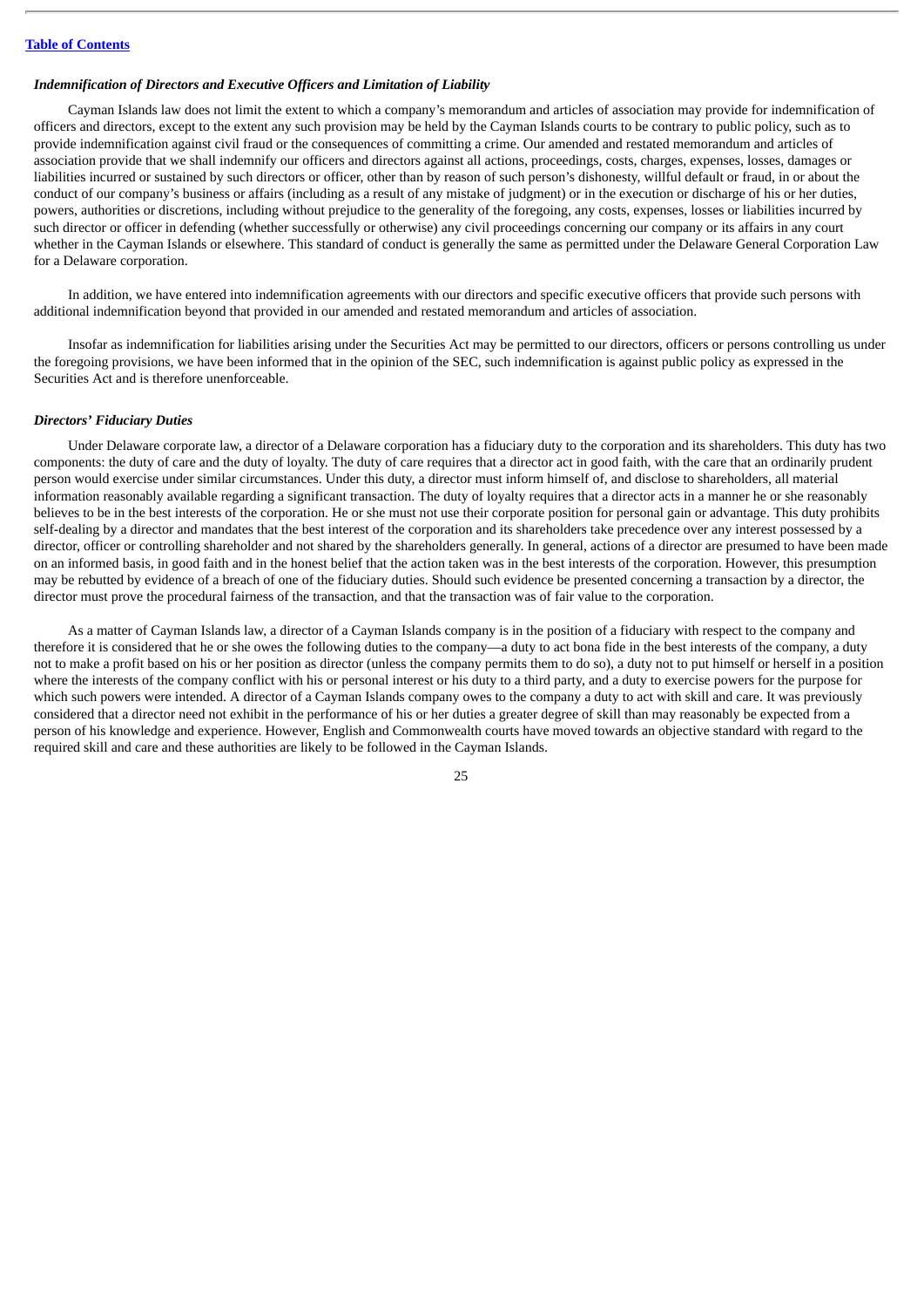*Indemnification of Directors and Executive Officers and Limitation of Liability*

Cayman Islands law does not limit the extent to which a company's memorandum and articles of association may provide for indemnification of officers and directors, except to the extent any such provision may be held by the Cayman Islands courts to be contrary to public policy, such as to provide indemnification against civil fraud or the consequences of committing a crime. Our amended and restated memorandum and articles of association provide that we shall indemnify our officers and directors against all actions, proceedings, costs, charges, expenses, losses, damages or liabilities incurred or sustained by such directors or officer, other than by reason of such person's dishonesty, willful default or fraud, in or about the conduct of our company's business or affairs (including as a result of any mistake of judgment) or in the execution or discharge of his or her duties, powers, authorities or discretions, including without prejudice to the generality of the foregoing, any costs, expenses, losses or liabilities incurred by such director or officer in defending (whether successfully or otherwise) any civil proceedings concerning our company or its affairs in any court whether in the Cayman Islands or elsewhere. This standard of conduct is generally the same as permitted under the Delaware General Corporation Law for a Delaware corporation.

In addition, we have entered into indemnification agreements with our directors and specific executive officers that provide such persons with additional indemnification beyond that provided in our amended and restated memorandum and articles of association.

Insofar as indemnification for liabilities arising under the Securities Act may be permitted to our directors, officers or persons controlling us under the foregoing provisions, we have been informed that in the opinion of the SEC, such indemnification is against public policy as expressed in the Securities Act and is therefore unenforceable.

*Directors' Fiduciary Duties*

Under Delaware corporate law, a director of a Delaware corporation has a fiduciary duty to the corporation and its shareholders. This duty has two components: the duty of care and the duty of loyalty. The duty of care requires that a director act in good faith, with the care that an ordinarily prudent person would exercise under similar circumstances. Under this duty, a director must inform himself of, and disclose to shareholders, all material information reasonably available regarding a significant transaction. The duty of loyalty requires that a director acts in a manner he or she reasonably believes to be in the best interests of the corporation. He or she must not use their corporate position for personal gain or advantage. This duty prohibits self-dealing by a director and mandates that the best interest of the corporation and its shareholders take precedence over any interest possessed by a director, officer or controlling shareholder and not shared by the shareholders generally. In general, actions of a director are presumed to have been made on an informed basis, in good faith and in the honest belief that the action taken was in the best interests of the corporation. However, this presumption may be rebutted by evidence of a breach of one of the fiduciary duties. Should such evidence be presented concerning a transaction by a director, the director must prove the procedural fairness of the transaction, and that the transaction was of fair value to the corporation.

As a matter of Cayman Islands law, a director of a Cayman Islands company is in the position of a fiduciary with respect to the company and therefore it is considered that he or she owes the following duties to the company—a duty to act bona fide in the best interests of the company, a duty not to make a profit based on his or her position as director (unless the company permits them to do so), a duty not to put himself or herself in a position where the interests of the company conflict with his or personal interest or his duty to a third party, and a duty to exercise powers for the purpose for which such powers were intended. A director of a Cayman Islands company owes to the company a duty to act with skill and care. It was previously considered that a director need not exhibit in the performance of his or her duties a greater degree of skill than may reasonably be expected from a person of his knowledge and experience. However, English and Commonwealth courts have moved towards an objective standard with regard to the required skill and care and these authorities are likely to be followed in the Cayman Islands.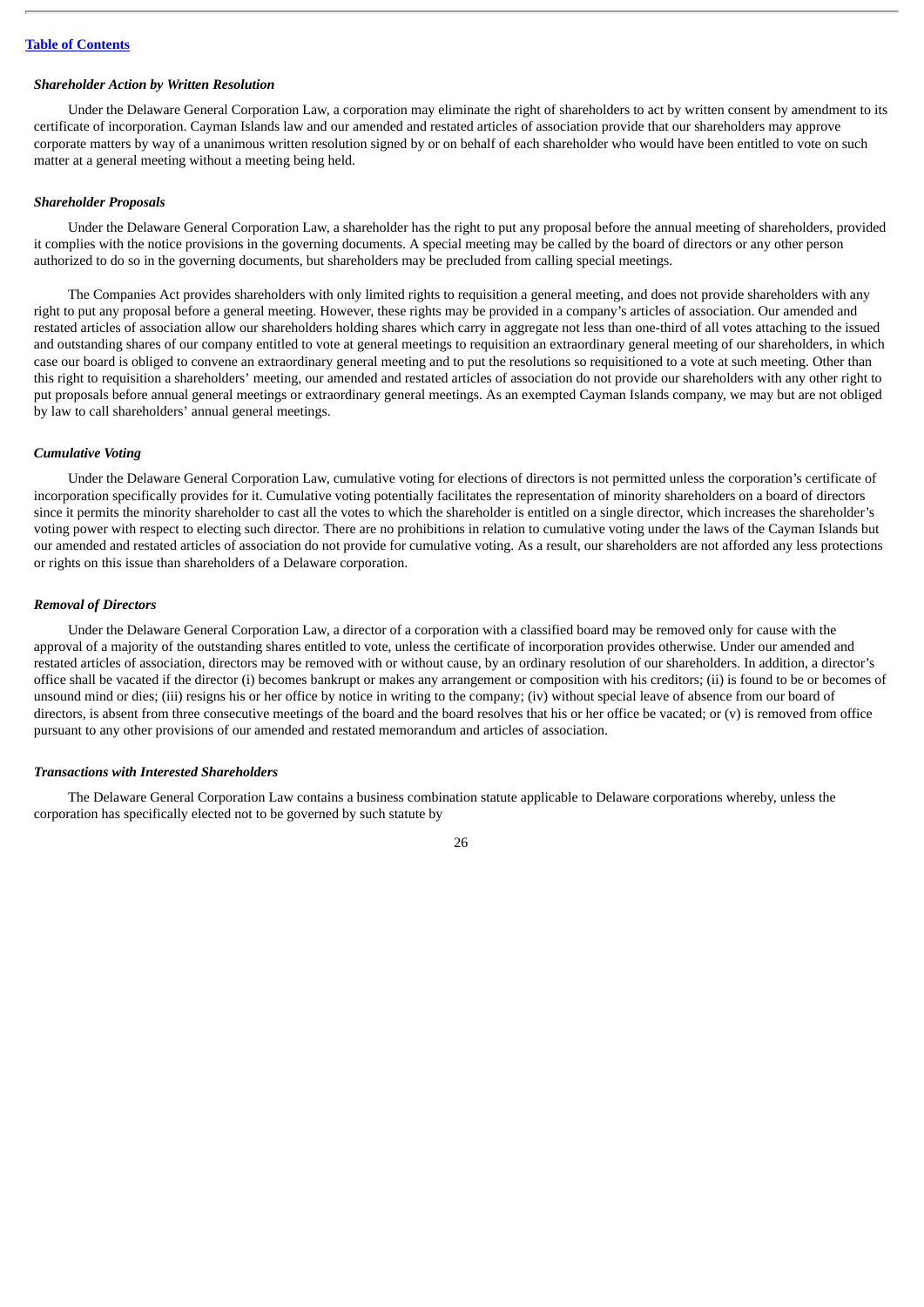### *Shareholder Action by Written Resolution*

Under the Delaware General Corporation Law, a corporation may eliminate the right of shareholders to act by written consent by amendment to its certificate of incorporation. Cayman Islands law and our amended and restated articles of association provide that our shareholders may approve corporate matters by way of a unanimous written resolution signed by or on behalf of each shareholder who would have been entitled to vote on such matter at a general meeting without a meeting being held.

### *Shareholder Proposals*

Under the Delaware General Corporation Law, a shareholder has the right to put any proposal before the annual meeting of shareholders, provided it complies with the notice provisions in the governing documents. A special meeting may be called by the board of directors or any other person authorized to do so in the governing documents, but shareholders may be precluded from calling special meetings.

The Companies Act provides shareholders with only limited rights to requisition a general meeting, and does not provide shareholders with any right to put any proposal before a general meeting. However, these rights may be provided in a company's articles of association. Our amended and restated articles of association allow our shareholders holding shares which carry in aggregate not less than one-third of all votes attaching to the issued and outstanding shares of our company entitled to vote at general meetings to requisition an extraordinary general meeting of our shareholders, in which case our board is obliged to convene an extraordinary general meeting and to put the resolutions so requisitioned to a vote at such meeting. Other than this right to requisition a shareholders' meeting, our amended and restated articles of association do not provide our shareholders with any other right to put proposals before annual general meetings or extraordinary general meetings. As an exempted Cayman Islands company, we may but are not obliged by law to call shareholders' annual general meetings.

### *Cumulative Voting*

Under the Delaware General Corporation Law, cumulative voting for elections of directors is not permitted unless the corporation's certificate of incorporation specifically provides for it. Cumulative voting potentially facilitates the representation of minority shareholders on a board of directors since it permits the minority shareholder to cast all the votes to which the shareholder is entitled on a single director, which increases the shareholder's voting power with respect to electing such director. There are no prohibitions in relation to cumulative voting under the laws of the Cayman Islands but our amended and restated articles of association do not provide for cumulative voting. As a result, our shareholders are not afforded any less protections or rights on this issue than shareholders of a Delaware corporation.

### *Removal of Directors*

Under the Delaware General Corporation Law, a director of a corporation with a classified board may be removed only for cause with the approval of a majority of the outstanding shares entitled to vote, unless the certificate of incorporation provides otherwise. Under our amended and restated articles of association, directors may be removed with or without cause, by an ordinary resolution of our shareholders. In addition, a director's office shall be vacated if the director (i) becomes bankrupt or makes any arrangement or composition with his creditors; (ii) is found to be or becomes of unsound mind or dies; (iii) resigns his or her office by notice in writing to the company; (iv) without special leave of absence from our board of directors, is absent from three consecutive meetings of the board and the board resolves that his or her office be vacated; or (v) is removed from office pursuant to any other provisions of our amended and restated memorandum and articles of association.

### *Transactions with Interested Shareholders*

The Delaware General Corporation Law contains a business combination statute applicable to Delaware corporations whereby, unless the corporation has specifically elected not to be governed by such statute by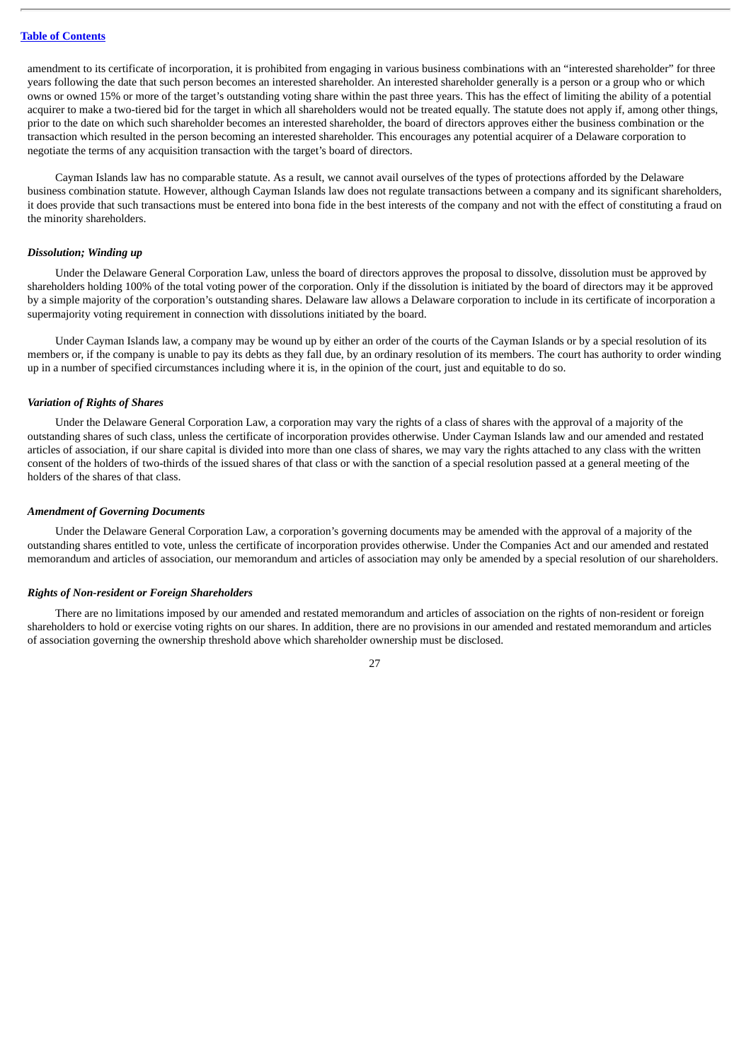amendment to its certificate of incorporation, it is prohibited from engaging in various business combinations with an "interested shareholder" for three years following the date that such person becomes an interested shareholder. An interested shareholder generally is a person or a group who or which owns or owned 15% or more of the target's outstanding voting share within the past three years. This has the effect of limiting the ability of a potential acquirer to make a two-tiered bid for the target in which all shareholders would not be treated equally. The statute does not apply if, among other things, prior to the date on which such shareholder becomes an interested shareholder, the board of directors approves either the business combination or the transaction which resulted in the person becoming an interested shareholder. This encourages any potential acquirer of a Delaware corporation to negotiate the terms of any acquisition transaction with the target's board of directors.

Cayman Islands law has no comparable statute. As a result, we cannot avail ourselves of the types of protections afforded by the Delaware business combination statute. However, although Cayman Islands law does not regulate transactions between a company and its significant shareholders, it does provide that such transactions must be entered into bona fide in the best interests of the company and not with the effect of constituting a fraud on the minority shareholders.

***Dissolution; Winding up***

Under the Delaware General Corporation Law, unless the board of directors approves the proposal to dissolve, dissolution must be approved by shareholders holding 100% of the total voting power of the corporation. Only if the dissolution is initiated by the board of directors may it be approved by a simple majority of the corporation's outstanding shares. Delaware law allows a Delaware corporation to include in its certificate of incorporation a supermajority voting requirement in connection with dissolutions initiated by the board.

Under Cayman Islands law, a company may be wound up by either an order of the courts of the Cayman Islands or by a special resolution of its members or, if the company is unable to pay its debts as they fall due, by an ordinary resolution of its members. The court has authority to order winding up in a number of specified circumstances including where it is, in the opinion of the court, just and equitable to do so.

***Variation of Rights of Shares***

Under the Delaware General Corporation Law, a corporation may vary the rights of a class of shares with the approval of a majority of the outstanding shares of such class, unless the certificate of incorporation provides otherwise. Under Cayman Islands law and our amended and restated articles of association, if our share capital is divided into more than one class of shares, we may vary the rights attached to any class with the written consent of the holders of two-thirds of the issued shares of that class or with the sanction of a special resolution passed at a general meeting of the holders of the shares of that class.

***Amendment of Governing Documents***

Under the Delaware General Corporation Law, a corporation's governing documents may be amended with the approval of a majority of the outstanding shares entitled to vote, unless the certificate of incorporation provides otherwise. Under the Companies Act and our amended and restated memorandum and articles of association, our memorandum and articles of association may only be amended by a special resolution of our shareholders.

***Rights of Non-resident or Foreign Shareholders***

There are no limitations imposed by our amended and restated memorandum and articles of association on the rights of non-resident or foreign shareholders to hold or exercise voting rights on our shares. In addition, there are no provisions in our amended and restated memorandum and articles of association governing the ownership threshold above which shareholder ownership must be disclosed.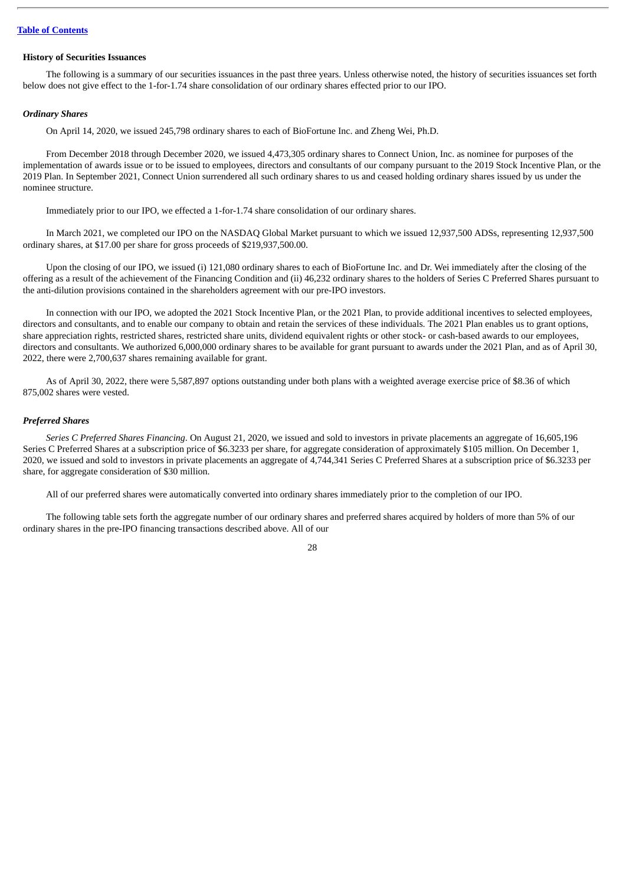### History of Securities Issuances

The following is a summary of our securities issuances in the past three years. Unless otherwise noted, the history of securities issuances set forth below does not give effect to the 1-for-1.74 share consolidation of our ordinary shares effected prior to our IPO.

#### *Ordinary Shares*

On April 14, 2020, we issued 245,798 ordinary shares to each of BioFortune Inc. and Zheng Wei, Ph.D.

From December 2018 through December 2020, we issued 4,473,305 ordinary shares to Connect Union, Inc. as nominee for purposes of the implementation of awards issue or to be issued to employees, directors and consultants of our company pursuant to the 2019 Stock Incentive Plan, or the 2019 Plan. In September 2021, Connect Union surrendered all such ordinary shares to us and ceased holding ordinary shares issued by us under the nominee structure.

Immediately prior to our IPO, we effected a 1-for-1.74 share consolidation of our ordinary shares.

In March 2021, we completed our IPO on the NASDAQ Global Market pursuant to which we issued 12,937,500 ADSs, representing 12,937,500 ordinary shares, at $17.00 per share for gross proceeds of $219,937,500.00.

Upon the closing of our IPO, we issued (i) 121,080 ordinary shares to each of BioFortune Inc. and Dr. Wei immediately after the closing of the offering as a result of the achievement of the Financing Condition and (ii) 46,232 ordinary shares to the holders of Series C Preferred Shares pursuant to the anti-dilution provisions contained in the shareholders agreement with our pre-IPO investors.

In connection with our IPO, we adopted the 2021 Stock Incentive Plan, or the 2021 Plan, to provide additional incentives to selected employees, directors and consultants, and to enable our company to obtain and retain the services of these individuals. The 2021 Plan enables us to grant options, share appreciation rights, restricted shares, restricted share units, dividend equivalent rights or other stock- or cash-based awards to our employees, directors and consultants. We authorized 6,000,000 ordinary shares to be available for grant pursuant to awards under the 2021 Plan, and as of April 30, 2022, there were 2,700,637 shares remaining available for grant.

As of April 30, 2022, there were 5,587,897 options outstanding under both plans with a weighted average exercise price of $8.36 of which 875,002 shares were vested.

#### *Preferred Shares*

*Series C Preferred Shares Financing*. On August 21, 2020, we issued and sold to investors in private placements an aggregate of 16,605,196 Series C Preferred Shares at a subscription price of $6.3233 per share, for aggregate consideration of approximately $105 million. On December 1, 2020, we issued and sold to investors in private placements an aggregate of 4,744,341 Series C Preferred Shares at a subscription price of $6.3233 per share, for aggregate consideration of $30 million.

All of our preferred shares were automatically converted into ordinary shares immediately prior to the completion of our IPO.

The following table sets forth the aggregate number of our ordinary shares and preferred shares acquired by holders of more than 5% of our ordinary shares in the pre-IPO financing transactions described above. All of our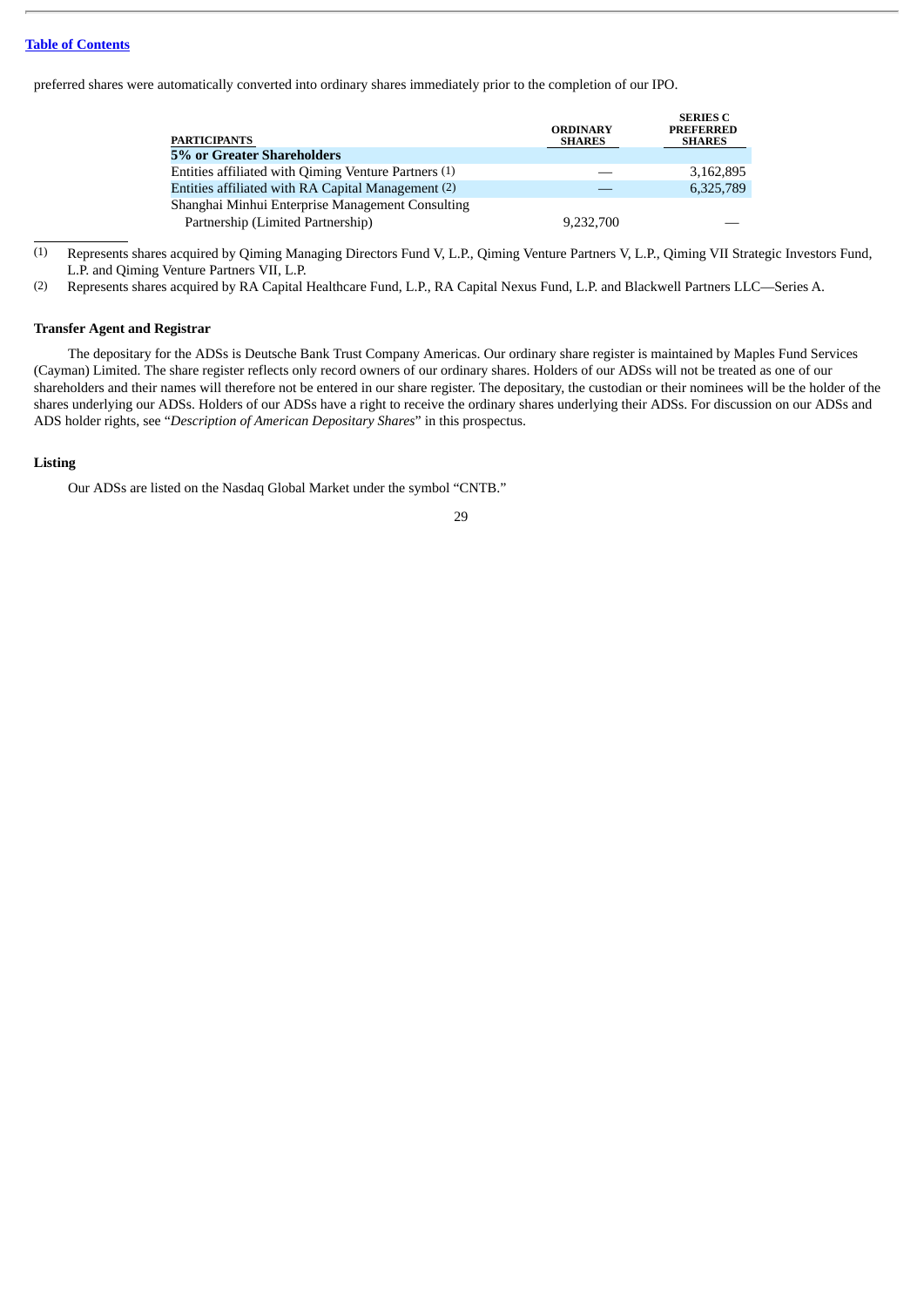preferred shares were automatically converted into ordinary shares immediately prior to the completion of our IPO.

| PARTICIPANTS | ORDINARY SHARES | SERIES C PREFERRED SHARES |
|---|---|---|
| **5% or Greater Shareholders** | | |
| Entities affiliated with Qiming Venture Partners (1) | — | 3,162,895 |
| Entities affiliated with RA Capital Management (2) | — | 6,325,789 |
| Shanghai Minhui Enterprise Management Consulting Partnership (Limited Partnership) | 9,232,700 | — |

(1) Represents shares acquired by Qiming Managing Directors Fund V, L.P., Qiming Venture Partners V, L.P., Qiming VII Strategic Investors Fund, L.P. and Qiming Venture Partners VII, L.P.

(2) Represents shares acquired by RA Capital Healthcare Fund, L.P., RA Capital Nexus Fund, L.P. and Blackwell Partners LLC—Series A.

### Transfer Agent and Registrar

The depositary for the ADSs is Deutsche Bank Trust Company Americas. Our ordinary share register is maintained by Maples Fund Services (Cayman) Limited. The share register reflects only record owners of our ordinary shares. Holders of our ADSs will not be treated as one of our shareholders and their names will therefore not be entered in our share register. The depositary, the custodian or their nominees will be the holder of the shares underlying our ADSs. Holders of our ADSs have a right to receive the ordinary shares underlying their ADSs. For discussion on our ADSs and ADS holder rights, see "*Description of American Depositary Shares*" in this prospectus.

### Listing

Our ADSs are listed on the Nasdaq Global Market under the symbol "CNTB."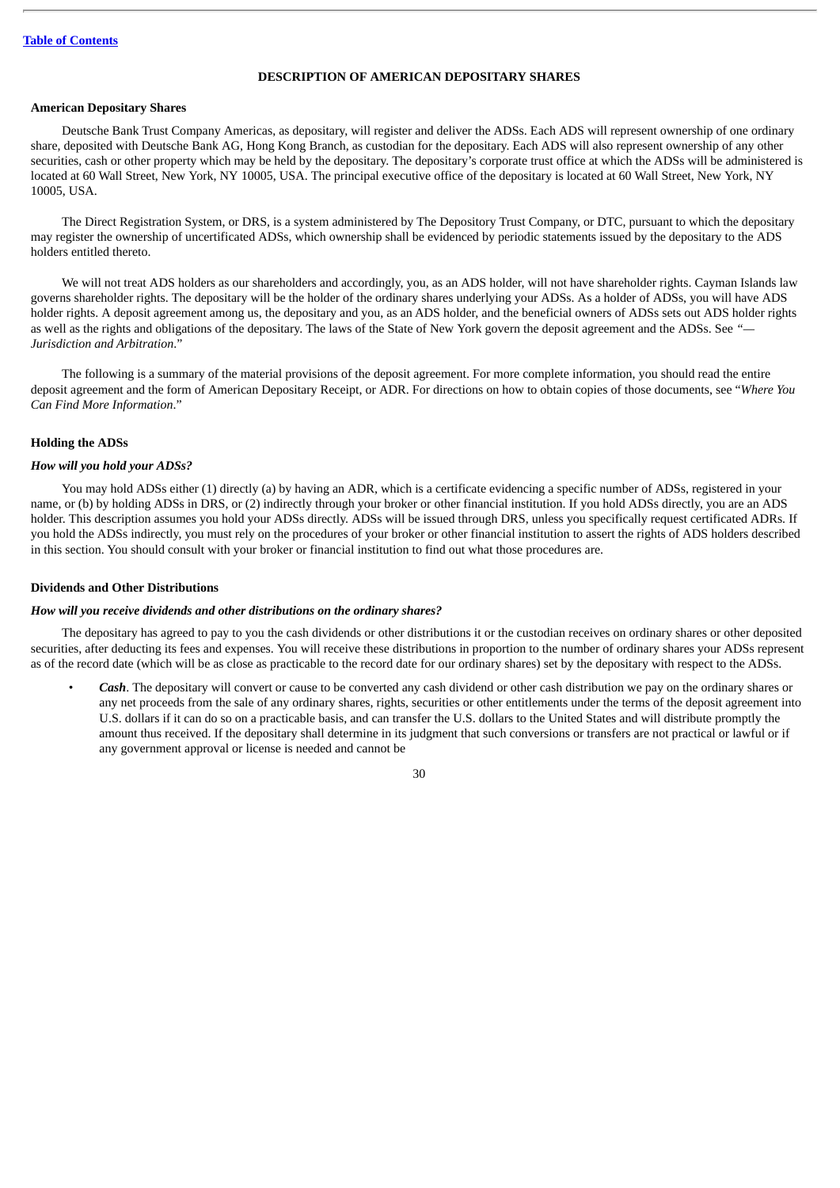[Table of Contents](#)

## DESCRIPTION OF AMERICAN DEPOSITARY SHARES

### American Depositary Shares

Deutsche Bank Trust Company Americas, as depositary, will register and deliver the ADSs. Each ADS will represent ownership of one ordinary share, deposited with Deutsche Bank AG, Hong Kong Branch, as custodian for the depositary. Each ADS will also represent ownership of any other securities, cash or other property which may be held by the depositary. The depositary's corporate trust office at which the ADSs will be administered is located at 60 Wall Street, New York, NY 10005, USA. The principal executive office of the depositary is located at 60 Wall Street, New York, NY 10005, USA.

The Direct Registration System, or DRS, is a system administered by The Depository Trust Company, or DTC, pursuant to which the depositary may register the ownership of uncertificated ADSs, which ownership shall be evidenced by periodic statements issued by the depositary to the ADS holders entitled thereto.

We will not treat ADS holders as our shareholders and accordingly, you, as an ADS holder, will not have shareholder rights. Cayman Islands law governs shareholder rights. The depositary will be the holder of the ordinary shares underlying your ADSs. As a holder of ADSs, you will have ADS holder rights. A deposit agreement among us, the depositary and you, as an ADS holder, and the beneficial owners of ADSs sets out ADS holder rights as well as the rights and obligations of the depositary. The laws of the State of New York govern the deposit agreement and the ADSs. See "*—Jurisdiction and Arbitration*."

The following is a summary of the material provisions of the deposit agreement. For more complete information, you should read the entire deposit agreement and the form of American Depositary Receipt, or ADR. For directions on how to obtain copies of those documents, see "*Where You Can Find More Information*."

### Holding the ADSs

#### *How will you hold your ADSs?*

You may hold ADSs either (1) directly (a) by having an ADR, which is a certificate evidencing a specific number of ADSs, registered in your name, or (b) by holding ADSs in DRS, or (2) indirectly through your broker or other financial institution. If you hold ADSs directly, you are an ADS holder. This description assumes you hold your ADSs directly. ADSs will be issued through DRS, unless you specifically request certificated ADRs. If you hold the ADSs indirectly, you must rely on the procedures of your broker or other financial institution to assert the rights of ADS holders described in this section. You should consult with your broker or financial institution to find out what those procedures are.

### Dividends and Other Distributions

#### *How will you receive dividends and other distributions on the ordinary shares?*

The depositary has agreed to pay to you the cash dividends or other distributions it or the custodian receives on ordinary shares or other deposited securities, after deducting its fees and expenses. You will receive these distributions in proportion to the number of ordinary shares your ADSs represent as of the record date (which will be as close as practicable to the record date for our ordinary shares) set by the depositary with respect to the ADSs.

- ***Cash***. The depositary will convert or cause to be converted any cash dividend or other cash distribution we pay on the ordinary shares or any net proceeds from the sale of any ordinary shares, rights, securities or other entitlements under the terms of the deposit agreement into U.S. dollars if it can do so on a practicable basis, and can transfer the U.S. dollars to the United States and will distribute promptly the amount thus received. If the depositary shall determine in its judgment that such conversions or transfers are not practical or lawful or if any government approval or license is needed and cannot be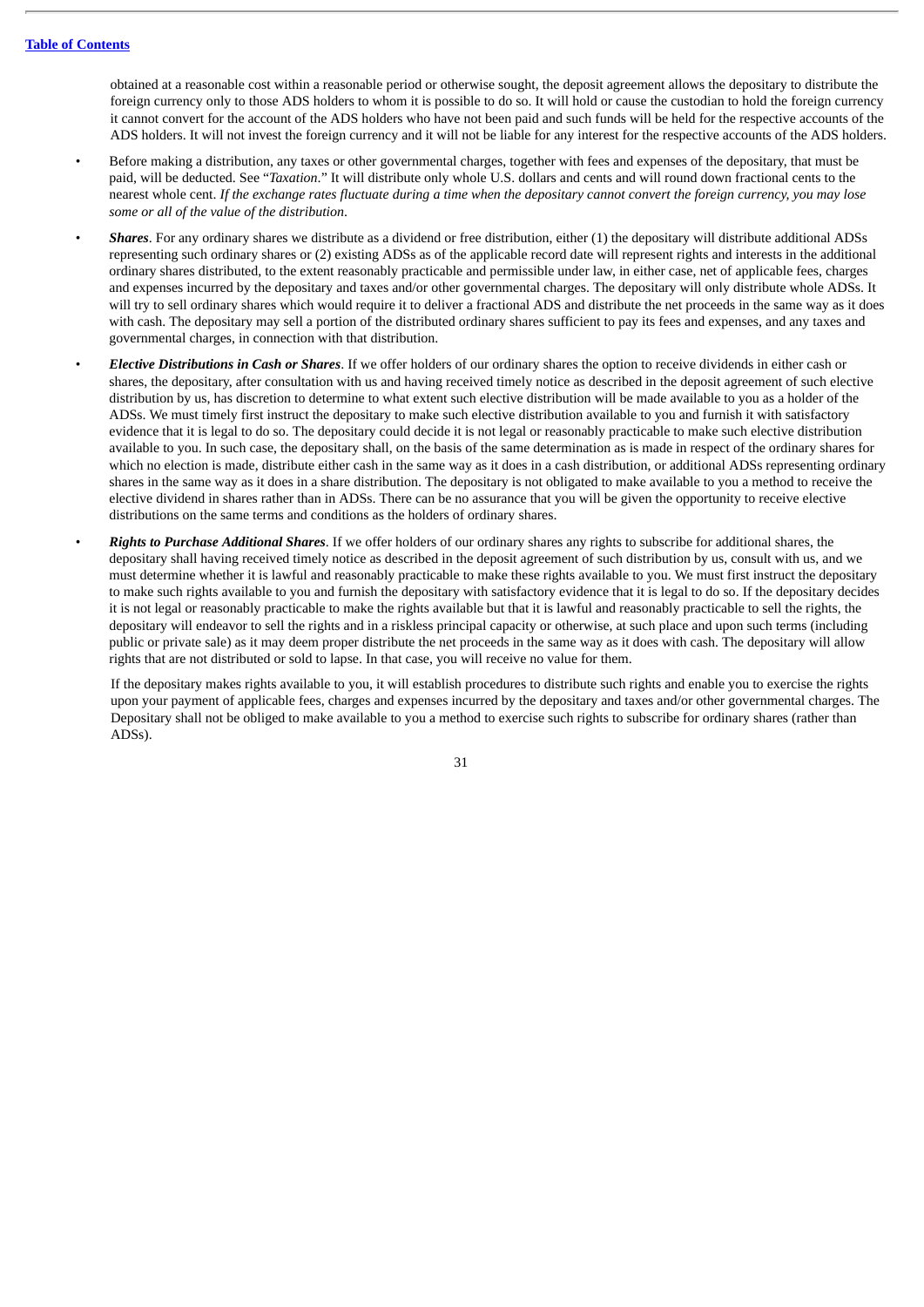obtained at a reasonable cost within a reasonable period or otherwise sought, the deposit agreement allows the depositary to distribute the foreign currency only to those ADS holders to whom it is possible to do so. It will hold or cause the custodian to hold the foreign currency it cannot convert for the account of the ADS holders who have not been paid and such funds will be held for the respective accounts of the ADS holders. It will not invest the foreign currency and it will not be liable for any interest for the respective accounts of the ADS holders.

- Before making a distribution, any taxes or other governmental charges, together with fees and expenses of the depositary, that must be paid, will be deducted. See "*Taxation*." It will distribute only whole U.S. dollars and cents and will round down fractional cents to the nearest whole cent. *If the exchange rates fluctuate during a time when the depositary cannot convert the foreign currency, you may lose some or all of the value of the distribution.*
- ***Shares***. For any ordinary shares we distribute as a dividend or free distribution, either (1) the depositary will distribute additional ADSs representing such ordinary shares or (2) existing ADSs as of the applicable record date will represent rights and interests in the additional ordinary shares distributed, to the extent reasonably practicable and permissible under law, in either case, net of applicable fees, charges and expenses incurred by the depositary and taxes and/or other governmental charges. The depositary will only distribute whole ADSs. It will try to sell ordinary shares which would require it to deliver a fractional ADS and distribute the net proceeds in the same way as it does with cash. The depositary may sell a portion of the distributed ordinary shares sufficient to pay its fees and expenses, and any taxes and governmental charges, in connection with that distribution.
- ***Elective Distributions in Cash or Shares***. If we offer holders of our ordinary shares the option to receive dividends in either cash or shares, the depositary, after consultation with us and having received timely notice as described in the deposit agreement of such elective distribution by us, has discretion to determine to what extent such elective distribution will be made available to you as a holder of the ADSs. We must timely first instruct the depositary to make such elective distribution available to you and furnish it with satisfactory evidence that it is legal to do so. The depositary could decide it is not legal or reasonably practicable to make such elective distribution available to you. In such case, the depositary shall, on the basis of the same determination as is made in respect of the ordinary shares for which no election is made, distribute either cash in the same way as it does in a cash distribution, or additional ADSs representing ordinary shares in the same way as it does in a share distribution. The depositary is not obligated to make available to you a method to receive the elective dividend in shares rather than in ADSs. There can be no assurance that you will be given the opportunity to receive elective distributions on the same terms and conditions as the holders of ordinary shares.
- ***Rights to Purchase Additional Shares***. If we offer holders of our ordinary shares any rights to subscribe for additional shares, the depositary shall having received timely notice as described in the deposit agreement of such distribution by us, consult with us, and we must determine whether it is lawful and reasonably practicable to make these rights available to you. We must first instruct the depositary to make such rights available to you and furnish the depositary with satisfactory evidence that it is legal to do so. If the depositary decides it is not legal or reasonably practicable to make the rights available but that it is lawful and reasonably practicable to sell the rights, the depositary will endeavor to sell the rights and in a riskless principal capacity or otherwise, at such place and upon such terms (including public or private sale) as it may deem proper distribute the net proceeds in the same way as it does with cash. The depositary will allow rights that are not distributed or sold to lapse. In that case, you will receive no value for them.

  If the depositary makes rights available to you, it will establish procedures to distribute such rights and enable you to exercise the rights upon your payment of applicable fees, charges and expenses incurred by the depositary and taxes and/or other governmental charges. The Depositary shall not be obliged to make available to you a method to exercise such rights to subscribe for ordinary shares (rather than ADSs).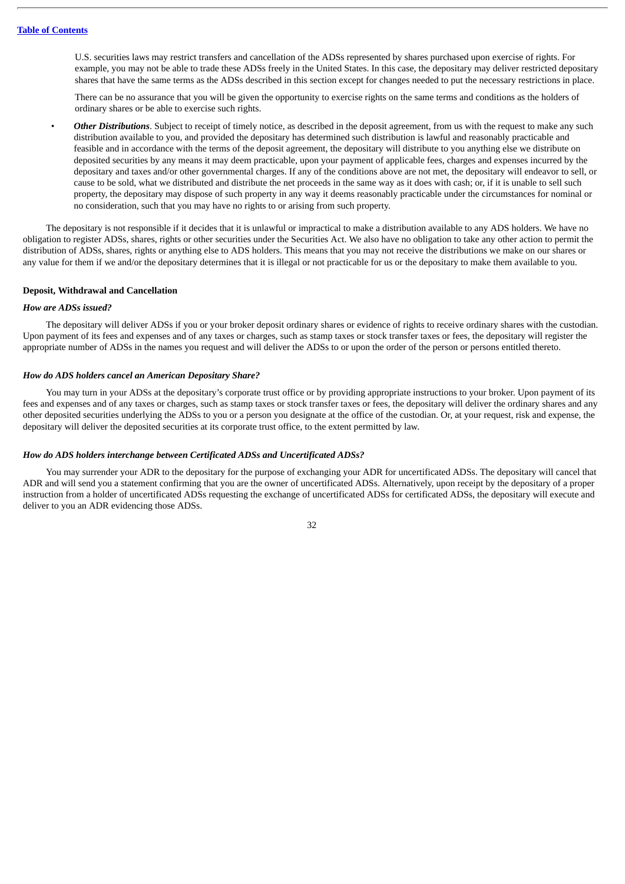U.S. securities laws may restrict transfers and cancellation of the ADSs represented by shares purchased upon exercise of rights. For example, you may not be able to trade these ADSs freely in the United States. In this case, the depositary may deliver restricted depositary shares that have the same terms as the ADSs described in this section except for changes needed to put the necessary restrictions in place.

There can be no assurance that you will be given the opportunity to exercise rights on the same terms and conditions as the holders of ordinary shares or be able to exercise such rights.

- ***Other Distributions***. Subject to receipt of timely notice, as described in the deposit agreement, from us with the request to make any such distribution available to you, and provided the depositary has determined such distribution is lawful and reasonably practicable and feasible and in accordance with the terms of the deposit agreement, the depositary will distribute to you anything else we distribute on deposited securities by any means it may deem practicable, upon your payment of applicable fees, charges and expenses incurred by the depositary and taxes and/or other governmental charges. If any of the conditions above are not met, the depositary will endeavor to sell, or cause to be sold, what we distributed and distribute the net proceeds in the same way as it does with cash; or, if it is unable to sell such property, the depositary may dispose of such property in any way it deems reasonably practicable under the circumstances for nominal or no consideration, such that you may have no rights to or arising from such property.

The depositary is not responsible if it decides that it is unlawful or impractical to make a distribution available to any ADS holders. We have no obligation to register ADSs, shares, rights or other securities under the Securities Act. We also have no obligation to take any other action to permit the distribution of ADSs, shares, rights or anything else to ADS holders. This means that you may not receive the distributions we make on our shares or any value for them if we and/or the depositary determines that it is illegal or not practicable for us or the depositary to make them available to you.

**Deposit, Withdrawal and Cancellation**

***How are ADSs issued?***

The depositary will deliver ADSs if you or your broker deposit ordinary shares or evidence of rights to receive ordinary shares with the custodian. Upon payment of its fees and expenses and of any taxes or charges, such as stamp taxes or stock transfer taxes or fees, the depositary will register the appropriate number of ADSs in the names you request and will deliver the ADSs to or upon the order of the person or persons entitled thereto.

***How do ADS holders cancel an American Depositary Share?***

You may turn in your ADSs at the depositary's corporate trust office or by providing appropriate instructions to your broker. Upon payment of its fees and expenses and of any taxes or charges, such as stamp taxes or stock transfer taxes or fees, the depositary will deliver the ordinary shares and any other deposited securities underlying the ADSs to you or a person you designate at the office of the custodian. Or, at your request, risk and expense, the depositary will deliver the deposited securities at its corporate trust office, to the extent permitted by law.

***How do ADS holders interchange between Certificated ADSs and Uncertificated ADSs?***

You may surrender your ADR to the depositary for the purpose of exchanging your ADR for uncertificated ADSs. The depositary will cancel that ADR and will send you a statement confirming that you are the owner of uncertificated ADSs. Alternatively, upon receipt by the depositary of a proper instruction from a holder of uncertificated ADSs requesting the exchange of uncertificated ADSs for certificated ADSs, the depositary will execute and deliver to you an ADR evidencing those ADSs.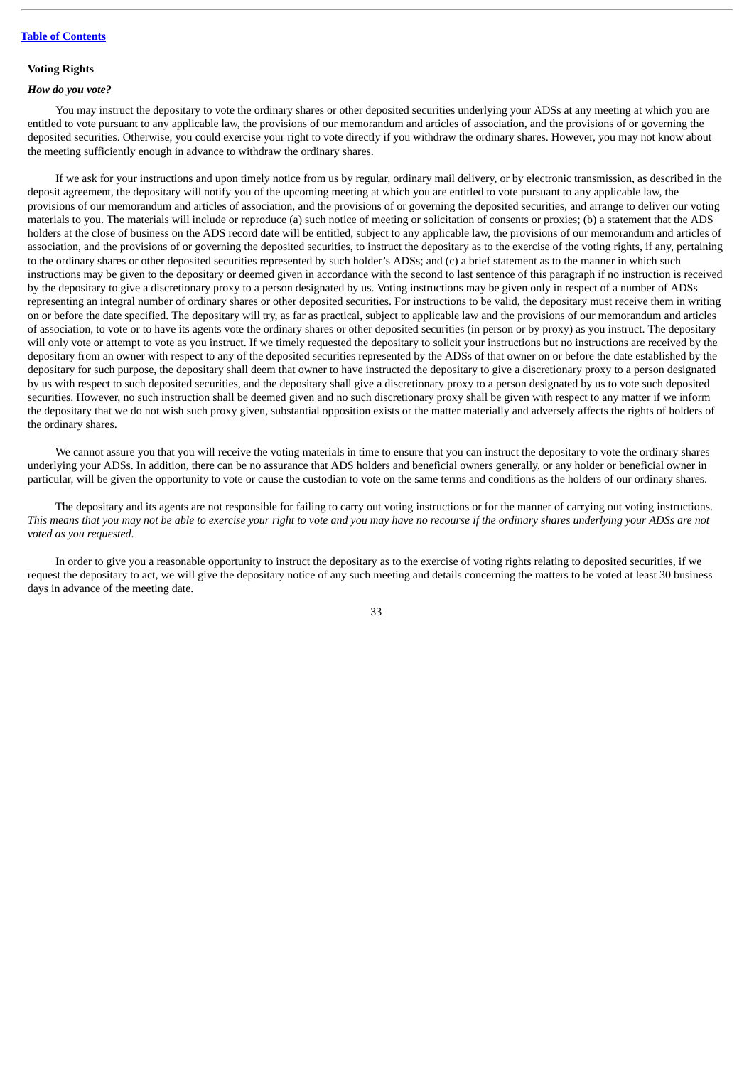[Table of Contents](#)

### Voting Rights

#### *How do you vote?*

You may instruct the depositary to vote the ordinary shares or other deposited securities underlying your ADSs at any meeting at which you are entitled to vote pursuant to any applicable law, the provisions of our memorandum and articles of association, and the provisions of or governing the deposited securities. Otherwise, you could exercise your right to vote directly if you withdraw the ordinary shares. However, you may not know about the meeting sufficiently enough in advance to withdraw the ordinary shares.

If we ask for your instructions and upon timely notice from us by regular, ordinary mail delivery, or by electronic transmission, as described in the deposit agreement, the depositary will notify you of the upcoming meeting at which you are entitled to vote pursuant to any applicable law, the provisions of our memorandum and articles of association, and the provisions of or governing the deposited securities, and arrange to deliver our voting materials to you. The materials will include or reproduce (a) such notice of meeting or solicitation of consents or proxies; (b) a statement that the ADS holders at the close of business on the ADS record date will be entitled, subject to any applicable law, the provisions of our memorandum and articles of association, and the provisions of or governing the deposited securities, to instruct the depositary as to the exercise of the voting rights, if any, pertaining to the ordinary shares or other deposited securities represented by such holder's ADSs; and (c) a brief statement as to the manner in which such instructions may be given to the depositary or deemed given in accordance with the second to last sentence of this paragraph if no instruction is received by the depositary to give a discretionary proxy to a person designated by us. Voting instructions may be given only in respect of a number of ADSs representing an integral number of ordinary shares or other deposited securities. For instructions to be valid, the depositary must receive them in writing on or before the date specified. The depositary will try, as far as practical, subject to applicable law and the provisions of our memorandum and articles of association, to vote or to have its agents vote the ordinary shares or other deposited securities (in person or by proxy) as you instruct. The depositary will only vote or attempt to vote as you instruct. If we timely requested the depositary to solicit your instructions but no instructions are received by the depositary from an owner with respect to any of the deposited securities represented by the ADSs of that owner on or before the date established by the depositary for such purpose, the depositary shall deem that owner to have instructed the depositary to give a discretionary proxy to a person designated by us with respect to such deposited securities, and the depositary shall give a discretionary proxy to a person designated by us to vote such deposited securities. However, no such instruction shall be deemed given and no such discretionary proxy shall be given with respect to any matter if we inform the depositary that we do not wish such proxy given, substantial opposition exists or the matter materially and adversely affects the rights of holders of the ordinary shares.

We cannot assure you that you will receive the voting materials in time to ensure that you can instruct the depositary to vote the ordinary shares underlying your ADSs. In addition, there can be no assurance that ADS holders and beneficial owners generally, or any holder or beneficial owner in particular, will be given the opportunity to vote or cause the custodian to vote on the same terms and conditions as the holders of our ordinary shares.

The depositary and its agents are not responsible for failing to carry out voting instructions or for the manner of carrying out voting instructions. *This means that you may not be able to exercise your right to vote and you may have no recourse if the ordinary shares underlying your ADSs are not voted as you requested.*

In order to give you a reasonable opportunity to instruct the depositary as to the exercise of voting rights relating to deposited securities, if we request the depositary to act, we will give the depositary notice of any such meeting and details concerning the matters to be voted at least 30 business days in advance of the meeting date.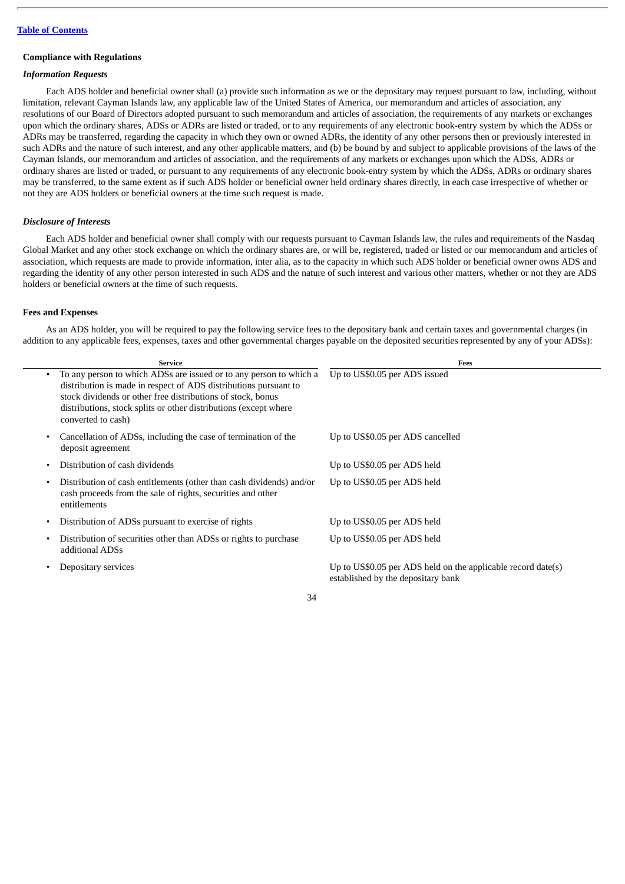[Table of Contents](#)

### Compliance with Regulations

#### *Information Requests*

Each ADS holder and beneficial owner shall (a) provide such information as we or the depositary may request pursuant to law, including, without limitation, relevant Cayman Islands law, any applicable law of the United States of America, our memorandum and articles of association, any resolutions of our Board of Directors adopted pursuant to such memorandum and articles of association, the requirements of any markets or exchanges upon which the ordinary shares, ADSs or ADRs are listed or traded, or to any requirements of any electronic book-entry system by which the ADSs or ADRs may be transferred, regarding the capacity in which they own or owned ADRs, the identity of any other persons then or previously interested in such ADRs and the nature of such interest, and any other applicable matters, and (b) be bound by and subject to applicable provisions of the laws of the Cayman Islands, our memorandum and articles of association, and the requirements of any markets or exchanges upon which the ADSs, ADRs or ordinary shares are listed or traded, or pursuant to any requirements of any electronic book-entry system by which the ADSs, ADRs or ordinary shares may be transferred, to the same extent as if such ADS holder or beneficial owner held ordinary shares directly, in each case irrespective of whether or not they are ADS holders or beneficial owners at the time such request is made.

#### *Disclosure of Interests*

Each ADS holder and beneficial owner shall comply with our requests pursuant to Cayman Islands law, the rules and requirements of the Nasdaq Global Market and any other stock exchange on which the ordinary shares are, or will be, registered, traded or listed or our memorandum and articles of association, which requests are made to provide information, inter alia, as to the capacity in which such ADS holder or beneficial owner owns ADS and regarding the identity of any other person interested in such ADS and the nature of such interest and various other matters, whether or not they are ADS holders or beneficial owners at the time of such requests.

### Fees and Expenses

As an ADS holder, you will be required to pay the following service fees to the depositary bank and certain taxes and governmental charges (in addition to any applicable fees, expenses, taxes and other governmental charges payable on the deposited securities represented by any of your ADSs):

| Service | Fees |
|---|---|
| • To any person to which ADSs are issued or to any person to which a distribution is made in respect of ADS distributions pursuant to stock dividends or other free distributions of stock, bonus distributions, stock splits or other distributions (except where converted to cash) | Up to US$0.05 per ADS issued |
| • Cancellation of ADSs, including the case of termination of the deposit agreement | Up to US$0.05 per ADS cancelled |
| • Distribution of cash dividends | Up to US$0.05 per ADS held |
| • Distribution of cash entitlements (other than cash dividends) and/or cash proceeds from the sale of rights, securities and other entitlements | Up to US$0.05 per ADS held |
| • Distribution of ADSs pursuant to exercise of rights | Up to US$0.05 per ADS held |
| • Distribution of securities other than ADSs or rights to purchase additional ADSs | Up to US$0.05 per ADS held |
| • Depositary services | Up to US$0.05 per ADS held on the applicable record date(s) established by the depositary bank |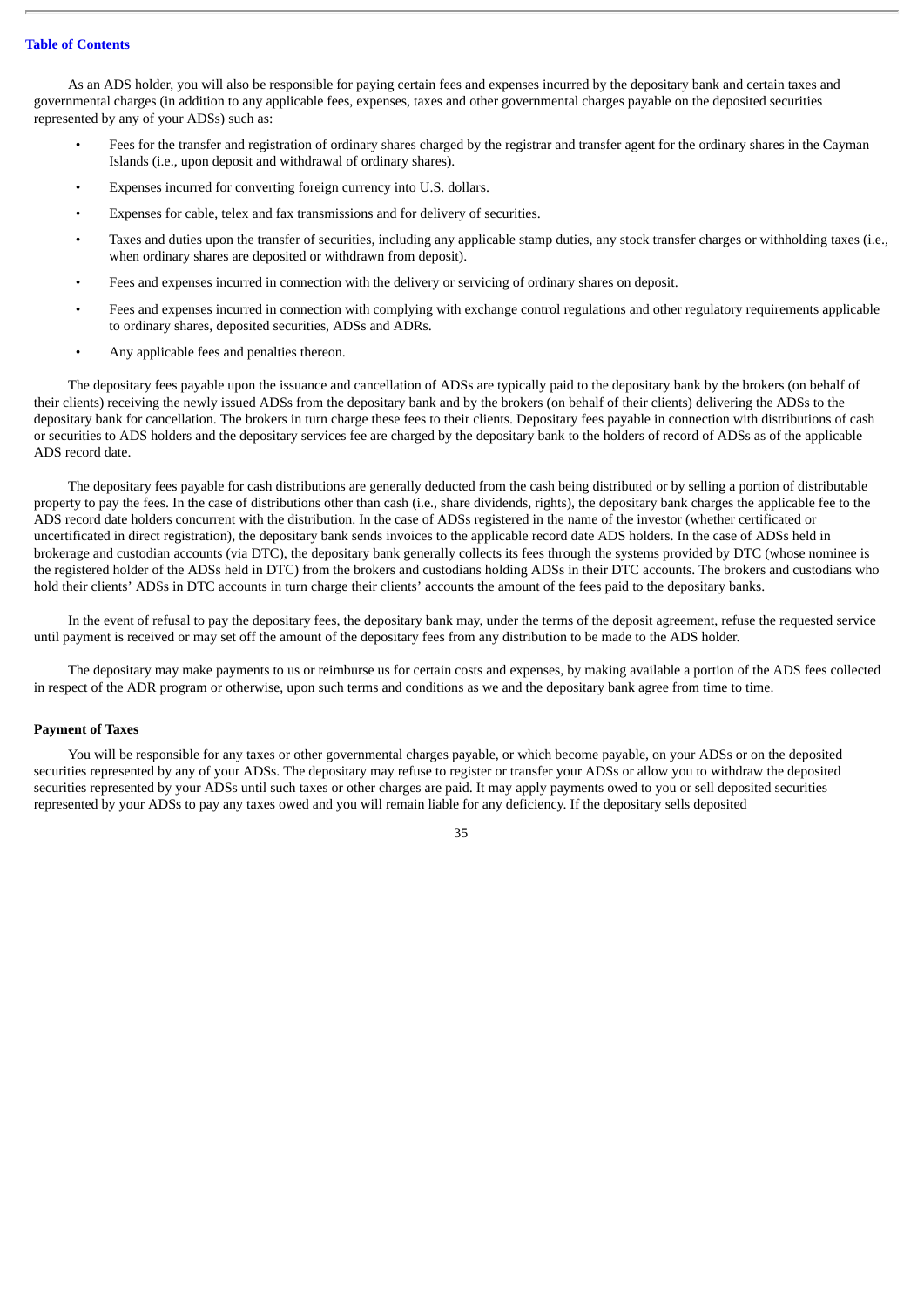As an ADS holder, you will also be responsible for paying certain fees and expenses incurred by the depositary bank and certain taxes and governmental charges (in addition to any applicable fees, expenses, taxes and other governmental charges payable on the deposited securities represented by any of your ADSs) such as:

- Fees for the transfer and registration of ordinary shares charged by the registrar and transfer agent for the ordinary shares in the Cayman Islands (i.e., upon deposit and withdrawal of ordinary shares).
- Expenses incurred for converting foreign currency into U.S. dollars.
- Expenses for cable, telex and fax transmissions and for delivery of securities.
- Taxes and duties upon the transfer of securities, including any applicable stamp duties, any stock transfer charges or withholding taxes (i.e., when ordinary shares are deposited or withdrawn from deposit).
- Fees and expenses incurred in connection with the delivery or servicing of ordinary shares on deposit.
- Fees and expenses incurred in connection with complying with exchange control regulations and other regulatory requirements applicable to ordinary shares, deposited securities, ADSs and ADRs.
- Any applicable fees and penalties thereon.

The depositary fees payable upon the issuance and cancellation of ADSs are typically paid to the depositary bank by the brokers (on behalf of their clients) receiving the newly issued ADSs from the depositary bank and by the brokers (on behalf of their clients) delivering the ADSs to the depositary bank for cancellation. The brokers in turn charge these fees to their clients. Depositary fees payable in connection with distributions of cash or securities to ADS holders and the depositary services fee are charged by the depositary bank to the holders of record of ADSs as of the applicable ADS record date.

The depositary fees payable for cash distributions are generally deducted from the cash being distributed or by selling a portion of distributable property to pay the fees. In the case of distributions other than cash (i.e., share dividends, rights), the depositary bank charges the applicable fee to the ADS record date holders concurrent with the distribution. In the case of ADSs registered in the name of the investor (whether certificated or uncertificated in direct registration), the depositary bank sends invoices to the applicable record date ADS holders. In the case of ADSs held in brokerage and custodian accounts (via DTC), the depositary bank generally collects its fees through the systems provided by DTC (whose nominee is the registered holder of the ADSs held in DTC) from the brokers and custodians holding ADSs in their DTC accounts. The brokers and custodians who hold their clients' ADSs in DTC accounts in turn charge their clients' accounts the amount of the fees paid to the depositary banks.

In the event of refusal to pay the depositary fees, the depositary bank may, under the terms of the deposit agreement, refuse the requested service until payment is received or may set off the amount of the depositary fees from any distribution to be made to the ADS holder.

The depositary may make payments to us or reimburse us for certain costs and expenses, by making available a portion of the ADS fees collected in respect of the ADR program or otherwise, upon such terms and conditions as we and the depositary bank agree from time to time.

**Payment of Taxes**

You will be responsible for any taxes or other governmental charges payable, or which become payable, on your ADSs or on the deposited securities represented by any of your ADSs. The depositary may refuse to register or transfer your ADSs or allow you to withdraw the deposited securities represented by your ADSs until such taxes or other charges are paid. It may apply payments owed to you or sell deposited securities represented by your ADSs to pay any taxes owed and you will remain liable for any deficiency. If the depositary sells deposited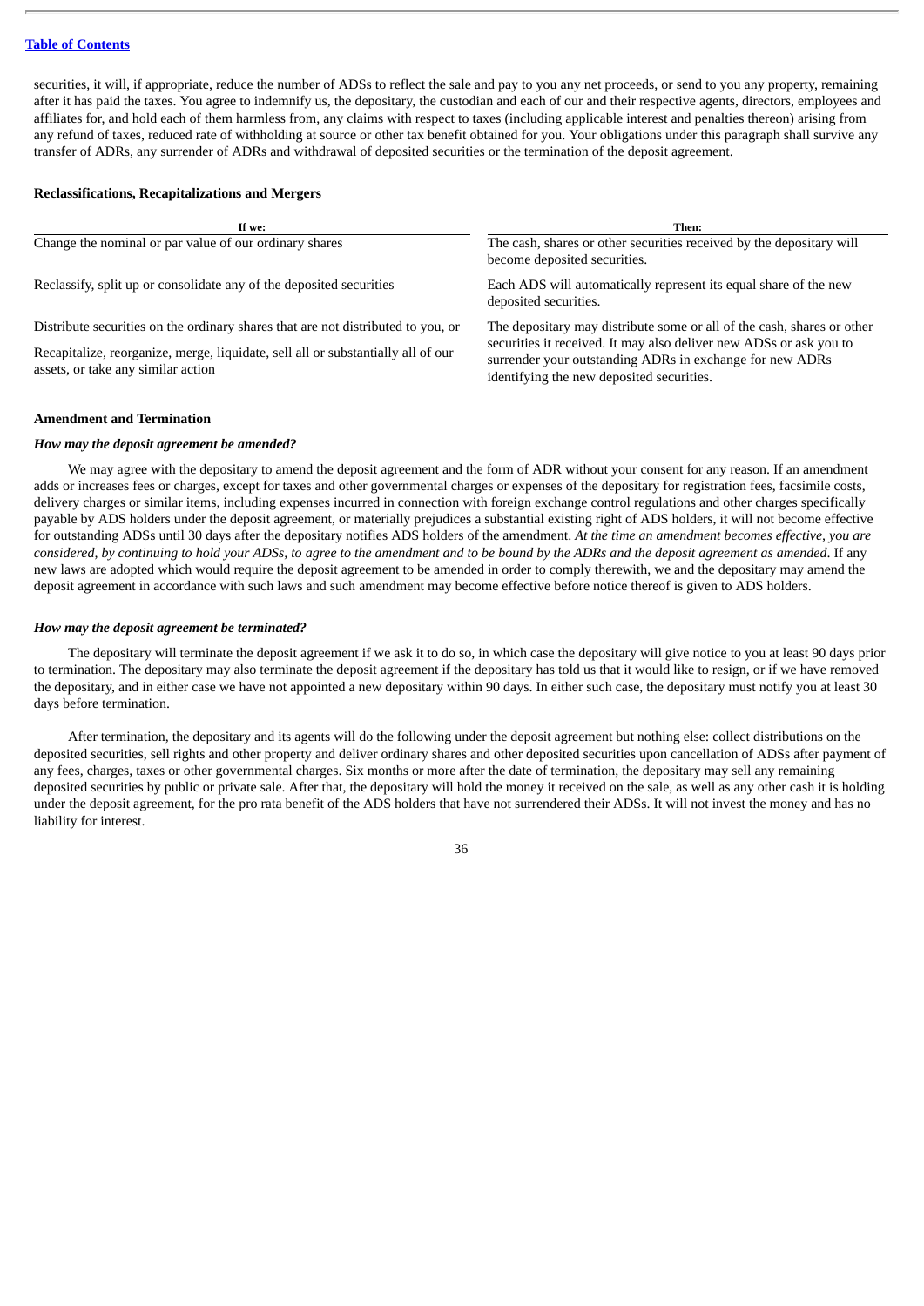securities, it will, if appropriate, reduce the number of ADSs to reflect the sale and pay to you any net proceeds, or send to you any property, remaining after it has paid the taxes. You agree to indemnify us, the depositary, the custodian and each of our and their respective agents, directors, employees and affiliates for, and hold each of them harmless from, any claims with respect to taxes (including applicable interest and penalties thereon) arising from any refund of taxes, reduced rate of withholding at source or other tax benefit obtained for you. Your obligations under this paragraph shall survive any transfer of ADRs, any surrender of ADRs and withdrawal of deposited securities or the termination of the deposit agreement.

**Reclassifications, Recapitalizations and Mergers**

| If we: | Then: |
|---|---|
| Change the nominal or par value of our ordinary shares | The cash, shares or other securities received by the depositary will become deposited securities. |
| Reclassify, split up or consolidate any of the deposited securities | Each ADS will automatically represent its equal share of the new deposited securities. |
| Distribute securities on the ordinary shares that are not distributed to you, or<br><br>Recapitalize, reorganize, merge, liquidate, sell all or substantially all of our assets, or take any similar action | The depositary may distribute some or all of the cash, shares or other securities it received. It may also deliver new ADSs or ask you to surrender your outstanding ADRs in exchange for new ADRs identifying the new deposited securities. |

**Amendment and Termination**

***How may the deposit agreement be amended?***

We may agree with the depositary to amend the deposit agreement and the form of ADR without your consent for any reason. If an amendment adds or increases fees or charges, except for taxes and other governmental charges or expenses of the depositary for registration fees, facsimile costs, delivery charges or similar items, including expenses incurred in connection with foreign exchange control regulations and other charges specifically payable by ADS holders under the deposit agreement, or materially prejudices a substantial existing right of ADS holders, it will not become effective for outstanding ADSs until 30 days after the depositary notifies ADS holders of the amendment. *At the time an amendment becomes effective, you are considered, by continuing to hold your ADSs, to agree to the amendment and to be bound by the ADRs and the deposit agreement as amended.* If any new laws are adopted which would require the deposit agreement to be amended in order to comply therewith, we and the depositary may amend the deposit agreement in accordance with such laws and such amendment may become effective before notice thereof is given to ADS holders.

***How may the deposit agreement be terminated?***

The depositary will terminate the deposit agreement if we ask it to do so, in which case the depositary will give notice to you at least 90 days prior to termination. The depositary may also terminate the deposit agreement if the depositary has told us that it would like to resign, or if we have removed the depositary, and in either case we have not appointed a new depositary within 90 days. In either such case, the depositary must notify you at least 30 days before termination.

After termination, the depositary and its agents will do the following under the deposit agreement but nothing else: collect distributions on the deposited securities, sell rights and other property and deliver ordinary shares and other deposited securities upon cancellation of ADSs after payment of any fees, charges, taxes or other governmental charges. Six months or more after the date of termination, the depositary may sell any remaining deposited securities by public or private sale. After that, the depositary will hold the money it received on the sale, as well as any other cash it is holding under the deposit agreement, for the pro rata benefit of the ADS holders that have not surrendered their ADSs. It will not invest the money and has no liability for interest.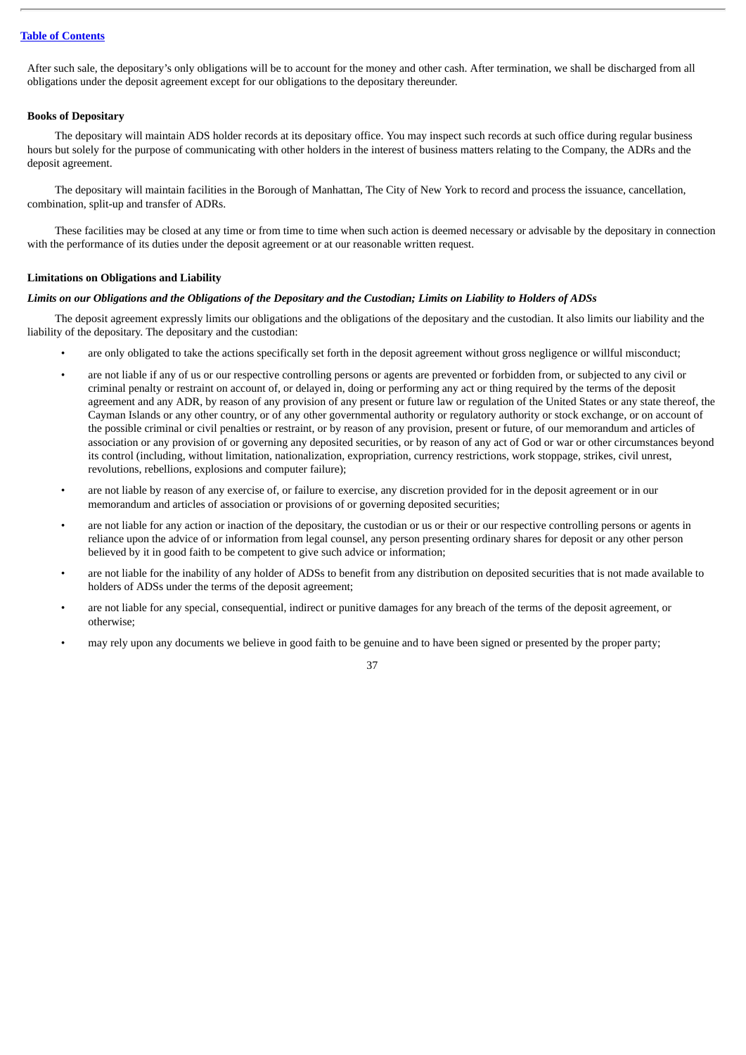After such sale, the depositary's only obligations will be to account for the money and other cash. After termination, we shall be discharged from all obligations under the deposit agreement except for our obligations to the depositary thereunder.

**Books of Depositary**

The depositary will maintain ADS holder records at its depositary office. You may inspect such records at such office during regular business hours but solely for the purpose of communicating with other holders in the interest of business matters relating to the Company, the ADRs and the deposit agreement.

The depositary will maintain facilities in the Borough of Manhattan, The City of New York to record and process the issuance, cancellation, combination, split-up and transfer of ADRs.

These facilities may be closed at any time or from time to time when such action is deemed necessary or advisable by the depositary in connection with the performance of its duties under the deposit agreement or at our reasonable written request.

**Limitations on Obligations and Liability**

***Limits on our Obligations and the Obligations of the Depositary and the Custodian; Limits on Liability to Holders of ADSs***

The deposit agreement expressly limits our obligations and the obligations of the depositary and the custodian. It also limits our liability and the liability of the depositary. The depositary and the custodian:

- are only obligated to take the actions specifically set forth in the deposit agreement without gross negligence or willful misconduct;
- are not liable if any of us or our respective controlling persons or agents are prevented or forbidden from, or subjected to any civil or criminal penalty or restraint on account of, or delayed in, doing or performing any act or thing required by the terms of the deposit agreement and any ADR, by reason of any provision of any present or future law or regulation of the United States or any state thereof, the Cayman Islands or any other country, or of any other governmental authority or regulatory authority or stock exchange, or on account of the possible criminal or civil penalties or restraint, or by reason of any provision, present or future, of our memorandum and articles of association or any provision of or governing any deposited securities, or by reason of any act of God or war or other circumstances beyond its control (including, without limitation, nationalization, expropriation, currency restrictions, work stoppage, strikes, civil unrest, revolutions, rebellions, explosions and computer failure);
- are not liable by reason of any exercise of, or failure to exercise, any discretion provided for in the deposit agreement or in our memorandum and articles of association or provisions of or governing deposited securities;
- are not liable for any action or inaction of the depositary, the custodian or us or their or our respective controlling persons or agents in reliance upon the advice of or information from legal counsel, any person presenting ordinary shares for deposit or any other person believed by it in good faith to be competent to give such advice or information;
- are not liable for the inability of any holder of ADSs to benefit from any distribution on deposited securities that is not made available to holders of ADSs under the terms of the deposit agreement;
- are not liable for any special, consequential, indirect or punitive damages for any breach of the terms of the deposit agreement, or otherwise;
- may rely upon any documents we believe in good faith to be genuine and to have been signed or presented by the proper party;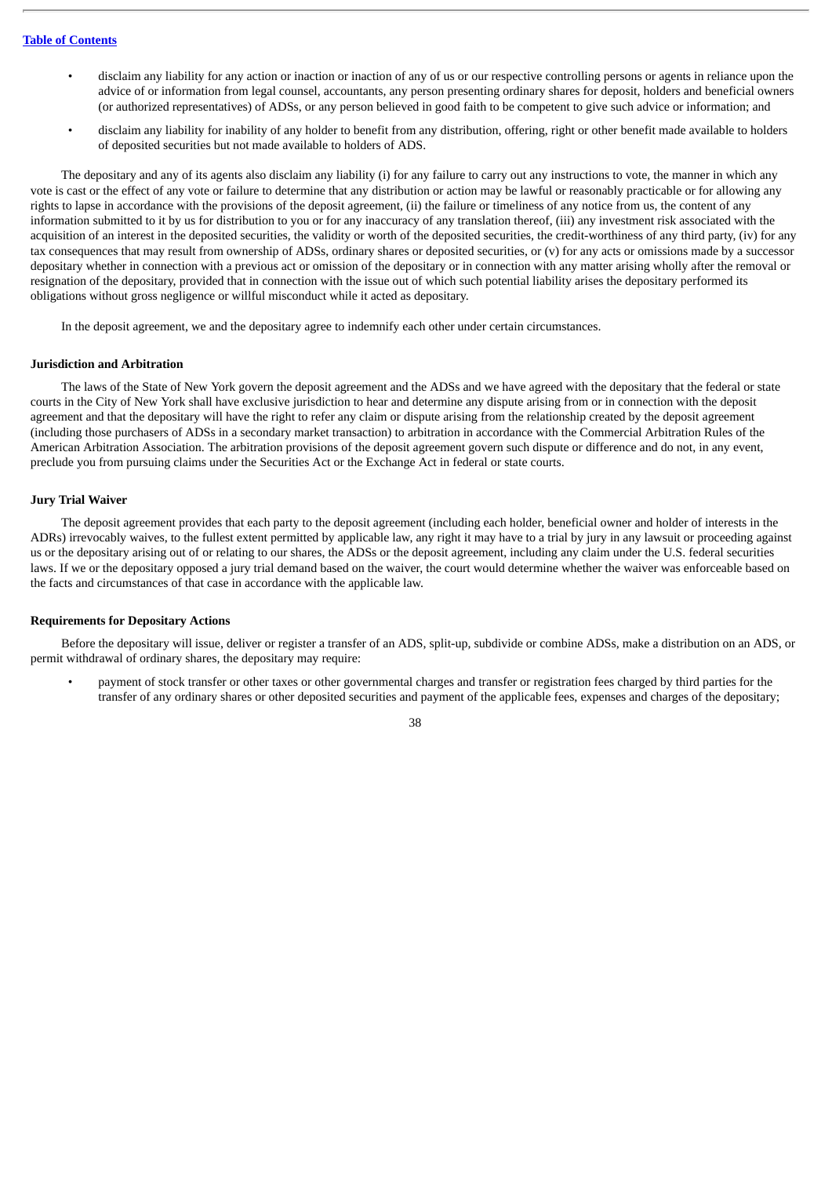- disclaim any liability for any action or inaction or inaction of any of us or our respective controlling persons or agents in reliance upon the advice of or information from legal counsel, accountants, any person presenting ordinary shares for deposit, holders and beneficial owners (or authorized representatives) of ADSs, or any person believed in good faith to be competent to give such advice or information; and
- disclaim any liability for inability of any holder to benefit from any distribution, offering, right or other benefit made available to holders of deposited securities but not made available to holders of ADS.

The depositary and any of its agents also disclaim any liability (i) for any failure to carry out any instructions to vote, the manner in which any vote is cast or the effect of any vote or failure to determine that any distribution or action may be lawful or reasonably practicable or for allowing any rights to lapse in accordance with the provisions of the deposit agreement, (ii) the failure or timeliness of any notice from us, the content of any information submitted to it by us for distribution to you or for any inaccuracy of any translation thereof, (iii) any investment risk associated with the acquisition of an interest in the deposited securities, the validity or worth of the deposited securities, the credit-worthiness of any third party, (iv) for any tax consequences that may result from ownership of ADSs, ordinary shares or deposited securities, or (v) for any acts or omissions made by a successor depositary whether in connection with a previous act or omission of the depositary or in connection with any matter arising wholly after the removal or resignation of the depositary, provided that in connection with the issue out of which such potential liability arises the depositary performed its obligations without gross negligence or willful misconduct while it acted as depositary.

In the deposit agreement, we and the depositary agree to indemnify each other under certain circumstances.

**Jurisdiction and Arbitration**

The laws of the State of New York govern the deposit agreement and the ADSs and we have agreed with the depositary that the federal or state courts in the City of New York shall have exclusive jurisdiction to hear and determine any dispute arising from or in connection with the deposit agreement and that the depositary will have the right to refer any claim or dispute arising from the relationship created by the deposit agreement (including those purchasers of ADSs in a secondary market transaction) to arbitration in accordance with the Commercial Arbitration Rules of the American Arbitration Association. The arbitration provisions of the deposit agreement govern such dispute or difference and do not, in any event, preclude you from pursuing claims under the Securities Act or the Exchange Act in federal or state courts.

**Jury Trial Waiver**

The deposit agreement provides that each party to the deposit agreement (including each holder, beneficial owner and holder of interests in the ADRs) irrevocably waives, to the fullest extent permitted by applicable law, any right it may have to a trial by jury in any lawsuit or proceeding against us or the depositary arising out of or relating to our shares, the ADSs or the deposit agreement, including any claim under the U.S. federal securities laws. If we or the depositary opposed a jury trial demand based on the waiver, the court would determine whether the waiver was enforceable based on the facts and circumstances of that case in accordance with the applicable law.

**Requirements for Depositary Actions**

Before the depositary will issue, deliver or register a transfer of an ADS, split-up, subdivide or combine ADSs, make a distribution on an ADS, or permit withdrawal of ordinary shares, the depositary may require:

- payment of stock transfer or other taxes or other governmental charges and transfer or registration fees charged by third parties for the transfer of any ordinary shares or other deposited securities and payment of the applicable fees, expenses and charges of the depositary;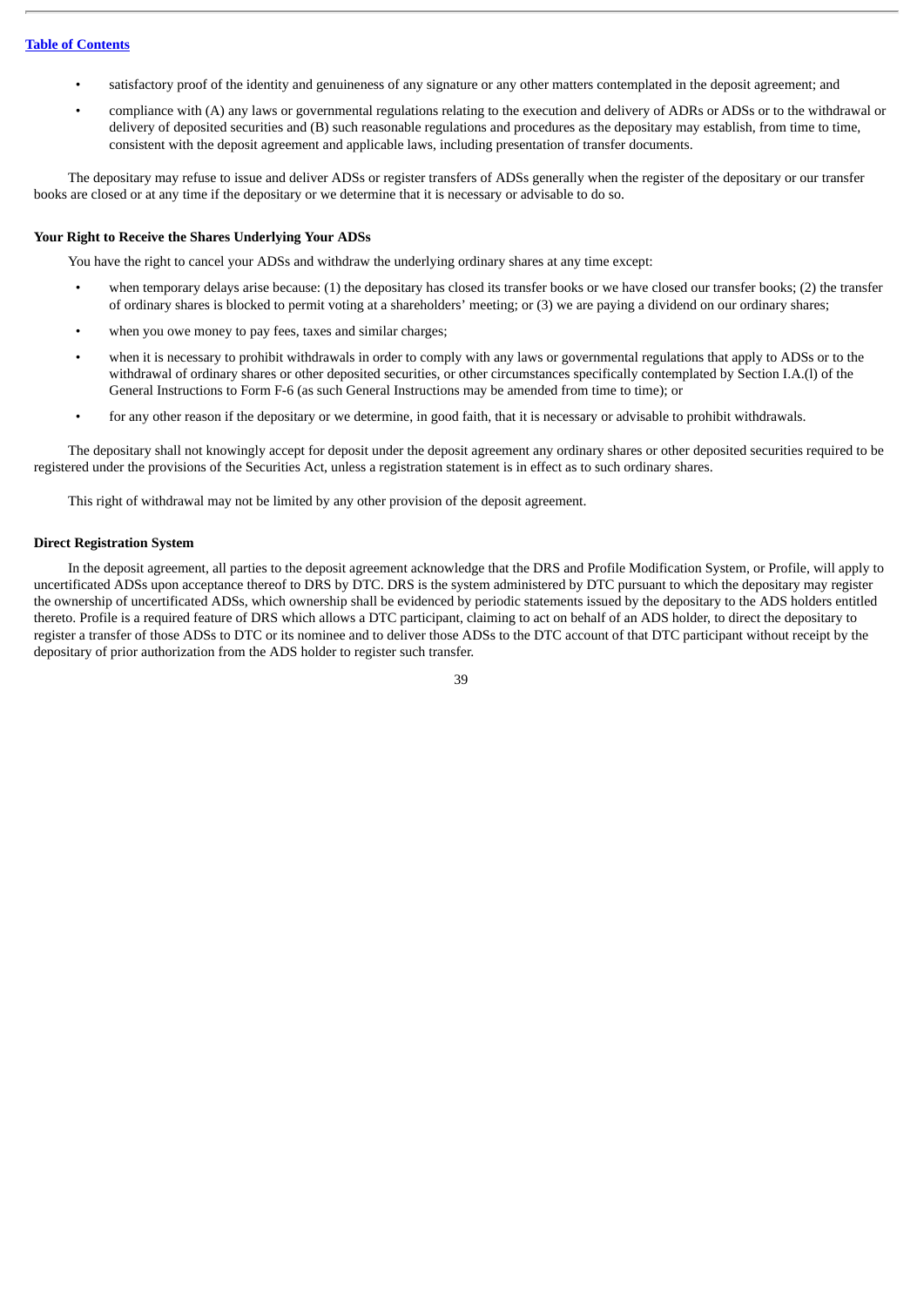- satisfactory proof of the identity and genuineness of any signature or any other matters contemplated in the deposit agreement; and
- compliance with (A) any laws or governmental regulations relating to the execution and delivery of ADRs or ADSs or to the withdrawal or delivery of deposited securities and (B) such reasonable regulations and procedures as the depositary may establish, from time to time, consistent with the deposit agreement and applicable laws, including presentation of transfer documents.

The depositary may refuse to issue and deliver ADSs or register transfers of ADSs generally when the register of the depositary or our transfer books are closed or at any time if the depositary or we determine that it is necessary or advisable to do so.

**Your Right to Receive the Shares Underlying Your ADSs**

You have the right to cancel your ADSs and withdraw the underlying ordinary shares at any time except:

- when temporary delays arise because: (1) the depositary has closed its transfer books or we have closed our transfer books; (2) the transfer of ordinary shares is blocked to permit voting at a shareholders' meeting; or (3) we are paying a dividend on our ordinary shares;
- when you owe money to pay fees, taxes and similar charges;
- when it is necessary to prohibit withdrawals in order to comply with any laws or governmental regulations that apply to ADSs or to the withdrawal of ordinary shares or other deposited securities, or other circumstances specifically contemplated by Section I.A.(l) of the General Instructions to Form F-6 (as such General Instructions may be amended from time to time); or
- for any other reason if the depositary or we determine, in good faith, that it is necessary or advisable to prohibit withdrawals.

The depositary shall not knowingly accept for deposit under the deposit agreement any ordinary shares or other deposited securities required to be registered under the provisions of the Securities Act, unless a registration statement is in effect as to such ordinary shares.

This right of withdrawal may not be limited by any other provision of the deposit agreement.

**Direct Registration System**

In the deposit agreement, all parties to the deposit agreement acknowledge that the DRS and Profile Modification System, or Profile, will apply to uncertificated ADSs upon acceptance thereof to DRS by DTC. DRS is the system administered by DTC pursuant to which the depositary may register the ownership of uncertificated ADSs, which ownership shall be evidenced by periodic statements issued by the depositary to the ADS holders entitled thereto. Profile is a required feature of DRS which allows a DTC participant, claiming to act on behalf of an ADS holder, to direct the depositary to register a transfer of those ADSs to DTC or its nominee and to deliver those ADSs to the DTC account of that DTC participant without receipt by the depositary of prior authorization from the ADS holder to register such transfer.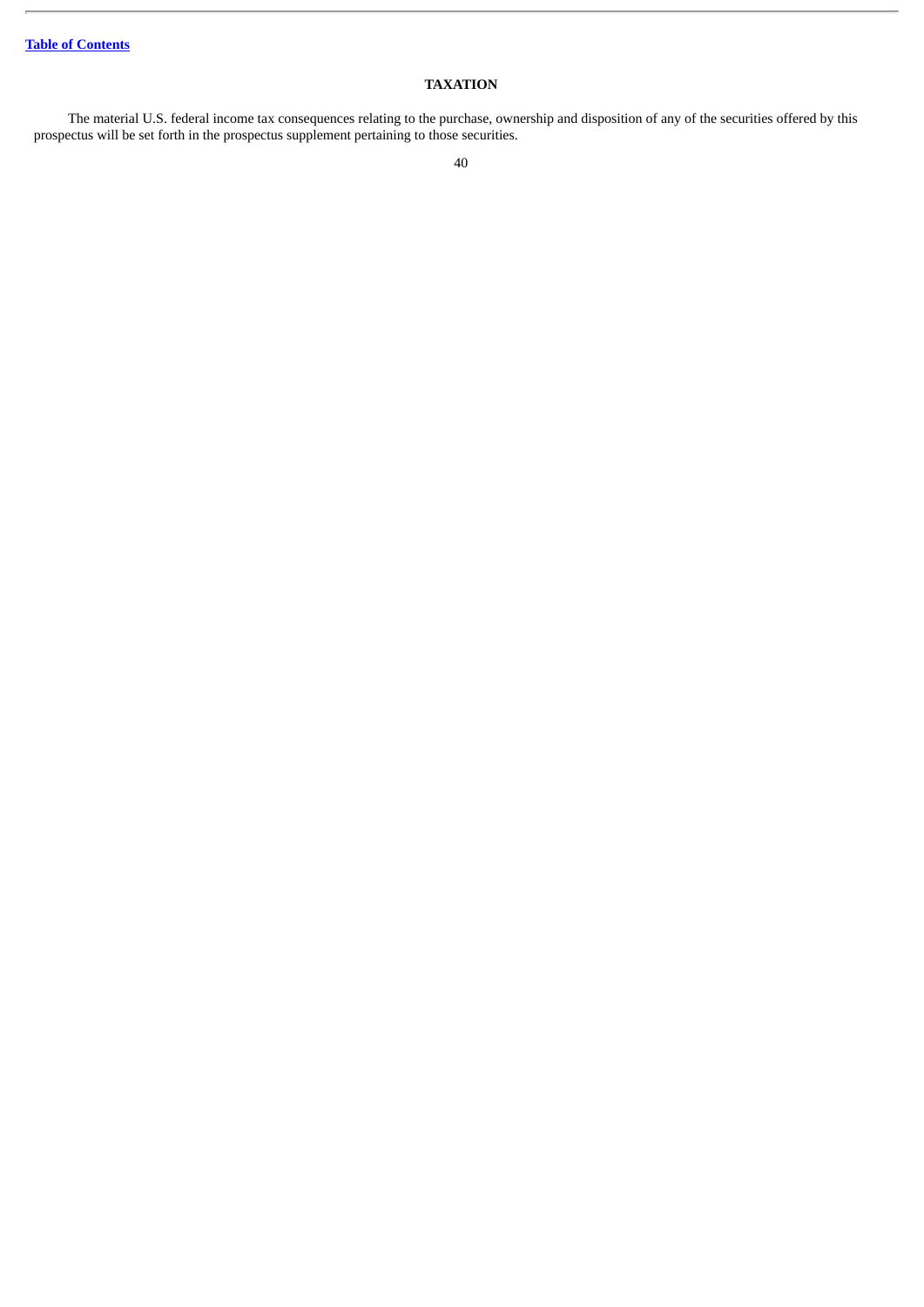## TAXATION

The material U.S. federal income tax consequences relating to the purchase, ownership and disposition of any of the securities offered by this prospectus will be set forth in the prospectus supplement pertaining to those securities.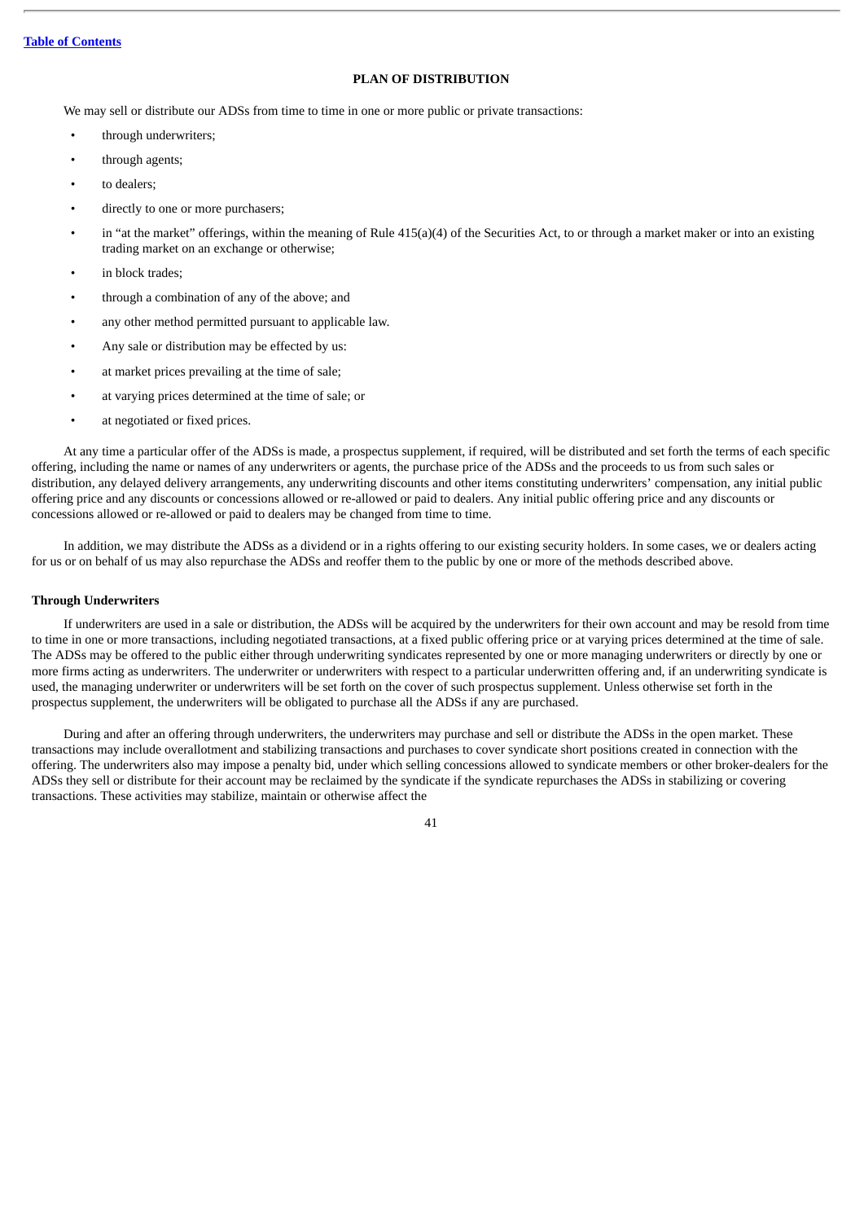## PLAN OF DISTRIBUTION

We may sell or distribute our ADSs from time to time in one or more public or private transactions:

- through underwriters;
- through agents;
- to dealers;
- directly to one or more purchasers;
- in "at the market" offerings, within the meaning of Rule 415(a)(4) of the Securities Act, to or through a market maker or into an existing trading market on an exchange or otherwise;
- in block trades;
- through a combination of any of the above; and
- any other method permitted pursuant to applicable law.
- Any sale or distribution may be effected by us:
- at market prices prevailing at the time of sale;
- at varying prices determined at the time of sale; or
- at negotiated or fixed prices.

At any time a particular offer of the ADSs is made, a prospectus supplement, if required, will be distributed and set forth the terms of each specific offering, including the name or names of any underwriters or agents, the purchase price of the ADSs and the proceeds to us from such sales or distribution, any delayed delivery arrangements, any underwriting discounts and other items constituting underwriters' compensation, any initial public offering price and any discounts or concessions allowed or re-allowed or paid to dealers. Any initial public offering price and any discounts or concessions allowed or re-allowed or paid to dealers may be changed from time to time.

In addition, we may distribute the ADSs as a dividend or in a rights offering to our existing security holders. In some cases, we or dealers acting for us or on behalf of us may also repurchase the ADSs and reoffer them to the public by one or more of the methods described above.

### Through Underwriters

If underwriters are used in a sale or distribution, the ADSs will be acquired by the underwriters for their own account and may be resold from time to time in one or more transactions, including negotiated transactions, at a fixed public offering price or at varying prices determined at the time of sale. The ADSs may be offered to the public either through underwriting syndicates represented by one or more managing underwriters or directly by one or more firms acting as underwriters. The underwriter or underwriters with respect to a particular underwritten offering and, if an underwriting syndicate is used, the managing underwriter or underwriters will be set forth on the cover of such prospectus supplement. Unless otherwise set forth in the prospectus supplement, the underwriters will be obligated to purchase all the ADSs if any are purchased.

During and after an offering through underwriters, the underwriters may purchase and sell or distribute the ADSs in the open market. These transactions may include overallotment and stabilizing transactions and purchases to cover syndicate short positions created in connection with the offering. The underwriters also may impose a penalty bid, under which selling concessions allowed to syndicate members or other broker-dealers for the ADSs they sell or distribute for their account may be reclaimed by the syndicate if the syndicate repurchases the ADSs in stabilizing or covering transactions. These activities may stabilize, maintain or otherwise affect the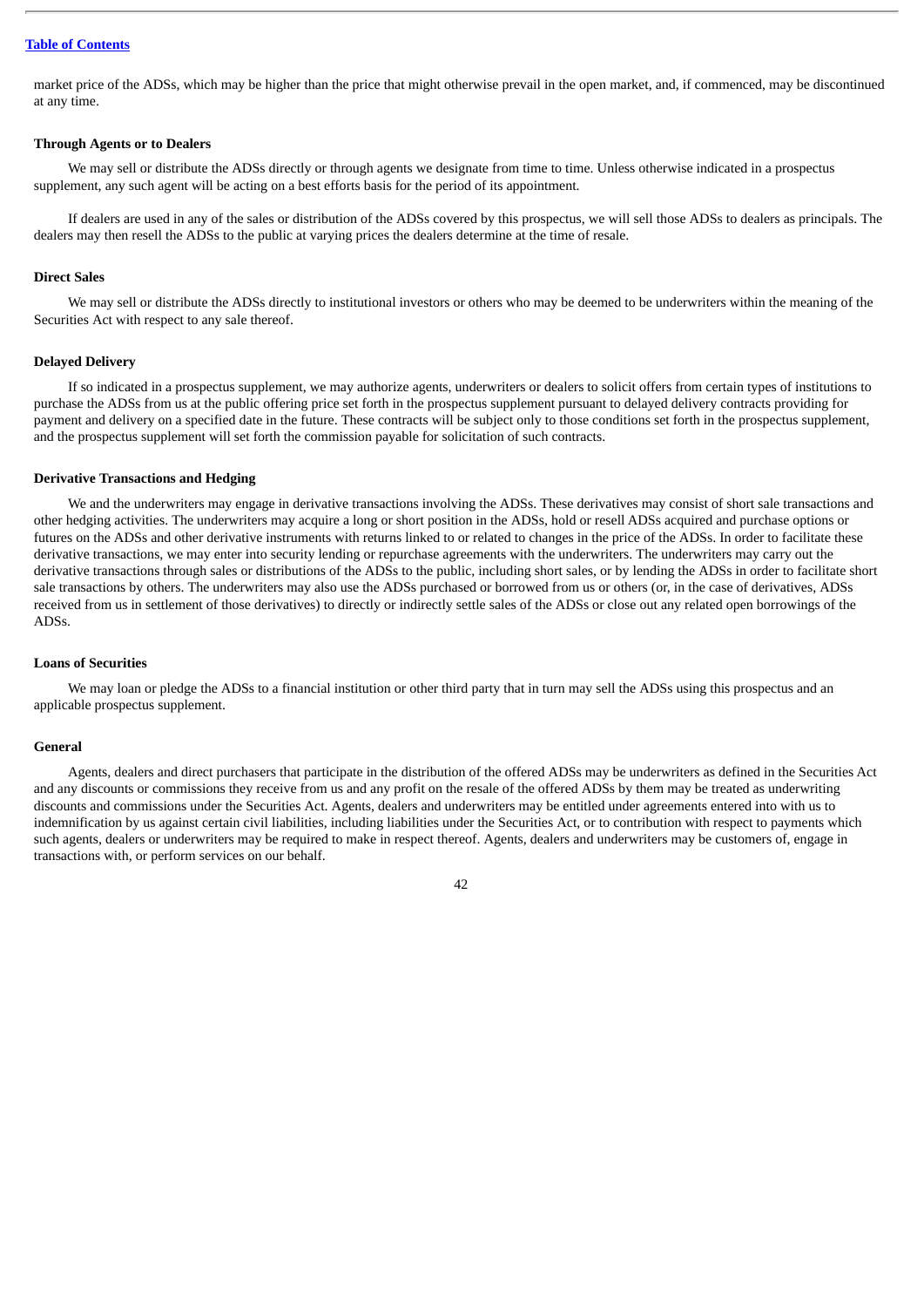market price of the ADSs, which may be higher than the price that might otherwise prevail in the open market, and, if commenced, may be discontinued at any time.

### Through Agents or to Dealers

We may sell or distribute the ADSs directly or through agents we designate from time to time. Unless otherwise indicated in a prospectus supplement, any such agent will be acting on a best efforts basis for the period of its appointment.

If dealers are used in any of the sales or distribution of the ADSs covered by this prospectus, we will sell those ADSs to dealers as principals. The dealers may then resell the ADSs to the public at varying prices the dealers determine at the time of resale.

### Direct Sales

We may sell or distribute the ADSs directly to institutional investors or others who may be deemed to be underwriters within the meaning of the Securities Act with respect to any sale thereof.

### Delayed Delivery

If so indicated in a prospectus supplement, we may authorize agents, underwriters or dealers to solicit offers from certain types of institutions to purchase the ADSs from us at the public offering price set forth in the prospectus supplement pursuant to delayed delivery contracts providing for payment and delivery on a specified date in the future. These contracts will be subject only to those conditions set forth in the prospectus supplement, and the prospectus supplement will set forth the commission payable for solicitation of such contracts.

### Derivative Transactions and Hedging

We and the underwriters may engage in derivative transactions involving the ADSs. These derivatives may consist of short sale transactions and other hedging activities. The underwriters may acquire a long or short position in the ADSs, hold or resell ADSs acquired and purchase options or futures on the ADSs and other derivative instruments with returns linked to or related to changes in the price of the ADSs. In order to facilitate these derivative transactions, we may enter into security lending or repurchase agreements with the underwriters. The underwriters may carry out the derivative transactions through sales or distributions of the ADSs to the public, including short sales, or by lending the ADSs in order to facilitate short sale transactions by others. The underwriters may also use the ADSs purchased or borrowed from us or others (or, in the case of derivatives, ADSs received from us in settlement of those derivatives) to directly or indirectly settle sales of the ADSs or close out any related open borrowings of the ADSs.

### Loans of Securities

We may loan or pledge the ADSs to a financial institution or other third party that in turn may sell the ADSs using this prospectus and an applicable prospectus supplement.

### General

Agents, dealers and direct purchasers that participate in the distribution of the offered ADSs may be underwriters as defined in the Securities Act and any discounts or commissions they receive from us and any profit on the resale of the offered ADSs by them may be treated as underwriting discounts and commissions under the Securities Act. Agents, dealers and underwriters may be entitled under agreements entered into with us to indemnification by us against certain civil liabilities, including liabilities under the Securities Act, or to contribution with respect to payments which such agents, dealers or underwriters may be required to make in respect thereof. Agents, dealers and underwriters may be customers of, engage in transactions with, or perform services on our behalf.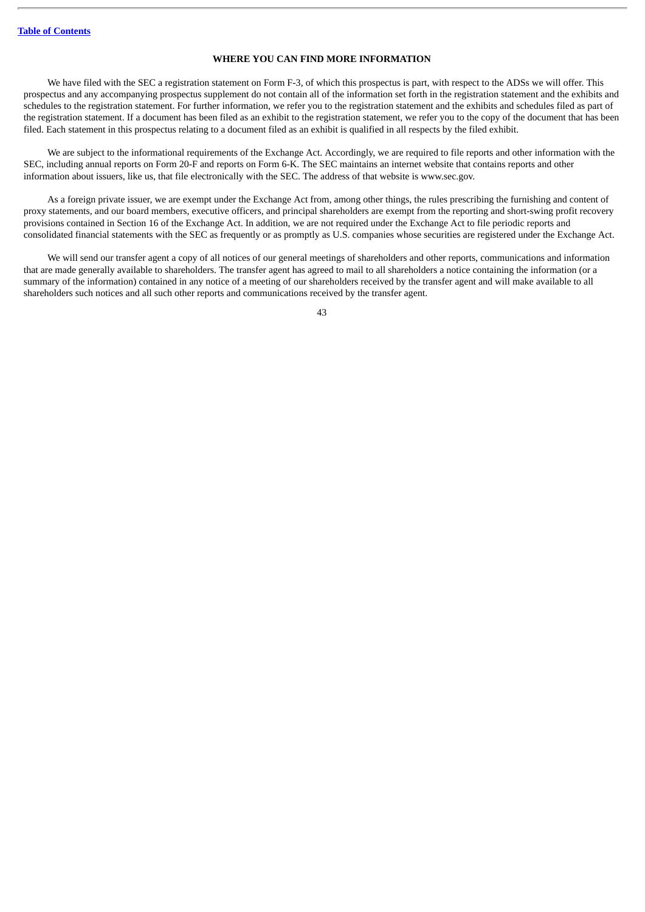## WHERE YOU CAN FIND MORE INFORMATION

We have filed with the SEC a registration statement on Form F-3, of which this prospectus is part, with respect to the ADSs we will offer. This prospectus and any accompanying prospectus supplement do not contain all of the information set forth in the registration statement and the exhibits and schedules to the registration statement. For further information, we refer you to the registration statement and the exhibits and schedules filed as part of the registration statement. If a document has been filed as an exhibit to the registration statement, we refer you to the copy of the document that has been filed. Each statement in this prospectus relating to a document filed as an exhibit is qualified in all respects by the filed exhibit.

We are subject to the informational requirements of the Exchange Act. Accordingly, we are required to file reports and other information with the SEC, including annual reports on Form 20-F and reports on Form 6-K. The SEC maintains an internet website that contains reports and other information about issuers, like us, that file electronically with the SEC. The address of that website is www.sec.gov.

As a foreign private issuer, we are exempt under the Exchange Act from, among other things, the rules prescribing the furnishing and content of proxy statements, and our board members, executive officers, and principal shareholders are exempt from the reporting and short-swing profit recovery provisions contained in Section 16 of the Exchange Act. In addition, we are not required under the Exchange Act to file periodic reports and consolidated financial statements with the SEC as frequently or as promptly as U.S. companies whose securities are registered under the Exchange Act.

We will send our transfer agent a copy of all notices of our general meetings of shareholders and other reports, communications and information that are made generally available to shareholders. The transfer agent has agreed to mail to all shareholders a notice containing the information (or a summary of the information) contained in any notice of a meeting of our shareholders received by the transfer agent and will make available to all shareholders such notices and all such other reports and communications received by the transfer agent.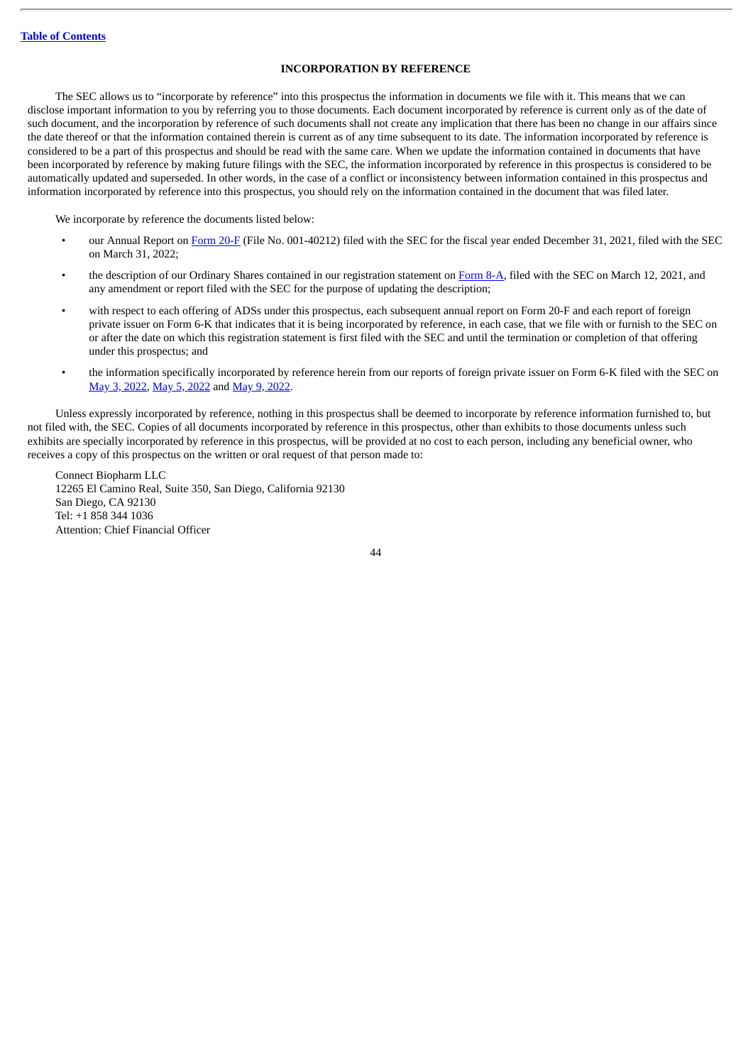## INCORPORATION BY REFERENCE

The SEC allows us to "incorporate by reference" into this prospectus the information in documents we file with it. This means that we can disclose important information to you by referring you to those documents. Each document incorporated by reference is current only as of the date of such document, and the incorporation by reference of such documents shall not create any implication that there has been no change in our affairs since the date thereof or that the information contained therein is current as of any time subsequent to its date. The information incorporated by reference is considered to be a part of this prospectus and should be read with the same care. When we update the information contained in documents that have been incorporated by reference by making future filings with the SEC, the information incorporated by reference in this prospectus is considered to be automatically updated and superseded. In other words, in the case of a conflict or inconsistency between information contained in this prospectus and information incorporated by reference into this prospectus, you should rely on the information contained in the document that was filed later.

We incorporate by reference the documents listed below:

- our Annual Report on Form 20-F (File No. 001-40212) filed with the SEC for the fiscal year ended December 31, 2021, filed with the SEC on March 31, 2022;
- the description of our Ordinary Shares contained in our registration statement on Form 8-A, filed with the SEC on March 12, 2021, and any amendment or report filed with the SEC for the purpose of updating the description;
- with respect to each offering of ADSs under this prospectus, each subsequent annual report on Form 20-F and each report of foreign private issuer on Form 6-K that indicates that it is being incorporated by reference, in each case, that we file with or furnish to the SEC on or after the date on which this registration statement is first filed with the SEC and until the termination or completion of that offering under this prospectus; and
- the information specifically incorporated by reference herein from our reports of foreign private issuer on Form 6-K filed with the SEC on May 3, 2022, May 5, 2022 and May 9, 2022.

Unless expressly incorporated by reference, nothing in this prospectus shall be deemed to incorporate by reference information furnished to, but not filed with, the SEC. Copies of all documents incorporated by reference in this prospectus, other than exhibits to those documents unless such exhibits are specially incorporated by reference in this prospectus, will be provided at no cost to each person, including any beneficial owner, who receives a copy of this prospectus on the written or oral request of that person made to:

Connect Biopharm LLC
12265 El Camino Real, Suite 350, San Diego, California 92130
San Diego, CA 92130
Tel: +1 858 344 1036
Attention: Chief Financial Officer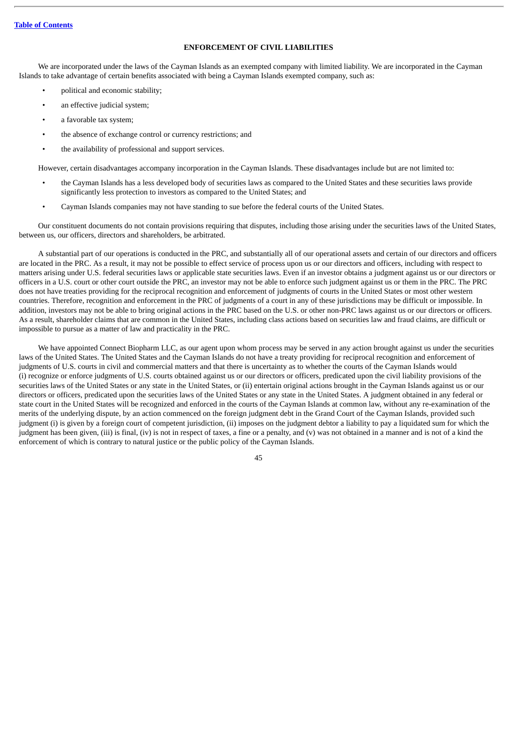## ENFORCEMENT OF CIVIL LIABILITIES

We are incorporated under the laws of the Cayman Islands as an exempted company with limited liability. We are incorporated in the Cayman Islands to take advantage of certain benefits associated with being a Cayman Islands exempted company, such as:

- political and economic stability;
- an effective judicial system;
- a favorable tax system;
- the absence of exchange control or currency restrictions; and
- the availability of professional and support services.

However, certain disadvantages accompany incorporation in the Cayman Islands. These disadvantages include but are not limited to:

- the Cayman Islands has a less developed body of securities laws as compared to the United States and these securities laws provide significantly less protection to investors as compared to the United States; and
- Cayman Islands companies may not have standing to sue before the federal courts of the United States.

Our constituent documents do not contain provisions requiring that disputes, including those arising under the securities laws of the United States, between us, our officers, directors and shareholders, be arbitrated.

A substantial part of our operations is conducted in the PRC, and substantially all of our operational assets and certain of our directors and officers are located in the PRC. As a result, it may not be possible to effect service of process upon us or our directors and officers, including with respect to matters arising under U.S. federal securities laws or applicable state securities laws. Even if an investor obtains a judgment against us or our directors or officers in a U.S. court or other court outside the PRC, an investor may not be able to enforce such judgment against us or them in the PRC. The PRC does not have treaties providing for the reciprocal recognition and enforcement of judgments of courts in the United States or most other western countries. Therefore, recognition and enforcement in the PRC of judgments of a court in any of these jurisdictions may be difficult or impossible. In addition, investors may not be able to bring original actions in the PRC based on the U.S. or other non-PRC laws against us or our directors or officers. As a result, shareholder claims that are common in the United States, including class actions based on securities law and fraud claims, are difficult or impossible to pursue as a matter of law and practicality in the PRC.

We have appointed Connect Biopharm LLC, as our agent upon whom process may be served in any action brought against us under the securities laws of the United States. The United States and the Cayman Islands do not have a treaty providing for reciprocal recognition and enforcement of judgments of U.S. courts in civil and commercial matters and that there is uncertainty as to whether the courts of the Cayman Islands would (i) recognize or enforce judgments of U.S. courts obtained against us or our directors or officers, predicated upon the civil liability provisions of the securities laws of the United States or any state in the United States, or (ii) entertain original actions brought in the Cayman Islands against us or our directors or officers, predicated upon the securities laws of the United States or any state in the United States. A judgment obtained in any federal or state court in the United States will be recognized and enforced in the courts of the Cayman Islands at common law, without any re-examination of the merits of the underlying dispute, by an action commenced on the foreign judgment debt in the Grand Court of the Cayman Islands, provided such judgment (i) is given by a foreign court of competent jurisdiction, (ii) imposes on the judgment debtor a liability to pay a liquidated sum for which the judgment has been given, (iii) is final, (iv) is not in respect of taxes, a fine or a penalty, and (v) was not obtained in a manner and is not of a kind the enforcement of which is contrary to natural justice or the public policy of the Cayman Islands.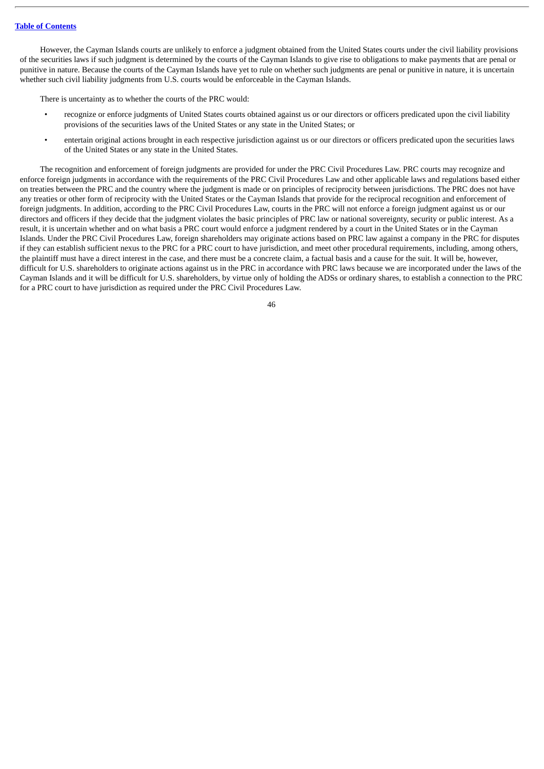However, the Cayman Islands courts are unlikely to enforce a judgment obtained from the United States courts under the civil liability provisions of the securities laws if such judgment is determined by the courts of the Cayman Islands to give rise to obligations to make payments that are penal or punitive in nature. Because the courts of the Cayman Islands have yet to rule on whether such judgments are penal or punitive in nature, it is uncertain whether such civil liability judgments from U.S. courts would be enforceable in the Cayman Islands.

There is uncertainty as to whether the courts of the PRC would:

- recognize or enforce judgments of United States courts obtained against us or our directors or officers predicated upon the civil liability provisions of the securities laws of the United States or any state in the United States; or
- entertain original actions brought in each respective jurisdiction against us or our directors or officers predicated upon the securities laws of the United States or any state in the United States.

The recognition and enforcement of foreign judgments are provided for under the PRC Civil Procedures Law. PRC courts may recognize and enforce foreign judgments in accordance with the requirements of the PRC Civil Procedures Law and other applicable laws and regulations based either on treaties between the PRC and the country where the judgment is made or on principles of reciprocity between jurisdictions. The PRC does not have any treaties or other form of reciprocity with the United States or the Cayman Islands that provide for the reciprocal recognition and enforcement of foreign judgments. In addition, according to the PRC Civil Procedures Law, courts in the PRC will not enforce a foreign judgment against us or our directors and officers if they decide that the judgment violates the basic principles of PRC law or national sovereignty, security or public interest. As a result, it is uncertain whether and on what basis a PRC court would enforce a judgment rendered by a court in the United States or in the Cayman Islands. Under the PRC Civil Procedures Law, foreign shareholders may originate actions based on PRC law against a company in the PRC for disputes if they can establish sufficient nexus to the PRC for a PRC court to have jurisdiction, and meet other procedural requirements, including, among others, the plaintiff must have a direct interest in the case, and there must be a concrete claim, a factual basis and a cause for the suit. It will be, however, difficult for U.S. shareholders to originate actions against us in the PRC in accordance with PRC laws because we are incorporated under the laws of the Cayman Islands and it will be difficult for U.S. shareholders, by virtue only of holding the ADSs or ordinary shares, to establish a connection to the PRC for a PRC court to have jurisdiction as required under the PRC Civil Procedures Law.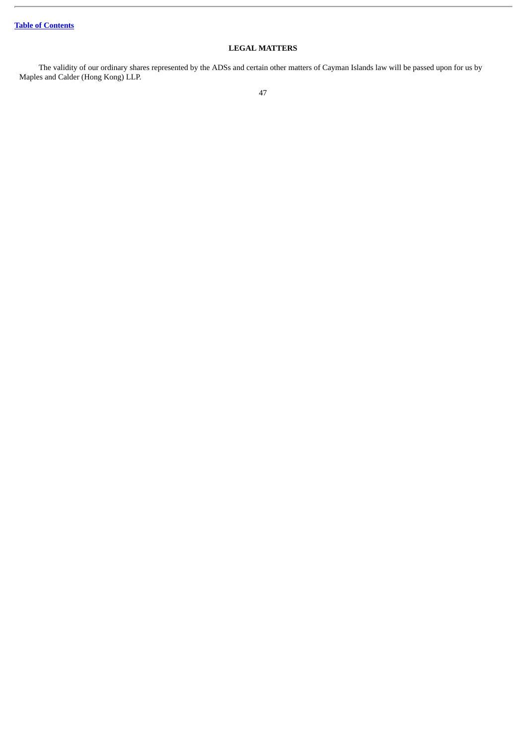## LEGAL MATTERS

The validity of our ordinary shares represented by the ADSs and certain other matters of Cayman Islands law will be passed upon for us by Maples and Calder (Hong Kong) LLP.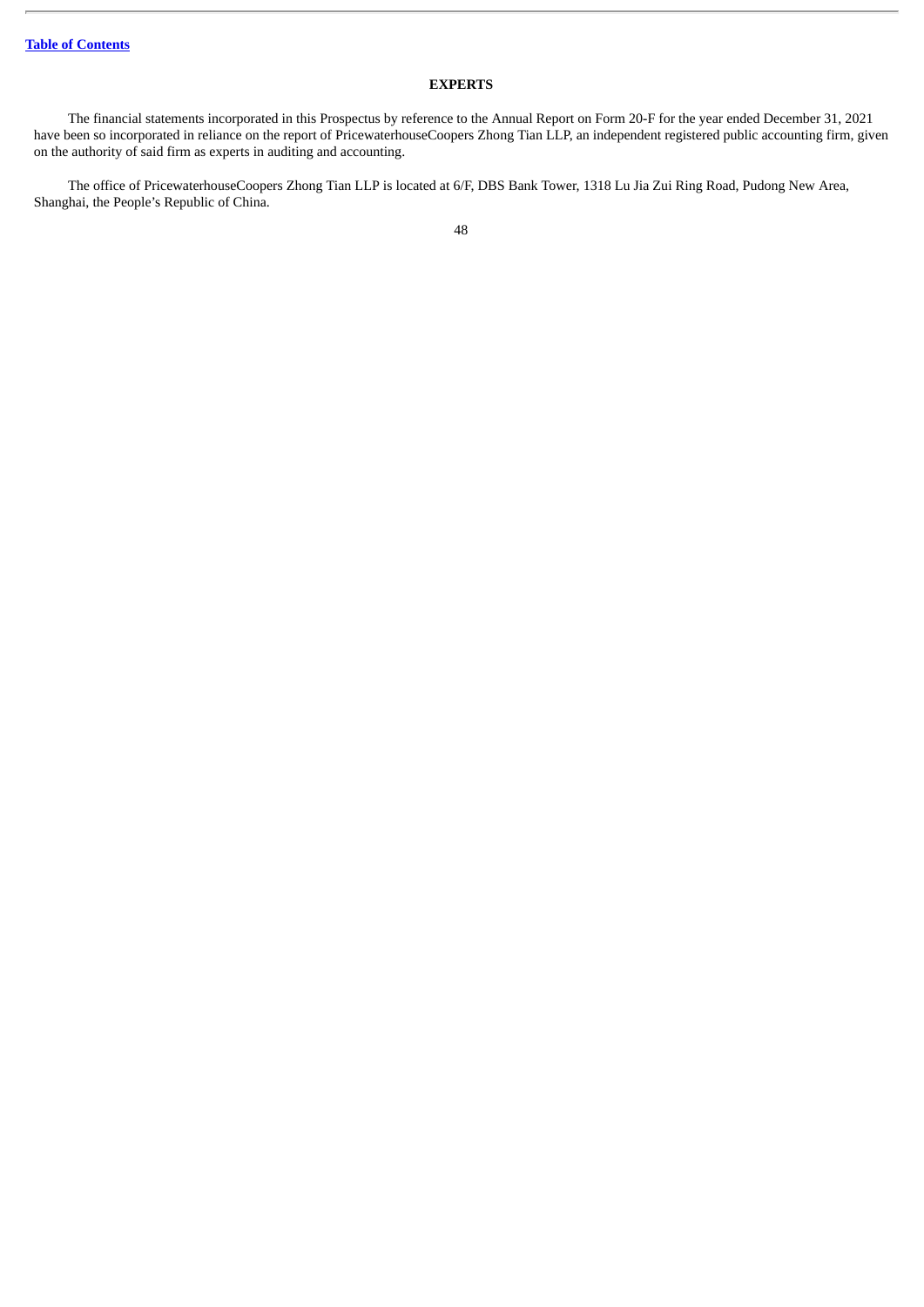## EXPERTS

The financial statements incorporated in this Prospectus by reference to the Annual Report on Form 20-F for the year ended December 31, 2021 have been so incorporated in reliance on the report of PricewaterhouseCoopers Zhong Tian LLP, an independent registered public accounting firm, given on the authority of said firm as experts in auditing and accounting.

The office of PricewaterhouseCoopers Zhong Tian LLP is located at 6/F, DBS Bank Tower, 1318 Lu Jia Zui Ring Road, Pudong New Area, Shanghai, the People's Republic of China.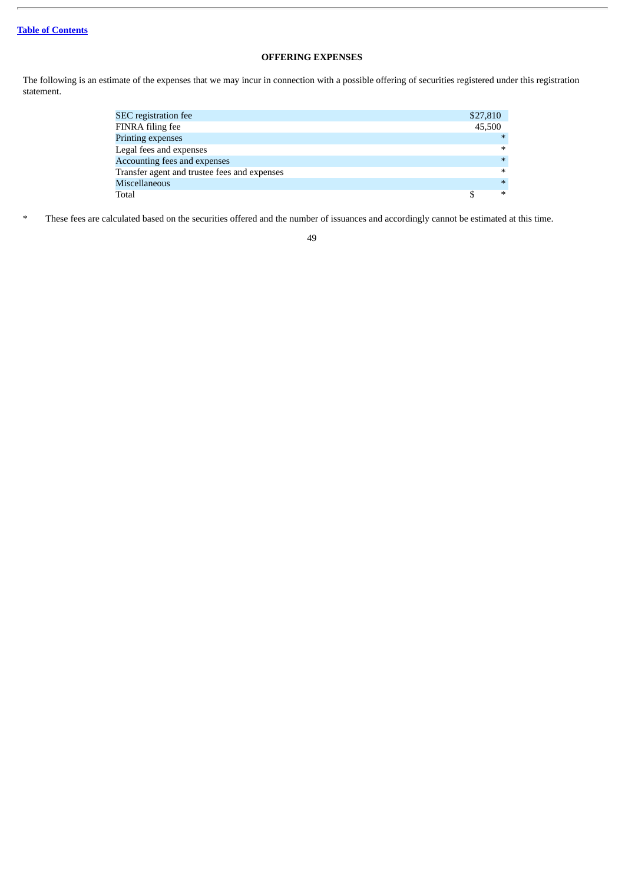## OFFERING EXPENSES

The following is an estimate of the expenses that we may incur in connection with a possible offering of securities registered under this registration statement.

| | |
|---|---|
| SEC registration fee | $27,810 |
| FINRA filing fee | 45,500 |
| Printing expenses | * |
| Legal fees and expenses | * |
| Accounting fees and expenses | * |
| Transfer agent and trustee fees and expenses | * |
| Miscellaneous | * |
| Total | $ * |

\* These fees are calculated based on the securities offered and the number of issuances and accordingly cannot be estimated at this time.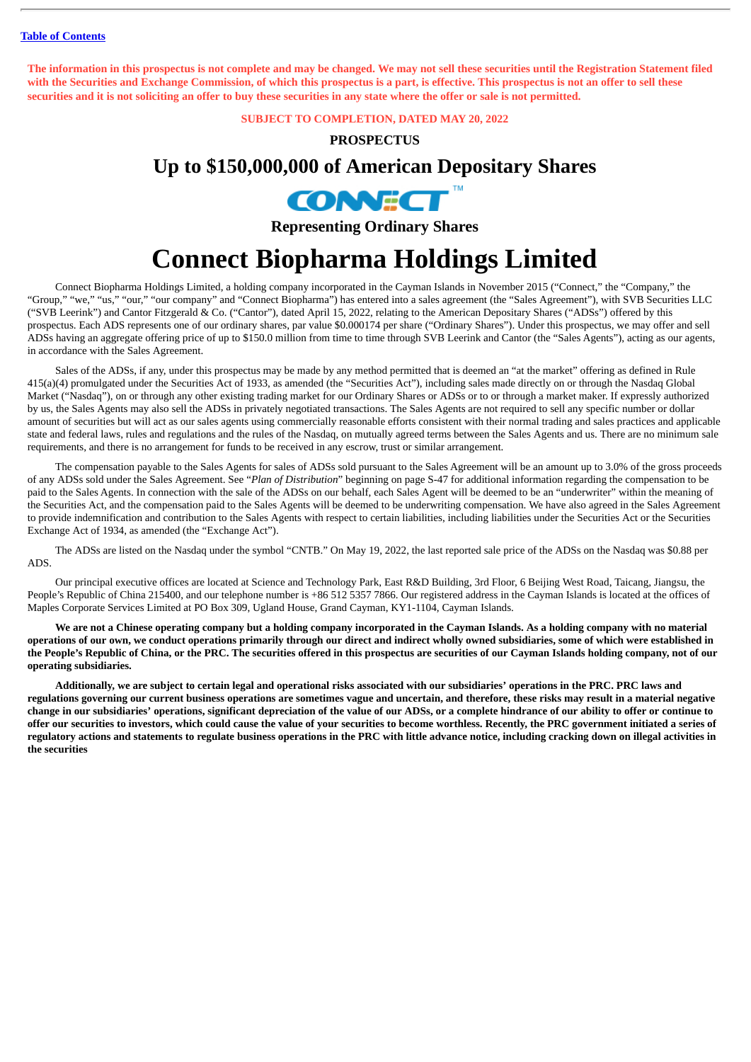[Table of Contents](#)

**The information in this prospectus is not complete and may be changed. We may not sell these securities until the Registration Statement filed with the Securities and Exchange Commission, of which this prospectus is a part, is effective. This prospectus is not an offer to sell these securities and it is not soliciting an offer to buy these securities in any state where the offer or sale is not permitted.**

**SUBJECT TO COMPLETION, DATED MAY 20, 2022**

**PROSPECTUS**

# Up to $150,000,000 of American Depositary Shares

CONNECT™

## Representing Ordinary Shares

# Connect Biopharma Holdings Limited

Connect Biopharma Holdings Limited, a holding company incorporated in the Cayman Islands in November 2015 ("Connect," the "Company," the "Group," "we," "us," "our," "our company" and "Connect Biopharma") has entered into a sales agreement (the "Sales Agreement"), with SVB Securities LLC ("SVB Leerink") and Cantor Fitzgerald & Co. ("Cantor"), dated April 15, 2022, relating to the American Depositary Shares ("ADSs") offered by this prospectus. Each ADS represents one of our ordinary shares, par value $0.000174 per share ("Ordinary Shares"). Under this prospectus, we may offer and sell ADSs having an aggregate offering price of up to $150.0 million from time to time through SVB Leerink and Cantor (the "Sales Agents"), acting as our agents, in accordance with the Sales Agreement.

Sales of the ADSs, if any, under this prospectus may be made by any method permitted that is deemed an "at the market" offering as defined in Rule 415(a)(4) promulgated under the Securities Act of 1933, as amended (the "Securities Act"), including sales made directly on or through the Nasdaq Global Market ("Nasdaq"), on or through any other existing trading market for our Ordinary Shares or ADSs or to or through a market maker. If expressly authorized by us, the Sales Agents may also sell the ADSs in privately negotiated transactions. The Sales Agents are not required to sell any specific number or dollar amount of securities but will act as our sales agents using commercially reasonable efforts consistent with their normal trading and sales practices and applicable state and federal laws, rules and regulations and the rules of the Nasdaq, on mutually agreed terms between the Sales Agents and us. There are no minimum sale requirements, and there is no arrangement for funds to be received in any escrow, trust or similar arrangement.

The compensation payable to the Sales Agents for sales of ADSs sold pursuant to the Sales Agreement will be an amount up to 3.0% of the gross proceeds of any ADSs sold under the Sales Agreement. See "*Plan of Distribution*" beginning on page S-47 for additional information regarding the compensation to be paid to the Sales Agents. In connection with the sale of the ADSs on our behalf, each Sales Agent will be deemed to be an "underwriter" within the meaning of the Securities Act, and the compensation paid to the Sales Agents will be deemed to be underwriting compensation. We have also agreed in the Sales Agreement to provide indemnification and contribution to the Sales Agents with respect to certain liabilities, including liabilities under the Securities Act or the Securities Exchange Act of 1934, as amended (the "Exchange Act").

The ADSs are listed on the Nasdaq under the symbol "CNTB." On May 19, 2022, the last reported sale price of the ADSs on the Nasdaq was $0.88 per ADS.

Our principal executive offices are located at Science and Technology Park, East R&D Building, 3rd Floor, 6 Beijing West Road, Taicang, Jiangsu, the People's Republic of China 215400, and our telephone number is +86 512 5357 7866. Our registered address in the Cayman Islands is located at the offices of Maples Corporate Services Limited at PO Box 309, Ugland House, Grand Cayman, KY1-1104, Cayman Islands.

**We are not a Chinese operating company but a holding company incorporated in the Cayman Islands. As a holding company with no material operations of our own, we conduct operations primarily through our direct and indirect wholly owned subsidiaries, some of which were established in the People's Republic of China, or the PRC. The securities offered in this prospectus are securities of our Cayman Islands holding company, not of our operating subsidiaries.**

**Additionally, we are subject to certain legal and operational risks associated with our subsidiaries' operations in the PRC. PRC laws and regulations governing our current business operations are sometimes vague and uncertain, and therefore, these risks may result in a material negative change in our subsidiaries' operations, significant depreciation of the value of our ADSs, or a complete hindrance of our ability to offer or continue to offer our securities to investors, which could cause the value of your securities to become worthless. Recently, the PRC government initiated a series of regulatory actions and statements to regulate business operations in the PRC with little advance notice, including cracking down on illegal activities in the securities**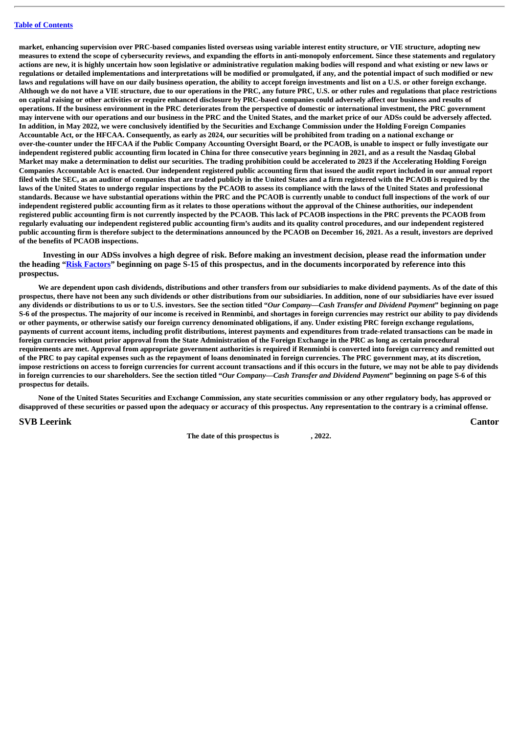**market, enhancing supervision over PRC-based companies listed overseas using variable interest entity structure, or VIE structure, adopting new measures to extend the scope of cybersecurity reviews, and expanding the efforts in anti-monopoly enforcement. Since these statements and regulatory actions are new, it is highly uncertain how soon legislative or administrative regulation making bodies will respond and what existing or new laws or regulations or detailed implementations and interpretations will be modified or promulgated, if any, and the potential impact of such modified or new laws and regulations will have on our daily business operation, the ability to accept foreign investments and list on a U.S. or other foreign exchange. Although we do not have a VIE structure, due to our operations in the PRC, any future PRC, U.S. or other rules and regulations that place restrictions on capital raising or other activities or require enhanced disclosure by PRC-based companies could adversely affect our business and results of operations. If the business environment in the PRC deteriorates from the perspective of domestic or international investment, the PRC government may intervene with our operations and our business in the PRC and the United States, and the market price of our ADSs could be adversely affected. In addition, in May 2022, we were conclusively identified by the Securities and Exchange Commission under the Holding Foreign Companies Accountable Act, or the HFCAA. Consequently, as early as 2024, our securities will be prohibited from trading on a national exchange or over-the-counter under the HFCAA if the Public Company Accounting Oversight Board, or the PCAOB, is unable to inspect or fully investigate our independent registered public accounting firm located in China for three consecutive years beginning in 2021, and as a result the Nasdaq Global Market may make a determination to delist our securities. The trading prohibition could be accelerated to 2023 if the Accelerating Holding Foreign Companies Accountable Act is enacted. Our independent registered public accounting firm that issued the audit report included in our annual report filed with the SEC, as an auditor of companies that are traded publicly in the United States and a firm registered with the PCAOB is required by the laws of the United States to undergo regular inspections by the PCAOB to assess its compliance with the laws of the United States and professional standards. Because we have substantial operations within the PRC and the PCAOB is currently unable to conduct full inspections of the work of our independent registered public accounting firm as it relates to those operations without the approval of the Chinese authorities, our independent registered public accounting firm is not currently inspected by the PCAOB. This lack of PCAOB inspections in the PRC prevents the PCAOB from regularly evaluating our independent registered public accounting firm's audits and its quality control procedures, and our independent registered public accounting firm is therefore subject to the determinations announced by the PCAOB on December 16, 2021. As a result, investors are deprived of the benefits of PCAOB inspections.**

**Investing in our ADSs involves a high degree of risk. Before making an investment decision, please read the information under the heading "Risk Factors" beginning on page S-15 of this prospectus, and in the documents incorporated by reference into this prospectus.**

**We are dependent upon cash dividends, distributions and other transfers from our subsidiaries to make dividend payments. As of the date of this prospectus, there have not been any such dividends or other distributions from our subsidiaries. In addition, none of our subsidiaries have ever issued any dividends or distributions to us or to U.S. investors. See the section titled "*Our Company—Cash Transfer and Dividend Payment*" beginning on page S-6 of the prospectus. The majority of our income is received in Renminbi, and shortages in foreign currencies may restrict our ability to pay dividends or other payments, or otherwise satisfy our foreign currency denominated obligations, if any. Under existing PRC foreign exchange regulations, payments of current account items, including profit distributions, interest payments and expenditures from trade-related transactions can be made in foreign currencies without prior approval from the State Administration of the Foreign Exchange in the PRC as long as certain procedural requirements are met. Approval from appropriate government authorities is required if Renminbi is converted into foreign currency and remitted out of the PRC to pay capital expenses such as the repayment of loans denominated in foreign currencies. The PRC government may, at its discretion, impose restrictions on access to foreign currencies for current account transactions and if this occurs in the future, we may not be able to pay dividends in foreign currencies to our shareholders. See the section titled "*Our Company—Cash Transfer and Dividend Payment*" beginning on page S-6 of this prospectus for details.**

**None of the United States Securities and Exchange Commission, any state securities commission or any other regulatory body, has approved or disapproved of these securities or passed upon the adequacy or accuracy of this prospectus. Any representation to the contrary is a criminal offense.**

**SVB Leerink** **Cantor**

**The date of this prospectus is , 2022.**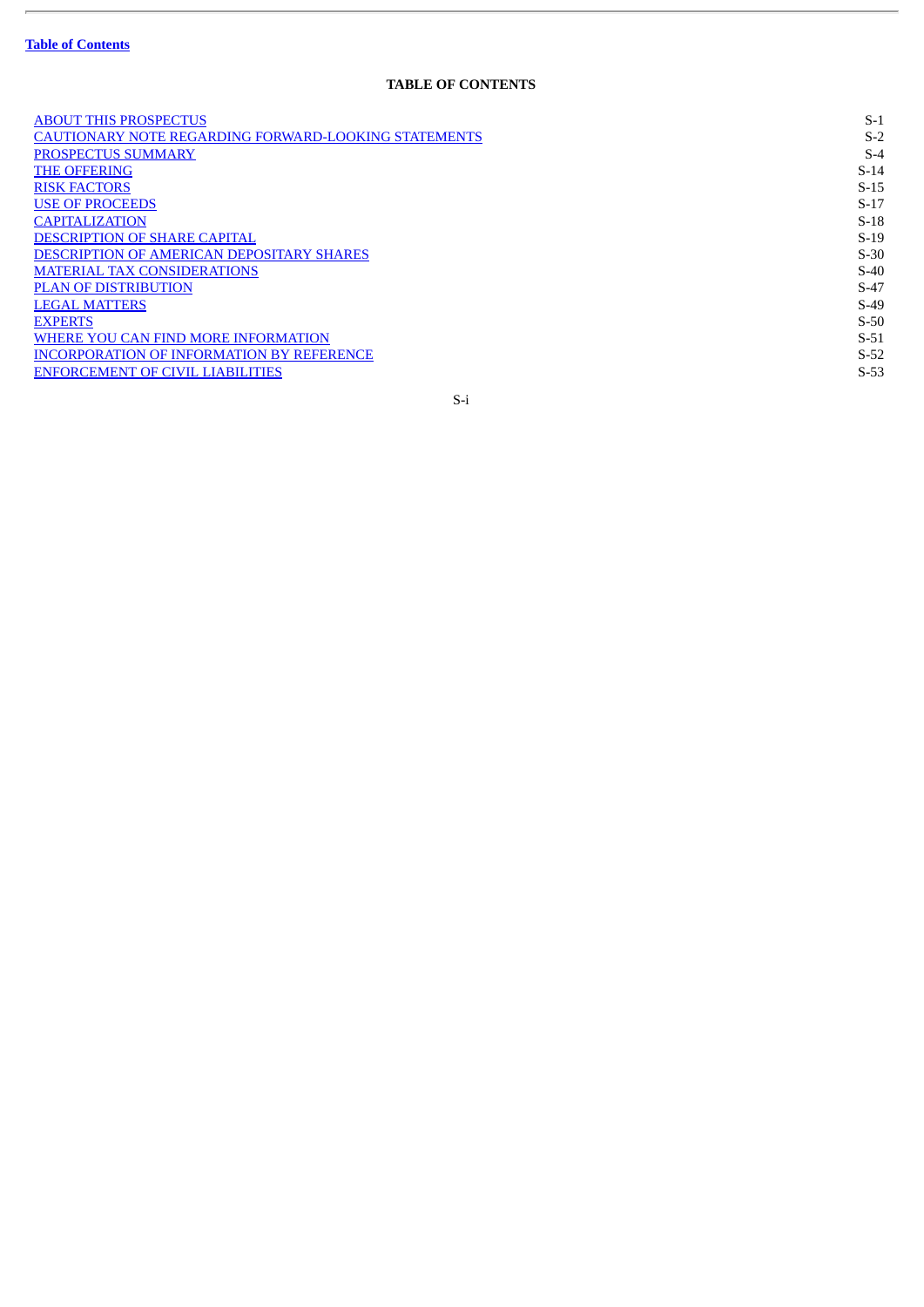# TABLE OF CONTENTS

| | |
|---|---|
| ABOUT THIS PROSPECTUS | S-1 |
| CAUTIONARY NOTE REGARDING FORWARD-LOOKING STATEMENTS | S-2 |
| PROSPECTUS SUMMARY | S-4 |
| THE OFFERING | S-14 |
| RISK FACTORS | S-15 |
| USE OF PROCEEDS | S-17 |
| CAPITALIZATION | S-18 |
| DESCRIPTION OF SHARE CAPITAL | S-19 |
| DESCRIPTION OF AMERICAN DEPOSITARY SHARES | S-30 |
| MATERIAL TAX CONSIDERATIONS | S-40 |
| PLAN OF DISTRIBUTION | S-47 |
| LEGAL MATTERS | S-49 |
| EXPERTS | S-50 |
| WHERE YOU CAN FIND MORE INFORMATION | S-51 |
| INCORPORATION OF INFORMATION BY REFERENCE | S-52 |
| ENFORCEMENT OF CIVIL LIABILITIES | S-53 |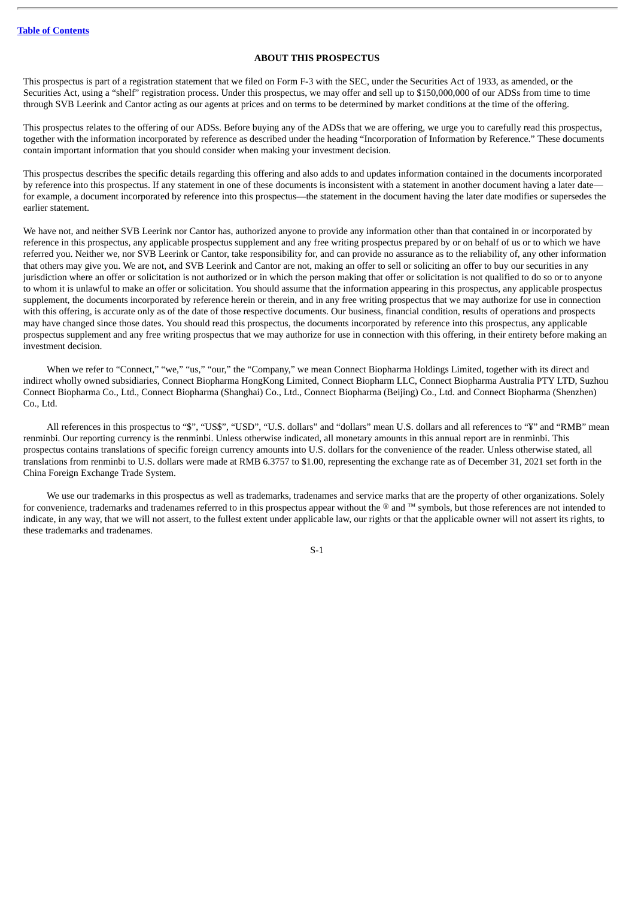## ABOUT THIS PROSPECTUS

This prospectus is part of a registration statement that we filed on Form F-3 with the SEC, under the Securities Act of 1933, as amended, or the Securities Act, using a "shelf" registration process. Under this prospectus, we may offer and sell up to $150,000,000 of our ADSs from time to time through SVB Leerink and Cantor acting as our agents at prices and on terms to be determined by market conditions at the time of the offering.

This prospectus relates to the offering of our ADSs. Before buying any of the ADSs that we are offering, we urge you to carefully read this prospectus, together with the information incorporated by reference as described under the heading "Incorporation of Information by Reference." These documents contain important information that you should consider when making your investment decision.

This prospectus describes the specific details regarding this offering and also adds to and updates information contained in the documents incorporated by reference into this prospectus. If any statement in one of these documents is inconsistent with a statement in another document having a later date—for example, a document incorporated by reference into this prospectus—the statement in the document having the later date modifies or supersedes the earlier statement.

We have not, and neither SVB Leerink nor Cantor has, authorized anyone to provide any information other than that contained in or incorporated by reference in this prospectus, any applicable prospectus supplement and any free writing prospectus prepared by or on behalf of us or to which we have referred you. Neither we, nor SVB Leerink or Cantor, take responsibility for, and can provide no assurance as to the reliability of, any other information that others may give you. We are not, and SVB Leerink and Cantor are not, making an offer to sell or soliciting an offer to buy our securities in any jurisdiction where an offer or solicitation is not authorized or in which the person making that offer or solicitation is not qualified to do so or to anyone to whom it is unlawful to make an offer or solicitation. You should assume that the information appearing in this prospectus, any applicable prospectus supplement, the documents incorporated by reference herein or therein, and in any free writing prospectus that we may authorize for use in connection with this offering, is accurate only as of the date of those respective documents. Our business, financial condition, results of operations and prospects may have changed since those dates. You should read this prospectus, the documents incorporated by reference into this prospectus, any applicable prospectus supplement and any free writing prospectus that we may authorize for use in connection with this offering, in their entirety before making an investment decision.

When we refer to "Connect," "we," "us," "our," the "Company," we mean Connect Biopharma Holdings Limited, together with its direct and indirect wholly owned subsidiaries, Connect Biopharma HongKong Limited, Connect Biopharm LLC, Connect Biopharma Australia PTY LTD, Suzhou Connect Biopharma Co., Ltd., Connect Biopharma (Shanghai) Co., Ltd., Connect Biopharma (Beijing) Co., Ltd. and Connect Biopharma (Shenzhen) Co., Ltd.

All references in this prospectus to "$", "US$", "USD", "U.S. dollars" and "dollars" mean U.S. dollars and all references to "¥" and "RMB" mean renminbi. Our reporting currency is the renminbi. Unless otherwise indicated, all monetary amounts in this annual report are in renminbi. This prospectus contains translations of specific foreign currency amounts into U.S. dollars for the convenience of the reader. Unless otherwise stated, all translations from renminbi to U.S. dollars were made at RMB 6.3757 to $1.00, representing the exchange rate as of December 31, 2021 set forth in the China Foreign Exchange Trade System.

We use our trademarks in this prospectus as well as trademarks, tradenames and service marks that are the property of other organizations. Solely for convenience, trademarks and tradenames referred to in this prospectus appear without the ® and ™ symbols, but those references are not intended to indicate, in any way, that we will not assert, to the fullest extent under applicable law, our rights or that the applicable owner will not assert its rights, to these trademarks and tradenames.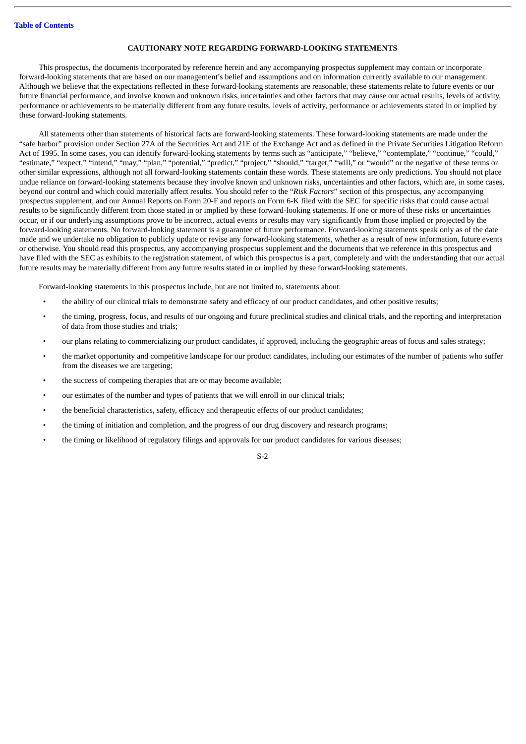## CAUTIONARY NOTE REGARDING FORWARD-LOOKING STATEMENTS

This prospectus, the documents incorporated by reference herein and any accompanying prospectus supplement may contain or incorporate forward-looking statements that are based on our management's belief and assumptions and on information currently available to our management. Although we believe that the expectations reflected in these forward-looking statements are reasonable, these statements relate to future events or our future financial performance, and involve known and unknown risks, uncertainties and other factors that may cause our actual results, levels of activity, performance or achievements to be materially different from any future results, levels of activity, performance or achievements stated in or implied by these forward-looking statements.

All statements other than statements of historical facts are forward-looking statements. These forward-looking statements are made under the "safe harbor" provision under Section 27A of the Securities Act and 21E of the Exchange Act and as defined in the Private Securities Litigation Reform Act of 1995. In some cases, you can identify forward-looking statements by terms such as "anticipate," "believe," "contemplate," "continue," "could," "estimate," "expect," "intend," "may," "plan," "potential," "predict," "project," "should," "target," "will," or "would" or the negative of these terms or other similar expressions, although not all forward-looking statements contain these words. These statements are only predictions. You should not place undue reliance on forward-looking statements because they involve known and unknown risks, uncertainties and other factors, which are, in some cases, beyond our control and which could materially affect results. You should refer to the "*Risk Factors*" section of this prospectus, any accompanying prospectus supplement, and our Annual Reports on Form 20-F and reports on Form 6-K filed with the SEC for specific risks that could cause actual results to be significantly different from those stated in or implied by these forward-looking statements. If one or more of these risks or uncertainties occur, or if our underlying assumptions prove to be incorrect, actual events or results may vary significantly from those implied or projected by the forward-looking statements. No forward-looking statement is a guarantee of future performance. Forward-looking statements speak only as of the date made and we undertake no obligation to publicly update or revise any forward-looking statements, whether as a result of new information, future events or otherwise. You should read this prospectus, any accompanying prospectus supplement and the documents that we reference in this prospectus and have filed with the SEC as exhibits to the registration statement, of which this prospectus is a part, completely and with the understanding that our actual future results may be materially different from any future results stated in or implied by these forward-looking statements.

Forward-looking statements in this prospectus include, but are not limited to, statements about:

- the ability of our clinical trials to demonstrate safety and efficacy of our product candidates, and other positive results;
- the timing, progress, focus, and results of our ongoing and future preclinical studies and clinical trials, and the reporting and interpretation of data from those studies and trials;
- our plans relating to commercializing our product candidates, if approved, including the geographic areas of focus and sales strategy;
- the market opportunity and competitive landscape for our product candidates, including our estimates of the number of patients who suffer from the diseases we are targeting;
- the success of competing therapies that are or may become available;
- our estimates of the number and types of patients that we will enroll in our clinical trials;
- the beneficial characteristics, safety, efficacy and therapeutic effects of our product candidates;
- the timing of initiation and completion, and the progress of our drug discovery and research programs;
- the timing or likelihood of regulatory filings and approvals for our product candidates for various diseases;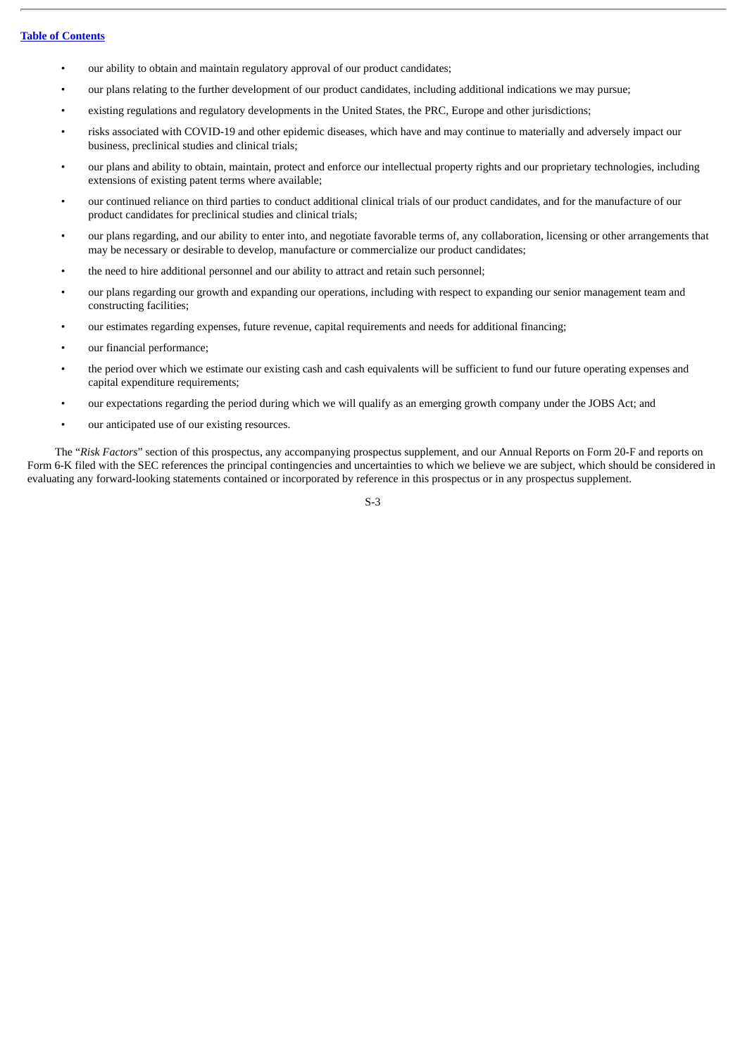- our ability to obtain and maintain regulatory approval of our product candidates;
- our plans relating to the further development of our product candidates, including additional indications we may pursue;
- existing regulations and regulatory developments in the United States, the PRC, Europe and other jurisdictions;
- risks associated with COVID-19 and other epidemic diseases, which have and may continue to materially and adversely impact our business, preclinical studies and clinical trials;
- our plans and ability to obtain, maintain, protect and enforce our intellectual property rights and our proprietary technologies, including extensions of existing patent terms where available;
- our continued reliance on third parties to conduct additional clinical trials of our product candidates, and for the manufacture of our product candidates for preclinical studies and clinical trials;
- our plans regarding, and our ability to enter into, and negotiate favorable terms of, any collaboration, licensing or other arrangements that may be necessary or desirable to develop, manufacture or commercialize our product candidates;
- the need to hire additional personnel and our ability to attract and retain such personnel;
- our plans regarding our growth and expanding our operations, including with respect to expanding our senior management team and constructing facilities;
- our estimates regarding expenses, future revenue, capital requirements and needs for additional financing;
- our financial performance;
- the period over which we estimate our existing cash and cash equivalents will be sufficient to fund our future operating expenses and capital expenditure requirements;
- our expectations regarding the period during which we will qualify as an emerging growth company under the JOBS Act; and
- our anticipated use of our existing resources.

The "*Risk Factors*" section of this prospectus, any accompanying prospectus supplement, and our Annual Reports on Form 20-F and reports on Form 6-K filed with the SEC references the principal contingencies and uncertainties to which we believe we are subject, which should be considered in evaluating any forward-looking statements contained or incorporated by reference in this prospectus or in any prospectus supplement.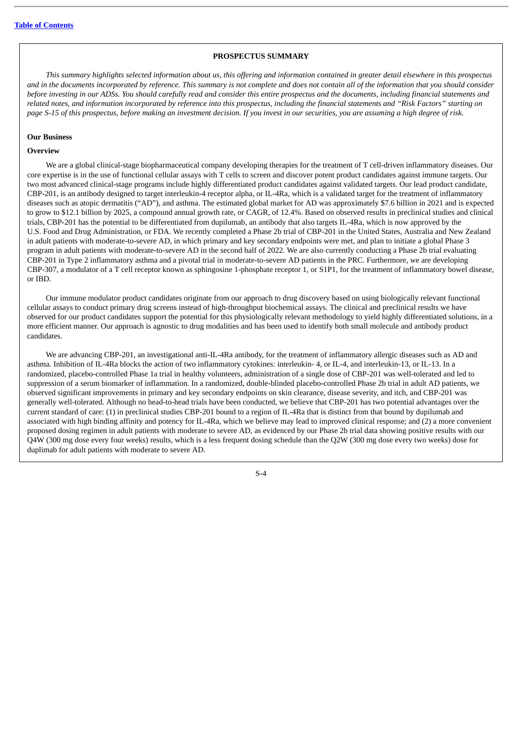## PROSPECTUS SUMMARY

*This summary highlights selected information about us, this offering and information contained in greater detail elsewhere in this prospectus and in the documents incorporated by reference. This summary is not complete and does not contain all of the information that you should consider before investing in our ADSs. You should carefully read and consider this entire prospectus and the documents, including financial statements and related notes, and information incorporated by reference into this prospectus, including the financial statements and "Risk Factors" starting on page S-15 of this prospectus, before making an investment decision. If you invest in our securities, you are assuming a high degree of risk.*

### Our Business

#### Overview

We are a global clinical-stage biopharmaceutical company developing therapies for the treatment of T cell-driven inflammatory diseases. Our core expertise is in the use of functional cellular assays with T cells to screen and discover potent product candidates against immune targets. Our two most advanced clinical-stage programs include highly differentiated product candidates against validated targets. Our lead product candidate, CBP-201, is an antibody designed to target interleukin-4 receptor alpha, or IL-4Ra, which is a validated target for the treatment of inflammatory diseases such as atopic dermatitis ("AD"), and asthma. The estimated global market for AD was approximately $7.6 billion in 2021 and is expected to grow to $12.1 billion by 2025, a compound annual growth rate, or CAGR, of 12.4%. Based on observed results in preclinical studies and clinical trials, CBP-201 has the potential to be differentiated from dupilumab, an antibody that also targets IL-4Ra, which is now approved by the U.S. Food and Drug Administration, or FDA. We recently completed a Phase 2b trial of CBP-201 in the United States, Australia and New Zealand in adult patients with moderate-to-severe AD, in which primary and key secondary endpoints were met, and plan to initiate a global Phase 3 program in adult patients with moderate-to-severe AD in the second half of 2022. We are also currently conducting a Phase 2b trial evaluating CBP-201 in Type 2 inflammatory asthma and a pivotal trial in moderate-to-severe AD patients in the PRC. Furthermore, we are developing CBP-307, a modulator of a T cell receptor known as sphingosine 1-phosphate receptor 1, or S1P1, for the treatment of inflammatory bowel disease, or IBD.

Our immune modulator product candidates originate from our approach to drug discovery based on using biologically relevant functional cellular assays to conduct primary drug screens instead of high-throughput biochemical assays. The clinical and preclinical results we have observed for our product candidates support the potential for this physiologically relevant methodology to yield highly differentiated solutions, in a more efficient manner. Our approach is agnostic to drug modalities and has been used to identify both small molecule and antibody product candidates.

We are advancing CBP-201, an investigational anti-IL-4Ra antibody, for the treatment of inflammatory allergic diseases such as AD and asthma. Inhibition of IL-4Ra blocks the action of two inflammatory cytokines: interleukin- 4, or IL-4, and interleukin-13, or IL-13. In a randomized, placebo-controlled Phase 1a trial in healthy volunteers, administration of a single dose of CBP-201 was well-tolerated and led to suppression of a serum biomarker of inflammation. In a randomized, double-blinded placebo-controlled Phase 2b trial in adult AD patients, we observed significant improvements in primary and key secondary endpoints on skin clearance, disease severity, and itch, and CBP-201 was generally well-tolerated. Although no head-to-head trials have been conducted, we believe that CBP-201 has two potential advantages over the current standard of care: (1) in preclinical studies CBP-201 bound to a region of IL-4Ra that is distinct from that bound by dupilumab and associated with high binding affinity and potency for IL-4Ra, which we believe may lead to improved clinical response; and (2) a more convenient proposed dosing regimen in adult patients with moderate to severe AD, as evidenced by our Phase 2b trial data showing positive results with our Q4W (300 mg dose every four weeks) results, which is a less frequent dosing schedule than the Q2W (300 mg dose every two weeks) dose for duplimab for adult patients with moderate to severe AD.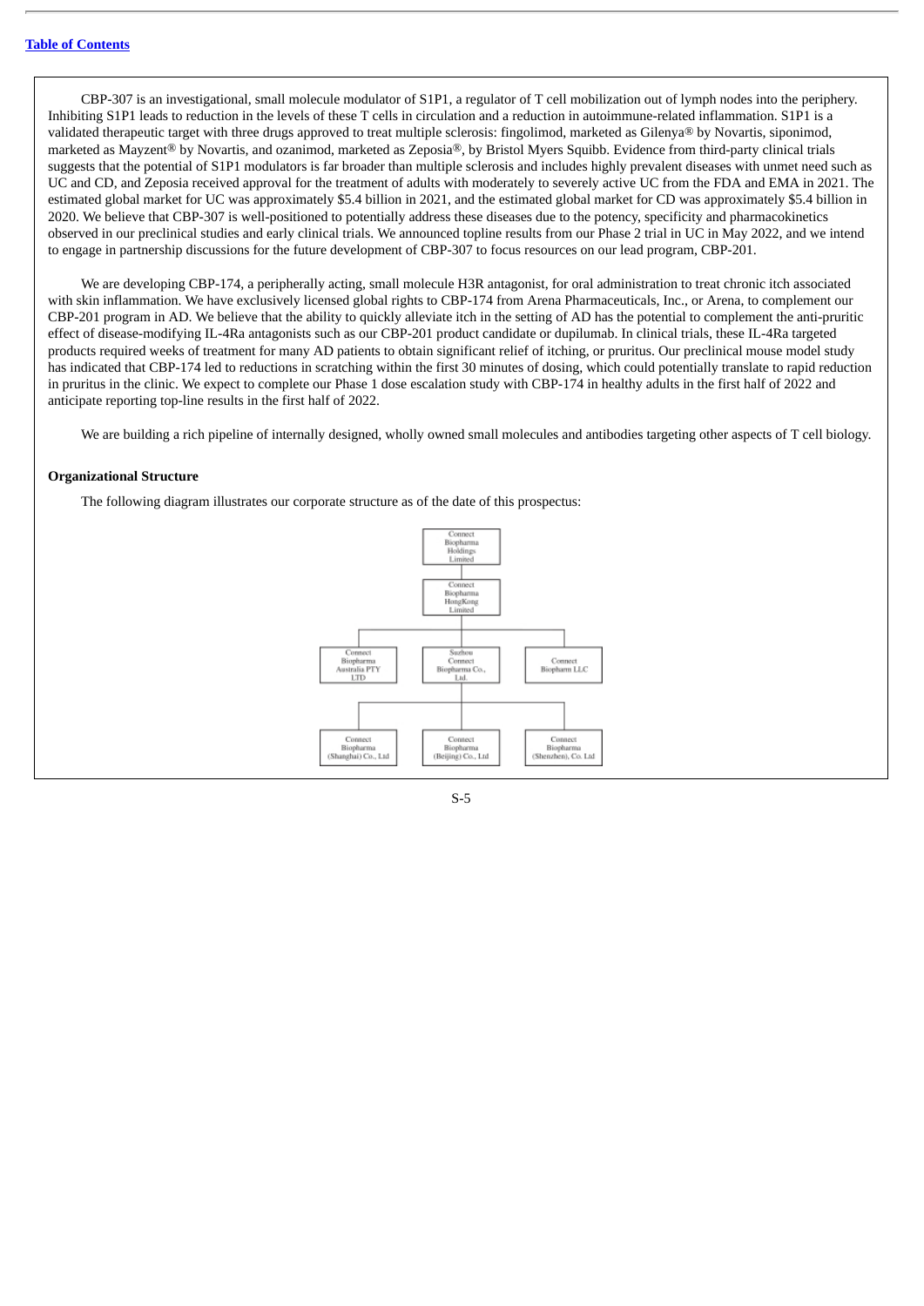CBP-307 is an investigational, small molecule modulator of S1P1, a regulator of T cell mobilization out of lymph nodes into the periphery. Inhibiting S1P1 leads to reduction in the levels of these T cells in circulation and a reduction in autoimmune-related inflammation. S1P1 is a validated therapeutic target with three drugs approved to treat multiple sclerosis: fingolimod, marketed as Gilenya® by Novartis, siponimod, marketed as Mayzent® by Novartis, and ozanimod, marketed as Zeposia®, by Bristol Myers Squibb. Evidence from third-party clinical trials suggests that the potential of S1P1 modulators is far broader than multiple sclerosis and includes highly prevalent diseases with unmet need such as UC and CD, and Zeposia received approval for the treatment of adults with moderately to severely active UC from the FDA and EMA in 2021. The estimated global market for UC was approximately $5.4 billion in 2021, and the estimated global market for CD was approximately $5.4 billion in 2020. We believe that CBP-307 is well-positioned to potentially address these diseases due to the potency, specificity and pharmacokinetics observed in our preclinical studies and early clinical trials. We announced topline results from our Phase 2 trial in UC in May 2022, and we intend to engage in partnership discussions for the future development of CBP-307 to focus resources on our lead program, CBP-201.

We are developing CBP-174, a peripherally acting, small molecule H3R antagonist, for oral administration to treat chronic itch associated with skin inflammation. We have exclusively licensed global rights to CBP-174 from Arena Pharmaceuticals, Inc., or Arena, to complement our CBP-201 program in AD. We believe that the ability to quickly alleviate itch in the setting of AD has the potential to complement the anti-pruritic effect of disease-modifying IL-4Ra antagonists such as our CBP-201 product candidate or dupilumab. In clinical trials, these IL-4Ra targeted products required weeks of treatment for many AD patients to obtain significant relief of itching, or pruritus. Our preclinical mouse model study has indicated that CBP-174 led to reductions in scratching within the first 30 minutes of dosing, which could potentially translate to rapid reduction in pruritus in the clinic. We expect to complete our Phase 1 dose escalation study with CBP-174 in healthy adults in the first half of 2022 and anticipate reporting top-line results in the first half of 2022.

We are building a rich pipeline of internally designed, wholly owned small molecules and antibodies targeting other aspects of T cell biology.

**Organizational Structure**

The following diagram illustrates our corporate structure as of the date of this prospectus:

- Connect Biopharma Holdings Limited
  - Connect Biopharma HongKong Limited
    - Connect Biopharma Australia PTY LTD
    - Suzhou Connect Biopharma Co., Ltd.
      - Connect Biopharma (Shanghai) Co., Ltd
      - Connect Biopharma (Beijing) Co., Ltd
      - Connect Biopharma (Shenzhen), Co. Ltd
    - Connect Biopharm LLC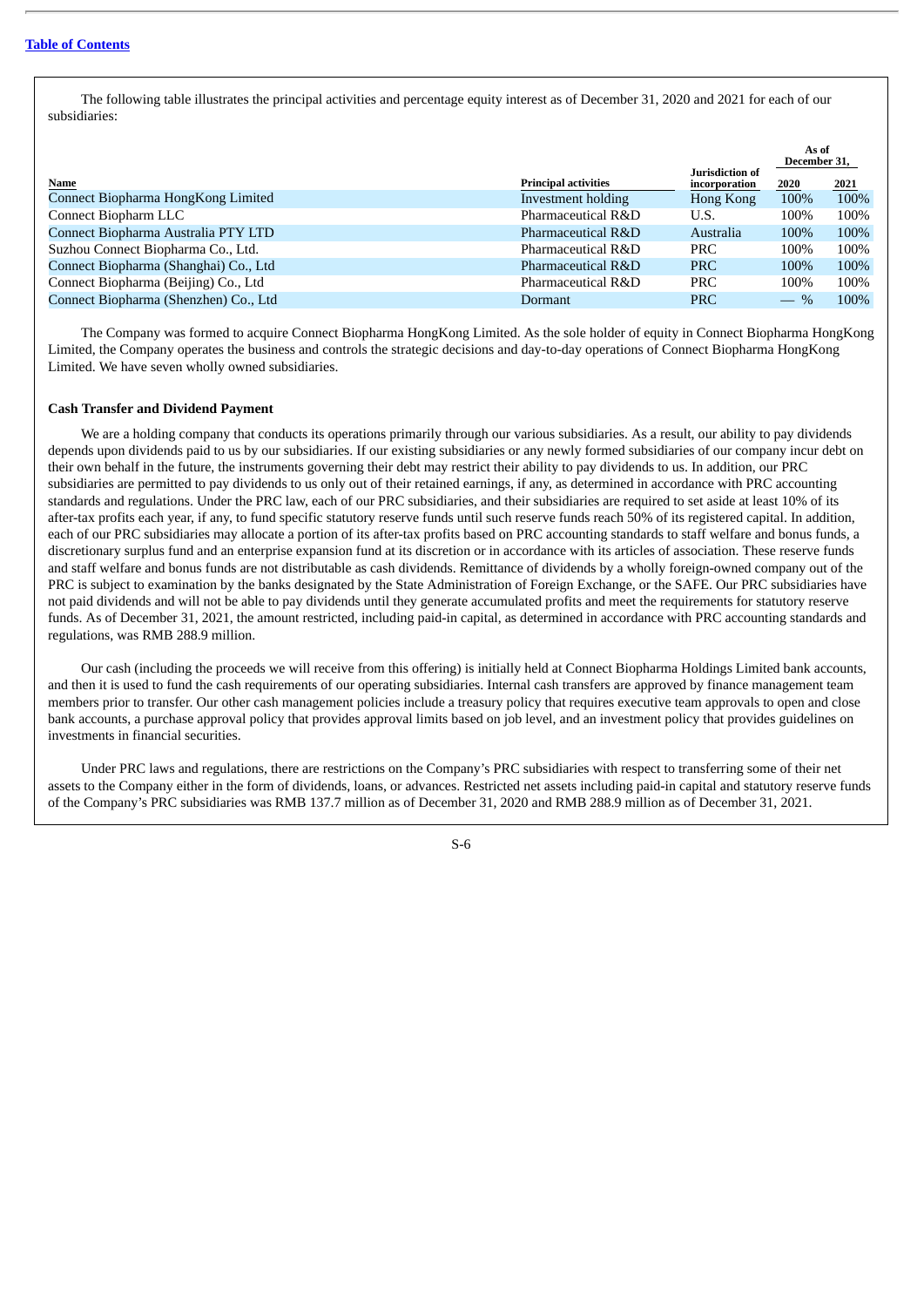The following table illustrates the principal activities and percentage equity interest as of December 31, 2020 and 2021 for each of our subsidiaries:

| Name | Principal activities | Jurisdiction of incorporation | As of December 31, 2020 | As of December 31, 2021 |
|---|---|---|---|---|
| Connect Biopharma HongKong Limited | Investment holding | Hong Kong | 100% | 100% |
| Connect Biopharm LLC | Pharmaceutical R&D | U.S. | 100% | 100% |
| Connect Biopharma Australia PTY LTD | Pharmaceutical R&D | Australia | 100% | 100% |
| Suzhou Connect Biopharma Co., Ltd. | Pharmaceutical R&D | PRC | 100% | 100% |
| Connect Biopharma (Shanghai) Co., Ltd | Pharmaceutical R&D | PRC | 100% | 100% |
| Connect Biopharma (Beijing) Co., Ltd | Pharmaceutical R&D | PRC | 100% | 100% |
| Connect Biopharma (Shenzhen) Co., Ltd | Dormant | PRC | — % | 100% |

The Company was formed to acquire Connect Biopharma HongKong Limited. As the sole holder of equity in Connect Biopharma HongKong Limited, the Company operates the business and controls the strategic decisions and day-to-day operations of Connect Biopharma HongKong Limited. We have seven wholly owned subsidiaries.

**Cash Transfer and Dividend Payment**

We are a holding company that conducts its operations primarily through our various subsidiaries. As a result, our ability to pay dividends depends upon dividends paid to us by our subsidiaries. If our existing subsidiaries or any newly formed subsidiaries of our company incur debt on their own behalf in the future, the instruments governing their debt may restrict their ability to pay dividends to us. In addition, our PRC subsidiaries are permitted to pay dividends to us only out of their retained earnings, if any, as determined in accordance with PRC accounting standards and regulations. Under the PRC law, each of our PRC subsidiaries, and their subsidiaries are required to set aside at least 10% of its after-tax profits each year, if any, to fund specific statutory reserve funds until such reserve funds reach 50% of its registered capital. In addition, each of our PRC subsidiaries may allocate a portion of its after-tax profits based on PRC accounting standards to staff welfare and bonus funds, a discretionary surplus fund and an enterprise expansion fund at its discretion or in accordance with its articles of association. These reserve funds and staff welfare and bonus funds are not distributable as cash dividends. Remittance of dividends by a wholly foreign-owned company out of the PRC is subject to examination by the banks designated by the State Administration of Foreign Exchange, or the SAFE. Our PRC subsidiaries have not paid dividends and will not be able to pay dividends until they generate accumulated profits and meet the requirements for statutory reserve funds. As of December 31, 2021, the amount restricted, including paid-in capital, as determined in accordance with PRC accounting standards and regulations, was RMB 288.9 million.

Our cash (including the proceeds we will receive from this offering) is initially held at Connect Biopharma Holdings Limited bank accounts, and then it is used to fund the cash requirements of our operating subsidiaries. Internal cash transfers are approved by finance management team members prior to transfer. Our other cash management policies include a treasury policy that requires executive team approvals to open and close bank accounts, a purchase approval policy that provides approval limits based on job level, and an investment policy that provides guidelines on investments in financial securities.

Under PRC laws and regulations, there are restrictions on the Company's PRC subsidiaries with respect to transferring some of their net assets to the Company either in the form of dividends, loans, or advances. Restricted net assets including paid-in capital and statutory reserve funds of the Company's PRC subsidiaries was RMB 137.7 million as of December 31, 2020 and RMB 288.9 million as of December 31, 2021.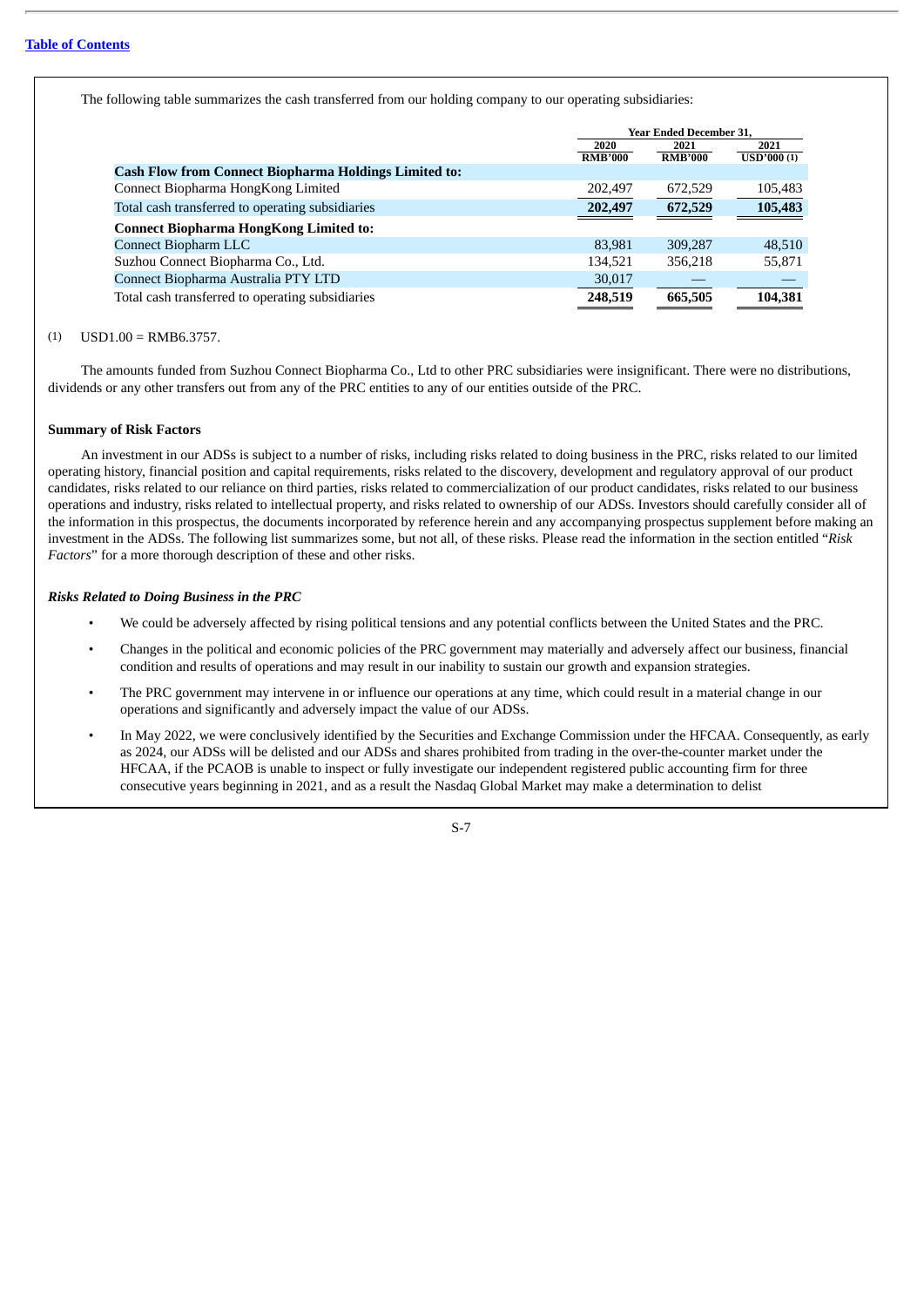The following table summarizes the cash transferred from our holding company to our operating subsidiaries:

| | Year Ended December 31, | | |
|---|---|---|---|
| | 2020 | 2021 | 2021 |
| | RMB'000 | RMB'000 | USD'000 (1) |
| **Cash Flow from Connect Biopharma Holdings Limited to:** | | | |
| Connect Biopharma HongKong Limited | 202,497 | 672,529 | 105,483 |
| Total cash transferred to operating subsidiaries | 202,497 | 672,529 | 105,483 |
| **Connect Biopharma HongKong Limited to:** | | | |
| Connect Biopharm LLC | 83,981 | 309,287 | 48,510 |
| Suzhou Connect Biopharma Co., Ltd. | 134,521 | 356,218 | 55,871 |
| Connect Biopharma Australia PTY LTD | 30,017 | — | — |
| Total cash transferred to operating subsidiaries | 248,519 | 665,505 | 104,381 |

(1) USD1.00 = RMB6.3757.

The amounts funded from Suzhou Connect Biopharma Co., Ltd to other PRC subsidiaries were insignificant. There were no distributions, dividends or any other transfers out from any of the PRC entities to any of our entities outside of the PRC.

**Summary of Risk Factors**

An investment in our ADSs is subject to a number of risks, including risks related to doing business in the PRC, risks related to our limited operating history, financial position and capital requirements, risks related to the discovery, development and regulatory approval of our product candidates, risks related to our reliance on third parties, risks related to commercialization of our product candidates, risks related to our business operations and industry, risks related to intellectual property, and risks related to ownership of our ADSs. Investors should carefully consider all of the information in this prospectus, the documents incorporated by reference herein and any accompanying prospectus supplement before making an investment in the ADSs. The following list summarizes some, but not all, of these risks. Please read the information in the section entitled "*Risk Factors*" for a more thorough description of these and other risks.

***Risks Related to Doing Business in the PRC***

- We could be adversely affected by rising political tensions and any potential conflicts between the United States and the PRC.
- Changes in the political and economic policies of the PRC government may materially and adversely affect our business, financial condition and results of operations and may result in our inability to sustain our growth and expansion strategies.
- The PRC government may intervene in or influence our operations at any time, which could result in a material change in our operations and significantly and adversely impact the value of our ADSs.
- In May 2022, we were conclusively identified by the Securities and Exchange Commission under the HFCAA. Consequently, as early as 2024, our ADSs will be delisted and our ADSs and shares prohibited from trading in the over-the-counter market under the HFCAA, if the PCAOB is unable to inspect or fully investigate our independent registered public accounting firm for three consecutive years beginning in 2021, and as a result the Nasdaq Global Market may make a determination to delist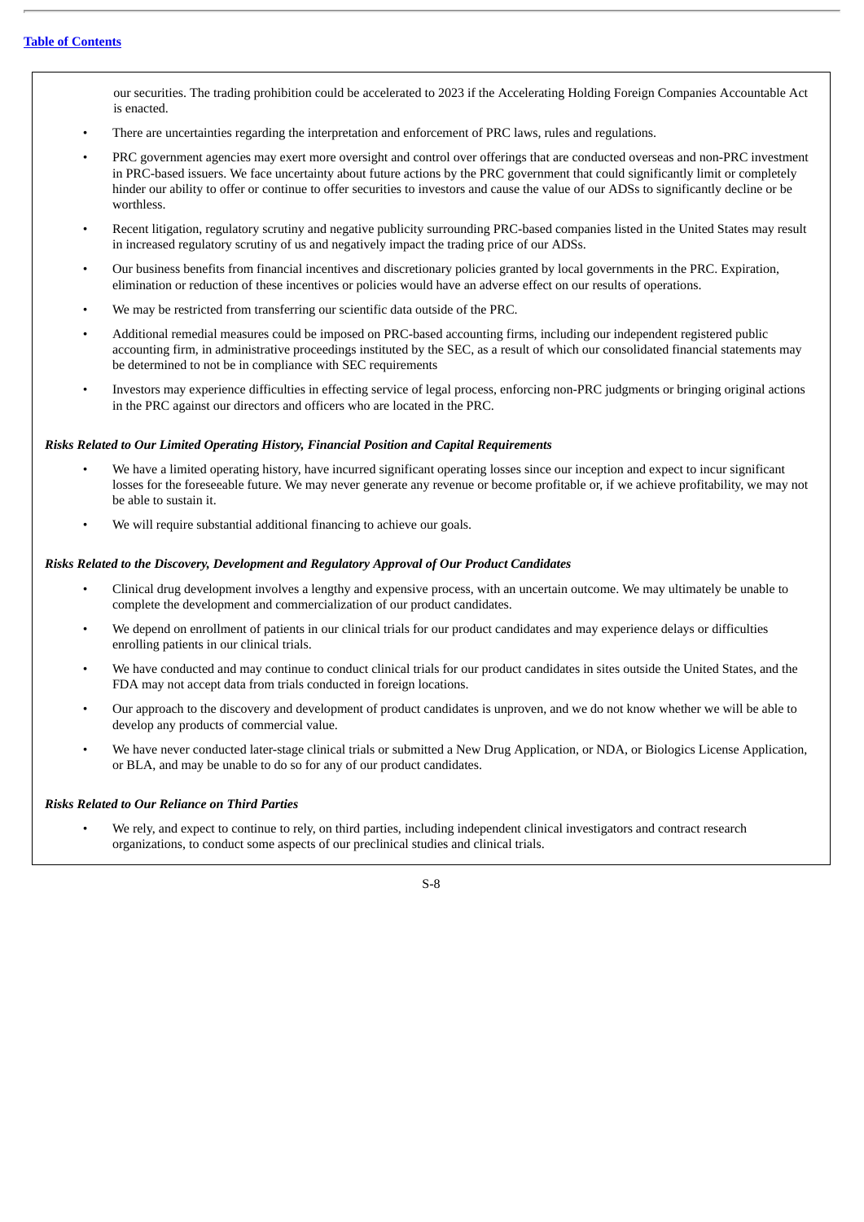our securities. The trading prohibition could be accelerated to 2023 if the Accelerating Holding Foreign Companies Accountable Act is enacted.

- There are uncertainties regarding the interpretation and enforcement of PRC laws, rules and regulations.
- PRC government agencies may exert more oversight and control over offerings that are conducted overseas and non-PRC investment in PRC-based issuers. We face uncertainty about future actions by the PRC government that could significantly limit or completely hinder our ability to offer or continue to offer securities to investors and cause the value of our ADSs to significantly decline or be worthless.
- Recent litigation, regulatory scrutiny and negative publicity surrounding PRC-based companies listed in the United States may result in increased regulatory scrutiny of us and negatively impact the trading price of our ADSs.
- Our business benefits from financial incentives and discretionary policies granted by local governments in the PRC. Expiration, elimination or reduction of these incentives or policies would have an adverse effect on our results of operations.
- We may be restricted from transferring our scientific data outside of the PRC.
- Additional remedial measures could be imposed on PRC-based accounting firms, including our independent registered public accounting firm, in administrative proceedings instituted by the SEC, as a result of which our consolidated financial statements may be determined to not be in compliance with SEC requirements
- Investors may experience difficulties in effecting service of legal process, enforcing non-PRC judgments or bringing original actions in the PRC against our directors and officers who are located in the PRC.

***Risks Related to Our Limited Operating History, Financial Position and Capital Requirements***

- We have a limited operating history, have incurred significant operating losses since our inception and expect to incur significant losses for the foreseeable future. We may never generate any revenue or become profitable or, if we achieve profitability, we may not be able to sustain it.
- We will require substantial additional financing to achieve our goals.

***Risks Related to the Discovery, Development and Regulatory Approval of Our Product Candidates***

- Clinical drug development involves a lengthy and expensive process, with an uncertain outcome. We may ultimately be unable to complete the development and commercialization of our product candidates.
- We depend on enrollment of patients in our clinical trials for our product candidates and may experience delays or difficulties enrolling patients in our clinical trials.
- We have conducted and may continue to conduct clinical trials for our product candidates in sites outside the United States, and the FDA may not accept data from trials conducted in foreign locations.
- Our approach to the discovery and development of product candidates is unproven, and we do not know whether we will be able to develop any products of commercial value.
- We have never conducted later-stage clinical trials or submitted a New Drug Application, or NDA, or Biologics License Application, or BLA, and may be unable to do so for any of our product candidates.

***Risks Related to Our Reliance on Third Parties***

- We rely, and expect to continue to rely, on third parties, including independent clinical investigators and contract research organizations, to conduct some aspects of our preclinical studies and clinical trials.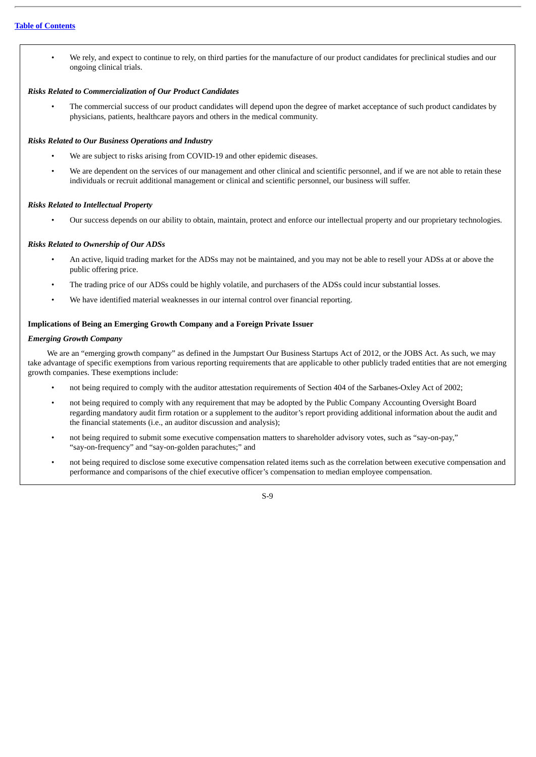- We rely, and expect to continue to rely, on third parties for the manufacture of our product candidates for preclinical studies and our ongoing clinical trials.

***Risks Related to Commercialization of Our Product Candidates***

- The commercial success of our product candidates will depend upon the degree of market acceptance of such product candidates by physicians, patients, healthcare payors and others in the medical community.

***Risks Related to Our Business Operations and Industry***

- We are subject to risks arising from COVID-19 and other epidemic diseases.
- We are dependent on the services of our management and other clinical and scientific personnel, and if we are not able to retain these individuals or recruit additional management or clinical and scientific personnel, our business will suffer.

***Risks Related to Intellectual Property***

- Our success depends on our ability to obtain, maintain, protect and enforce our intellectual property and our proprietary technologies.

***Risks Related to Ownership of Our ADSs***

- An active, liquid trading market for the ADSs may not be maintained, and you may not be able to resell your ADSs at or above the public offering price.
- The trading price of our ADSs could be highly volatile, and purchasers of the ADSs could incur substantial losses.
- We have identified material weaknesses in our internal control over financial reporting.

**Implications of Being an Emerging Growth Company and a Foreign Private Issuer**

***Emerging Growth Company***

We are an "emerging growth company" as defined in the Jumpstart Our Business Startups Act of 2012, or the JOBS Act. As such, we may take advantage of specific exemptions from various reporting requirements that are applicable to other publicly traded entities that are not emerging growth companies. These exemptions include:

- not being required to comply with the auditor attestation requirements of Section 404 of the Sarbanes-Oxley Act of 2002;
- not being required to comply with any requirement that may be adopted by the Public Company Accounting Oversight Board regarding mandatory audit firm rotation or a supplement to the auditor's report providing additional information about the audit and the financial statements (i.e., an auditor discussion and analysis);
- not being required to submit some executive compensation matters to shareholder advisory votes, such as "say-on-pay," "say-on-frequency" and "say-on-golden parachutes;" and
- not being required to disclose some executive compensation related items such as the correlation between executive compensation and performance and comparisons of the chief executive officer's compensation to median employee compensation.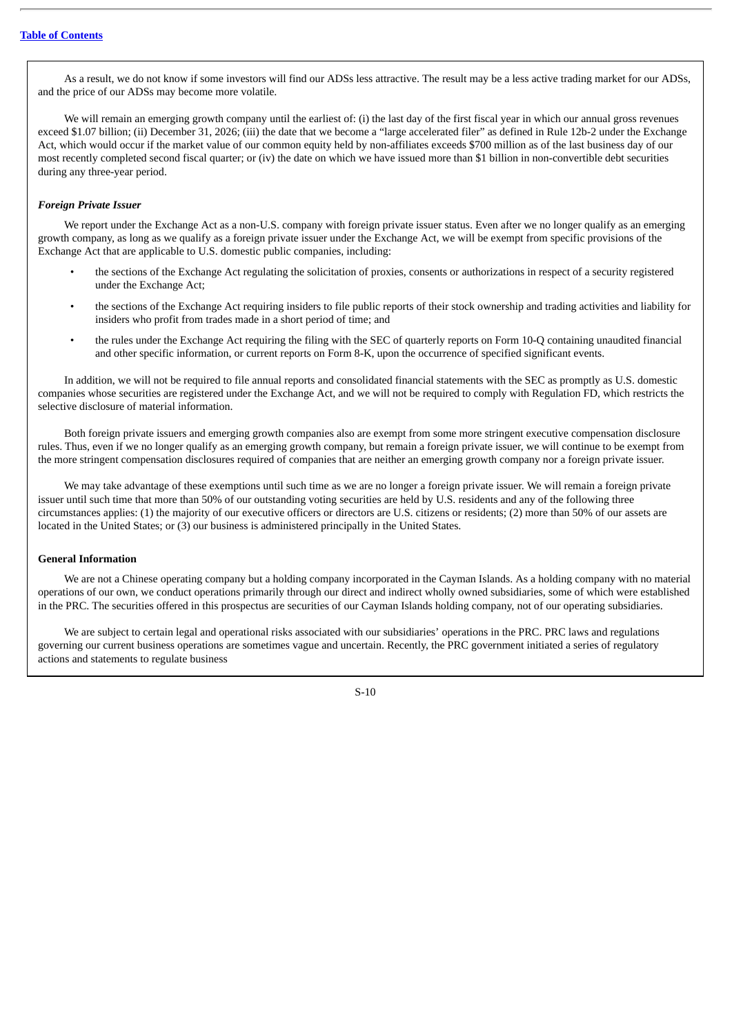As a result, we do not know if some investors will find our ADSs less attractive. The result may be a less active trading market for our ADSs, and the price of our ADSs may become more volatile.

We will remain an emerging growth company until the earliest of: (i) the last day of the first fiscal year in which our annual gross revenues exceed $1.07 billion; (ii) December 31, 2026; (iii) the date that we become a "large accelerated filer" as defined in Rule 12b-2 under the Exchange Act, which would occur if the market value of our common equity held by non-affiliates exceeds $700 million as of the last business day of our most recently completed second fiscal quarter; or (iv) the date on which we have issued more than $1 billion in non-convertible debt securities during any three-year period.

***Foreign Private Issuer***

We report under the Exchange Act as a non-U.S. company with foreign private issuer status. Even after we no longer qualify as an emerging growth company, as long as we qualify as a foreign private issuer under the Exchange Act, we will be exempt from specific provisions of the Exchange Act that are applicable to U.S. domestic public companies, including:

- the sections of the Exchange Act regulating the solicitation of proxies, consents or authorizations in respect of a security registered under the Exchange Act;
- the sections of the Exchange Act requiring insiders to file public reports of their stock ownership and trading activities and liability for insiders who profit from trades made in a short period of time; and
- the rules under the Exchange Act requiring the filing with the SEC of quarterly reports on Form 10-Q containing unaudited financial and other specific information, or current reports on Form 8-K, upon the occurrence of specified significant events.

In addition, we will not be required to file annual reports and consolidated financial statements with the SEC as promptly as U.S. domestic companies whose securities are registered under the Exchange Act, and we will not be required to comply with Regulation FD, which restricts the selective disclosure of material information.

Both foreign private issuers and emerging growth companies also are exempt from some more stringent executive compensation disclosure rules. Thus, even if we no longer qualify as an emerging growth company, but remain a foreign private issuer, we will continue to be exempt from the more stringent compensation disclosures required of companies that are neither an emerging growth company nor a foreign private issuer.

We may take advantage of these exemptions until such time as we are no longer a foreign private issuer. We will remain a foreign private issuer until such time that more than 50% of our outstanding voting securities are held by U.S. residents and any of the following three circumstances applies: (1) the majority of our executive officers or directors are U.S. citizens or residents; (2) more than 50% of our assets are located in the United States; or (3) our business is administered principally in the United States.

**General Information**

We are not a Chinese operating company but a holding company incorporated in the Cayman Islands. As a holding company with no material operations of our own, we conduct operations primarily through our direct and indirect wholly owned subsidiaries, some of which were established in the PRC. The securities offered in this prospectus are securities of our Cayman Islands holding company, not of our operating subsidiaries.

We are subject to certain legal and operational risks associated with our subsidiaries' operations in the PRC. PRC laws and regulations governing our current business operations are sometimes vague and uncertain. Recently, the PRC government initiated a series of regulatory actions and statements to regulate business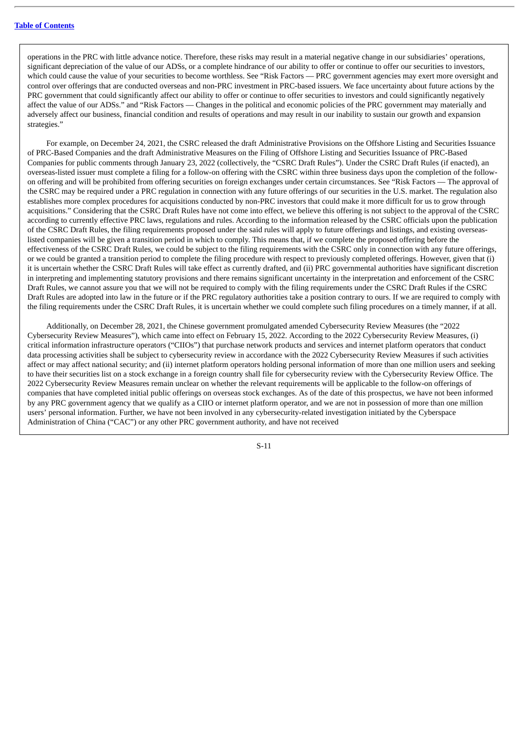operations in the PRC with little advance notice. Therefore, these risks may result in a material negative change in our subsidiaries' operations, significant depreciation of the value of our ADSs, or a complete hindrance of our ability to offer or continue to offer our securities to investors, which could cause the value of your securities to become worthless. See "Risk Factors — PRC government agencies may exert more oversight and control over offerings that are conducted overseas and non-PRC investment in PRC-based issuers. We face uncertainty about future actions by the PRC government that could significantly affect our ability to offer or continue to offer securities to investors and could significantly negatively affect the value of our ADSs." and "Risk Factors — Changes in the political and economic policies of the PRC government may materially and adversely affect our business, financial condition and results of operations and may result in our inability to sustain our growth and expansion strategies."

For example, on December 24, 2021, the CSRC released the draft Administrative Provisions on the Offshore Listing and Securities Issuance of PRC-Based Companies and the draft Administrative Measures on the Filing of Offshore Listing and Securities Issuance of PRC-Based Companies for public comments through January 23, 2022 (collectively, the "CSRC Draft Rules"). Under the CSRC Draft Rules (if enacted), an overseas-listed issuer must complete a filing for a follow-on offering with the CSRC within three business days upon the completion of the follow-on offering and will be prohibited from offering securities on foreign exchanges under certain circumstances. See "Risk Factors — The approval of the CSRC may be required under a PRC regulation in connection with any future offerings of our securities in the U.S. market. The regulation also establishes more complex procedures for acquisitions conducted by non-PRC investors that could make it more difficult for us to grow through acquisitions." Considering that the CSRC Draft Rules have not come into effect, we believe this offering is not subject to the approval of the CSRC according to currently effective PRC laws, regulations and rules. According to the information released by the CSRC officials upon the publication of the CSRC Draft Rules, the filing requirements proposed under the said rules will apply to future offerings and listings, and existing overseas-listed companies will be given a transition period in which to comply. This means that, if we complete the proposed offering before the effectiveness of the CSRC Draft Rules, we could be subject to the filing requirements with the CSRC only in connection with any future offerings, or we could be granted a transition period to complete the filing procedure with respect to previously completed offerings. However, given that (i) it is uncertain whether the CSRC Draft Rules will take effect as currently drafted, and (ii) PRC governmental authorities have significant discretion in interpreting and implementing statutory provisions and there remains significant uncertainty in the interpretation and enforcement of the CSRC Draft Rules, we cannot assure you that we will not be required to comply with the filing requirements under the CSRC Draft Rules if the CSRC Draft Rules are adopted into law in the future or if the PRC regulatory authorities take a position contrary to ours. If we are required to comply with the filing requirements under the CSRC Draft Rules, it is uncertain whether we could complete such filing procedures on a timely manner, if at all.

Additionally, on December 28, 2021, the Chinese government promulgated amended Cybersecurity Review Measures (the "2022 Cybersecurity Review Measures"), which came into effect on February 15, 2022. According to the 2022 Cybersecurity Review Measures, (i) critical information infrastructure operators ("CIIOs") that purchase network products and services and internet platform operators that conduct data processing activities shall be subject to cybersecurity review in accordance with the 2022 Cybersecurity Review Measures if such activities affect or may affect national security; and (ii) internet platform operators holding personal information of more than one million users and seeking to have their securities list on a stock exchange in a foreign country shall file for cybersecurity review with the Cybersecurity Review Office. The 2022 Cybersecurity Review Measures remain unclear on whether the relevant requirements will be applicable to the follow-on offerings of companies that have completed initial public offerings on overseas stock exchanges. As of the date of this prospectus, we have not been informed by any PRC government agency that we qualify as a CIIO or internet platform operator, and we are not in possession of more than one million users' personal information. Further, we have not been involved in any cybersecurity-related investigation initiated by the Cyberspace Administration of China ("CAC") or any other PRC government authority, and have not received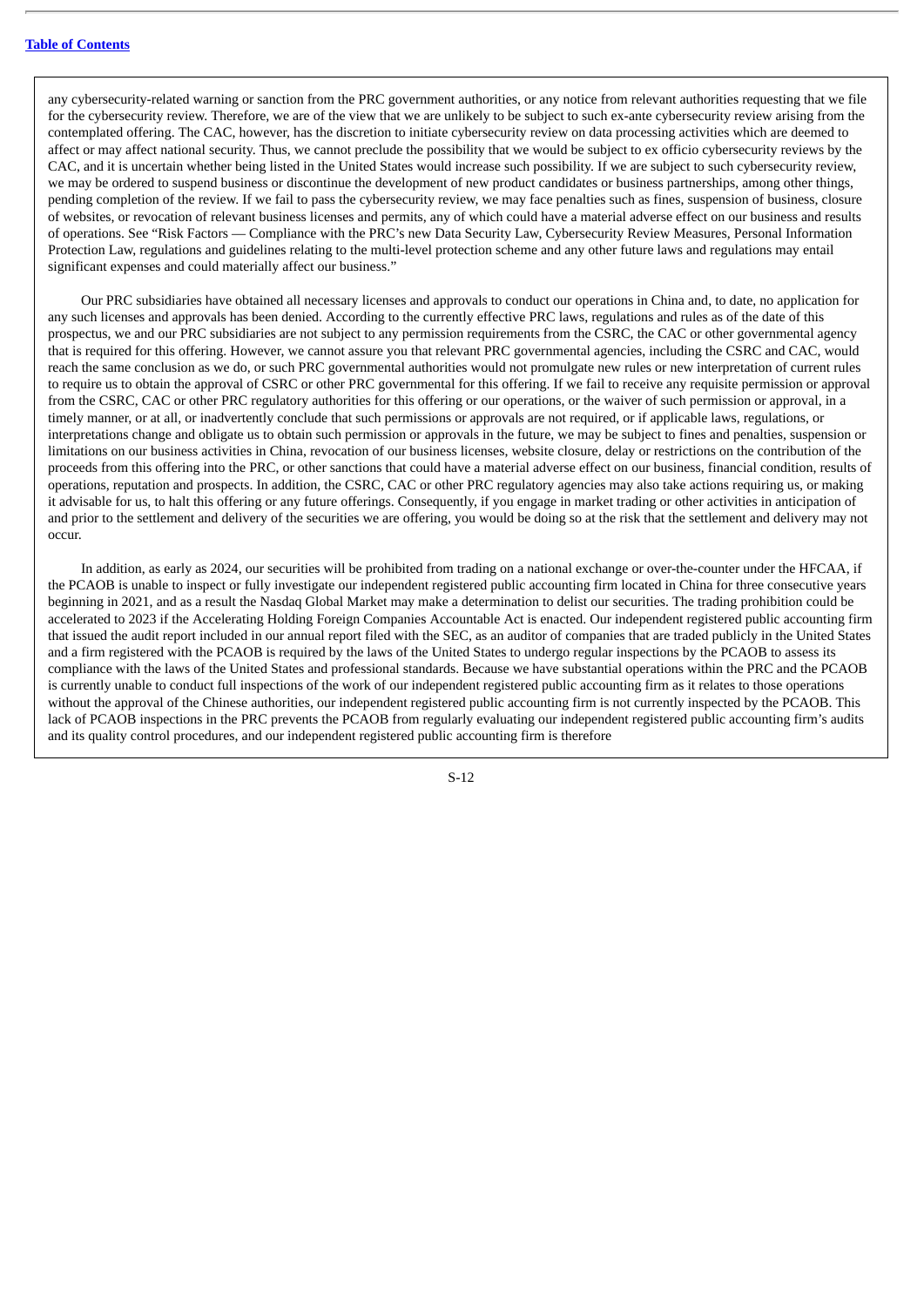any cybersecurity-related warning or sanction from the PRC government authorities, or any notice from relevant authorities requesting that we file for the cybersecurity review. Therefore, we are of the view that we are unlikely to be subject to such ex-ante cybersecurity review arising from the contemplated offering. The CAC, however, has the discretion to initiate cybersecurity review on data processing activities which are deemed to affect or may affect national security. Thus, we cannot preclude the possibility that we would be subject to ex officio cybersecurity reviews by the CAC, and it is uncertain whether being listed in the United States would increase such possibility. If we are subject to such cybersecurity review, we may be ordered to suspend business or discontinue the development of new product candidates or business partnerships, among other things, pending completion of the review. If we fail to pass the cybersecurity review, we may face penalties such as fines, suspension of business, closure of websites, or revocation of relevant business licenses and permits, any of which could have a material adverse effect on our business and results of operations. See "Risk Factors — Compliance with the PRC's new Data Security Law, Cybersecurity Review Measures, Personal Information Protection Law, regulations and guidelines relating to the multi-level protection scheme and any other future laws and regulations may entail significant expenses and could materially affect our business."

Our PRC subsidiaries have obtained all necessary licenses and approvals to conduct our operations in China and, to date, no application for any such licenses and approvals has been denied. According to the currently effective PRC laws, regulations and rules as of the date of this prospectus, we and our PRC subsidiaries are not subject to any permission requirements from the CSRC, the CAC or other governmental agency that is required for this offering. However, we cannot assure you that relevant PRC governmental agencies, including the CSRC and CAC, would reach the same conclusion as we do, or such PRC governmental authorities would not promulgate new rules or new interpretation of current rules to require us to obtain the approval of CSRC or other PRC governmental for this offering. If we fail to receive any requisite permission or approval from the CSRC, CAC or other PRC regulatory authorities for this offering or our operations, or the waiver of such permission or approval, in a timely manner, or at all, or inadvertently conclude that such permissions or approvals are not required, or if applicable laws, regulations, or interpretations change and obligate us to obtain such permission or approvals in the future, we may be subject to fines and penalties, suspension or limitations on our business activities in China, revocation of our business licenses, website closure, delay or restrictions on the contribution of the proceeds from this offering into the PRC, or other sanctions that could have a material adverse effect on our business, financial condition, results of operations, reputation and prospects. In addition, the CSRC, CAC or other PRC regulatory agencies may also take actions requiring us, or making it advisable for us, to halt this offering or any future offerings. Consequently, if you engage in market trading or other activities in anticipation of and prior to the settlement and delivery of the securities we are offering, you would be doing so at the risk that the settlement and delivery may not occur.

In addition, as early as 2024, our securities will be prohibited from trading on a national exchange or over-the-counter under the HFCAA, if the PCAOB is unable to inspect or fully investigate our independent registered public accounting firm located in China for three consecutive years beginning in 2021, and as a result the Nasdaq Global Market may make a determination to delist our securities. The trading prohibition could be accelerated to 2023 if the Accelerating Holding Foreign Companies Accountable Act is enacted. Our independent registered public accounting firm that issued the audit report included in our annual report filed with the SEC, as an auditor of companies that are traded publicly in the United States and a firm registered with the PCAOB is required by the laws of the United States to undergo regular inspections by the PCAOB to assess its compliance with the laws of the United States and professional standards. Because we have substantial operations within the PRC and the PCAOB is currently unable to conduct full inspections of the work of our independent registered public accounting firm as it relates to those operations without the approval of the Chinese authorities, our independent registered public accounting firm is not currently inspected by the PCAOB. This lack of PCAOB inspections in the PRC prevents the PCAOB from regularly evaluating our independent registered public accounting firm's audits and its quality control procedures, and our independent registered public accounting firm is therefore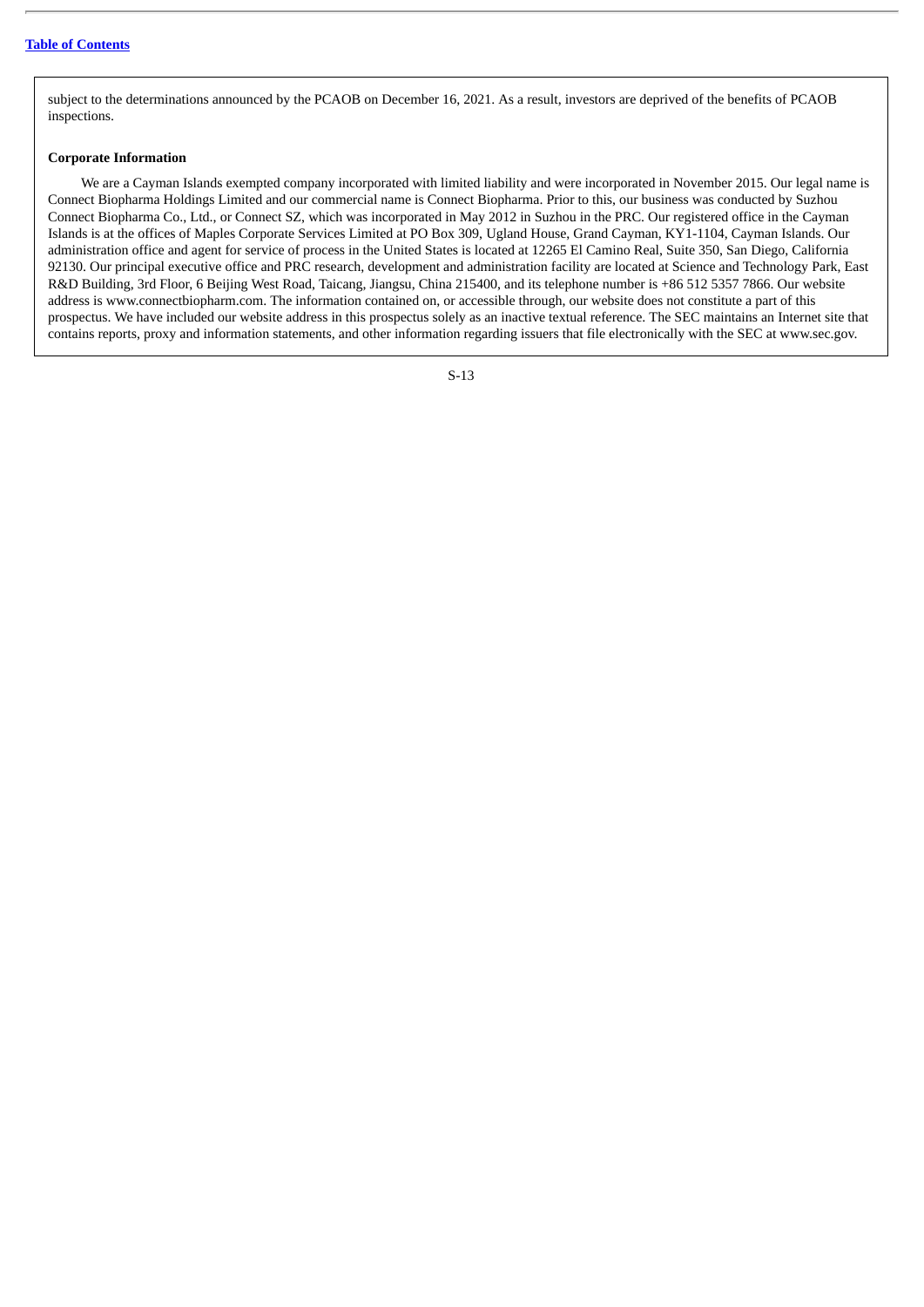subject to the determinations announced by the PCAOB on December 16, 2021. As a result, investors are deprived of the benefits of PCAOB inspections.

**Corporate Information**

We are a Cayman Islands exempted company incorporated with limited liability and were incorporated in November 2015. Our legal name is Connect Biopharma Holdings Limited and our commercial name is Connect Biopharma. Prior to this, our business was conducted by Suzhou Connect Biopharma Co., Ltd., or Connect SZ, which was incorporated in May 2012 in Suzhou in the PRC. Our registered office in the Cayman Islands is at the offices of Maples Corporate Services Limited at PO Box 309, Ugland House, Grand Cayman, KY1-1104, Cayman Islands. Our administration office and agent for service of process in the United States is located at 12265 El Camino Real, Suite 350, San Diego, California 92130. Our principal executive office and PRC research, development and administration facility are located at Science and Technology Park, East R&D Building, 3rd Floor, 6 Beijing West Road, Taicang, Jiangsu, China 215400, and its telephone number is +86 512 5357 7866. Our website address is www.connectbiopharm.com. The information contained on, or accessible through, our website does not constitute a part of this prospectus. We have included our website address in this prospectus solely as an inactive textual reference. The SEC maintains an Internet site that contains reports, proxy and information statements, and other information regarding issuers that file electronically with the SEC at www.sec.gov.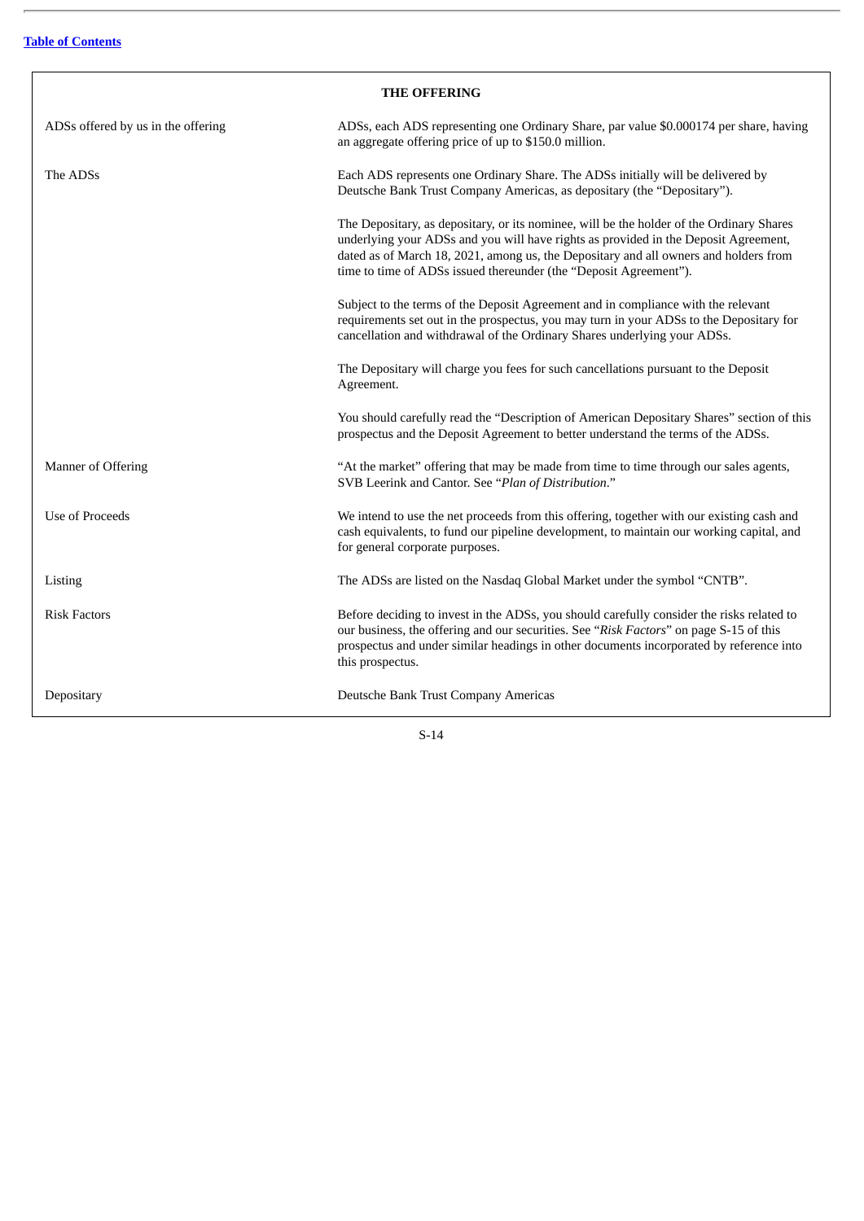## THE OFFERING

| | |
|---|---|
| ADSs offered by us in the offering | ADSs, each ADS representing one Ordinary Share, par value $0.000174 per share, having an aggregate offering price of up to $150.0 million. |
| The ADSs | Each ADS represents one Ordinary Share. The ADSs initially will be delivered by Deutsche Bank Trust Company Americas, as depositary (the "Depositary"). |
| | The Depositary, as depositary, or its nominee, will be the holder of the Ordinary Shares underlying your ADSs and you will have rights as provided in the Deposit Agreement, dated as of March 18, 2021, among us, the Depositary and all owners and holders from time to time of ADSs issued thereunder (the "Deposit Agreement"). |
| | Subject to the terms of the Deposit Agreement and in compliance with the relevant requirements set out in the prospectus, you may turn in your ADSs to the Depositary for cancellation and withdrawal of the Ordinary Shares underlying your ADSs. |
| | The Depositary will charge you fees for such cancellations pursuant to the Deposit Agreement. |
| | You should carefully read the "Description of American Depositary Shares" section of this prospectus and the Deposit Agreement to better understand the terms of the ADSs. |
| Manner of Offering | "At the market" offering that may be made from time to time through our sales agents, SVB Leerink and Cantor. See "*Plan of Distribution*." |
| Use of Proceeds | We intend to use the net proceeds from this offering, together with our existing cash and cash equivalents, to fund our pipeline development, to maintain our working capital, and for general corporate purposes. |
| Listing | The ADSs are listed on the Nasdaq Global Market under the symbol "CNTB". |
| Risk Factors | Before deciding to invest in the ADSs, you should carefully consider the risks related to our business, the offering and our securities. See "*Risk Factors*" on page S-15 of this prospectus and under similar headings in other documents incorporated by reference into this prospectus. |
| Depositary | Deutsche Bank Trust Company Americas |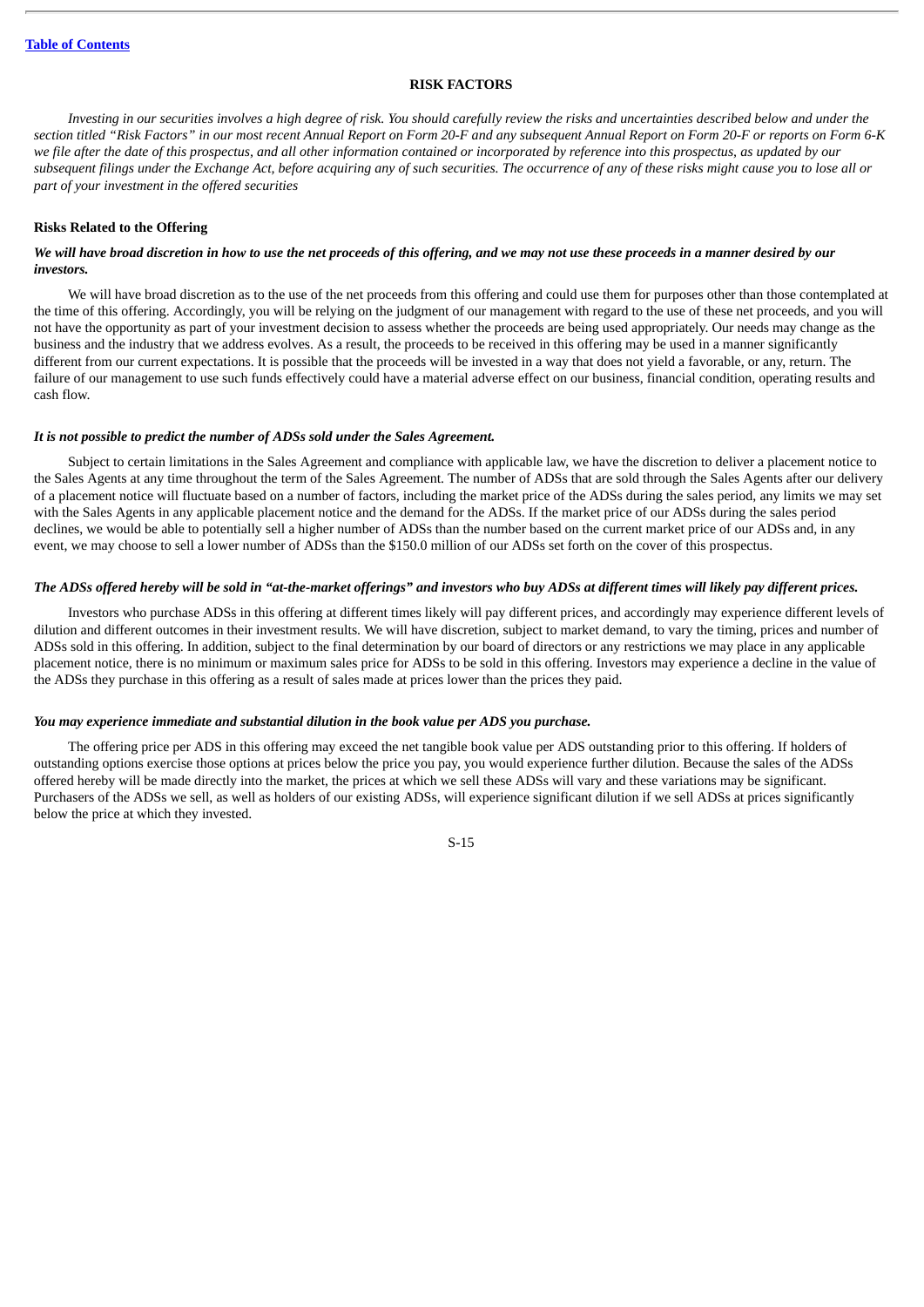# RISK FACTORS

*Investing in our securities involves a high degree of risk. You should carefully review the risks and uncertainties described below and under the section titled "Risk Factors" in our most recent Annual Report on Form 20-F and any subsequent Annual Report on Form 20-F or reports on Form 6-K we file after the date of this prospectus, and all other information contained or incorporated by reference into this prospectus, as updated by our subsequent filings under the Exchange Act, before acquiring any of such securities. The occurrence of any of these risks might cause you to lose all or part of your investment in the offered securities*

## Risks Related to the Offering

***We will have broad discretion in how to use the net proceeds of this offering, and we may not use these proceeds in a manner desired by our investors.***

We will have broad discretion as to the use of the net proceeds from this offering and could use them for purposes other than those contemplated at the time of this offering. Accordingly, you will be relying on the judgment of our management with regard to the use of these net proceeds, and you will not have the opportunity as part of your investment decision to assess whether the proceeds are being used appropriately. Our needs may change as the business and the industry that we address evolves. As a result, the proceeds to be received in this offering may be used in a manner significantly different from our current expectations. It is possible that the proceeds will be invested in a way that does not yield a favorable, or any, return. The failure of our management to use such funds effectively could have a material adverse effect on our business, financial condition, operating results and cash flow.

***It is not possible to predict the number of ADSs sold under the Sales Agreement.***

Subject to certain limitations in the Sales Agreement and compliance with applicable law, we have the discretion to deliver a placement notice to the Sales Agents at any time throughout the term of the Sales Agreement. The number of ADSs that are sold through the Sales Agents after our delivery of a placement notice will fluctuate based on a number of factors, including the market price of the ADSs during the sales period, any limits we may set with the Sales Agents in any applicable placement notice and the demand for the ADSs. If the market price of our ADSs during the sales period declines, we would be able to potentially sell a higher number of ADSs than the number based on the current market price of our ADSs and, in any event, we may choose to sell a lower number of ADSs than the $150.0 million of our ADSs set forth on the cover of this prospectus.

***The ADSs offered hereby will be sold in "at-the-market offerings" and investors who buy ADSs at different times will likely pay different prices.***

Investors who purchase ADSs in this offering at different times likely will pay different prices, and accordingly may experience different levels of dilution and different outcomes in their investment results. We will have discretion, subject to market demand, to vary the timing, prices and number of ADSs sold in this offering. In addition, subject to the final determination by our board of directors or any restrictions we may place in any applicable placement notice, there is no minimum or maximum sales price for ADSs to be sold in this offering. Investors may experience a decline in the value of the ADSs they purchase in this offering as a result of sales made at prices lower than the prices they paid.

***You may experience immediate and substantial dilution in the book value per ADS you purchase.***

The offering price per ADS in this offering may exceed the net tangible book value per ADS outstanding prior to this offering. If holders of outstanding options exercise those options at prices below the price you pay, you would experience further dilution. Because the sales of the ADSs offered hereby will be made directly into the market, the prices at which we sell these ADSs will vary and these variations may be significant. Purchasers of the ADSs we sell, as well as holders of our existing ADSs, will experience significant dilution if we sell ADSs at prices significantly below the price at which they invested.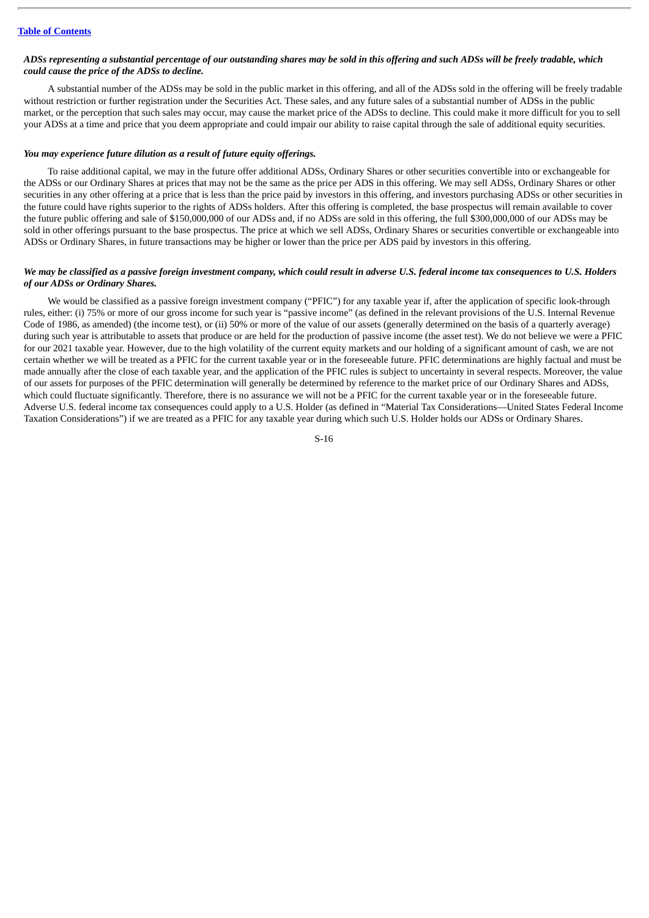***ADSs representing a substantial percentage of our outstanding shares may be sold in this offering and such ADSs will be freely tradable, which could cause the price of the ADSs to decline.***

A substantial number of the ADSs may be sold in the public market in this offering, and all of the ADSs sold in the offering will be freely tradable without restriction or further registration under the Securities Act. These sales, and any future sales of a substantial number of ADSs in the public market, or the perception that such sales may occur, may cause the market price of the ADSs to decline. This could make it more difficult for you to sell your ADSs at a time and price that you deem appropriate and could impair our ability to raise capital through the sale of additional equity securities.

***You may experience future dilution as a result of future equity offerings.***

To raise additional capital, we may in the future offer additional ADSs, Ordinary Shares or other securities convertible into or exchangeable for the ADSs or our Ordinary Shares at prices that may not be the same as the price per ADS in this offering. We may sell ADSs, Ordinary Shares or other securities in any other offering at a price that is less than the price paid by investors in this offering, and investors purchasing ADSs or other securities in the future could have rights superior to the rights of ADSs holders. After this offering is completed, the base prospectus will remain available to cover the future public offering and sale of $150,000,000 of our ADSs and, if no ADSs are sold in this offering, the full $300,000,000 of our ADSs may be sold in other offerings pursuant to the base prospectus. The price at which we sell ADSs, Ordinary Shares or securities convertible or exchangeable into ADSs or Ordinary Shares, in future transactions may be higher or lower than the price per ADS paid by investors in this offering.

***We may be classified as a passive foreign investment company, which could result in adverse U.S. federal income tax consequences to U.S. Holders of our ADSs or Ordinary Shares.***

We would be classified as a passive foreign investment company ("PFIC") for any taxable year if, after the application of specific look-through rules, either: (i) 75% or more of our gross income for such year is "passive income" (as defined in the relevant provisions of the U.S. Internal Revenue Code of 1986, as amended) (the income test), or (ii) 50% or more of the value of our assets (generally determined on the basis of a quarterly average) during such year is attributable to assets that produce or are held for the production of passive income (the asset test). We do not believe we were a PFIC for our 2021 taxable year. However, due to the high volatility of the current equity markets and our holding of a significant amount of cash, we are not certain whether we will be treated as a PFIC for the current taxable year or in the foreseeable future. PFIC determinations are highly factual and must be made annually after the close of each taxable year, and the application of the PFIC rules is subject to uncertainty in several respects. Moreover, the value of our assets for purposes of the PFIC determination will generally be determined by reference to the market price of our Ordinary Shares and ADSs, which could fluctuate significantly. Therefore, there is no assurance we will not be a PFIC for the current taxable year or in the foreseeable future. Adverse U.S. federal income tax consequences could apply to a U.S. Holder (as defined in "Material Tax Considerations—United States Federal Income Taxation Considerations") if we are treated as a PFIC for any taxable year during which such U.S. Holder holds our ADSs or Ordinary Shares.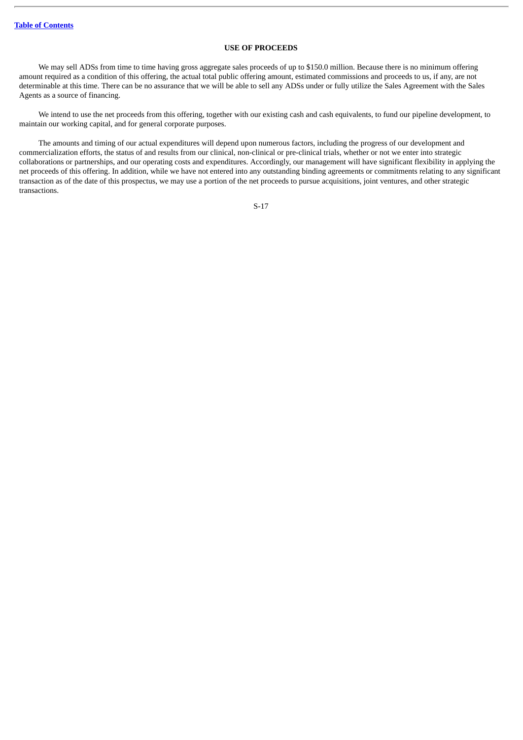## USE OF PROCEEDS

We may sell ADSs from time to time having gross aggregate sales proceeds of up to $150.0 million. Because there is no minimum offering amount required as a condition of this offering, the actual total public offering amount, estimated commissions and proceeds to us, if any, are not determinable at this time. There can be no assurance that we will be able to sell any ADSs under or fully utilize the Sales Agreement with the Sales Agents as a source of financing.

We intend to use the net proceeds from this offering, together with our existing cash and cash equivalents, to fund our pipeline development, to maintain our working capital, and for general corporate purposes.

The amounts and timing of our actual expenditures will depend upon numerous factors, including the progress of our development and commercialization efforts, the status of and results from our clinical, non-clinical or pre-clinical trials, whether or not we enter into strategic collaborations or partnerships, and our operating costs and expenditures. Accordingly, our management will have significant flexibility in applying the net proceeds of this offering. In addition, while we have not entered into any outstanding binding agreements or commitments relating to any significant transaction as of the date of this prospectus, we may use a portion of the net proceeds to pursue acquisitions, joint ventures, and other strategic transactions.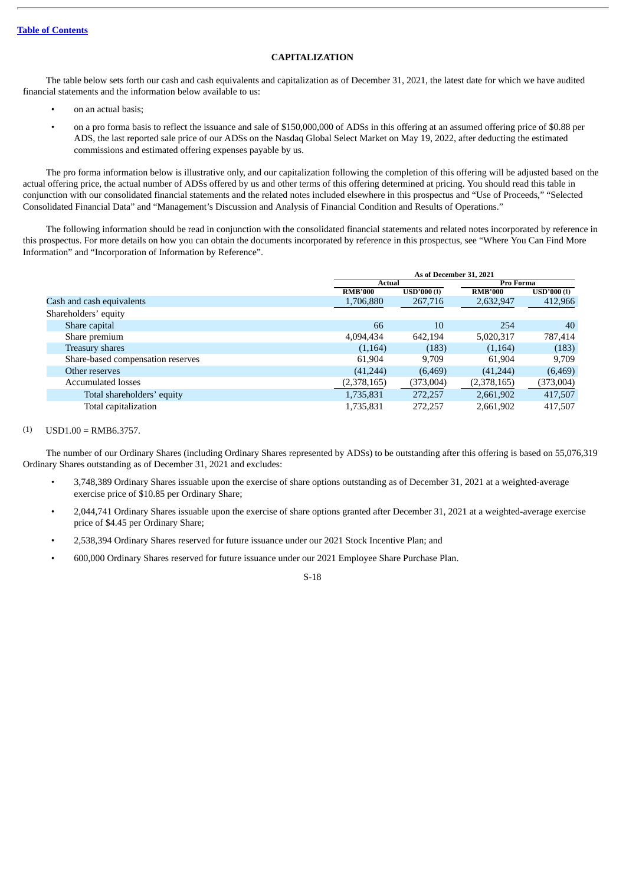[Table of Contents](#)

# CAPITALIZATION

The table below sets forth our cash and cash equivalents and capitalization as of December 31, 2021, the latest date for which we have audited financial statements and the information below available to us:

- on an actual basis;
- on a pro forma basis to reflect the issuance and sale of $150,000,000 of ADSs in this offering at an assumed offering price of $0.88 per ADS, the last reported sale price of our ADSs on the Nasdaq Global Select Market on May 19, 2022, after deducting the estimated commissions and estimated offering expenses payable by us.

The pro forma information below is illustrative only, and our capitalization following the completion of this offering will be adjusted based on the actual offering price, the actual number of ADSs offered by us and other terms of this offering determined at pricing. You should read this table in conjunction with our consolidated financial statements and the related notes included elsewhere in this prospectus and "Use of Proceeds," "Selected Consolidated Financial Data" and "Management's Discussion and Analysis of Financial Condition and Results of Operations."

The following information should be read in conjunction with the consolidated financial statements and related notes incorporated by reference in this prospectus. For more details on how you can obtain the documents incorporated by reference in this prospectus, see "Where You Can Find More Information" and "Incorporation of Information by Reference".

| | As of December 31, 2021 | | | |
|---|---|---|---|---|
| | Actual | | Pro Forma | |
| | RMB'000 | USD'000 (1) | RMB'000 | USD'000 (1) |
| Cash and cash equivalents | 1,706,880 | 267,716 | 2,632,947 | 412,966 |
| Shareholders' equity | | | | |
| Share capital | 66 | 10 | 254 | 40 |
| Share premium | 4,094,434 | 642,194 | 5,020,317 | 787,414 |
| Treasury shares | (1,164) | (183) | (1,164) | (183) |
| Share-based compensation reserves | 61,904 | 9,709 | 61,904 | 9,709 |
| Other reserves | (41,244) | (6,469) | (41,244) | (6,469) |
| Accumulated losses | (2,378,165) | (373,004) | (2,378,165) | (373,004) |
| Total shareholders' equity | 1,735,831 | 272,257 | 2,661,902 | 417,507 |
| Total capitalization | 1,735,831 | 272,257 | 2,661,902 | 417,507 |

(1) USD1.00 = RMB6.3757.

The number of our Ordinary Shares (including Ordinary Shares represented by ADSs) to be outstanding after this offering is based on 55,076,319 Ordinary Shares outstanding as of December 31, 2021 and excludes:

- 3,748,389 Ordinary Shares issuable upon the exercise of share options outstanding as of December 31, 2021 at a weighted-average exercise price of $10.85 per Ordinary Share;
- 2,044,741 Ordinary Shares issuable upon the exercise of share options granted after December 31, 2021 at a weighted-average exercise price of $4.45 per Ordinary Share;
- 2,538,394 Ordinary Shares reserved for future issuance under our 2021 Stock Incentive Plan; and
- 600,000 Ordinary Shares reserved for future issuance under our 2021 Employee Share Purchase Plan.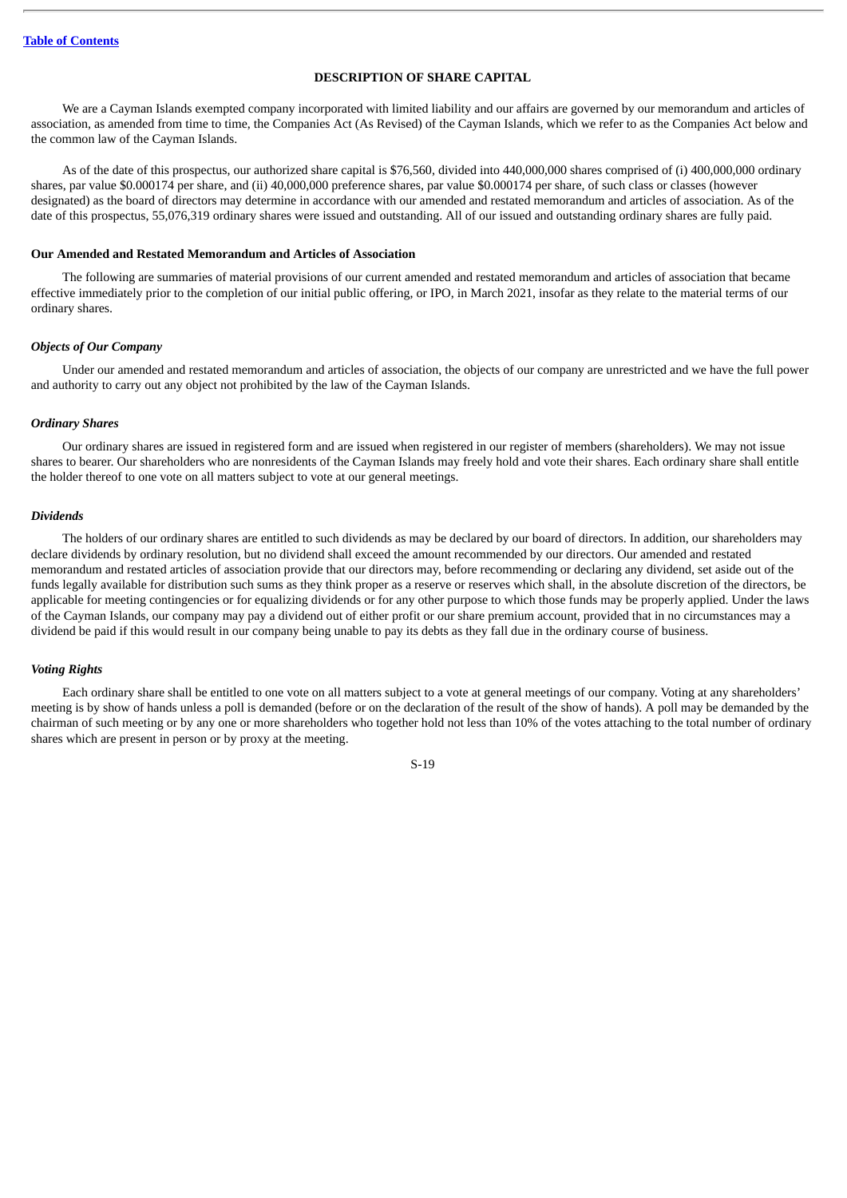## DESCRIPTION OF SHARE CAPITAL

We are a Cayman Islands exempted company incorporated with limited liability and our affairs are governed by our memorandum and articles of association, as amended from time to time, the Companies Act (As Revised) of the Cayman Islands, which we refer to as the Companies Act below and the common law of the Cayman Islands.

As of the date of this prospectus, our authorized share capital is $76,560, divided into 440,000,000 shares comprised of (i) 400,000,000 ordinary shares, par value $0.000174 per share, and (ii) 40,000,000 preference shares, par value $0.000174 per share, of such class or classes (however designated) as the board of directors may determine in accordance with our amended and restated memorandum and articles of association. As of the date of this prospectus, 55,076,319 ordinary shares were issued and outstanding. All of our issued and outstanding ordinary shares are fully paid.

### Our Amended and Restated Memorandum and Articles of Association

The following are summaries of material provisions of our current amended and restated memorandum and articles of association that became effective immediately prior to the completion of our initial public offering, or IPO, in March 2021, insofar as they relate to the material terms of our ordinary shares.

#### *Objects of Our Company*

Under our amended and restated memorandum and articles of association, the objects of our company are unrestricted and we have the full power and authority to carry out any object not prohibited by the law of the Cayman Islands.

#### *Ordinary Shares*

Our ordinary shares are issued in registered form and are issued when registered in our register of members (shareholders). We may not issue shares to bearer. Our shareholders who are nonresidents of the Cayman Islands may freely hold and vote their shares. Each ordinary share shall entitle the holder thereof to one vote on all matters subject to vote at our general meetings.

#### *Dividends*

The holders of our ordinary shares are entitled to such dividends as may be declared by our board of directors. In addition, our shareholders may declare dividends by ordinary resolution, but no dividend shall exceed the amount recommended by our directors. Our amended and restated memorandum and restated articles of association provide that our directors may, before recommending or declaring any dividend, set aside out of the funds legally available for distribution such sums as they think proper as a reserve or reserves which shall, in the absolute discretion of the directors, be applicable for meeting contingencies or for equalizing dividends or for any other purpose to which those funds may be properly applied. Under the laws of the Cayman Islands, our company may pay a dividend out of either profit or our share premium account, provided that in no circumstances may a dividend be paid if this would result in our company being unable to pay its debts as they fall due in the ordinary course of business.

#### *Voting Rights*

Each ordinary share shall be entitled to one vote on all matters subject to a vote at general meetings of our company. Voting at any shareholders' meeting is by show of hands unless a poll is demanded (before or on the declaration of the result of the show of hands). A poll may be demanded by the chairman of such meeting or by any one or more shareholders who together hold not less than 10% of the votes attaching to the total number of ordinary shares which are present in person or by proxy at the meeting.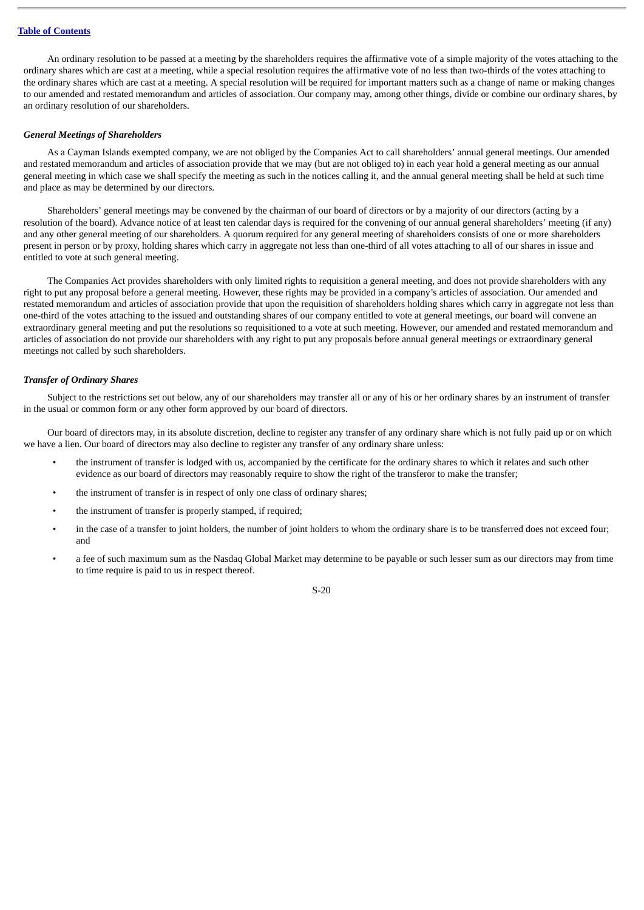An ordinary resolution to be passed at a meeting by the shareholders requires the affirmative vote of a simple majority of the votes attaching to the ordinary shares which are cast at a meeting, while a special resolution requires the affirmative vote of no less than two-thirds of the votes attaching to the ordinary shares which are cast at a meeting. A special resolution will be required for important matters such as a change of name or making changes to our amended and restated memorandum and articles of association. Our company may, among other things, divide or combine our ordinary shares, by an ordinary resolution of our shareholders.

***General Meetings of Shareholders***

As a Cayman Islands exempted company, we are not obliged by the Companies Act to call shareholders' annual general meetings. Our amended and restated memorandum and articles of association provide that we may (but are not obliged to) in each year hold a general meeting as our annual general meeting in which case we shall specify the meeting as such in the notices calling it, and the annual general meeting shall be held at such time and place as may be determined by our directors.

Shareholders' general meetings may be convened by the chairman of our board of directors or by a majority of our directors (acting by a resolution of the board). Advance notice of at least ten calendar days is required for the convening of our annual general shareholders' meeting (if any) and any other general meeting of our shareholders. A quorum required for any general meeting of shareholders consists of one or more shareholders present in person or by proxy, holding shares which carry in aggregate not less than one-third of all votes attaching to all of our shares in issue and entitled to vote at such general meeting.

The Companies Act provides shareholders with only limited rights to requisition a general meeting, and does not provide shareholders with any right to put any proposal before a general meeting. However, these rights may be provided in a company's articles of association. Our amended and restated memorandum and articles of association provide that upon the requisition of shareholders holding shares which carry in aggregate not less than one-third of the votes attaching to the issued and outstanding shares of our company entitled to vote at general meetings, our board will convene an extraordinary general meeting and put the resolutions so requisitioned to a vote at such meeting. However, our amended and restated memorandum and articles of association do not provide our shareholders with any right to put any proposals before annual general meetings or extraordinary general meetings not called by such shareholders.

***Transfer of Ordinary Shares***

Subject to the restrictions set out below, any of our shareholders may transfer all or any of his or her ordinary shares by an instrument of transfer in the usual or common form or any other form approved by our board of directors.

Our board of directors may, in its absolute discretion, decline to register any transfer of any ordinary share which is not fully paid up or on which we have a lien. Our board of directors may also decline to register any transfer of any ordinary share unless:

- the instrument of transfer is lodged with us, accompanied by the certificate for the ordinary shares to which it relates and such other evidence as our board of directors may reasonably require to show the right of the transferor to make the transfer;
- the instrument of transfer is in respect of only one class of ordinary shares;
- the instrument of transfer is properly stamped, if required;
- in the case of a transfer to joint holders, the number of joint holders to whom the ordinary share is to be transferred does not exceed four; and
- a fee of such maximum sum as the Nasdaq Global Market may determine to be payable or such lesser sum as our directors may from time to time require is paid to us in respect thereof.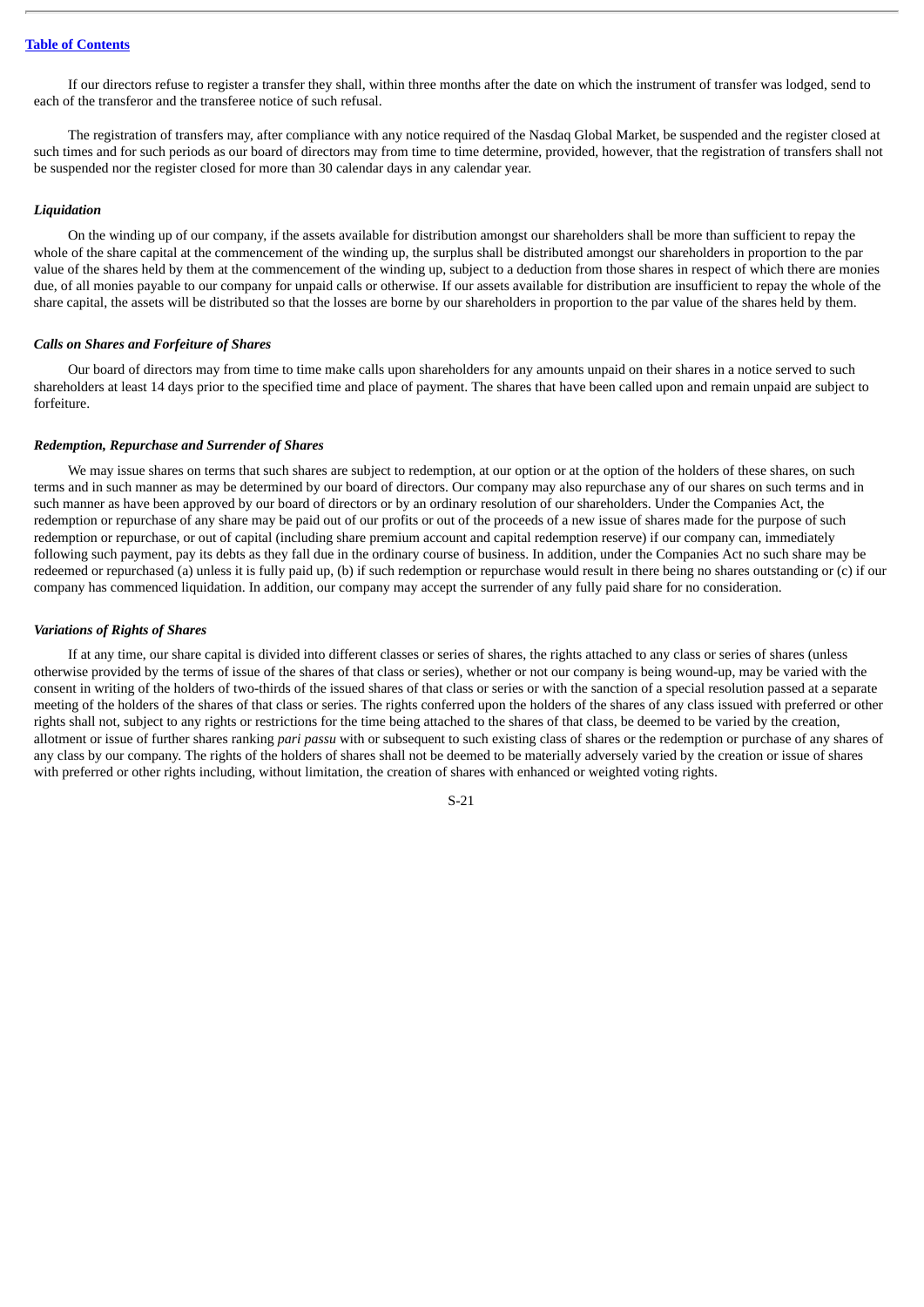If our directors refuse to register a transfer they shall, within three months after the date on which the instrument of transfer was lodged, send to each of the transferor and the transferee notice of such refusal.

The registration of transfers may, after compliance with any notice required of the Nasdaq Global Market, be suspended and the register closed at such times and for such periods as our board of directors may from time to time determine, provided, however, that the registration of transfers shall not be suspended nor the register closed for more than 30 calendar days in any calendar year.

### *Liquidation*

On the winding up of our company, if the assets available for distribution amongst our shareholders shall be more than sufficient to repay the whole of the share capital at the commencement of the winding up, the surplus shall be distributed amongst our shareholders in proportion to the par value of the shares held by them at the commencement of the winding up, subject to a deduction from those shares in respect of which there are monies due, of all monies payable to our company for unpaid calls or otherwise. If our assets available for distribution are insufficient to repay the whole of the share capital, the assets will be distributed so that the losses are borne by our shareholders in proportion to the par value of the shares held by them.

### *Calls on Shares and Forfeiture of Shares*

Our board of directors may from time to time make calls upon shareholders for any amounts unpaid on their shares in a notice served to such shareholders at least 14 days prior to the specified time and place of payment. The shares that have been called upon and remain unpaid are subject to forfeiture.

### *Redemption, Repurchase and Surrender of Shares*

We may issue shares on terms that such shares are subject to redemption, at our option or at the option of the holders of these shares, on such terms and in such manner as may be determined by our board of directors. Our company may also repurchase any of our shares on such terms and in such manner as have been approved by our board of directors or by an ordinary resolution of our shareholders. Under the Companies Act, the redemption or repurchase of any share may be paid out of our profits or out of the proceeds of a new issue of shares made for the purpose of such redemption or repurchase, or out of capital (including share premium account and capital redemption reserve) if our company can, immediately following such payment, pay its debts as they fall due in the ordinary course of business. In addition, under the Companies Act no such share may be redeemed or repurchased (a) unless it is fully paid up, (b) if such redemption or repurchase would result in there being no shares outstanding or (c) if our company has commenced liquidation. In addition, our company may accept the surrender of any fully paid share for no consideration.

### *Variations of Rights of Shares*

If at any time, our share capital is divided into different classes or series of shares, the rights attached to any class or series of shares (unless otherwise provided by the terms of issue of the shares of that class or series), whether or not our company is being wound-up, may be varied with the consent in writing of the holders of two-thirds of the issued shares of that class or series or with the sanction of a special resolution passed at a separate meeting of the holders of the shares of that class or series. The rights conferred upon the holders of the shares of any class issued with preferred or other rights shall not, subject to any rights or restrictions for the time being attached to the shares of that class, be deemed to be varied by the creation, allotment or issue of further shares ranking *pari passu* with or subsequent to such existing class of shares or the redemption or purchase of any shares of any class by our company. The rights of the holders of shares shall not be deemed to be materially adversely varied by the creation or issue of shares with preferred or other rights including, without limitation, the creation of shares with enhanced or weighted voting rights.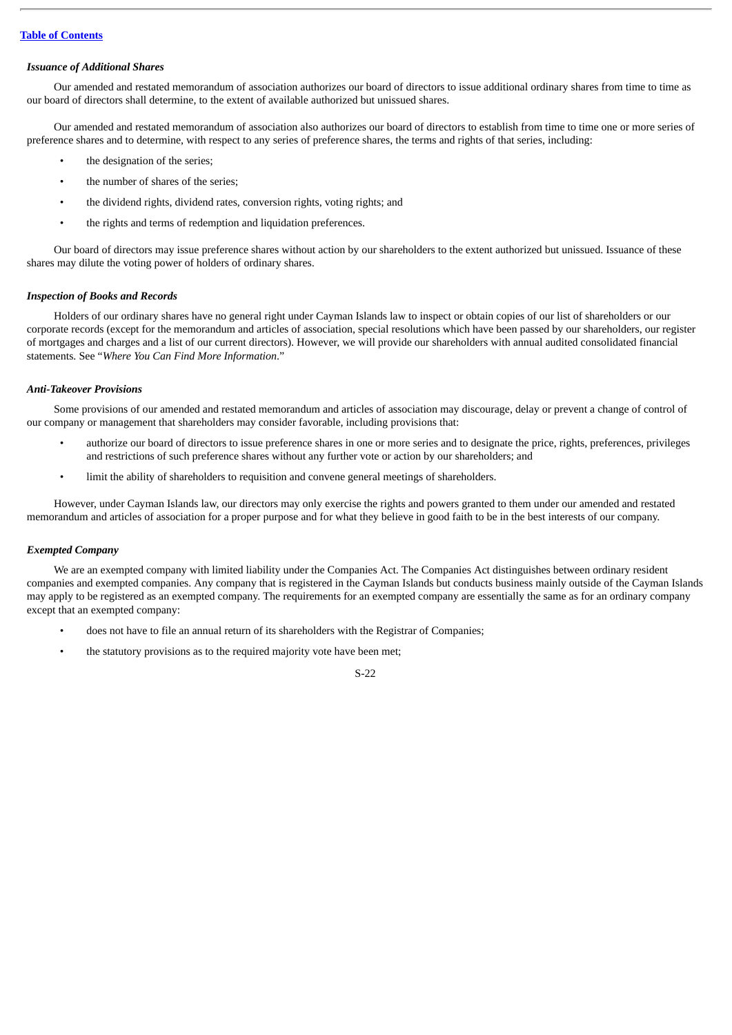### *Issuance of Additional Shares*

Our amended and restated memorandum of association authorizes our board of directors to issue additional ordinary shares from time to time as our board of directors shall determine, to the extent of available authorized but unissued shares.

Our amended and restated memorandum of association also authorizes our board of directors to establish from time to time one or more series of preference shares and to determine, with respect to any series of preference shares, the terms and rights of that series, including:

- the designation of the series;
- the number of shares of the series;
- the dividend rights, dividend rates, conversion rights, voting rights; and
- the rights and terms of redemption and liquidation preferences.

Our board of directors may issue preference shares without action by our shareholders to the extent authorized but unissued. Issuance of these shares may dilute the voting power of holders of ordinary shares.

### *Inspection of Books and Records*

Holders of our ordinary shares have no general right under Cayman Islands law to inspect or obtain copies of our list of shareholders or our corporate records (except for the memorandum and articles of association, special resolutions which have been passed by our shareholders, our register of mortgages and charges and a list of our current directors). However, we will provide our shareholders with annual audited consolidated financial statements. See "*Where You Can Find More Information*."

### *Anti-Takeover Provisions*

Some provisions of our amended and restated memorandum and articles of association may discourage, delay or prevent a change of control of our company or management that shareholders may consider favorable, including provisions that:

- authorize our board of directors to issue preference shares in one or more series and to designate the price, rights, preferences, privileges and restrictions of such preference shares without any further vote or action by our shareholders; and
- limit the ability of shareholders to requisition and convene general meetings of shareholders.

However, under Cayman Islands law, our directors may only exercise the rights and powers granted to them under our amended and restated memorandum and articles of association for a proper purpose and for what they believe in good faith to be in the best interests of our company.

### *Exempted Company*

We are an exempted company with limited liability under the Companies Act. The Companies Act distinguishes between ordinary resident companies and exempted companies. Any company that is registered in the Cayman Islands but conducts business mainly outside of the Cayman Islands may apply to be registered as an exempted company. The requirements for an exempted company are essentially the same as for an ordinary company except that an exempted company:

- does not have to file an annual return of its shareholders with the Registrar of Companies;
- the statutory provisions as to the required majority vote have been met;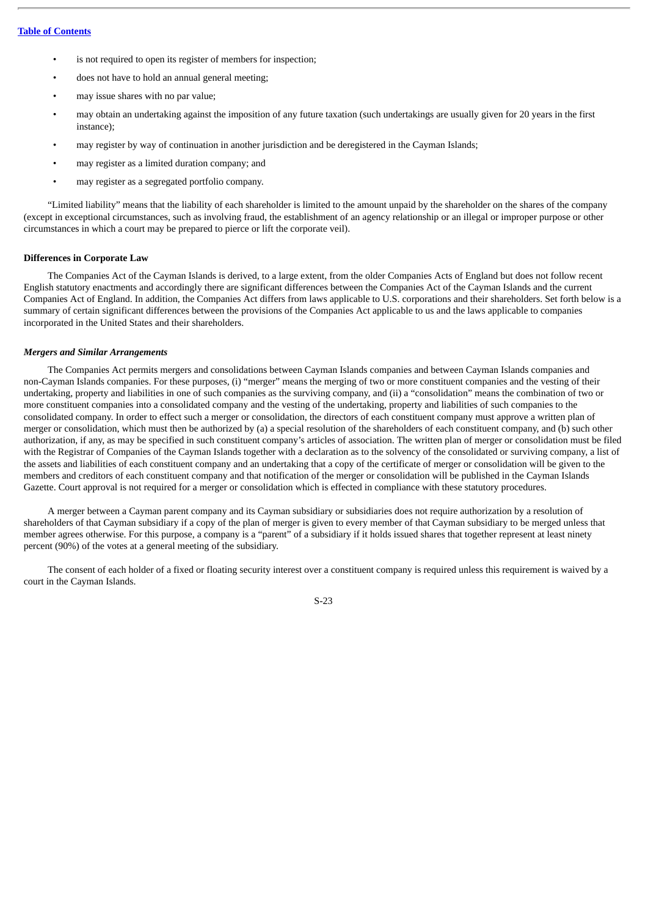- is not required to open its register of members for inspection;
- does not have to hold an annual general meeting;
- may issue shares with no par value;
- may obtain an undertaking against the imposition of any future taxation (such undertakings are usually given for 20 years in the first instance);
- may register by way of continuation in another jurisdiction and be deregistered in the Cayman Islands;
- may register as a limited duration company; and
- may register as a segregated portfolio company.

"Limited liability" means that the liability of each shareholder is limited to the amount unpaid by the shareholder on the shares of the company (except in exceptional circumstances, such as involving fraud, the establishment of an agency relationship or an illegal or improper purpose or other circumstances in which a court may be prepared to pierce or lift the corporate veil).

**Differences in Corporate Law**

The Companies Act of the Cayman Islands is derived, to a large extent, from the older Companies Acts of England but does not follow recent English statutory enactments and accordingly there are significant differences between the Companies Act of the Cayman Islands and the current Companies Act of England. In addition, the Companies Act differs from laws applicable to U.S. corporations and their shareholders. Set forth below is a summary of certain significant differences between the provisions of the Companies Act applicable to us and the laws applicable to companies incorporated in the United States and their shareholders.

***Mergers and Similar Arrangements***

The Companies Act permits mergers and consolidations between Cayman Islands companies and between Cayman Islands companies and non-Cayman Islands companies. For these purposes, (i) "merger" means the merging of two or more constituent companies and the vesting of their undertaking, property and liabilities in one of such companies as the surviving company, and (ii) a "consolidation" means the combination of two or more constituent companies into a consolidated company and the vesting of the undertaking, property and liabilities of such companies to the consolidated company. In order to effect such a merger or consolidation, the directors of each constituent company must approve a written plan of merger or consolidation, which must then be authorized by (a) a special resolution of the shareholders of each constituent company, and (b) such other authorization, if any, as may be specified in such constituent company's articles of association. The written plan of merger or consolidation must be filed with the Registrar of Companies of the Cayman Islands together with a declaration as to the solvency of the consolidated or surviving company, a list of the assets and liabilities of each constituent company and an undertaking that a copy of the certificate of merger or consolidation will be given to the members and creditors of each constituent company and that notification of the merger or consolidation will be published in the Cayman Islands Gazette. Court approval is not required for a merger or consolidation which is effected in compliance with these statutory procedures.

A merger between a Cayman parent company and its Cayman subsidiary or subsidiaries does not require authorization by a resolution of shareholders of that Cayman subsidiary if a copy of the plan of merger is given to every member of that Cayman subsidiary to be merged unless that member agrees otherwise. For this purpose, a company is a "parent" of a subsidiary if it holds issued shares that together represent at least ninety percent (90%) of the votes at a general meeting of the subsidiary.

The consent of each holder of a fixed or floating security interest over a constituent company is required unless this requirement is waived by a court in the Cayman Islands.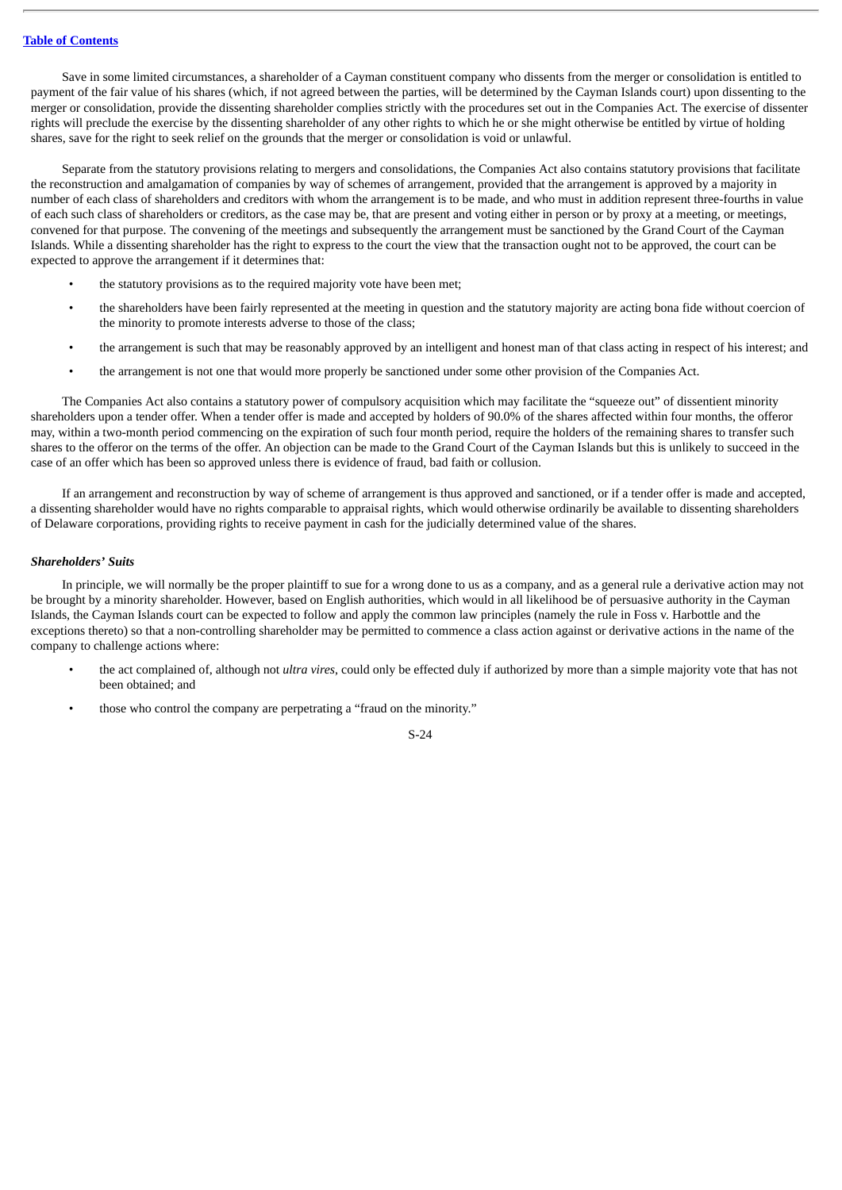Save in some limited circumstances, a shareholder of a Cayman constituent company who dissents from the merger or consolidation is entitled to payment of the fair value of his shares (which, if not agreed between the parties, will be determined by the Cayman Islands court) upon dissenting to the merger or consolidation, provide the dissenting shareholder complies strictly with the procedures set out in the Companies Act. The exercise of dissenter rights will preclude the exercise by the dissenting shareholder of any other rights to which he or she might otherwise be entitled by virtue of holding shares, save for the right to seek relief on the grounds that the merger or consolidation is void or unlawful.

Separate from the statutory provisions relating to mergers and consolidations, the Companies Act also contains statutory provisions that facilitate the reconstruction and amalgamation of companies by way of schemes of arrangement, provided that the arrangement is approved by a majority in number of each class of shareholders and creditors with whom the arrangement is to be made, and who must in addition represent three-fourths in value of each such class of shareholders or creditors, as the case may be, that are present and voting either in person or by proxy at a meeting, or meetings, convened for that purpose. The convening of the meetings and subsequently the arrangement must be sanctioned by the Grand Court of the Cayman Islands. While a dissenting shareholder has the right to express to the court the view that the transaction ought not to be approved, the court can be expected to approve the arrangement if it determines that:

- the statutory provisions as to the required majority vote have been met;
- the shareholders have been fairly represented at the meeting in question and the statutory majority are acting bona fide without coercion of the minority to promote interests adverse to those of the class;
- the arrangement is such that may be reasonably approved by an intelligent and honest man of that class acting in respect of his interest; and
- the arrangement is not one that would more properly be sanctioned under some other provision of the Companies Act.

The Companies Act also contains a statutory power of compulsory acquisition which may facilitate the "squeeze out" of dissentient minority shareholders upon a tender offer. When a tender offer is made and accepted by holders of 90.0% of the shares affected within four months, the offeror may, within a two-month period commencing on the expiration of such four month period, require the holders of the remaining shares to transfer such shares to the offeror on the terms of the offer. An objection can be made to the Grand Court of the Cayman Islands but this is unlikely to succeed in the case of an offer which has been so approved unless there is evidence of fraud, bad faith or collusion.

If an arrangement and reconstruction by way of scheme of arrangement is thus approved and sanctioned, or if a tender offer is made and accepted, a dissenting shareholder would have no rights comparable to appraisal rights, which would otherwise ordinarily be available to dissenting shareholders of Delaware corporations, providing rights to receive payment in cash for the judicially determined value of the shares.

***Shareholders' Suits***

In principle, we will normally be the proper plaintiff to sue for a wrong done to us as a company, and as a general rule a derivative action may not be brought by a minority shareholder. However, based on English authorities, which would in all likelihood be of persuasive authority in the Cayman Islands, the Cayman Islands court can be expected to follow and apply the common law principles (namely the rule in Foss v. Harbottle and the exceptions thereto) so that a non-controlling shareholder may be permitted to commence a class action against or derivative actions in the name of the company to challenge actions where:

- the act complained of, although not *ultra vires*, could only be effected duly if authorized by more than a simple majority vote that has not been obtained; and
- those who control the company are perpetrating a "fraud on the minority."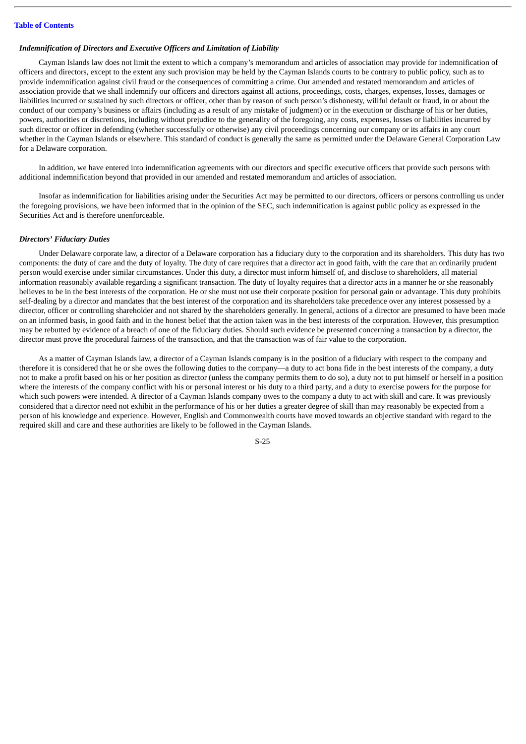### *Indemnification of Directors and Executive Officers and Limitation of Liability*

Cayman Islands law does not limit the extent to which a company's memorandum and articles of association may provide for indemnification of officers and directors, except to the extent any such provision may be held by the Cayman Islands courts to be contrary to public policy, such as to provide indemnification against civil fraud or the consequences of committing a crime. Our amended and restated memorandum and articles of association provide that we shall indemnify our officers and directors against all actions, proceedings, costs, charges, expenses, losses, damages or liabilities incurred or sustained by such directors or officer, other than by reason of such person's dishonesty, willful default or fraud, in or about the conduct of our company's business or affairs (including as a result of any mistake of judgment) or in the execution or discharge of his or her duties, powers, authorities or discretions, including without prejudice to the generality of the foregoing, any costs, expenses, losses or liabilities incurred by such director or officer in defending (whether successfully or otherwise) any civil proceedings concerning our company or its affairs in any court whether in the Cayman Islands or elsewhere. This standard of conduct is generally the same as permitted under the Delaware General Corporation Law for a Delaware corporation.

In addition, we have entered into indemnification agreements with our directors and specific executive officers that provide such persons with additional indemnification beyond that provided in our amended and restated memorandum and articles of association.

Insofar as indemnification for liabilities arising under the Securities Act may be permitted to our directors, officers or persons controlling us under the foregoing provisions, we have been informed that in the opinion of the SEC, such indemnification is against public policy as expressed in the Securities Act and is therefore unenforceable.

### *Directors' Fiduciary Duties*

Under Delaware corporate law, a director of a Delaware corporation has a fiduciary duty to the corporation and its shareholders. This duty has two components: the duty of care and the duty of loyalty. The duty of care requires that a director act in good faith, with the care that an ordinarily prudent person would exercise under similar circumstances. Under this duty, a director must inform himself of, and disclose to shareholders, all material information reasonably available regarding a significant transaction. The duty of loyalty requires that a director acts in a manner he or she reasonably believes to be in the best interests of the corporation. He or she must not use their corporate position for personal gain or advantage. This duty prohibits self-dealing by a director and mandates that the best interest of the corporation and its shareholders take precedence over any interest possessed by a director, officer or controlling shareholder and not shared by the shareholders generally. In general, actions of a director are presumed to have been made on an informed basis, in good faith and in the honest belief that the action taken was in the best interests of the corporation. However, this presumption may be rebutted by evidence of a breach of one of the fiduciary duties. Should such evidence be presented concerning a transaction by a director, the director must prove the procedural fairness of the transaction, and that the transaction was of fair value to the corporation.

As a matter of Cayman Islands law, a director of a Cayman Islands company is in the position of a fiduciary with respect to the company and therefore it is considered that he or she owes the following duties to the company—a duty to act bona fide in the best interests of the company, a duty not to make a profit based on his or her position as director (unless the company permits them to do so), a duty not to put himself or herself in a position where the interests of the company conflict with his or her personal interest or his duty to a third party, and a duty to exercise powers for the purpose for which such powers were intended. A director of a Cayman Islands company owes to the company a duty to act with skill and care. It was previously considered that a director need not exhibit in the performance of his or her duties a greater degree of skill than may reasonably be expected from a person of his knowledge and experience. However, English and Commonwealth courts have moved towards an objective standard with regard to the required skill and care and these authorities are likely to be followed in the Cayman Islands.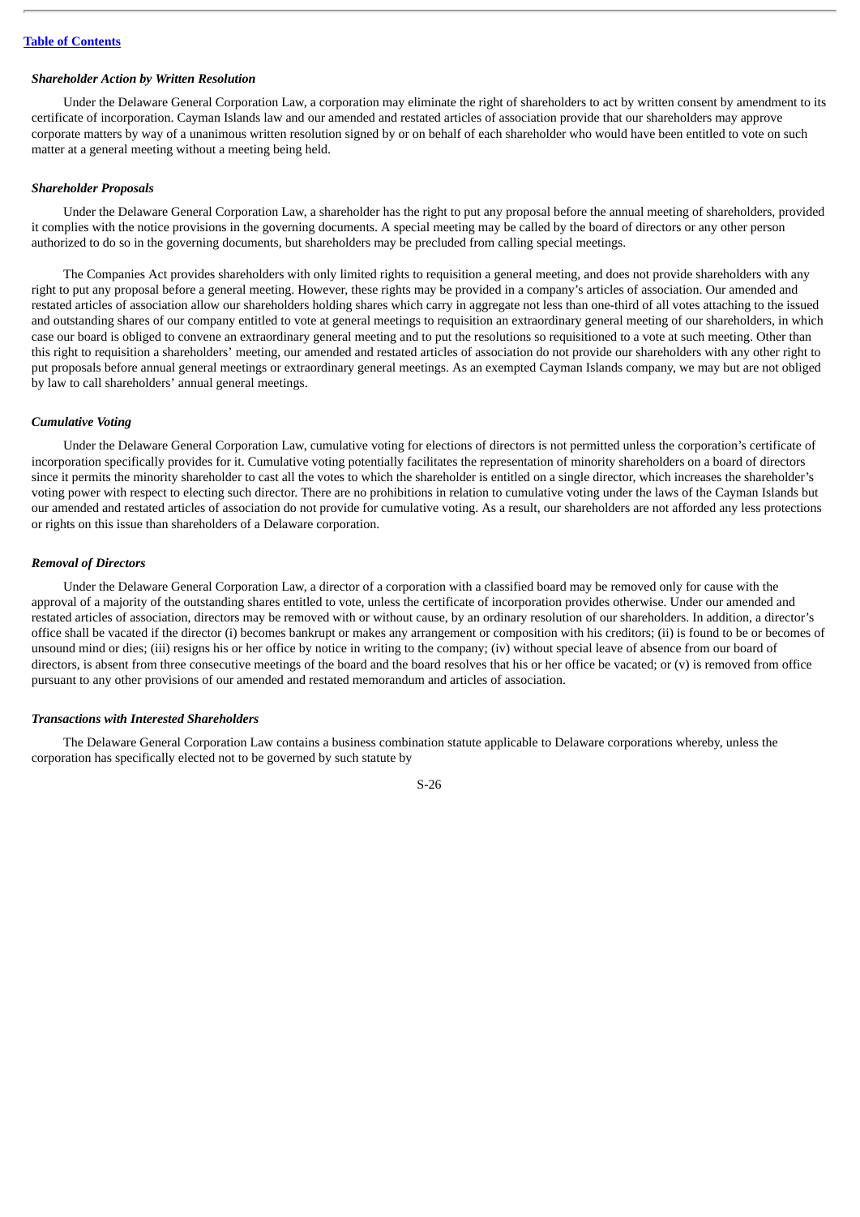### *Shareholder Action by Written Resolution*

Under the Delaware General Corporation Law, a corporation may eliminate the right of shareholders to act by written consent by amendment to its certificate of incorporation. Cayman Islands law and our amended and restated articles of association provide that our shareholders may approve corporate matters by way of a unanimous written resolution signed by or on behalf of each shareholder who would have been entitled to vote on such matter at a general meeting without a meeting being held.

### *Shareholder Proposals*

Under the Delaware General Corporation Law, a shareholder has the right to put any proposal before the annual meeting of shareholders, provided it complies with the notice provisions in the governing documents. A special meeting may be called by the board of directors or any other person authorized to do so in the governing documents, but shareholders may be precluded from calling special meetings.

The Companies Act provides shareholders with only limited rights to requisition a general meeting, and does not provide shareholders with any right to put any proposal before a general meeting. However, these rights may be provided in a company's articles of association. Our amended and restated articles of association allow our shareholders holding shares which carry in aggregate not less than one-third of all votes attaching to the issued and outstanding shares of our company entitled to vote at general meetings to requisition an extraordinary general meeting of our shareholders, in which case our board is obliged to convene an extraordinary general meeting and to put the resolutions so requisitioned to a vote at such meeting. Other than this right to requisition a shareholders' meeting, our amended and restated articles of association do not provide our shareholders with any other right to put proposals before annual general meetings or extraordinary general meetings. As an exempted Cayman Islands company, we may but are not obliged by law to call shareholders' annual general meetings.

### *Cumulative Voting*

Under the Delaware General Corporation Law, cumulative voting for elections of directors is not permitted unless the corporation's certificate of incorporation specifically provides for it. Cumulative voting potentially facilitates the representation of minority shareholders on a board of directors since it permits the minority shareholder to cast all the votes to which the shareholder is entitled on a single director, which increases the shareholder's voting power with respect to electing such director. There are no prohibitions in relation to cumulative voting under the laws of the Cayman Islands but our amended and restated articles of association do not provide for cumulative voting. As a result, our shareholders are not afforded any less protections or rights on this issue than shareholders of a Delaware corporation.

### *Removal of Directors*

Under the Delaware General Corporation Law, a director of a corporation with a classified board may be removed only for cause with the approval of a majority of the outstanding shares entitled to vote, unless the certificate of incorporation provides otherwise. Under our amended and restated articles of association, directors may be removed with or without cause, by an ordinary resolution of our shareholders. In addition, a director's office shall be vacated if the director (i) becomes bankrupt or makes any arrangement or composition with his creditors; (ii) is found to be or becomes of unsound mind or dies; (iii) resigns his or her office by notice in writing to the company; (iv) without special leave of absence from our board of directors, is absent from three consecutive meetings of the board and the board resolves that his or her office be vacated; or (v) is removed from office pursuant to any other provisions of our amended and restated memorandum and articles of association.

### *Transactions with Interested Shareholders*

The Delaware General Corporation Law contains a business combination statute applicable to Delaware corporations whereby, unless the corporation has specifically elected not to be governed by such statute by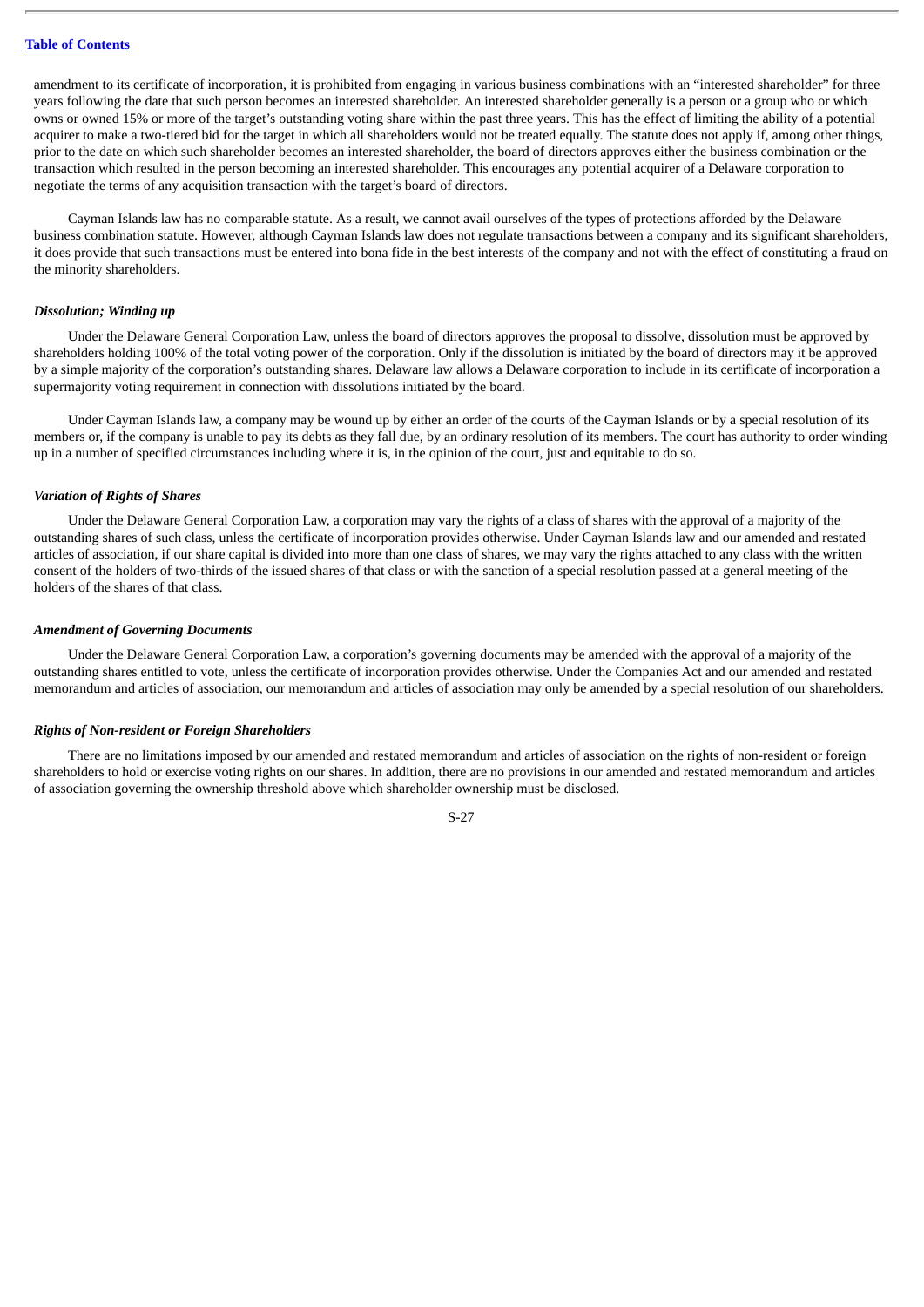amendment to its certificate of incorporation, it is prohibited from engaging in various business combinations with an "interested shareholder" for three years following the date that such person becomes an interested shareholder. An interested shareholder generally is a person or a group who or which owns or owned 15% or more of the target's outstanding voting share within the past three years. This has the effect of limiting the ability of a potential acquirer to make a two-tiered bid for the target in which all shareholders would not be treated equally. The statute does not apply if, among other things, prior to the date on which such shareholder becomes an interested shareholder, the board of directors approves either the business combination or the transaction which resulted in the person becoming an interested shareholder. This encourages any potential acquirer of a Delaware corporation to negotiate the terms of any acquisition transaction with the target's board of directors.

Cayman Islands law has no comparable statute. As a result, we cannot avail ourselves of the types of protections afforded by the Delaware business combination statute. However, although Cayman Islands law does not regulate transactions between a company and its significant shareholders, it does provide that such transactions must be entered into bona fide in the best interests of the company and not with the effect of constituting a fraud on the minority shareholders.

***Dissolution; Winding up***

Under the Delaware General Corporation Law, unless the board of directors approves the proposal to dissolve, dissolution must be approved by shareholders holding 100% of the total voting power of the corporation. Only if the dissolution is initiated by the board of directors may it be approved by a simple majority of the corporation's outstanding shares. Delaware law allows a Delaware corporation to include in its certificate of incorporation a supermajority voting requirement in connection with dissolutions initiated by the board.

Under Cayman Islands law, a company may be wound up by either an order of the courts of the Cayman Islands or by a special resolution of its members or, if the company is unable to pay its debts as they fall due, by an ordinary resolution of its members. The court has authority to order winding up in a number of specified circumstances including where it is, in the opinion of the court, just and equitable to do so.

***Variation of Rights of Shares***

Under the Delaware General Corporation Law, a corporation may vary the rights of a class of shares with the approval of a majority of the outstanding shares of such class, unless the certificate of incorporation provides otherwise. Under Cayman Islands law and our amended and restated articles of association, if our share capital is divided into more than one class of shares, we may vary the rights attached to any class with the written consent of the holders of two-thirds of the issued shares of that class or with the sanction of a special resolution passed at a general meeting of the holders of the shares of that class.

***Amendment of Governing Documents***

Under the Delaware General Corporation Law, a corporation's governing documents may be amended with the approval of a majority of the outstanding shares entitled to vote, unless the certificate of incorporation provides otherwise. Under the Companies Act and our amended and restated memorandum and articles of association, our memorandum and articles of association may only be amended by a special resolution of our shareholders.

***Rights of Non-resident or Foreign Shareholders***

There are no limitations imposed by our amended and restated memorandum and articles of association on the rights of non-resident or foreign shareholders to hold or exercise voting rights on our shares. In addition, there are no provisions in our amended and restated memorandum and articles of association governing the ownership threshold above which shareholder ownership must be disclosed.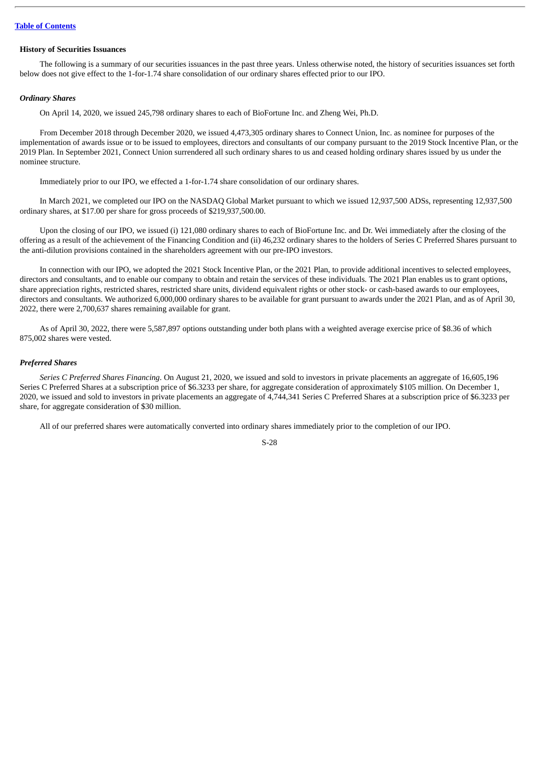### History of Securities Issuances

The following is a summary of our securities issuances in the past three years. Unless otherwise noted, the history of securities issuances set forth below does not give effect to the 1-for-1.74 share consolidation of our ordinary shares effected prior to our IPO.

#### *Ordinary Shares*

On April 14, 2020, we issued 245,798 ordinary shares to each of BioFortune Inc. and Zheng Wei, Ph.D.

From December 2018 through December 2020, we issued 4,473,305 ordinary shares to Connect Union, Inc. as nominee for purposes of the implementation of awards issue or to be issued to employees, directors and consultants of our company pursuant to the 2019 Stock Incentive Plan, or the 2019 Plan. In September 2021, Connect Union surrendered all such ordinary shares to us and ceased holding ordinary shares issued by us under the nominee structure.

Immediately prior to our IPO, we effected a 1-for-1.74 share consolidation of our ordinary shares.

In March 2021, we completed our IPO on the NASDAQ Global Market pursuant to which we issued 12,937,500 ADSs, representing 12,937,500 ordinary shares, at $17.00 per share for gross proceeds of $219,937,500.00.

Upon the closing of our IPO, we issued (i) 121,080 ordinary shares to each of BioFortune Inc. and Dr. Wei immediately after the closing of the offering as a result of the achievement of the Financing Condition and (ii) 46,232 ordinary shares to the holders of Series C Preferred Shares pursuant to the anti-dilution provisions contained in the shareholders agreement with our pre-IPO investors.

In connection with our IPO, we adopted the 2021 Stock Incentive Plan, or the 2021 Plan, to provide additional incentives to selected employees, directors and consultants, and to enable our company to obtain and retain the services of these individuals. The 2021 Plan enables us to grant options, share appreciation rights, restricted shares, restricted share units, dividend equivalent rights or other stock- or cash-based awards to our employees, directors and consultants. We authorized 6,000,000 ordinary shares to be available for grant pursuant to awards under the 2021 Plan, and as of April 30, 2022, there were 2,700,637 shares remaining available for grant.

As of April 30, 2022, there were 5,587,897 options outstanding under both plans with a weighted average exercise price of $8.36 of which 875,002 shares were vested.

#### *Preferred Shares*

*Series C Preferred Shares Financing*. On August 21, 2020, we issued and sold to investors in private placements an aggregate of 16,605,196 Series C Preferred Shares at a subscription price of $6.3233 per share, for aggregate consideration of approximately $105 million. On December 1, 2020, we issued and sold to investors in private placements an aggregate of 4,744,341 Series C Preferred Shares at a subscription price of $6.3233 per share, for aggregate consideration of $30 million.

All of our preferred shares were automatically converted into ordinary shares immediately prior to the completion of our IPO.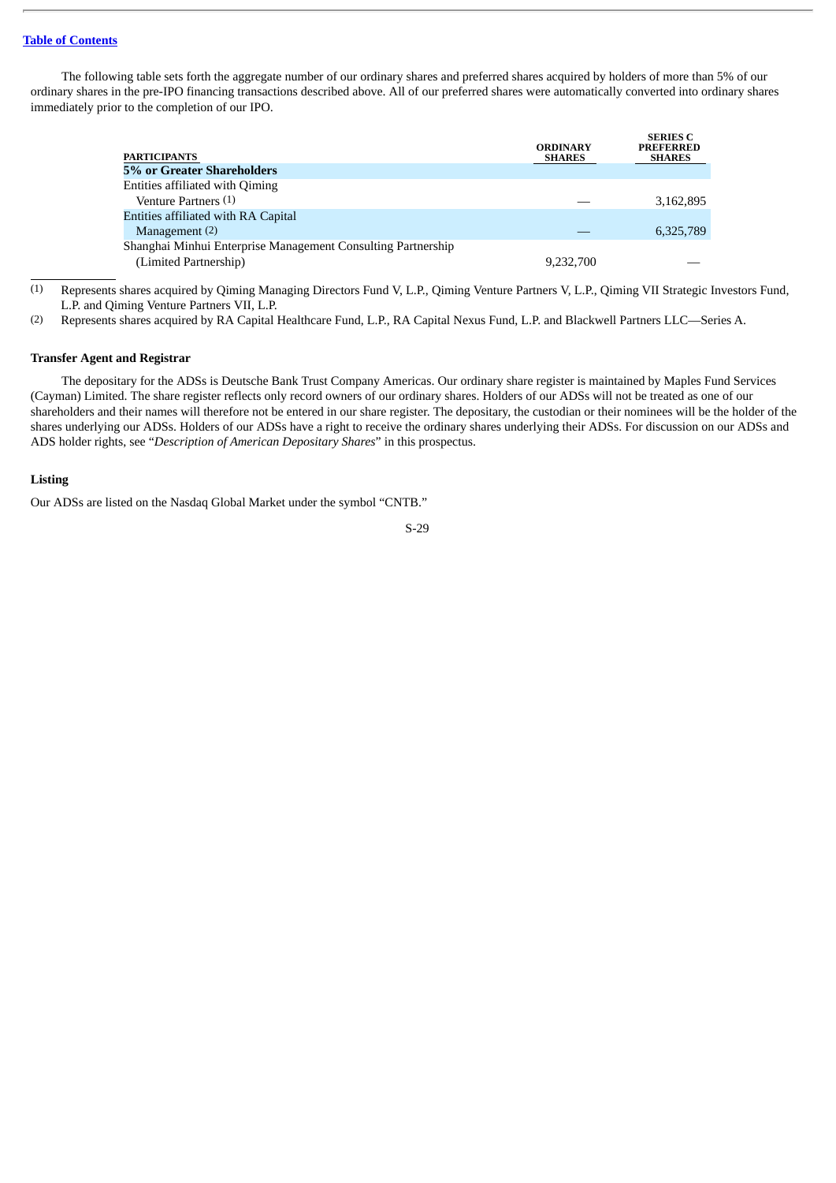The following table sets forth the aggregate number of our ordinary shares and preferred shares acquired by holders of more than 5% of our ordinary shares in the pre-IPO financing transactions described above. All of our preferred shares were automatically converted into ordinary shares immediately prior to the completion of our IPO.

| PARTICIPANTS | ORDINARY SHARES | SERIES C PREFERRED SHARES |
|---|---|---|
| **5% or Greater Shareholders** | | |
| Entities affiliated with Qiming Venture Partners (1) | — | 3,162,895 |
| Entities affiliated with RA Capital Management (2) | — | 6,325,789 |
| Shanghai Minhui Enterprise Management Consulting Partnership (Limited Partnership) | 9,232,700 | — |

(1) Represents shares acquired by Qiming Managing Directors Fund V, L.P., Qiming Venture Partners V, L.P., Qiming VII Strategic Investors Fund, L.P. and Qiming Venture Partners VII, L.P.

(2) Represents shares acquired by RA Capital Healthcare Fund, L.P., RA Capital Nexus Fund, L.P. and Blackwell Partners LLC—Series A.

### Transfer Agent and Registrar

The depositary for the ADSs is Deutsche Bank Trust Company Americas. Our ordinary share register is maintained by Maples Fund Services (Cayman) Limited. The share register reflects only record owners of our ordinary shares. Holders of our ADSs will not be treated as one of our shareholders and their names will therefore not be entered in our share register. The depositary, the custodian or their nominees will be the holder of the shares underlying our ADSs. Holders of our ADSs have a right to receive the ordinary shares underlying their ADSs. For discussion on our ADSs and ADS holder rights, see "*Description of American Depositary Shares*" in this prospectus.

### Listing

Our ADSs are listed on the Nasdaq Global Market under the symbol "CNTB."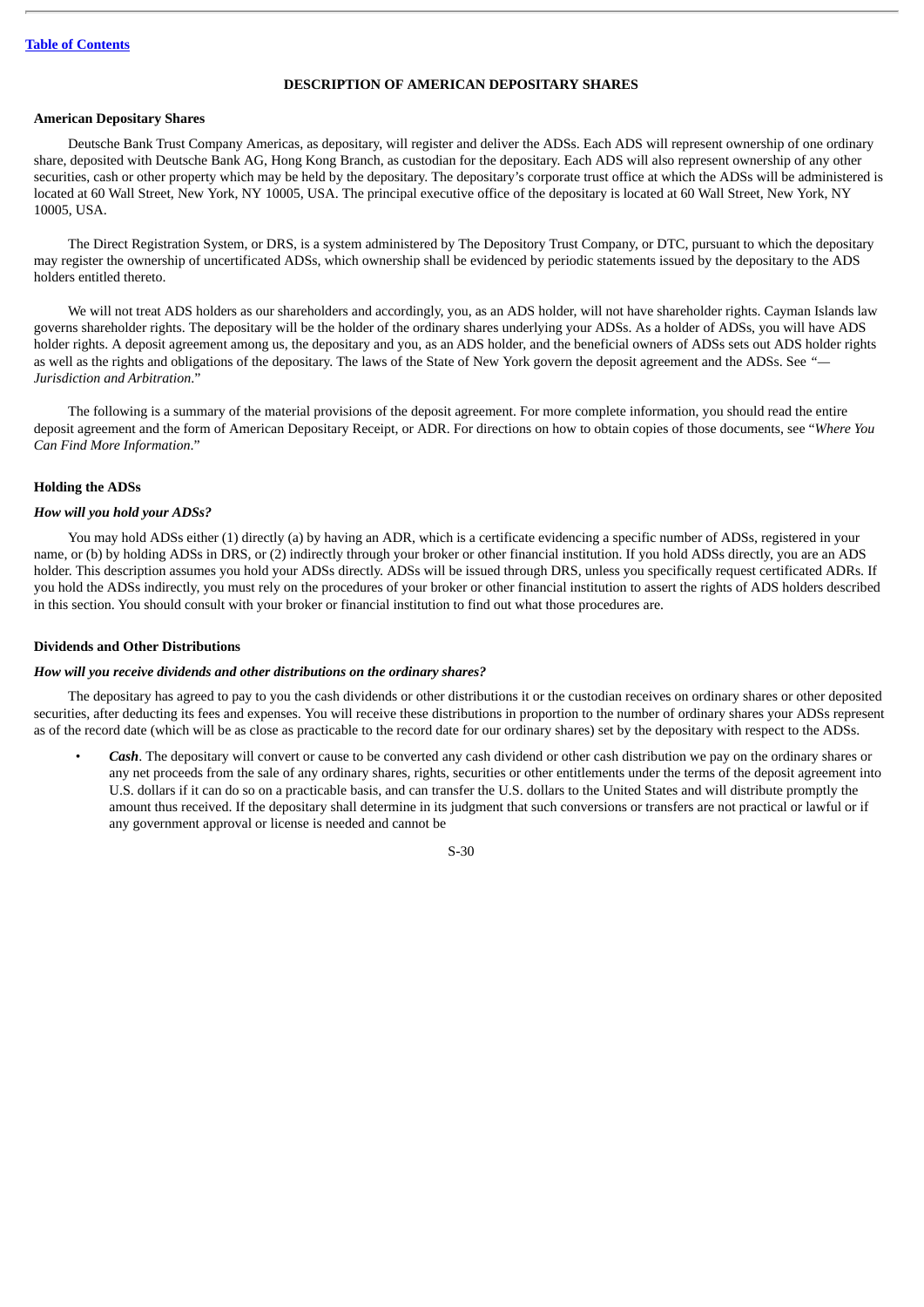## DESCRIPTION OF AMERICAN DEPOSITARY SHARES

### American Depositary Shares

Deutsche Bank Trust Company Americas, as depositary, will register and deliver the ADSs. Each ADS will represent ownership of one ordinary share, deposited with Deutsche Bank AG, Hong Kong Branch, as custodian for the depositary. Each ADS will also represent ownership of any other securities, cash or other property which may be held by the depositary. The depositary's corporate trust office at which the ADSs will be administered is located at 60 Wall Street, New York, NY 10005, USA. The principal executive office of the depositary is located at 60 Wall Street, New York, NY 10005, USA.

The Direct Registration System, or DRS, is a system administered by The Depository Trust Company, or DTC, pursuant to which the depositary may register the ownership of uncertificated ADSs, which ownership shall be evidenced by periodic statements issued by the depositary to the ADS holders entitled thereto.

We will not treat ADS holders as our shareholders and accordingly, you, as an ADS holder, will not have shareholder rights. Cayman Islands law governs shareholder rights. The depositary will be the holder of the ordinary shares underlying your ADSs. As a holder of ADSs, you will have ADS holder rights. A deposit agreement among us, the depositary and you, as an ADS holder, and the beneficial owners of ADSs sets out ADS holder rights as well as the rights and obligations of the depositary. The laws of the State of New York govern the deposit agreement and the ADSs. See "*—Jurisdiction and Arbitration*."

The following is a summary of the material provisions of the deposit agreement. For more complete information, you should read the entire deposit agreement and the form of American Depositary Receipt, or ADR. For directions on how to obtain copies of those documents, see "*Where You Can Find More Information*."

### Holding the ADSs

***How will you hold your ADSs?***

You may hold ADSs either (1) directly (a) by having an ADR, which is a certificate evidencing a specific number of ADSs, registered in your name, or (b) by holding ADSs in DRS, or (2) indirectly through your broker or other financial institution. If you hold ADSs directly, you are an ADS holder. This description assumes you hold your ADSs directly. ADSs will be issued through DRS, unless you specifically request certificated ADRs. If you hold the ADSs indirectly, you must rely on the procedures of your broker or other financial institution to assert the rights of ADS holders described in this section. You should consult with your broker or financial institution to find out what those procedures are.

### Dividends and Other Distributions

***How will you receive dividends and other distributions on the ordinary shares?***

The depositary has agreed to pay to you the cash dividends or other distributions it or the custodian receives on ordinary shares or other deposited securities, after deducting its fees and expenses. You will receive these distributions in proportion to the number of ordinary shares your ADSs represent as of the record date (which will be as close as practicable to the record date for our ordinary shares) set by the depositary with respect to the ADSs.

- ***Cash***. The depositary will convert or cause to be converted any cash dividend or other cash distribution we pay on the ordinary shares or any net proceeds from the sale of any ordinary shares, rights, securities or other entitlements under the terms of the deposit agreement into U.S. dollars if it can do so on a practicable basis, and can transfer the U.S. dollars to the United States and will distribute promptly the amount thus received. If the depositary shall determine in its judgment that such conversions or transfers are not practical or lawful or if any government approval or license is needed and cannot be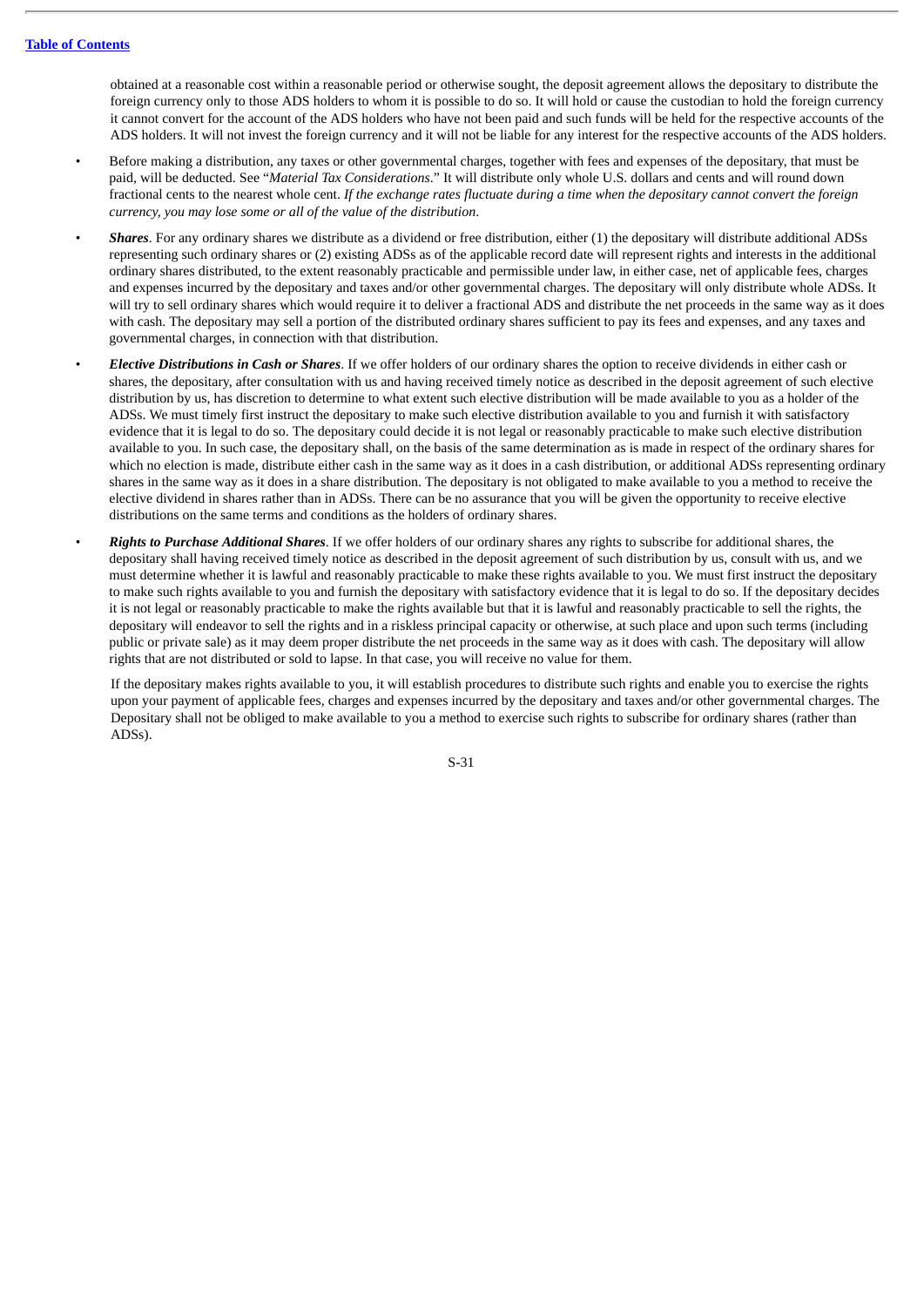obtained at a reasonable cost within a reasonable period or otherwise sought, the deposit agreement allows the depositary to distribute the foreign currency only to those ADS holders to whom it is possible to do so. It will hold or cause the custodian to hold the foreign currency it cannot convert for the account of the ADS holders who have not been paid and such funds will be held for the respective accounts of the ADS holders. It will not invest the foreign currency and it will not be liable for any interest for the respective accounts of the ADS holders.

- Before making a distribution, any taxes or other governmental charges, together with fees and expenses of the depositary, that must be paid, will be deducted. See "*Material Tax Considerations*." It will distribute only whole U.S. dollars and cents and will round down fractional cents to the nearest whole cent. *If the exchange rates fluctuate during a time when the depositary cannot convert the foreign currency, you may lose some or all of the value of the distribution*.
- ***Shares***. For any ordinary shares we distribute as a dividend or free distribution, either (1) the depositary will distribute additional ADSs representing such ordinary shares or (2) existing ADSs as of the applicable record date will represent rights and interests in the additional ordinary shares distributed, to the extent reasonably practicable and permissible under law, in either case, net of applicable fees, charges and expenses incurred by the depositary and taxes and/or other governmental charges. The depositary will only distribute whole ADSs. It will try to sell ordinary shares which would require it to deliver a fractional ADS and distribute the net proceeds in the same way as it does with cash. The depositary may sell a portion of the distributed ordinary shares sufficient to pay its fees and expenses, and any taxes and governmental charges, in connection with that distribution.
- ***Elective Distributions in Cash or Shares***. If we offer holders of our ordinary shares the option to receive dividends in either cash or shares, the depositary, after consultation with us and having received timely notice as described in the deposit agreement of such elective distribution by us, has discretion to determine to what extent such elective distribution will be made available to you as a holder of the ADSs. We must timely first instruct the depositary to make such elective distribution available to you and furnish it with satisfactory evidence that it is legal to do so. The depositary could decide it is not legal or reasonably practicable to make such elective distribution available to you. In such case, the depositary shall, on the basis of the same determination as is made in respect of the ordinary shares for which no election is made, distribute either cash in the same way as it does in a cash distribution, or additional ADSs representing ordinary shares in the same way as it does in a share distribution. The depositary is not obligated to make available to you a method to receive the elective dividend in shares rather than in ADSs. There can be no assurance that you will be given the opportunity to receive elective distributions on the same terms and conditions as the holders of ordinary shares.
- ***Rights to Purchase Additional Shares***. If we offer holders of our ordinary shares any rights to subscribe for additional shares, the depositary shall having received timely notice as described in the deposit agreement of such distribution by us, consult with us, and we must determine whether it is lawful and reasonably practicable to make these rights available to you. We must first instruct the depositary to make such rights available to you and furnish the depositary with satisfactory evidence that it is legal to do so. If the depositary decides it is not legal or reasonably practicable to make the rights available but that it is lawful and reasonably practicable to sell the rights, the depositary will endeavor to sell the rights and in a riskless principal capacity or otherwise, at such place and upon such terms (including public or private sale) as it may deem proper distribute the net proceeds in the same way as it does with cash. The depositary will allow rights that are not distributed or sold to lapse. In that case, you will receive no value for them.

  If the depositary makes rights available to you, it will establish procedures to distribute such rights and enable you to exercise the rights upon your payment of applicable fees, charges and expenses incurred by the depositary and taxes and/or other governmental charges. The Depositary shall not be obliged to make available to you a method to exercise such rights to subscribe for ordinary shares (rather than ADSs).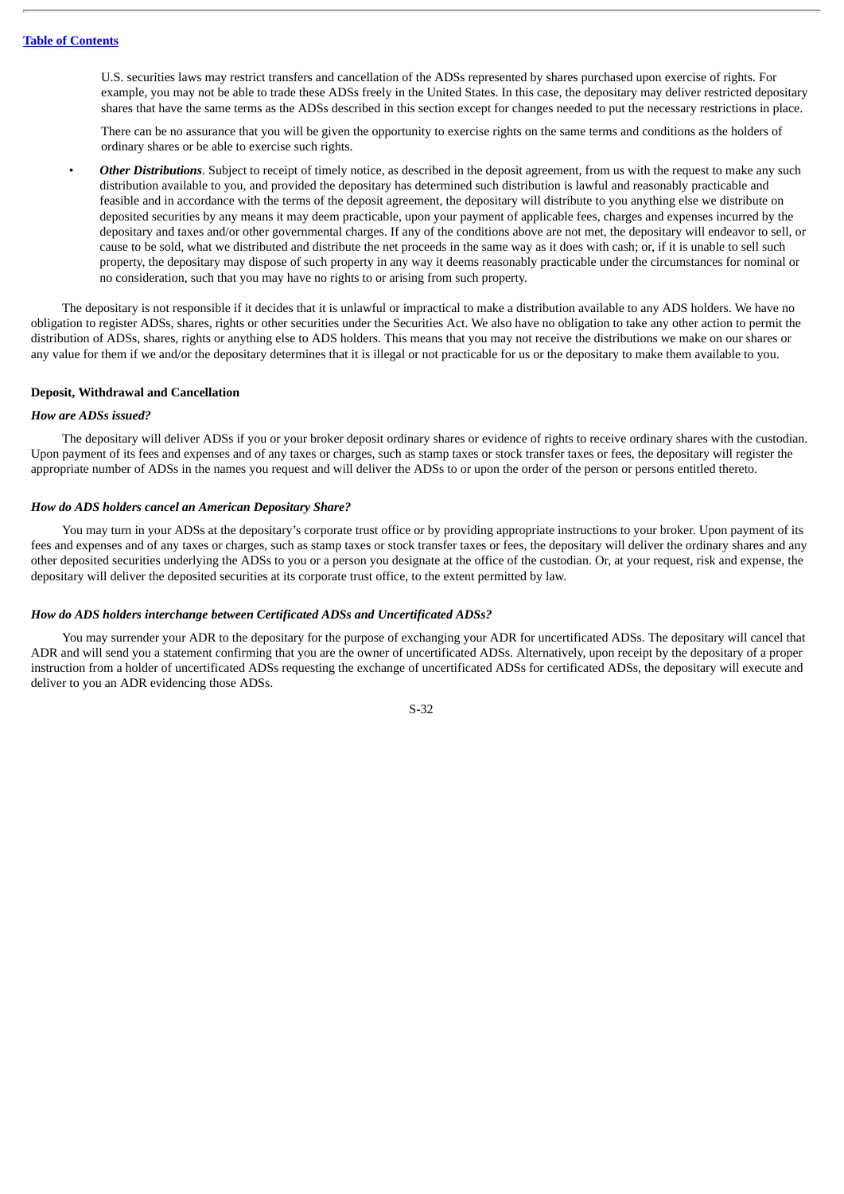U.S. securities laws may restrict transfers and cancellation of the ADSs represented by shares purchased upon exercise of rights. For example, you may not be able to trade these ADSs freely in the United States. In this case, the depositary may deliver restricted depositary shares that have the same terms as the ADSs described in this section except for changes needed to put the necessary restrictions in place.

There can be no assurance that you will be given the opportunity to exercise rights on the same terms and conditions as the holders of ordinary shares or be able to exercise such rights.

- ***Other Distributions***. Subject to receipt of timely notice, as described in the deposit agreement, from us with the request to make any such distribution available to you, and provided the depositary has determined such distribution is lawful and reasonably practicable and feasible and in accordance with the terms of the deposit agreement, the depositary will distribute to you anything else we distribute on deposited securities by any means it may deem practicable, upon your payment of applicable fees, charges and expenses incurred by the depositary and taxes and/or other governmental charges. If any of the conditions above are not met, the depositary will endeavor to sell, or cause to be sold, what we distributed and distribute the net proceeds in the same way as it does with cash; or, if it is unable to sell such property, the depositary may dispose of such property in any way it deems reasonably practicable under the circumstances for nominal or no consideration, such that you may have no rights to or arising from such property.

The depositary is not responsible if it decides that it is unlawful or impractical to make a distribution available to any ADS holders. We have no obligation to register ADSs, shares, rights or other securities under the Securities Act. We also have no obligation to take any other action to permit the distribution of ADSs, shares, rights or anything else to ADS holders. This means that you may not receive the distributions we make on our shares or any value for them if we and/or the depositary determines that it is illegal or not practicable for us or the depositary to make them available to you.

**Deposit, Withdrawal and Cancellation**

***How are ADSs issued?***

The depositary will deliver ADSs if you or your broker deposit ordinary shares or evidence of rights to receive ordinary shares with the custodian. Upon payment of its fees and expenses and of any taxes or charges, such as stamp taxes or stock transfer taxes or fees, the depositary will register the appropriate number of ADSs in the names you request and will deliver the ADSs to or upon the order of the person or persons entitled thereto.

***How do ADS holders cancel an American Depositary Share?***

You may turn in your ADSs at the depositary's corporate trust office or by providing appropriate instructions to your broker. Upon payment of its fees and expenses and of any taxes or charges, such as stamp taxes or stock transfer taxes or fees, the depositary will deliver the ordinary shares and any other deposited securities underlying the ADSs to you or a person you designate at the office of the custodian. Or, at your request, risk and expense, the depositary will deliver the deposited securities at its corporate trust office, to the extent permitted by law.

***How do ADS holders interchange between Certificated ADSs and Uncertificated ADSs?***

You may surrender your ADR to the depositary for the purpose of exchanging your ADR for uncertificated ADSs. The depositary will cancel that ADR and will send you a statement confirming that you are the owner of uncertificated ADSs. Alternatively, upon receipt by the depositary of a proper instruction from a holder of uncertificated ADSs requesting the exchange of uncertificated ADSs for certificated ADSs, the depositary will execute and deliver to you an ADR evidencing those ADSs.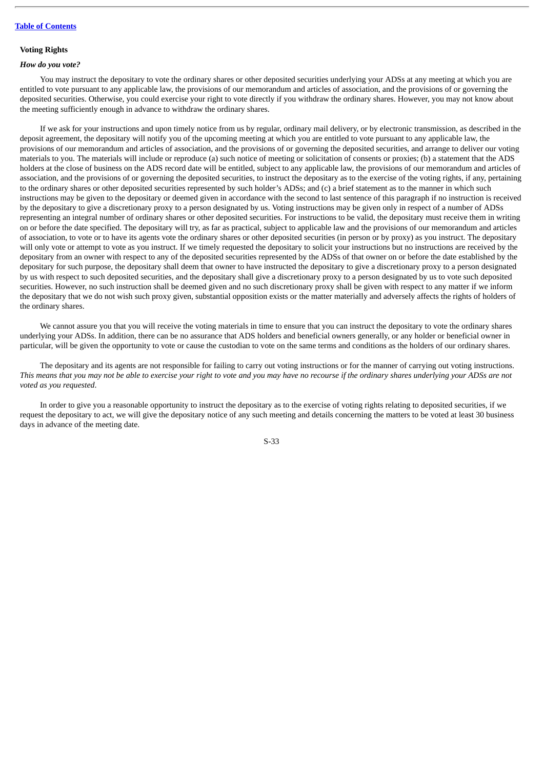### Voting Rights

***How do you vote?***

You may instruct the depositary to vote the ordinary shares or other deposited securities underlying your ADSs at any meeting at which you are entitled to vote pursuant to any applicable law, the provisions of our memorandum and articles of association, and the provisions of or governing the deposited securities. Otherwise, you could exercise your right to vote directly if you withdraw the ordinary shares. However, you may not know about the meeting sufficiently enough in advance to withdraw the ordinary shares.

If we ask for your instructions and upon timely notice from us by regular, ordinary mail delivery, or by electronic transmission, as described in the deposit agreement, the depositary will notify you of the upcoming meeting at which you are entitled to vote pursuant to any applicable law, the provisions of our memorandum and articles of association, and the provisions of or governing the deposited securities, and arrange to deliver our voting materials to you. The materials will include or reproduce (a) such notice of meeting or solicitation of consents or proxies; (b) a statement that the ADS holders at the close of business on the ADS record date will be entitled, subject to any applicable law, the provisions of our memorandum and articles of association, and the provisions of or governing the deposited securities, to instruct the depositary as to the exercise of the voting rights, if any, pertaining to the ordinary shares or other deposited securities represented by such holder's ADSs; and (c) a brief statement as to the manner in which such instructions may be given to the depositary or deemed given in accordance with the second to last sentence of this paragraph if no instruction is received by the depositary to give a discretionary proxy to a person designated by us. Voting instructions may be given only in respect of a number of ADSs representing an integral number of ordinary shares or other deposited securities. For instructions to be valid, the depositary must receive them in writing on or before the date specified. The depositary will try, as far as practical, subject to applicable law and the provisions of our memorandum and articles of association, to vote or to have its agents vote the ordinary shares or other deposited securities (in person or by proxy) as you instruct. The depositary will only vote or attempt to vote as you instruct. If we timely requested the depositary to solicit your instructions but no instructions are received by the depositary from an owner with respect to any of the deposited securities represented by the ADSs of that owner on or before the date established by the depositary for such purpose, the depositary shall deem that owner to have instructed the depositary to give a discretionary proxy to a person designated by us with respect to such deposited securities, and the depositary shall give a discretionary proxy to a person designated by us to vote such deposited securities. However, no such instruction shall be deemed given and no such discretionary proxy shall be given with respect to any matter if we inform the depositary that we do not wish such proxy given, substantial opposition exists or the matter materially and adversely affects the rights of holders of the ordinary shares.

We cannot assure you that you will receive the voting materials in time to ensure that you can instruct the depositary to vote the ordinary shares underlying your ADSs. In addition, there can be no assurance that ADS holders and beneficial owners generally, or any holder or beneficial owner in particular, will be given the opportunity to vote or cause the custodian to vote on the same terms and conditions as the holders of our ordinary shares.

The depositary and its agents are not responsible for failing to carry out voting instructions or for the manner of carrying out voting instructions. *This means that you may not be able to exercise your right to vote and you may have no recourse if the ordinary shares underlying your ADSs are not voted as you requested.*

In order to give you a reasonable opportunity to instruct the depositary as to the exercise of voting rights relating to deposited securities, if we request the depositary to act, we will give the depositary notice of any such meeting and details concerning the matters to be voted at least 30 business days in advance of the meeting date.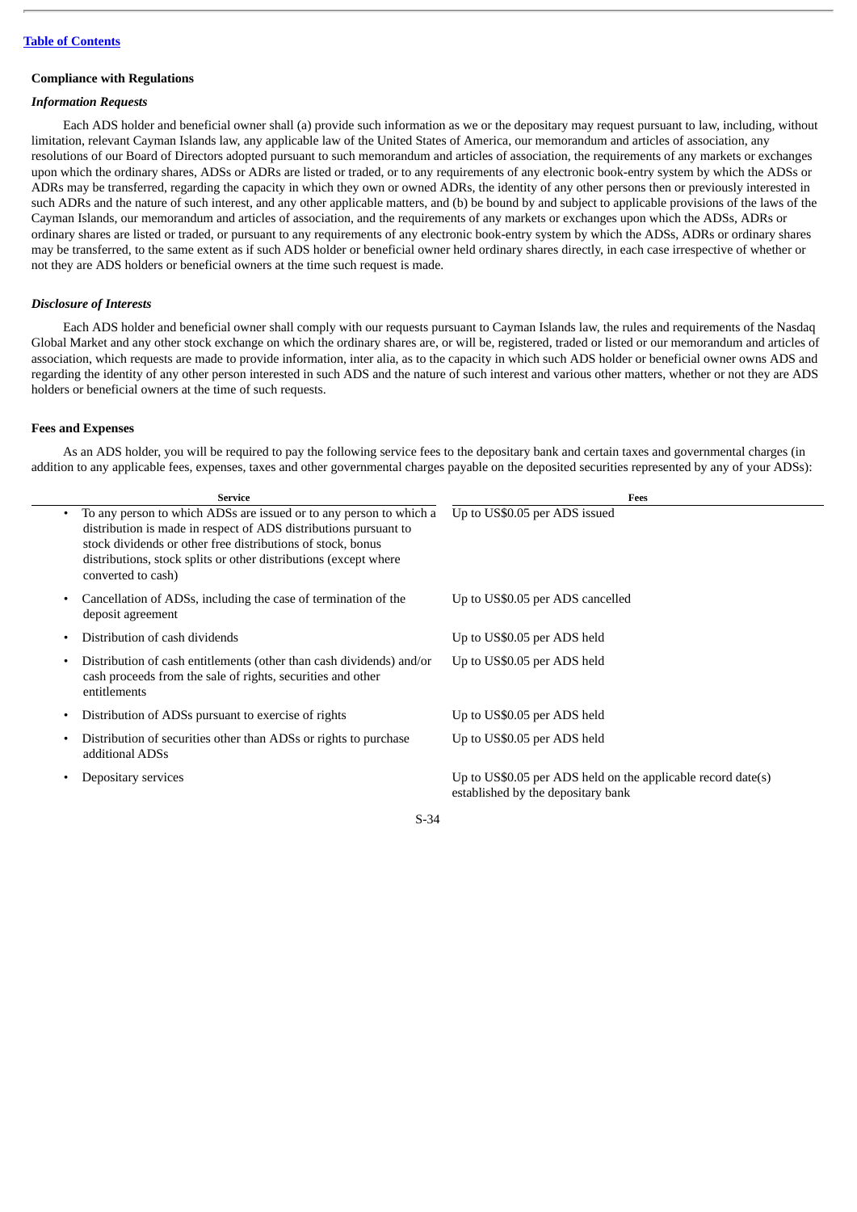[Table of Contents](#)

### Compliance with Regulations

#### *Information Requests*

Each ADS holder and beneficial owner shall (a) provide such information as we or the depositary may request pursuant to law, including, without limitation, relevant Cayman Islands law, any applicable law of the United States of America, our memorandum and articles of association, any resolutions of our Board of Directors adopted pursuant to such memorandum and articles of association, the requirements of any markets or exchanges upon which the ordinary shares, ADSs or ADRs are listed or traded, or to any requirements of any electronic book-entry system by which the ADSs or ADRs may be transferred, regarding the capacity in which they own or owned ADRs, the identity of any other persons then or previously interested in such ADRs and the nature of such interest, and any other applicable matters, and (b) be bound by and subject to applicable provisions of the laws of the Cayman Islands, our memorandum and articles of association, and the requirements of any markets or exchanges upon which the ADSs, ADRs or ordinary shares are listed or traded, or pursuant to any requirements of any electronic book-entry system by which the ADSs, ADRs or ordinary shares may be transferred, to the same extent as if such ADS holder or beneficial owner held ordinary shares directly, in each case irrespective of whether or not they are ADS holders or beneficial owners at the time such request is made.

#### *Disclosure of Interests*

Each ADS holder and beneficial owner shall comply with our requests pursuant to Cayman Islands law, the rules and requirements of the Nasdaq Global Market and any other stock exchange on which the ordinary shares are, or will be, registered, traded or listed or our memorandum and articles of association, which requests are made to provide information, inter alia, as to the capacity in which such ADS holder or beneficial owner owns ADS and regarding the identity of any other person interested in such ADS and the nature of such interest and various other matters, whether or not they are ADS holders or beneficial owners at the time of such requests.

### Fees and Expenses

As an ADS holder, you will be required to pay the following service fees to the depositary bank and certain taxes and governmental charges (in addition to any applicable fees, expenses, taxes and other governmental charges payable on the deposited securities represented by any of your ADSs):

| Service | Fees |
| --- | --- |
| • To any person to which ADSs are issued or to any person to which a distribution is made in respect of ADS distributions pursuant to stock dividends or other free distributions of stock, bonus distributions, stock splits or other distributions (except where converted to cash) | Up to US$0.05 per ADS issued |
| • Cancellation of ADSs, including the case of termination of the deposit agreement | Up to US$0.05 per ADS cancelled |
| • Distribution of cash dividends | Up to US$0.05 per ADS held |
| • Distribution of cash entitlements (other than cash dividends) and/or cash proceeds from the sale of rights, securities and other entitlements | Up to US$0.05 per ADS held |
| • Distribution of ADSs pursuant to exercise of rights | Up to US$0.05 per ADS held |
| • Distribution of securities other than ADSs or rights to purchase additional ADSs | Up to US$0.05 per ADS held |
| • Depositary services | Up to US$0.05 per ADS held on the applicable record date(s) established by the depositary bank |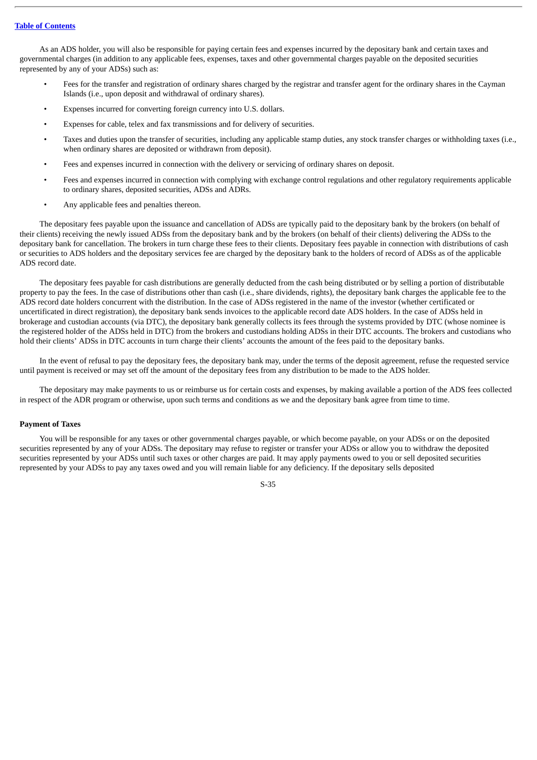As an ADS holder, you will also be responsible for paying certain fees and expenses incurred by the depositary bank and certain taxes and governmental charges (in addition to any applicable fees, expenses, taxes and other governmental charges payable on the deposited securities represented by any of your ADSs) such as:

- Fees for the transfer and registration of ordinary shares charged by the registrar and transfer agent for the ordinary shares in the Cayman Islands (i.e., upon deposit and withdrawal of ordinary shares).
- Expenses incurred for converting foreign currency into U.S. dollars.
- Expenses for cable, telex and fax transmissions and for delivery of securities.
- Taxes and duties upon the transfer of securities, including any applicable stamp duties, any stock transfer charges or withholding taxes (i.e., when ordinary shares are deposited or withdrawn from deposit).
- Fees and expenses incurred in connection with the delivery or servicing of ordinary shares on deposit.
- Fees and expenses incurred in connection with complying with exchange control regulations and other regulatory requirements applicable to ordinary shares, deposited securities, ADSs and ADRs.
- Any applicable fees and penalties thereon.

The depositary fees payable upon the issuance and cancellation of ADSs are typically paid to the depositary bank by the brokers (on behalf of their clients) receiving the newly issued ADSs from the depositary bank and by the brokers (on behalf of their clients) delivering the ADSs to the depositary bank for cancellation. The brokers in turn charge these fees to their clients. Depositary fees payable in connection with distributions of cash or securities to ADS holders and the depositary services fee are charged by the depositary bank to the holders of record of ADSs as of the applicable ADS record date.

The depositary fees payable for cash distributions are generally deducted from the cash being distributed or by selling a portion of distributable property to pay the fees. In the case of distributions other than cash (i.e., share dividends, rights), the depositary bank charges the applicable fee to the ADS record date holders concurrent with the distribution. In the case of ADSs registered in the name of the investor (whether certificated or uncertificated in direct registration), the depositary bank sends invoices to the applicable record date ADS holders. In the case of ADSs held in brokerage and custodian accounts (via DTC), the depositary bank generally collects its fees through the systems provided by DTC (whose nominee is the registered holder of the ADSs held in DTC) from the brokers and custodians holding ADSs in their DTC accounts. The brokers and custodians who hold their clients' ADSs in DTC accounts in turn charge their clients' accounts the amount of the fees paid to the depositary banks.

In the event of refusal to pay the depositary fees, the depositary bank may, under the terms of the deposit agreement, refuse the requested service until payment is received or may set off the amount of the depositary fees from any distribution to be made to the ADS holder.

The depositary may make payments to us or reimburse us for certain costs and expenses, by making available a portion of the ADS fees collected in respect of the ADR program or otherwise, upon such terms and conditions as we and the depositary bank agree from time to time.

**Payment of Taxes**

You will be responsible for any taxes or other governmental charges payable, or which become payable, on your ADSs or on the deposited securities represented by any of your ADSs. The depositary may refuse to register or transfer your ADSs or allow you to withdraw the deposited securities represented by your ADSs until such taxes or other charges are paid. It may apply payments owed to you or sell deposited securities represented by your ADSs to pay any taxes owed and you will remain liable for any deficiency. If the depositary sells deposited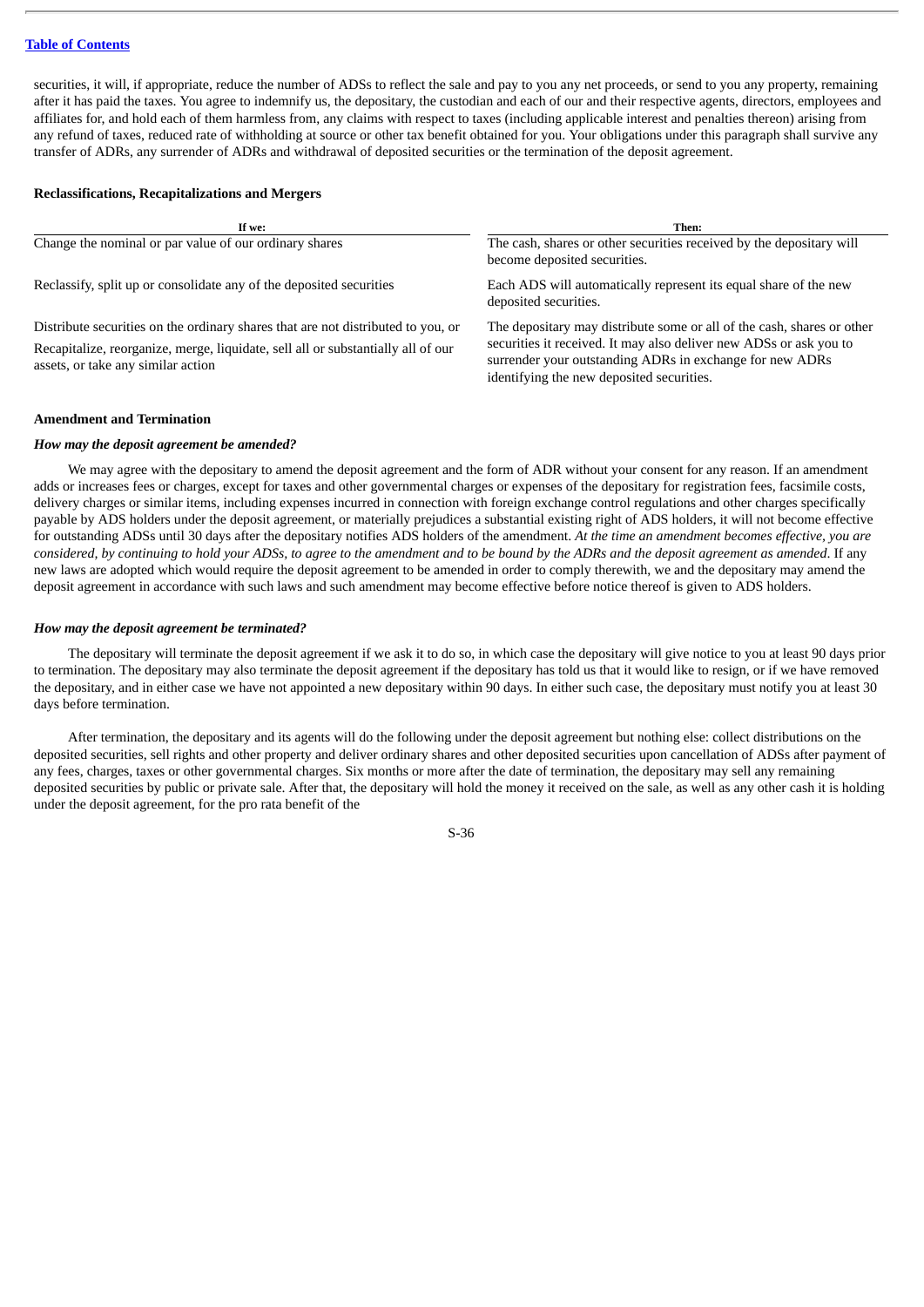securities, it will, if appropriate, reduce the number of ADSs to reflect the sale and pay to you any net proceeds, or send to you any property, remaining after it has paid the taxes. You agree to indemnify us, the depositary, the custodian and each of our and their respective agents, directors, employees and affiliates for, and hold each of them harmless from, any claims with respect to taxes (including applicable interest and penalties thereon) arising from any refund of taxes, reduced rate of withholding at source or other tax benefit obtained for you. Your obligations under this paragraph shall survive any transfer of ADRs, any surrender of ADRs and withdrawal of deposited securities or the termination of the deposit agreement.

**Reclassifications, Recapitalizations and Mergers**

| If we: | Then: |
|---|---|
| Change the nominal or par value of our ordinary shares | The cash, shares or other securities received by the depositary will become deposited securities. |
| Reclassify, split up or consolidate any of the deposited securities | Each ADS will automatically represent its equal share of the new deposited securities. |
| Distribute securities on the ordinary shares that are not distributed to you, or<br>Recapitalize, reorganize, merge, liquidate, sell all or substantially all of our assets, or take any similar action | The depositary may distribute some or all of the cash, shares or other securities it received. It may also deliver new ADSs or ask you to surrender your outstanding ADRs in exchange for new ADRs identifying the new deposited securities. |

**Amendment and Termination**

***How may the deposit agreement be amended?***

We may agree with the depositary to amend the deposit agreement and the form of ADR without your consent for any reason. If an amendment adds or increases fees or charges, except for taxes and other governmental charges or expenses of the depositary for registration fees, facsimile costs, delivery charges or similar items, including expenses incurred in connection with foreign exchange control regulations and other charges specifically payable by ADS holders under the deposit agreement, or materially prejudices a substantial existing right of ADS holders, it will not become effective for outstanding ADSs until 30 days after the depositary notifies ADS holders of the amendment. *At the time an amendment becomes effective, you are considered, by continuing to hold your ADSs, to agree to the amendment and to be bound by the ADRs and the deposit agreement as amended*. If any new laws are adopted which would require the deposit agreement to be amended in order to comply therewith, we and the depositary may amend the deposit agreement in accordance with such laws and such amendment may become effective before notice thereof is given to ADS holders.

***How may the deposit agreement be terminated?***

The depositary will terminate the deposit agreement if we ask it to do so, in which case the depositary will give notice to you at least 90 days prior to termination. The depositary may also terminate the deposit agreement if the depositary has told us that it would like to resign, or if we have removed the depositary, and in either case we have not appointed a new depositary within 90 days. In either such case, the depositary must notify you at least 30 days before termination.

After termination, the depositary and its agents will do the following under the deposit agreement but nothing else: collect distributions on the deposited securities, sell rights and other property and deliver ordinary shares and other deposited securities upon cancellation of ADSs after payment of any fees, charges, taxes or other governmental charges. Six months or more after the date of termination, the depositary may sell any remaining deposited securities by public or private sale. After that, the depositary will hold the money it received on the sale, as well as any other cash it is holding under the deposit agreement, for the pro rata benefit of the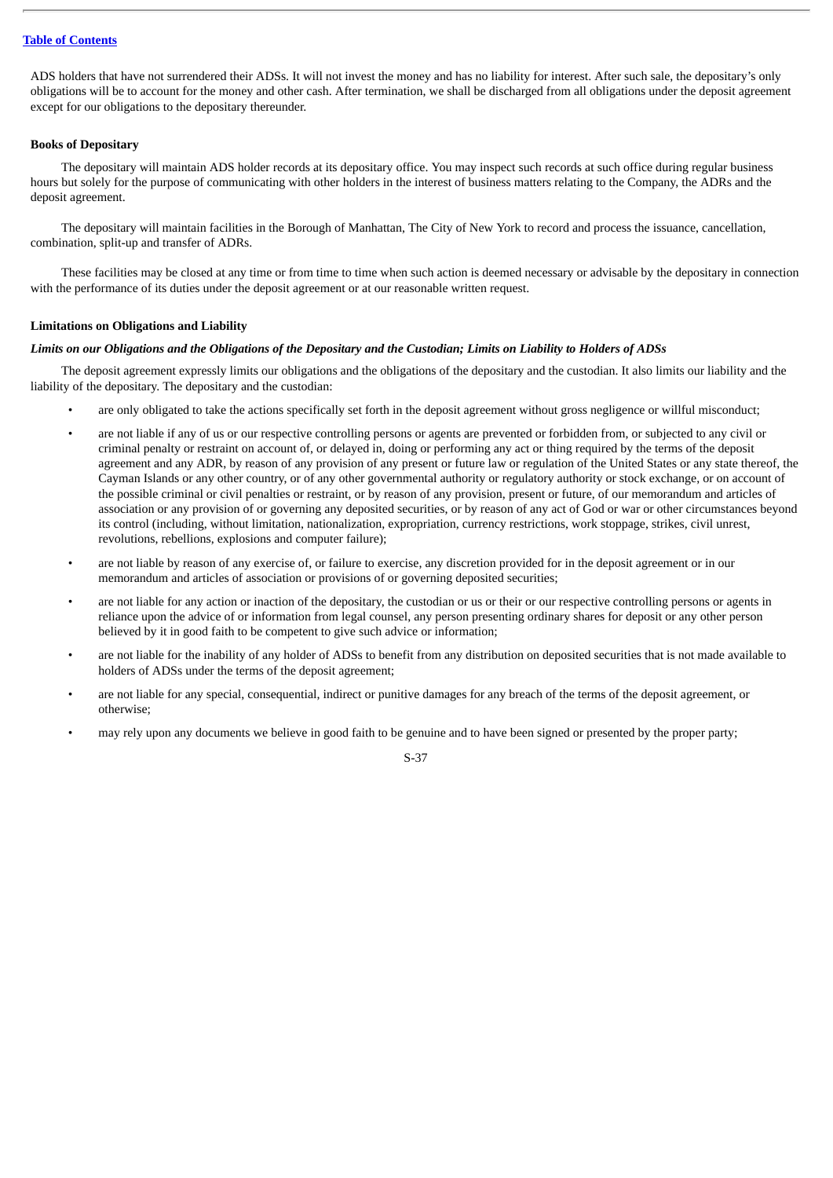ADS holders that have not surrendered their ADSs. It will not invest the money and has no liability for interest. After such sale, the depositary's only obligations will be to account for the money and other cash. After termination, we shall be discharged from all obligations under the deposit agreement except for our obligations to the depositary thereunder.

**Books of Depositary**

The depositary will maintain ADS holder records at its depositary office. You may inspect such records at such office during regular business hours but solely for the purpose of communicating with other holders in the interest of business matters relating to the Company, the ADRs and the deposit agreement.

The depositary will maintain facilities in the Borough of Manhattan, The City of New York to record and process the issuance, cancellation, combination, split-up and transfer of ADRs.

These facilities may be closed at any time or from time to time when such action is deemed necessary or advisable by the depositary in connection with the performance of its duties under the deposit agreement or at our reasonable written request.

**Limitations on Obligations and Liability**

***Limits on our Obligations and the Obligations of the Depositary and the Custodian; Limits on Liability to Holders of ADSs***

The deposit agreement expressly limits our obligations and the obligations of the depositary and the custodian. It also limits our liability and the liability of the depositary. The depositary and the custodian:

- are only obligated to take the actions specifically set forth in the deposit agreement without gross negligence or willful misconduct;
- are not liable if any of us or our respective controlling persons or agents are prevented or forbidden from, or subjected to any civil or criminal penalty or restraint on account of, or delayed in, doing or performing any act or thing required by the terms of the deposit agreement and any ADR, by reason of any provision of any present or future law or regulation of the United States or any state thereof, the Cayman Islands or any other country, or of any other governmental authority or regulatory authority or stock exchange, or on account of the possible criminal or civil penalties or restraint, or by reason of any provision, present or future, of our memorandum and articles of association or any provision of or governing any deposited securities, or by reason of any act of God or war or other circumstances beyond its control (including, without limitation, nationalization, expropriation, currency restrictions, work stoppage, strikes, civil unrest, revolutions, rebellions, explosions and computer failure);
- are not liable by reason of any exercise of, or failure to exercise, any discretion provided for in the deposit agreement or in our memorandum and articles of association or provisions of or governing deposited securities;
- are not liable for any action or inaction of the depositary, the custodian or us or their or our respective controlling persons or agents in reliance upon the advice of or information from legal counsel, any person presenting ordinary shares for deposit or any other person believed by it in good faith to be competent to give such advice or information;
- are not liable for the inability of any holder of ADSs to benefit from any distribution on deposited securities that is not made available to holders of ADSs under the terms of the deposit agreement;
- are not liable for any special, consequential, indirect or punitive damages for any breach of the terms of the deposit agreement, or otherwise;
- may rely upon any documents we believe in good faith to be genuine and to have been signed or presented by the proper party;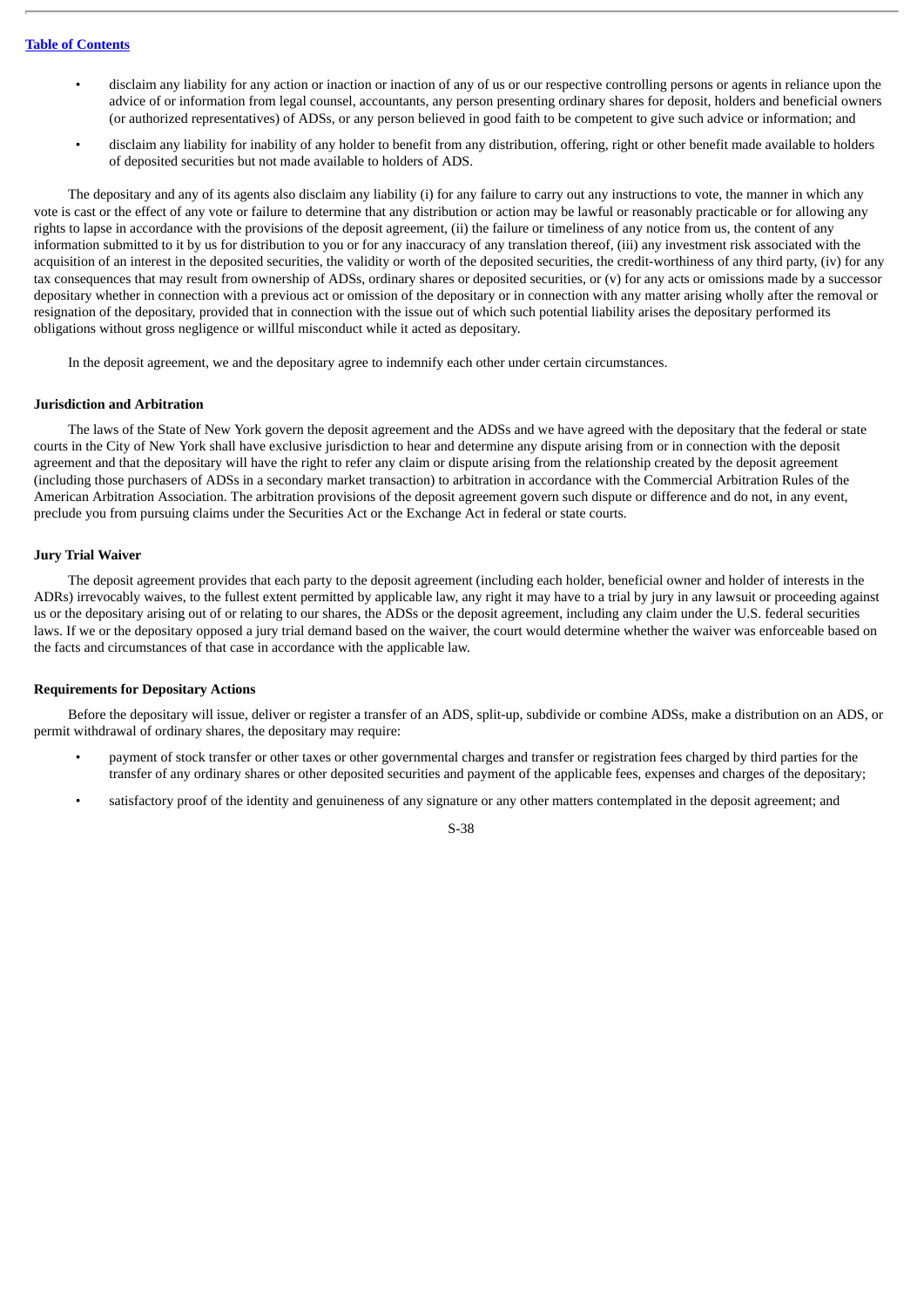- disclaim any liability for any action or inaction or inaction of any of us or our respective controlling persons or agents in reliance upon the advice of or information from legal counsel, accountants, any person presenting ordinary shares for deposit, holders and beneficial owners (or authorized representatives) of ADSs, or any person believed in good faith to be competent to give such advice or information; and
- disclaim any liability for inability of any holder to benefit from any distribution, offering, right or other benefit made available to holders of deposited securities but not made available to holders of ADS.

The depositary and any of its agents also disclaim any liability (i) for any failure to carry out any instructions to vote, the manner in which any vote is cast or the effect of any vote or failure to determine that any distribution or action may be lawful or reasonably practicable or for allowing any rights to lapse in accordance with the provisions of the deposit agreement, (ii) the failure or timeliness of any notice from us, the content of any information submitted to it by us for distribution to you or for any inaccuracy of any translation thereof, (iii) any investment risk associated with the acquisition of an interest in the deposited securities, the validity or worth of the deposited securities, the credit-worthiness of any third party, (iv) for any tax consequences that may result from ownership of ADSs, ordinary shares or deposited securities, or (v) for any acts or omissions made by a successor depositary whether in connection with a previous act or omission of the depositary or in connection with any matter arising wholly after the removal or resignation of the depositary, provided that in connection with the issue out of which such potential liability arises the depositary performed its obligations without gross negligence or willful misconduct while it acted as depositary.

In the deposit agreement, we and the depositary agree to indemnify each other under certain circumstances.

**Jurisdiction and Arbitration**

The laws of the State of New York govern the deposit agreement and the ADSs and we have agreed with the depositary that the federal or state courts in the City of New York shall have exclusive jurisdiction to hear and determine any dispute arising from or in connection with the deposit agreement and that the depositary will have the right to refer any claim or dispute arising from the relationship created by the deposit agreement (including those purchasers of ADSs in a secondary market transaction) to arbitration in accordance with the Commercial Arbitration Rules of the American Arbitration Association. The arbitration provisions of the deposit agreement govern such dispute or difference and do not, in any event, preclude you from pursuing claims under the Securities Act or the Exchange Act in federal or state courts.

**Jury Trial Waiver**

The deposit agreement provides that each party to the deposit agreement (including each holder, beneficial owner and holder of interests in the ADRs) irrevocably waives, to the fullest extent permitted by applicable law, any right it may have to a trial by jury in any lawsuit or proceeding against us or the depositary arising out of or relating to our shares, the ADSs or the deposit agreement, including any claim under the U.S. federal securities laws. If we or the depositary opposed a jury trial demand based on the waiver, the court would determine whether the waiver was enforceable based on the facts and circumstances of that case in accordance with the applicable law.

**Requirements for Depositary Actions**

Before the depositary will issue, deliver or register a transfer of an ADS, split-up, subdivide or combine ADSs, make a distribution on an ADS, or permit withdrawal of ordinary shares, the depositary may require:

- payment of stock transfer or other taxes or other governmental charges and transfer or registration fees charged by third parties for the transfer of any ordinary shares or other deposited securities and payment of the applicable fees, expenses and charges of the depositary;
- satisfactory proof of the identity and genuineness of any signature or any other matters contemplated in the deposit agreement; and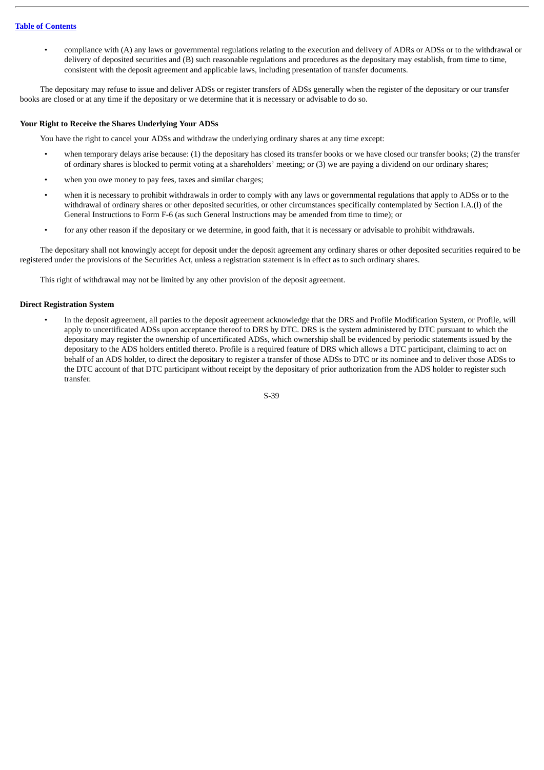- compliance with (A) any laws or governmental regulations relating to the execution and delivery of ADRs or ADSs or to the withdrawal or delivery of deposited securities and (B) such reasonable regulations and procedures as the depositary may establish, from time to time, consistent with the deposit agreement and applicable laws, including presentation of transfer documents.

The depositary may refuse to issue and deliver ADSs or register transfers of ADSs generally when the register of the depositary or our transfer books are closed or at any time if the depositary or we determine that it is necessary or advisable to do so.

**Your Right to Receive the Shares Underlying Your ADSs**

You have the right to cancel your ADSs and withdraw the underlying ordinary shares at any time except:

- when temporary delays arise because: (1) the depositary has closed its transfer books or we have closed our transfer books; (2) the transfer of ordinary shares is blocked to permit voting at a shareholders' meeting; or (3) we are paying a dividend on our ordinary shares;
- when you owe money to pay fees, taxes and similar charges;
- when it is necessary to prohibit withdrawals in order to comply with any laws or governmental regulations that apply to ADSs or to the withdrawal of ordinary shares or other deposited securities, or other circumstances specifically contemplated by Section I.A.(l) of the General Instructions to Form F-6 (as such General Instructions may be amended from time to time); or
- for any other reason if the depositary or we determine, in good faith, that it is necessary or advisable to prohibit withdrawals.

The depositary shall not knowingly accept for deposit under the deposit agreement any ordinary shares or other deposited securities required to be registered under the provisions of the Securities Act, unless a registration statement is in effect as to such ordinary shares.

This right of withdrawal may not be limited by any other provision of the deposit agreement.

**Direct Registration System**

- In the deposit agreement, all parties to the deposit agreement acknowledge that the DRS and Profile Modification System, or Profile, will apply to uncertificated ADSs upon acceptance thereof to DRS by DTC. DRS is the system administered by DTC pursuant to which the depositary may register the ownership of uncertificated ADSs, which ownership shall be evidenced by periodic statements issued by the depositary to the ADS holders entitled thereto. Profile is a required feature of DRS which allows a DTC participant, claiming to act on behalf of an ADS holder, to direct the depositary to register a transfer of those ADSs to DTC or its nominee and to deliver those ADSs to the DTC account of that DTC participant without receipt by the depositary of prior authorization from the ADS holder to register such transfer.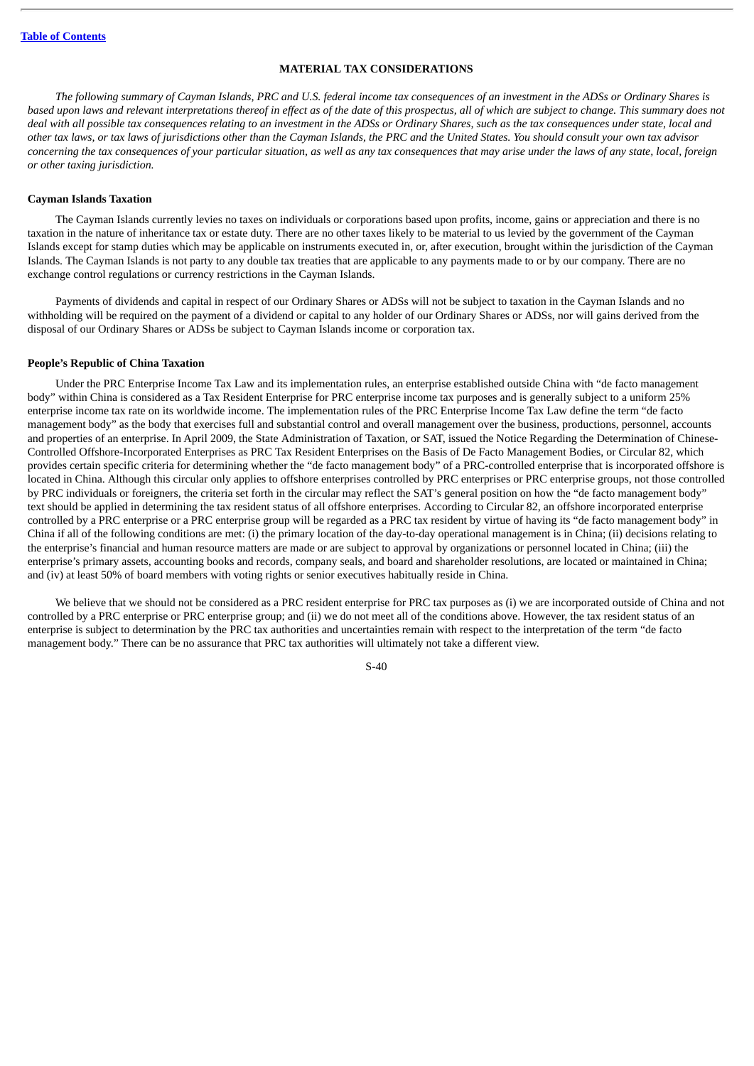## MATERIAL TAX CONSIDERATIONS

*The following summary of Cayman Islands, PRC and U.S. federal income tax consequences of an investment in the ADSs or Ordinary Shares is based upon laws and relevant interpretations thereof in effect as of the date of this prospectus, all of which are subject to change. This summary does not deal with all possible tax consequences relating to an investment in the ADSs or Ordinary Shares, such as the tax consequences under state, local and other tax laws, or tax laws of jurisdictions other than the Cayman Islands, the PRC and the United States. You should consult your own tax advisor concerning the tax consequences of your particular situation, as well as any tax consequences that may arise under the laws of any state, local, foreign or other taxing jurisdiction.*

### Cayman Islands Taxation

The Cayman Islands currently levies no taxes on individuals or corporations based upon profits, income, gains or appreciation and there is no taxation in the nature of inheritance tax or estate duty. There are no other taxes likely to be material to us levied by the government of the Cayman Islands except for stamp duties which may be applicable on instruments executed in, or, after execution, brought within the jurisdiction of the Cayman Islands. The Cayman Islands is not party to any double tax treaties that are applicable to any payments made to or by our company. There are no exchange control regulations or currency restrictions in the Cayman Islands.

Payments of dividends and capital in respect of our Ordinary Shares or ADSs will not be subject to taxation in the Cayman Islands and no withholding will be required on the payment of a dividend or capital to any holder of our Ordinary Shares or ADSs, nor will gains derived from the disposal of our Ordinary Shares or ADSs be subject to Cayman Islands income or corporation tax.

### People's Republic of China Taxation

Under the PRC Enterprise Income Tax Law and its implementation rules, an enterprise established outside China with "de facto management body" within China is considered as a Tax Resident Enterprise for PRC enterprise income tax purposes and is generally subject to a uniform 25% enterprise income tax rate on its worldwide income. The implementation rules of the PRC Enterprise Income Tax Law define the term "de facto management body" as the body that exercises full and substantial control and overall management over the business, productions, personnel, accounts and properties of an enterprise. In April 2009, the State Administration of Taxation, or SAT, issued the Notice Regarding the Determination of Chinese-Controlled Offshore-Incorporated Enterprises as PRC Tax Resident Enterprises on the Basis of De Facto Management Bodies, or Circular 82, which provides certain specific criteria for determining whether the "de facto management body" of a PRC-controlled enterprise that is incorporated offshore is located in China. Although this circular only applies to offshore enterprises controlled by PRC enterprises or PRC enterprise groups, not those controlled by PRC individuals or foreigners, the criteria set forth in the circular may reflect the SAT's general position on how the "de facto management body" text should be applied in determining the tax resident status of all offshore enterprises. According to Circular 82, an offshore incorporated enterprise controlled by a PRC enterprise or a PRC enterprise group will be regarded as a PRC tax resident by virtue of having its "de facto management body" in China if all of the following conditions are met: (i) the primary location of the day-to-day operational management is in China; (ii) decisions relating to the enterprise's financial and human resource matters are made or are subject to approval by organizations or personnel located in China; (iii) the enterprise's primary assets, accounting books and records, company seals, and board and shareholder resolutions, are located or maintained in China; and (iv) at least 50% of board members with voting rights or senior executives habitually reside in China.

We believe that we should not be considered as a PRC resident enterprise for PRC tax purposes as (i) we are incorporated outside of China and not controlled by a PRC enterprise or PRC enterprise group; and (ii) we do not meet all of the conditions above. However, the tax resident status of an enterprise is subject to determination by the PRC tax authorities and uncertainties remain with respect to the interpretation of the term "de facto management body." There can be no assurance that PRC tax authorities will ultimately not take a different view.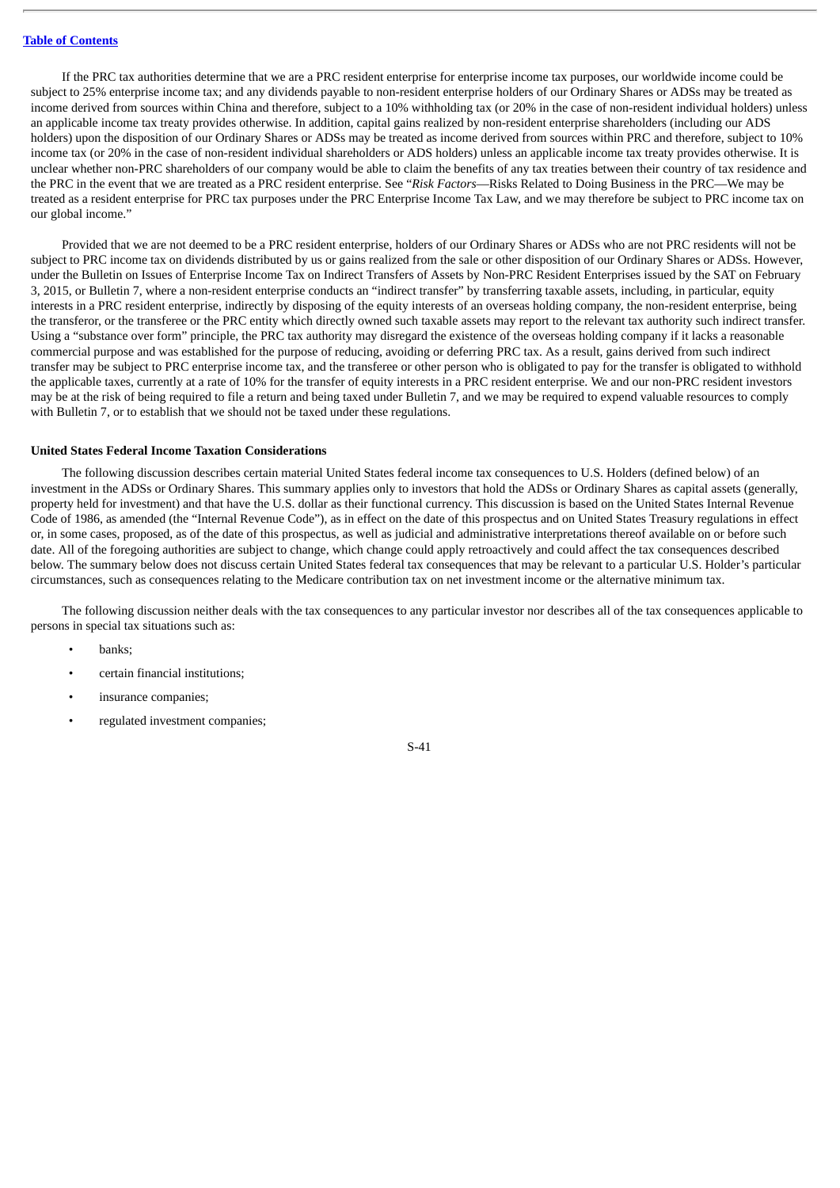If the PRC tax authorities determine that we are a PRC resident enterprise for enterprise income tax purposes, our worldwide income could be subject to 25% enterprise income tax; and any dividends payable to non-resident enterprise holders of our Ordinary Shares or ADSs may be treated as income derived from sources within China and therefore, subject to a 10% withholding tax (or 20% in the case of non-resident individual holders) unless an applicable income tax treaty provides otherwise. In addition, capital gains realized by non-resident enterprise shareholders (including our ADS holders) upon the disposition of our Ordinary Shares or ADSs may be treated as income derived from sources within PRC and therefore, subject to 10% income tax (or 20% in the case of non-resident individual shareholders or ADS holders) unless an applicable income tax treaty provides otherwise. It is unclear whether non-PRC shareholders of our company would be able to claim the benefits of any tax treaties between their country of tax residence and the PRC in the event that we are treated as a PRC resident enterprise. See "*Risk Factors*—Risks Related to Doing Business in the PRC—We may be treated as a resident enterprise for PRC tax purposes under the PRC Enterprise Income Tax Law, and we may therefore be subject to PRC income tax on our global income."

Provided that we are not deemed to be a PRC resident enterprise, holders of our Ordinary Shares or ADSs who are not PRC residents will not be subject to PRC income tax on dividends distributed by us or gains realized from the sale or other disposition of our Ordinary Shares or ADSs. However, under the Bulletin on Issues of Enterprise Income Tax on Indirect Transfers of Assets by Non-PRC Resident Enterprises issued by the SAT on February 3, 2015, or Bulletin 7, where a non-resident enterprise conducts an "indirect transfer" by transferring taxable assets, including, in particular, equity interests in a PRC resident enterprise, indirectly by disposing of the equity interests of an overseas holding company, the non-resident enterprise, being the transferor, or the transferee or the PRC entity which directly owned such taxable assets may report to the relevant tax authority such indirect transfer. Using a "substance over form" principle, the PRC tax authority may disregard the existence of the overseas holding company if it lacks a reasonable commercial purpose and was established for the purpose of reducing, avoiding or deferring PRC tax. As a result, gains derived from such indirect transfer may be subject to PRC enterprise income tax, and the transferee or other person who is obligated to pay for the transfer is obligated to withhold the applicable taxes, currently at a rate of 10% for the transfer of equity interests in a PRC resident enterprise. We and our non-PRC resident investors may be at the risk of being required to file a return and being taxed under Bulletin 7, and we may be required to expend valuable resources to comply with Bulletin 7, or to establish that we should not be taxed under these regulations.

**United States Federal Income Taxation Considerations**

The following discussion describes certain material United States federal income tax consequences to U.S. Holders (defined below) of an investment in the ADSs or Ordinary Shares. This summary applies only to investors that hold the ADSs or Ordinary Shares as capital assets (generally, property held for investment) and that have the U.S. dollar as their functional currency. This discussion is based on the United States Internal Revenue Code of 1986, as amended (the "Internal Revenue Code"), as in effect on the date of this prospectus and on United States Treasury regulations in effect or, in some cases, proposed, as of the date of this prospectus, as well as judicial and administrative interpretations thereof available on or before such date. All of the foregoing authorities are subject to change, which change could apply retroactively and could affect the tax consequences described below. The summary below does not discuss certain United States federal tax consequences that may be relevant to a particular U.S. Holder's particular circumstances, such as consequences relating to the Medicare contribution tax on net investment income or the alternative minimum tax.

The following discussion neither deals with the tax consequences to any particular investor nor describes all of the tax consequences applicable to persons in special tax situations such as:

- banks;
- certain financial institutions;
- insurance companies;
- regulated investment companies;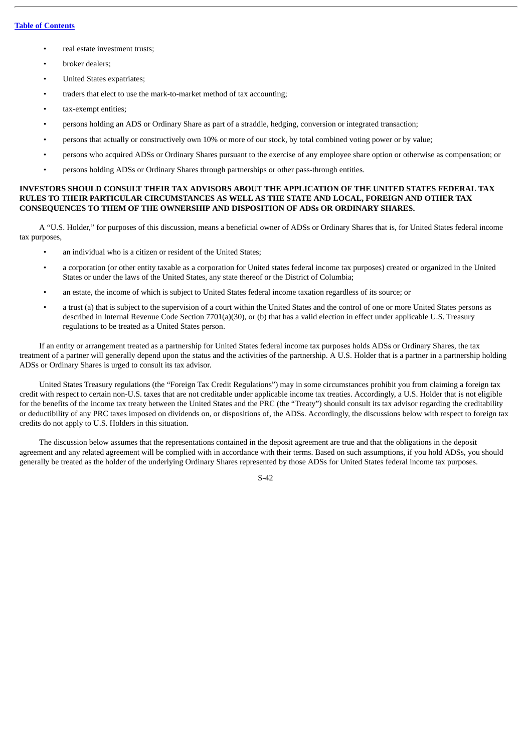- real estate investment trusts;
- broker dealers;
- United States expatriates;
- traders that elect to use the mark-to-market method of tax accounting;
- tax-exempt entities;
- persons holding an ADS or Ordinary Share as part of a straddle, hedging, conversion or integrated transaction;
- persons that actually or constructively own 10% or more of our stock, by total combined voting power or by value;
- persons who acquired ADSs or Ordinary Shares pursuant to the exercise of any employee share option or otherwise as compensation; or
- persons holding ADSs or Ordinary Shares through partnerships or other pass-through entities.

**INVESTORS SHOULD CONSULT THEIR TAX ADVISORS ABOUT THE APPLICATION OF THE UNITED STATES FEDERAL TAX RULES TO THEIR PARTICULAR CIRCUMSTANCES AS WELL AS THE STATE AND LOCAL, FOREIGN AND OTHER TAX CONSEQUENCES TO THEM OF THE OWNERSHIP AND DISPOSITION OF ADSs OR ORDINARY SHARES.**

A "U.S. Holder," for purposes of this discussion, means a beneficial owner of ADSs or Ordinary Shares that is, for United States federal income tax purposes,

- an individual who is a citizen or resident of the United States;
- a corporation (or other entity taxable as a corporation for United states federal income tax purposes) created or organized in the United States or under the laws of the United States, any state thereof or the District of Columbia;
- an estate, the income of which is subject to United States federal income taxation regardless of its source; or
- a trust (a) that is subject to the supervision of a court within the United States and the control of one or more United States persons as described in Internal Revenue Code Section 7701(a)(30), or (b) that has a valid election in effect under applicable U.S. Treasury regulations to be treated as a United States person.

If an entity or arrangement treated as a partnership for United States federal income tax purposes holds ADSs or Ordinary Shares, the tax treatment of a partner will generally depend upon the status and the activities of the partnership. A U.S. Holder that is a partner in a partnership holding ADSs or Ordinary Shares is urged to consult its tax advisor.

United States Treasury regulations (the "Foreign Tax Credit Regulations") may in some circumstances prohibit you from claiming a foreign tax credit with respect to certain non-U.S. taxes that are not creditable under applicable income tax treaties. Accordingly, a U.S. Holder that is not eligible for the benefits of the income tax treaty between the United States and the PRC (the "Treaty") should consult its tax advisor regarding the creditability or deductibility of any PRC taxes imposed on dividends on, or dispositions of, the ADSs. Accordingly, the discussions below with respect to foreign tax credits do not apply to U.S. Holders in this situation.

The discussion below assumes that the representations contained in the deposit agreement are true and that the obligations in the deposit agreement and any related agreement will be complied with in accordance with their terms. Based on such assumptions, if you hold ADSs, you should generally be treated as the holder of the underlying Ordinary Shares represented by those ADSs for United States federal income tax purposes.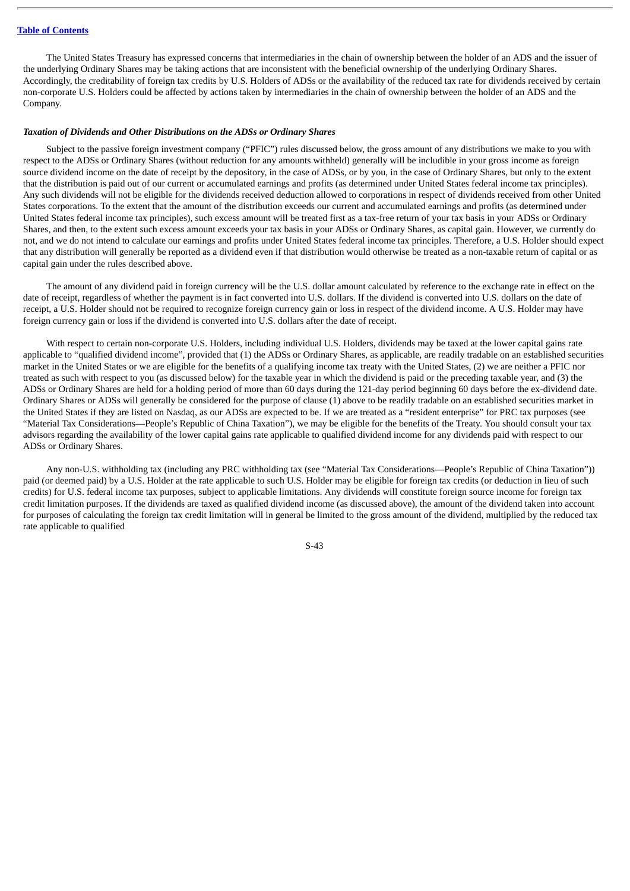The United States Treasury has expressed concerns that intermediaries in the chain of ownership between the holder of an ADS and the issuer of the underlying Ordinary Shares may be taking actions that are inconsistent with the beneficial ownership of the underlying Ordinary Shares. Accordingly, the creditability of foreign tax credits by U.S. Holders of ADSs or the availability of the reduced tax rate for dividends received by certain non-corporate U.S. Holders could be affected by actions taken by intermediaries in the chain of ownership between the holder of an ADS and the Company.

***Taxation of Dividends and Other Distributions on the ADSs or Ordinary Shares***

Subject to the passive foreign investment company ("PFIC") rules discussed below, the gross amount of any distributions we make to you with respect to the ADSs or Ordinary Shares (without reduction for any amounts withheld) generally will be includible in your gross income as foreign source dividend income on the date of receipt by the depository, in the case of ADSs, or by you, in the case of Ordinary Shares, but only to the extent that the distribution is paid out of our current or accumulated earnings and profits (as determined under United States federal income tax principles). Any such dividends will not be eligible for the dividends received deduction allowed to corporations in respect of dividends received from other United States corporations. To the extent that the amount of the distribution exceeds our current and accumulated earnings and profits (as determined under United States federal income tax principles), such excess amount will be treated first as a tax-free return of your tax basis in your ADSs or Ordinary Shares, and then, to the extent such excess amount exceeds your tax basis in your ADSs or Ordinary Shares, as capital gain. However, we currently do not, and we do not intend to calculate our earnings and profits under United States federal income tax principles. Therefore, a U.S. Holder should expect that any distribution will generally be reported as a dividend even if that distribution would otherwise be treated as a non-taxable return of capital or as capital gain under the rules described above.

The amount of any dividend paid in foreign currency will be the U.S. dollar amount calculated by reference to the exchange rate in effect on the date of receipt, regardless of whether the payment is in fact converted into U.S. dollars. If the dividend is converted into U.S. dollars on the date of receipt, a U.S. Holder should not be required to recognize foreign currency gain or loss in respect of the dividend income. A U.S. Holder may have foreign currency gain or loss if the dividend is converted into U.S. dollars after the date of receipt.

With respect to certain non-corporate U.S. Holders, including individual U.S. Holders, dividends may be taxed at the lower capital gains rate applicable to "qualified dividend income", provided that (1) the ADSs or Ordinary Shares, as applicable, are readily tradable on an established securities market in the United States or we are eligible for the benefits of a qualifying income tax treaty with the United States, (2) we are neither a PFIC nor treated as such with respect to you (as discussed below) for the taxable year in which the dividend is paid or the preceding taxable year, and (3) the ADSs or Ordinary Shares are held for a holding period of more than 60 days during the 121-day period beginning 60 days before the ex-dividend date. Ordinary Shares or ADSs will generally be considered for the purpose of clause (1) above to be readily tradable on an established securities market in the United States if they are listed on Nasdaq, as our ADSs are expected to be. If we are treated as a "resident enterprise" for PRC tax purposes (see "Material Tax Considerations—People's Republic of China Taxation"), we may be eligible for the benefits of the Treaty. You should consult your tax advisors regarding the availability of the lower capital gains rate applicable to qualified dividend income for any dividends paid with respect to our ADSs or Ordinary Shares.

Any non-U.S. withholding tax (including any PRC withholding tax (see "Material Tax Considerations—People's Republic of China Taxation")) paid (or deemed paid) by a U.S. Holder at the rate applicable to such U.S. Holder may be eligible for foreign tax credits (or deduction in lieu of such credits) for U.S. federal income tax purposes, subject to applicable limitations. Any dividends will constitute foreign source income for foreign tax credit limitation purposes. If the dividends are taxed as qualified dividend income (as discussed above), the amount of the dividend taken into account for purposes of calculating the foreign tax credit limitation will in general be limited to the gross amount of the dividend, multiplied by the reduced tax rate applicable to qualified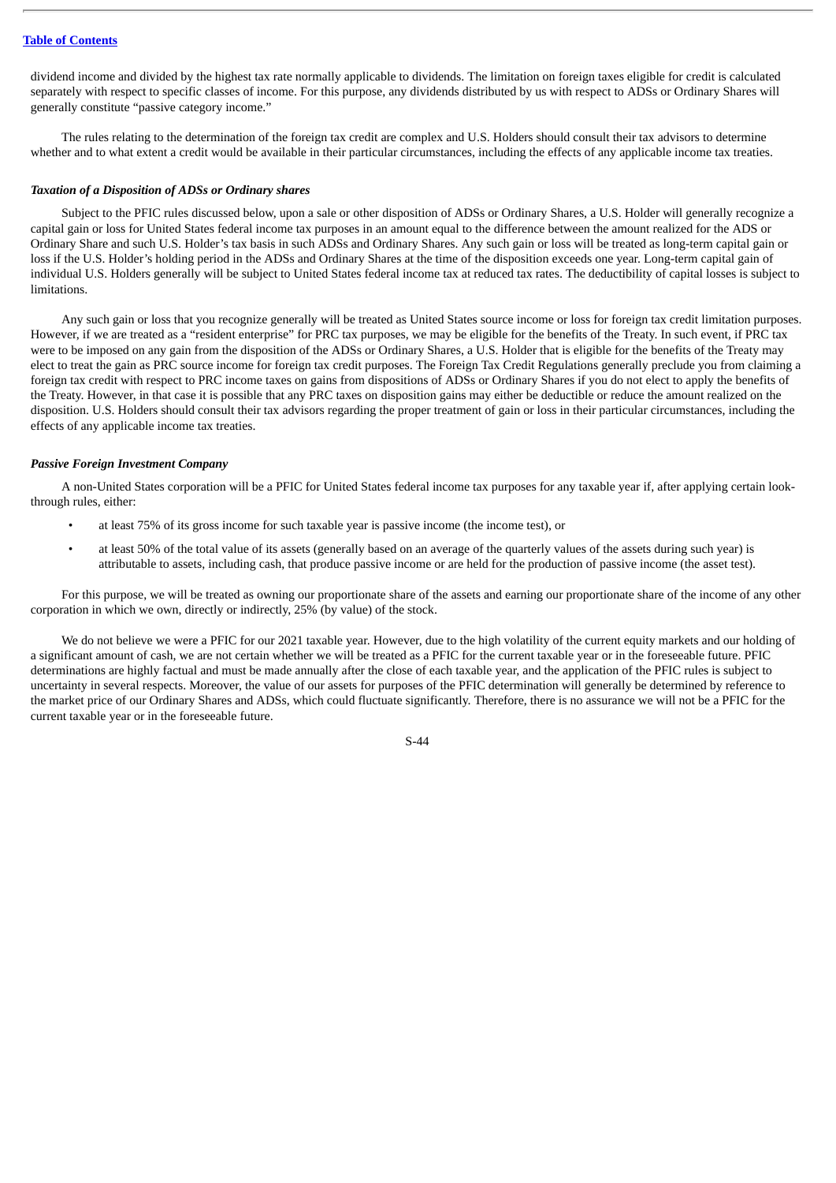dividend income and divided by the highest tax rate normally applicable to dividends. The limitation on foreign taxes eligible for credit is calculated separately with respect to specific classes of income. For this purpose, any dividends distributed by us with respect to ADSs or Ordinary Shares will generally constitute "passive category income."

The rules relating to the determination of the foreign tax credit are complex and U.S. Holders should consult their tax advisors to determine whether and to what extent a credit would be available in their particular circumstances, including the effects of any applicable income tax treaties.

***Taxation of a Disposition of ADSs or Ordinary shares***

Subject to the PFIC rules discussed below, upon a sale or other disposition of ADSs or Ordinary Shares, a U.S. Holder will generally recognize a capital gain or loss for United States federal income tax purposes in an amount equal to the difference between the amount realized for the ADS or Ordinary Share and such U.S. Holder's tax basis in such ADSs and Ordinary Shares. Any such gain or loss will be treated as long-term capital gain or loss if the U.S. Holder's holding period in the ADSs and Ordinary Shares at the time of the disposition exceeds one year. Long-term capital gain of individual U.S. Holders generally will be subject to United States federal income tax at reduced tax rates. The deductibility of capital losses is subject to limitations.

Any such gain or loss that you recognize generally will be treated as United States source income or loss for foreign tax credit limitation purposes. However, if we are treated as a "resident enterprise" for PRC tax purposes, we may be eligible for the benefits of the Treaty. In such event, if PRC tax were to be imposed on any gain from the disposition of the ADSs or Ordinary Shares, a U.S. Holder that is eligible for the benefits of the Treaty may elect to treat the gain as PRC source income for foreign tax credit purposes. The Foreign Tax Credit Regulations generally preclude you from claiming a foreign tax credit with respect to PRC income taxes on gains from dispositions of ADSs or Ordinary Shares if you do not elect to apply the benefits of the Treaty. However, in that case it is possible that any PRC taxes on disposition gains may either be deductible or reduce the amount realized on the disposition. U.S. Holders should consult their tax advisors regarding the proper treatment of gain or loss in their particular circumstances, including the effects of any applicable income tax treaties.

***Passive Foreign Investment Company***

A non-United States corporation will be a PFIC for United States federal income tax purposes for any taxable year if, after applying certain look-through rules, either:

- at least 75% of its gross income for such taxable year is passive income (the income test), or
- at least 50% of the total value of its assets (generally based on an average of the quarterly values of the assets during such year) is attributable to assets, including cash, that produce passive income or are held for the production of passive income (the asset test).

For this purpose, we will be treated as owning our proportionate share of the assets and earning our proportionate share of the income of any other corporation in which we own, directly or indirectly, 25% (by value) of the stock.

We do not believe we were a PFIC for our 2021 taxable year. However, due to the high volatility of the current equity markets and our holding of a significant amount of cash, we are not certain whether we will be treated as a PFIC for the current taxable year or in the foreseeable future. PFIC determinations are highly factual and must be made annually after the close of each taxable year, and the application of the PFIC rules is subject to uncertainty in several respects. Moreover, the value of our assets for purposes of the PFIC determination will generally be determined by reference to the market price of our Ordinary Shares and ADSs, which could fluctuate significantly. Therefore, there is no assurance we will not be a PFIC for the current taxable year or in the foreseeable future.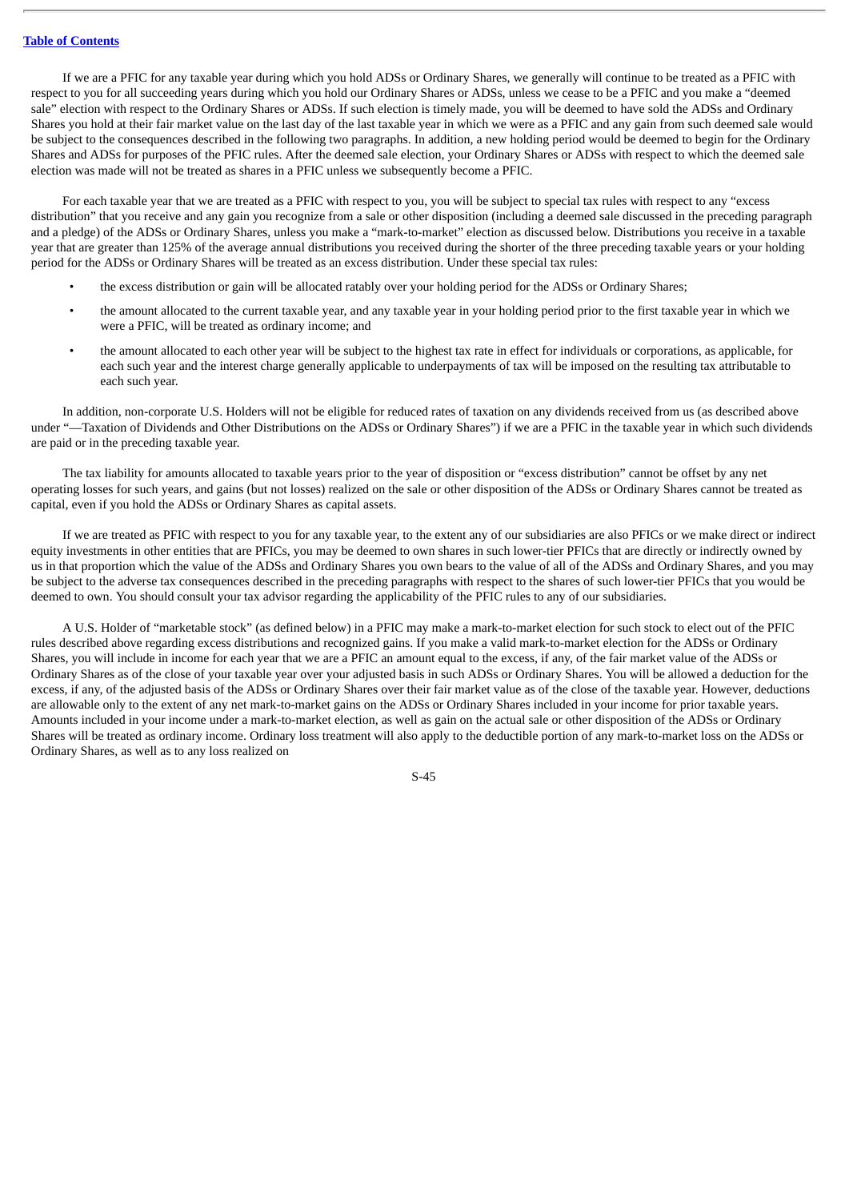If we are a PFIC for any taxable year during which you hold ADSs or Ordinary Shares, we generally will continue to be treated as a PFIC with respect to you for all succeeding years during which you hold our Ordinary Shares or ADSs, unless we cease to be a PFIC and you make a "deemed sale" election with respect to the Ordinary Shares or ADSs. If such election is timely made, you will be deemed to have sold the ADSs and Ordinary Shares you hold at their fair market value on the last day of the last taxable year in which we were as a PFIC and any gain from such deemed sale would be subject to the consequences described in the following two paragraphs. In addition, a new holding period would be deemed to begin for the Ordinary Shares and ADSs for purposes of the PFIC rules. After the deemed sale election, your Ordinary Shares or ADSs with respect to which the deemed sale election was made will not be treated as shares in a PFIC unless we subsequently become a PFIC.

For each taxable year that we are treated as a PFIC with respect to you, you will be subject to special tax rules with respect to any "excess distribution" that you receive and any gain you recognize from a sale or other disposition (including a deemed sale discussed in the preceding paragraph and a pledge) of the ADSs or Ordinary Shares, unless you make a "mark-to-market" election as discussed below. Distributions you receive in a taxable year that are greater than 125% of the average annual distributions you received during the shorter of the three preceding taxable years or your holding period for the ADSs or Ordinary Shares will be treated as an excess distribution. Under these special tax rules:

- the excess distribution or gain will be allocated ratably over your holding period for the ADSs or Ordinary Shares;
- the amount allocated to the current taxable year, and any taxable year in your holding period prior to the first taxable year in which we were a PFIC, will be treated as ordinary income; and
- the amount allocated to each other year will be subject to the highest tax rate in effect for individuals or corporations, as applicable, for each such year and the interest charge generally applicable to underpayments of tax will be imposed on the resulting tax attributable to each such year.

In addition, non-corporate U.S. Holders will not be eligible for reduced rates of taxation on any dividends received from us (as described above under "—Taxation of Dividends and Other Distributions on the ADSs or Ordinary Shares") if we are a PFIC in the taxable year in which such dividends are paid or in the preceding taxable year.

The tax liability for amounts allocated to taxable years prior to the year of disposition or "excess distribution" cannot be offset by any net operating losses for such years, and gains (but not losses) realized on the sale or other disposition of the ADSs or Ordinary Shares cannot be treated as capital, even if you hold the ADSs or Ordinary Shares as capital assets.

If we are treated as PFIC with respect to you for any taxable year, to the extent any of our subsidiaries are also PFICs or we make direct or indirect equity investments in other entities that are PFICs, you may be deemed to own shares in such lower-tier PFICs that are directly or indirectly owned by us in that proportion which the value of the ADSs and Ordinary Shares you own bears to the value of all of the ADSs and Ordinary Shares, and you may be subject to the adverse tax consequences described in the preceding paragraphs with respect to the shares of such lower-tier PFICs that you would be deemed to own. You should consult your tax advisor regarding the applicability of the PFIC rules to any of our subsidiaries.

A U.S. Holder of "marketable stock" (as defined below) in a PFIC may make a mark-to-market election for such stock to elect out of the PFIC rules described above regarding excess distributions and recognized gains. If you make a valid mark-to-market election for the ADSs or Ordinary Shares, you will include in income for each year that we are a PFIC an amount equal to the excess, if any, of the fair market value of the ADSs or Ordinary Shares as of the close of your taxable year over your adjusted basis in such ADSs or Ordinary Shares. You will be allowed a deduction for the excess, if any, of the adjusted basis of the ADSs or Ordinary Shares over their fair market value as of the close of the taxable year. However, deductions are allowable only to the extent of any net mark-to-market gains on the ADSs or Ordinary Shares included in your income for prior taxable years. Amounts included in your income under a mark-to-market election, as well as gain on the actual sale or other disposition of the ADSs or Ordinary Shares will be treated as ordinary income. Ordinary loss treatment will also apply to the deductible portion of any mark-to-market loss on the ADSs or Ordinary Shares, as well as to any loss realized on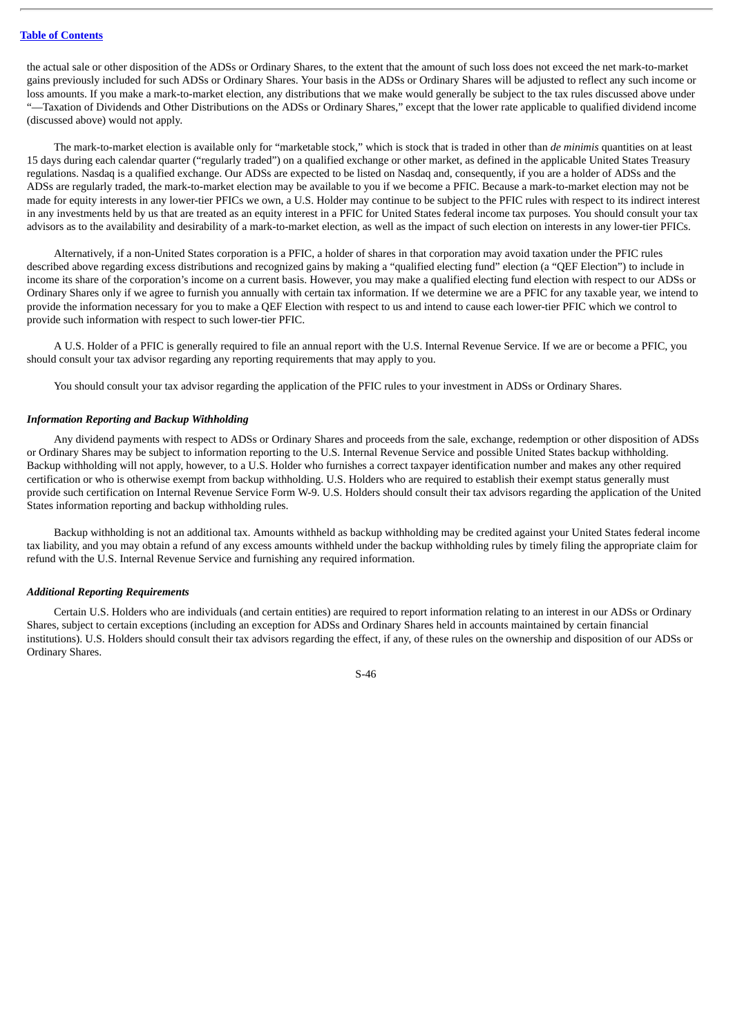the actual sale or other disposition of the ADSs or Ordinary Shares, to the extent that the amount of such loss does not exceed the net mark-to-market gains previously included for such ADSs or Ordinary Shares. Your basis in the ADSs or Ordinary Shares will be adjusted to reflect any such income or loss amounts. If you make a mark-to-market election, any distributions that we make would generally be subject to the tax rules discussed above under "—Taxation of Dividends and Other Distributions on the ADSs or Ordinary Shares," except that the lower rate applicable to qualified dividend income (discussed above) would not apply.

The mark-to-market election is available only for "marketable stock," which is stock that is traded in other than *de minimis* quantities on at least 15 days during each calendar quarter ("regularly traded") on a qualified exchange or other market, as defined in the applicable United States Treasury regulations. Nasdaq is a qualified exchange. Our ADSs are expected to be listed on Nasdaq and, consequently, if you are a holder of ADSs and the ADSs are regularly traded, the mark-to-market election may be available to you if we become a PFIC. Because a mark-to-market election may not be made for equity interests in any lower-tier PFICs we own, a U.S. Holder may continue to be subject to the PFIC rules with respect to its indirect interest in any investments held by us that are treated as an equity interest in a PFIC for United States federal income tax purposes. You should consult your tax advisors as to the availability and desirability of a mark-to-market election, as well as the impact of such election on interests in any lower-tier PFICs.

Alternatively, if a non-United States corporation is a PFIC, a holder of shares in that corporation may avoid taxation under the PFIC rules described above regarding excess distributions and recognized gains by making a "qualified electing fund" election (a "QEF Election") to include in income its share of the corporation's income on a current basis. However, you may make a qualified electing fund election with respect to our ADSs or Ordinary Shares only if we agree to furnish you annually with certain tax information. If we determine we are a PFIC for any taxable year, we intend to provide the information necessary for you to make a QEF Election with respect to us and intend to cause each lower-tier PFIC which we control to provide such information with respect to such lower-tier PFIC.

A U.S. Holder of a PFIC is generally required to file an annual report with the U.S. Internal Revenue Service. If we are or become a PFIC, you should consult your tax advisor regarding any reporting requirements that may apply to you.

You should consult your tax advisor regarding the application of the PFIC rules to your investment in ADSs or Ordinary Shares.

### *Information Reporting and Backup Withholding*

Any dividend payments with respect to ADSs or Ordinary Shares and proceeds from the sale, exchange, redemption or other disposition of ADSs or Ordinary Shares may be subject to information reporting to the U.S. Internal Revenue Service and possible United States backup withholding. Backup withholding will not apply, however, to a U.S. Holder who furnishes a correct taxpayer identification number and makes any other required certification or who is otherwise exempt from backup withholding. U.S. Holders who are required to establish their exempt status generally must provide such certification on Internal Revenue Service Form W-9. U.S. Holders should consult their tax advisors regarding the application of the United States information reporting and backup withholding rules.

Backup withholding is not an additional tax. Amounts withheld as backup withholding may be credited against your United States federal income tax liability, and you may obtain a refund of any excess amounts withheld under the backup withholding rules by timely filing the appropriate claim for refund with the U.S. Internal Revenue Service and furnishing any required information.

### *Additional Reporting Requirements*

Certain U.S. Holders who are individuals (and certain entities) are required to report information relating to an interest in our ADSs or Ordinary Shares, subject to certain exceptions (including an exception for ADSs and Ordinary Shares held in accounts maintained by certain financial institutions). U.S. Holders should consult their tax advisors regarding the effect, if any, of these rules on the ownership and disposition of our ADSs or Ordinary Shares.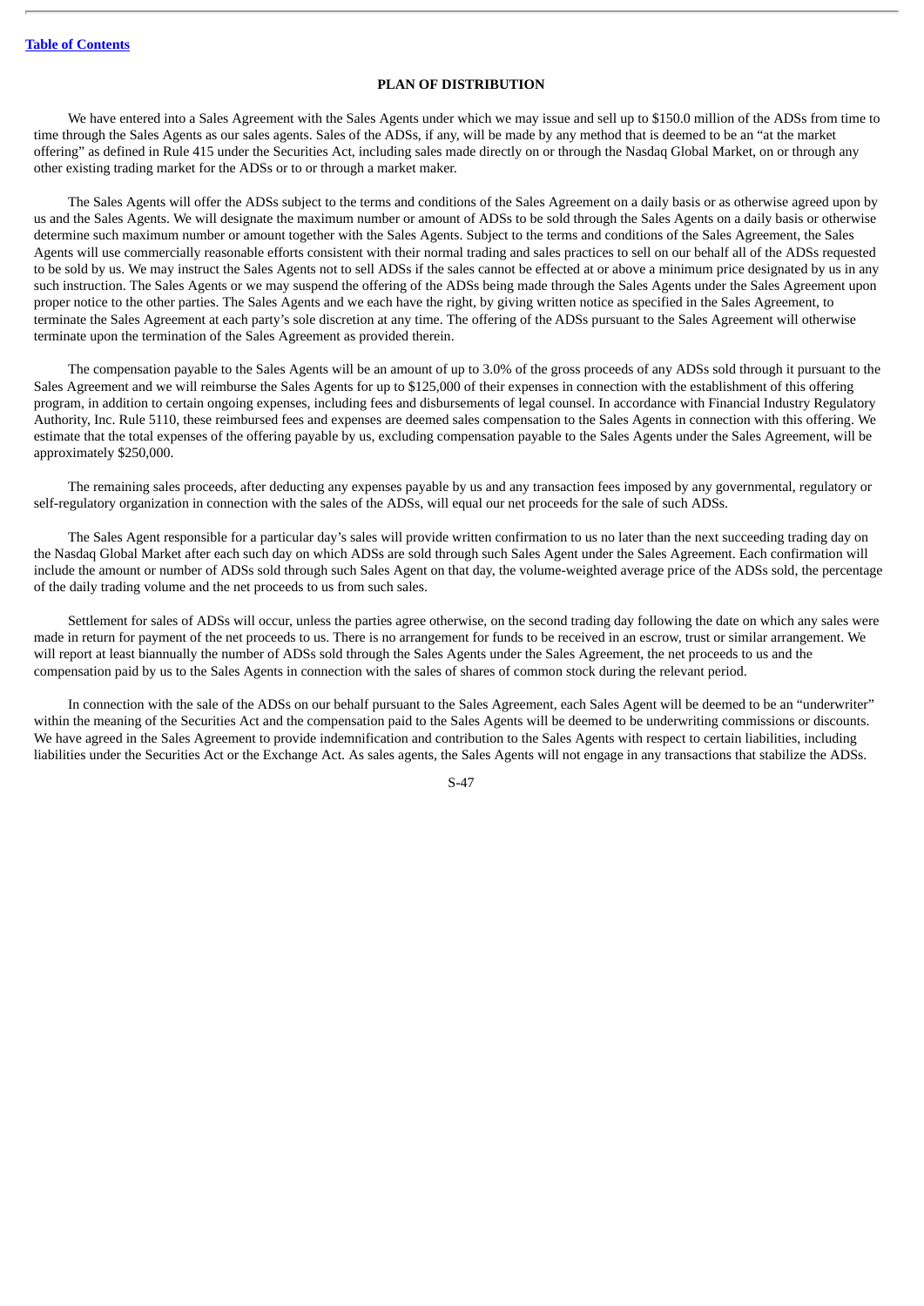## PLAN OF DISTRIBUTION

We have entered into a Sales Agreement with the Sales Agents under which we may issue and sell up to $150.0 million of the ADSs from time to time through the Sales Agents as our sales agents. Sales of the ADSs, if any, will be made by any method that is deemed to be an "at the market offering" as defined in Rule 415 under the Securities Act, including sales made directly on or through the Nasdaq Global Market, on or through any other existing trading market for the ADSs or to or through a market maker.

The Sales Agents will offer the ADSs subject to the terms and conditions of the Sales Agreement on a daily basis or as otherwise agreed upon by us and the Sales Agents. We will designate the maximum number or amount of ADSs to be sold through the Sales Agents on a daily basis or otherwise determine such maximum number or amount together with the Sales Agents. Subject to the terms and conditions of the Sales Agreement, the Sales Agents will use commercially reasonable efforts consistent with their normal trading and sales practices to sell on our behalf all of the ADSs requested to be sold by us. We may instruct the Sales Agents not to sell ADSs if the sales cannot be effected at or above a minimum price designated by us in any such instruction. The Sales Agents or we may suspend the offering of the ADSs being made through the Sales Agents under the Sales Agreement upon proper notice to the other parties. The Sales Agents and we each have the right, by giving written notice as specified in the Sales Agreement, to terminate the Sales Agreement at each party's sole discretion at any time. The offering of the ADSs pursuant to the Sales Agreement will otherwise terminate upon the termination of the Sales Agreement as provided therein.

The compensation payable to the Sales Agents will be an amount of up to 3.0% of the gross proceeds of any ADSs sold through it pursuant to the Sales Agreement and we will reimburse the Sales Agents for up to $125,000 of their expenses in connection with the establishment of this offering program, in addition to certain ongoing expenses, including fees and disbursements of legal counsel. In accordance with Financial Industry Regulatory Authority, Inc. Rule 5110, these reimbursed fees and expenses are deemed sales compensation to the Sales Agents in connection with this offering. We estimate that the total expenses of the offering payable by us, excluding compensation payable to the Sales Agents under the Sales Agreement, will be approximately $250,000.

The remaining sales proceeds, after deducting any expenses payable by us and any transaction fees imposed by any governmental, regulatory or self-regulatory organization in connection with the sales of the ADSs, will equal our net proceeds for the sale of such ADSs.

The Sales Agent responsible for a particular day's sales will provide written confirmation to us no later than the next succeeding trading day on the Nasdaq Global Market after each such day on which ADSs are sold through such Sales Agent under the Sales Agreement. Each confirmation will include the amount or number of ADSs sold through such Sales Agent on that day, the volume-weighted average price of the ADSs sold, the percentage of the daily trading volume and the net proceeds to us from such sales.

Settlement for sales of ADSs will occur, unless the parties agree otherwise, on the second trading day following the date on which any sales were made in return for payment of the net proceeds to us. There is no arrangement for funds to be received in an escrow, trust or similar arrangement. We will report at least biannually the number of ADSs sold through the Sales Agents under the Sales Agreement, the net proceeds to us and the compensation paid by us to the Sales Agents in connection with the sales of shares of common stock during the relevant period.

In connection with the sale of the ADSs on our behalf pursuant to the Sales Agreement, each Sales Agent will be deemed to be an "underwriter" within the meaning of the Securities Act and the compensation paid to the Sales Agents will be deemed to be underwriting commissions or discounts. We have agreed in the Sales Agreement to provide indemnification and contribution to the Sales Agents with respect to certain liabilities, including liabilities under the Securities Act or the Exchange Act. As sales agents, the Sales Agents will not engage in any transactions that stabilize the ADSs.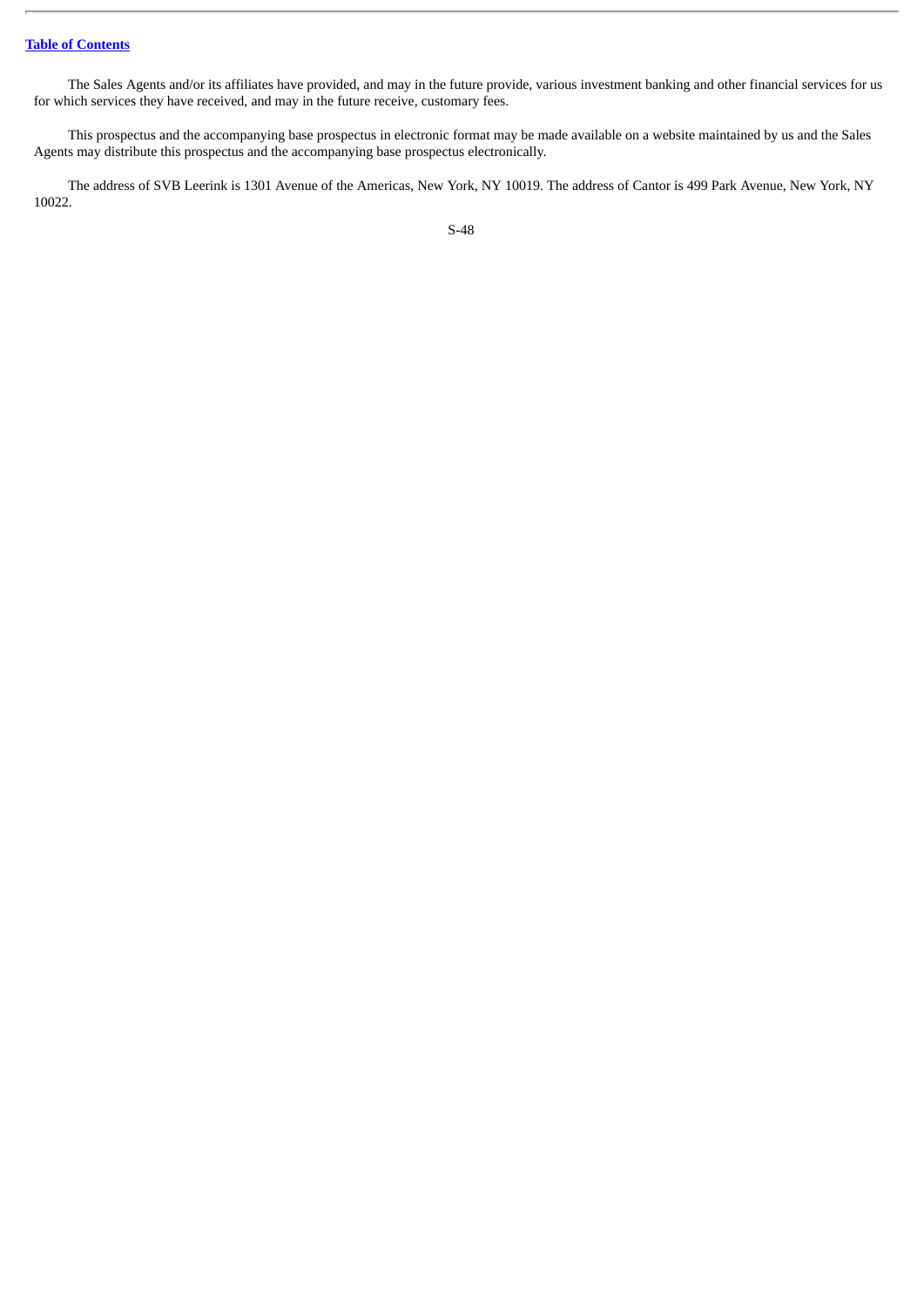The Sales Agents and/or its affiliates have provided, and may in the future provide, various investment banking and other financial services for us for which services they have received, and may in the future receive, customary fees.

This prospectus and the accompanying base prospectus in electronic format may be made available on a website maintained by us and the Sales Agents may distribute this prospectus and the accompanying base prospectus electronically.

The address of SVB Leerink is 1301 Avenue of the Americas, New York, NY 10019. The address of Cantor is 499 Park Avenue, New York, NY 10022.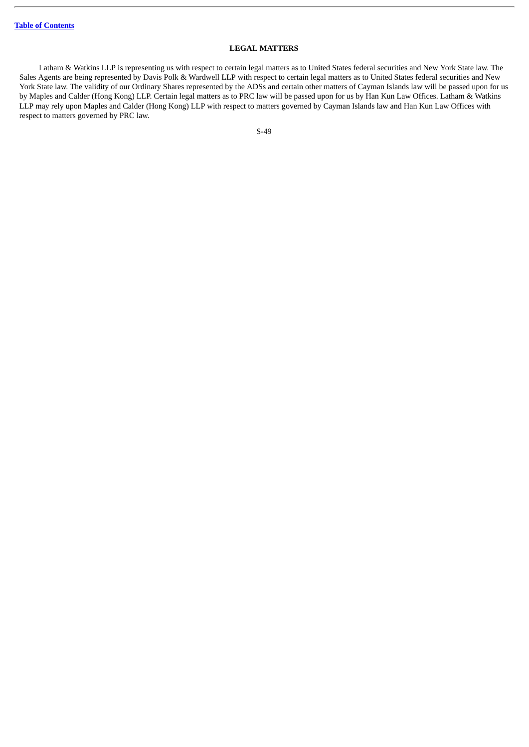## LEGAL MATTERS

Latham & Watkins LLP is representing us with respect to certain legal matters as to United States federal securities and New York State law. The Sales Agents are being represented by Davis Polk & Wardwell LLP with respect to certain legal matters as to United States federal securities and New York State law. The validity of our Ordinary Shares represented by the ADSs and certain other matters of Cayman Islands law will be passed upon for us by Maples and Calder (Hong Kong) LLP. Certain legal matters as to PRC law will be passed upon for us by Han Kun Law Offices. Latham & Watkins LLP may rely upon Maples and Calder (Hong Kong) LLP with respect to matters governed by Cayman Islands law and Han Kun Law Offices with respect to matters governed by PRC law.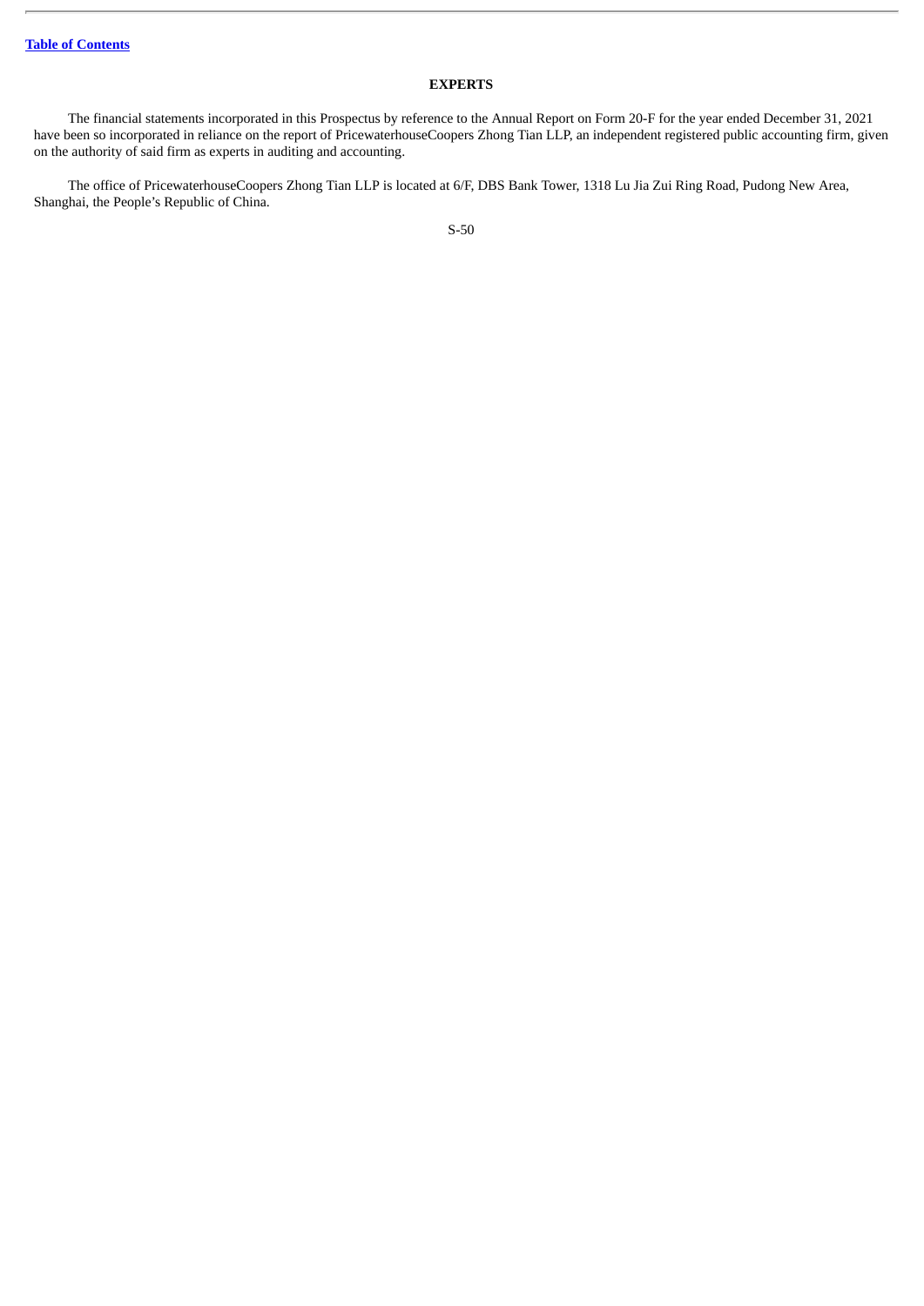## EXPERTS

The financial statements incorporated in this Prospectus by reference to the Annual Report on Form 20-F for the year ended December 31, 2021 have been so incorporated in reliance on the report of PricewaterhouseCoopers Zhong Tian LLP, an independent registered public accounting firm, given on the authority of said firm as experts in auditing and accounting.

The office of PricewaterhouseCoopers Zhong Tian LLP is located at 6/F, DBS Bank Tower, 1318 Lu Jia Zui Ring Road, Pudong New Area, Shanghai, the People's Republic of China.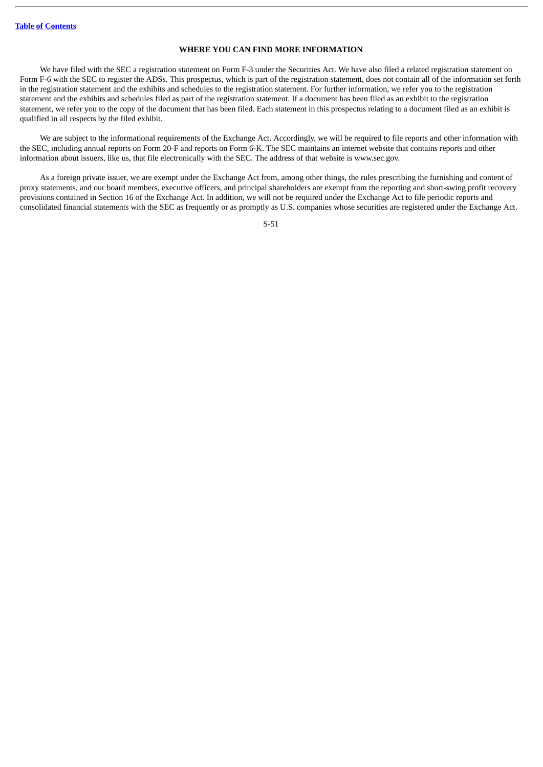## WHERE YOU CAN FIND MORE INFORMATION

We have filed with the SEC a registration statement on Form F-3 under the Securities Act. We have also filed a related registration statement on Form F-6 with the SEC to register the ADSs. This prospectus, which is part of the registration statement, does not contain all of the information set forth in the registration statement and the exhibits and schedules to the registration statement. For further information, we refer you to the registration statement and the exhibits and schedules filed as part of the registration statement. If a document has been filed as an exhibit to the registration statement, we refer you to the copy of the document that has been filed. Each statement in this prospectus relating to a document filed as an exhibit is qualified in all respects by the filed exhibit.

We are subject to the informational requirements of the Exchange Act. Accordingly, we will be required to file reports and other information with the SEC, including annual reports on Form 20-F and reports on Form 6-K. The SEC maintains an internet website that contains reports and other information about issuers, like us, that file electronically with the SEC. The address of that website is www.sec.gov.

As a foreign private issuer, we are exempt under the Exchange Act from, among other things, the rules prescribing the furnishing and content of proxy statements, and our board members, executive officers, and principal shareholders are exempt from the reporting and short-swing profit recovery provisions contained in Section 16 of the Exchange Act. In addition, we will not be required under the Exchange Act to file periodic reports and consolidated financial statements with the SEC as frequently or as promptly as U.S. companies whose securities are registered under the Exchange Act.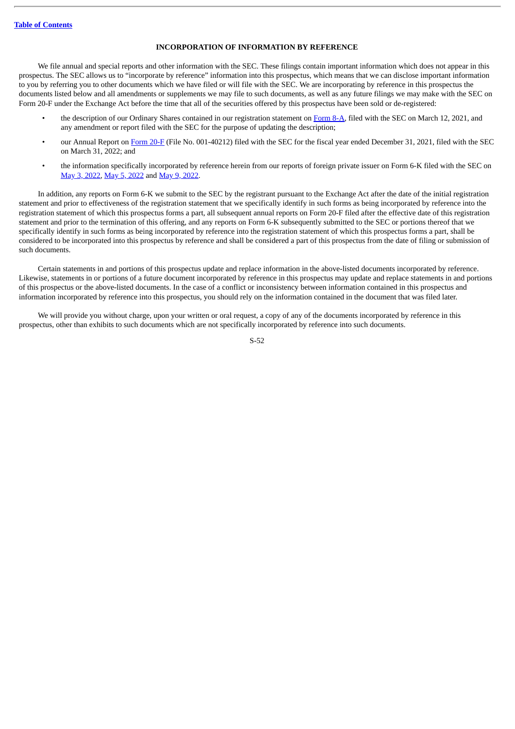## INCORPORATION OF INFORMATION BY REFERENCE

We file annual and special reports and other information with the SEC. These filings contain important information which does not appear in this prospectus. The SEC allows us to "incorporate by reference" information into this prospectus, which means that we can disclose important information to you by referring you to other documents which we have filed or will file with the SEC. We are incorporating by reference in this prospectus the documents listed below and all amendments or supplements we may file to such documents, as well as any future filings we may make with the SEC on Form 20-F under the Exchange Act before the time that all of the securities offered by this prospectus have been sold or de-registered:

- the description of our Ordinary Shares contained in our registration statement on Form 8-A, filed with the SEC on March 12, 2021, and any amendment or report filed with the SEC for the purpose of updating the description;
- our Annual Report on Form 20-F (File No. 001-40212) filed with the SEC for the fiscal year ended December 31, 2021, filed with the SEC on March 31, 2022; and
- the information specifically incorporated by reference herein from our reports of foreign private issuer on Form 6-K filed with the SEC on May 3, 2022, May 5, 2022 and May 9, 2022.

In addition, any reports on Form 6-K we submit to the SEC by the registrant pursuant to the Exchange Act after the date of the initial registration statement and prior to effectiveness of the registration statement that we specifically identify in such forms as being incorporated by reference into the registration statement of which this prospectus forms a part, all subsequent annual reports on Form 20-F filed after the effective date of this registration statement and prior to the termination of this offering, and any reports on Form 6-K subsequently submitted to the SEC or portions thereof that we specifically identify in such forms as being incorporated by reference into the registration statement of which this prospectus forms a part, shall be considered to be incorporated into this prospectus by reference and shall be considered a part of this prospectus from the date of filing or submission of such documents.

Certain statements in and portions of this prospectus update and replace information in the above-listed documents incorporated by reference. Likewise, statements in or portions of a future document incorporated by reference in this prospectus may update and replace statements in and portions of this prospectus or the above-listed documents. In the case of a conflict or inconsistency between information contained in this prospectus and information incorporated by reference into this prospectus, you should rely on the information contained in the document that was filed later.

We will provide you without charge, upon your written or oral request, a copy of any of the documents incorporated by reference in this prospectus, other than exhibits to such documents which are not specifically incorporated by reference into such documents.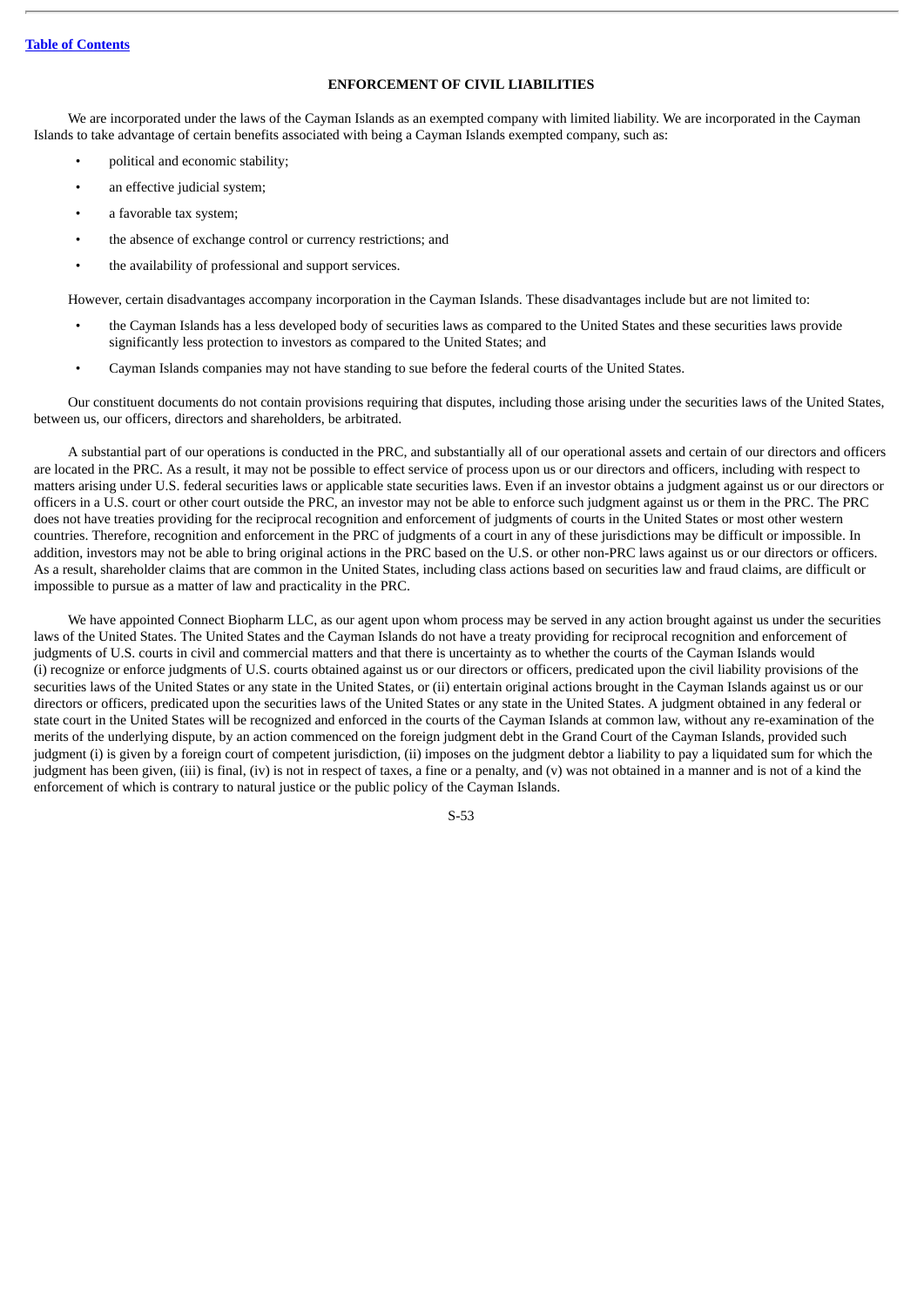## ENFORCEMENT OF CIVIL LIABILITIES

We are incorporated under the laws of the Cayman Islands as an exempted company with limited liability. We are incorporated in the Cayman Islands to take advantage of certain benefits associated with being a Cayman Islands exempted company, such as:

- political and economic stability;
- an effective judicial system;
- a favorable tax system;
- the absence of exchange control or currency restrictions; and
- the availability of professional and support services.

However, certain disadvantages accompany incorporation in the Cayman Islands. These disadvantages include but are not limited to:

- the Cayman Islands has a less developed body of securities laws as compared to the United States and these securities laws provide significantly less protection to investors as compared to the United States; and
- Cayman Islands companies may not have standing to sue before the federal courts of the United States.

Our constituent documents do not contain provisions requiring that disputes, including those arising under the securities laws of the United States, between us, our officers, directors and shareholders, be arbitrated.

A substantial part of our operations is conducted in the PRC, and substantially all of our operational assets and certain of our directors and officers are located in the PRC. As a result, it may not be possible to effect service of process upon us or our directors and officers, including with respect to matters arising under U.S. federal securities laws or applicable state securities laws. Even if an investor obtains a judgment against us or our directors or officers in a U.S. court or other court outside the PRC, an investor may not be able to enforce such judgment against us or them in the PRC. The PRC does not have treaties providing for the reciprocal recognition and enforcement of judgments of courts in the United States or most other western countries. Therefore, recognition and enforcement in the PRC of judgments of a court in any of these jurisdictions may be difficult or impossible. In addition, investors may not be able to bring original actions in the PRC based on the U.S. or other non-PRC laws against us or our directors or officers. As a result, shareholder claims that are common in the United States, including class actions based on securities law and fraud claims, are difficult or impossible to pursue as a matter of law and practicality in the PRC.

We have appointed Connect Biopharm LLC, as our agent upon whom process may be served in any action brought against us under the securities laws of the United States. The United States and the Cayman Islands do not have a treaty providing for reciprocal recognition and enforcement of judgments of U.S. courts in civil and commercial matters and that there is uncertainty as to whether the courts of the Cayman Islands would (i) recognize or enforce judgments of U.S. courts obtained against us or our directors or officers, predicated upon the civil liability provisions of the securities laws of the United States or any state in the United States, or (ii) entertain original actions brought in the Cayman Islands against us or our directors or officers, predicated upon the securities laws of the United States or any state in the United States. A judgment obtained in any federal or state court in the United States will be recognized and enforced in the courts of the Cayman Islands at common law, without any re-examination of the merits of the underlying dispute, by an action commenced on the foreign judgment debt in the Grand Court of the Cayman Islands, provided such judgment (i) is given by a foreign court of competent jurisdiction, (ii) imposes on the judgment debtor a liability to pay a liquidated sum for which the judgment has been given, (iii) is final, (iv) is not in respect of taxes, a fine or a penalty, and (v) was not obtained in a manner and is not of a kind the enforcement of which is contrary to natural justice or the public policy of the Cayman Islands.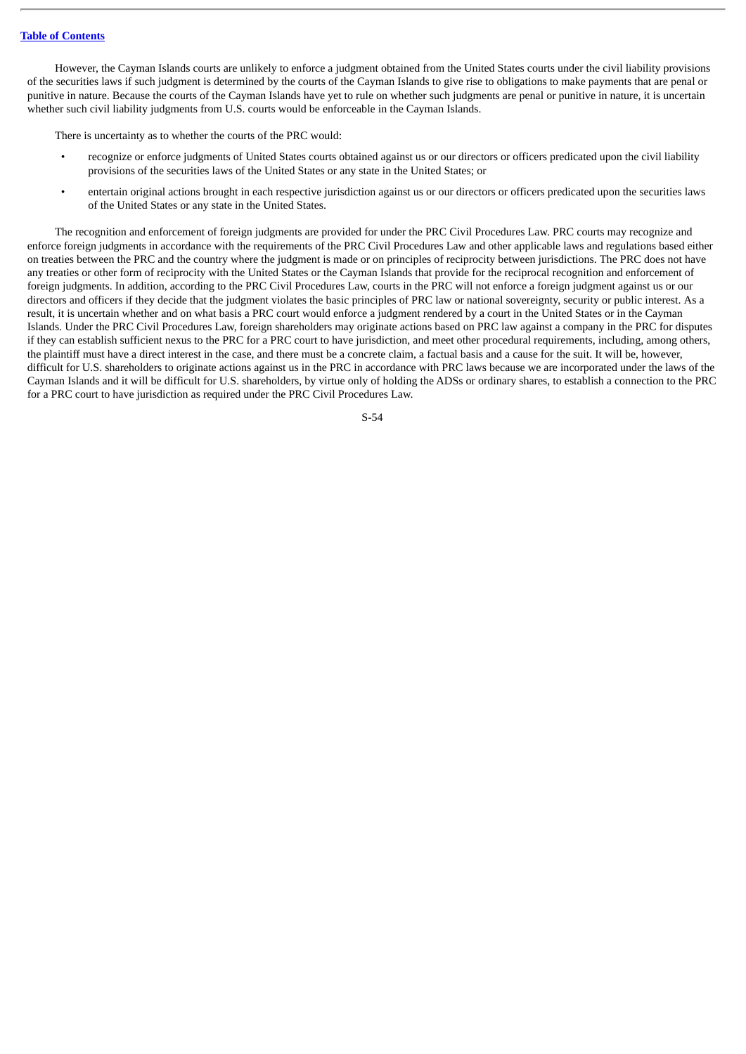However, the Cayman Islands courts are unlikely to enforce a judgment obtained from the United States courts under the civil liability provisions of the securities laws if such judgment is determined by the courts of the Cayman Islands to give rise to obligations to make payments that are penal or punitive in nature. Because the courts of the Cayman Islands have yet to rule on whether such judgments are penal or punitive in nature, it is uncertain whether such civil liability judgments from U.S. courts would be enforceable in the Cayman Islands.

There is uncertainty as to whether the courts of the PRC would:

- recognize or enforce judgments of United States courts obtained against us or our directors or officers predicated upon the civil liability provisions of the securities laws of the United States or any state in the United States; or
- entertain original actions brought in each respective jurisdiction against us or our directors or officers predicated upon the securities laws of the United States or any state in the United States.

The recognition and enforcement of foreign judgments are provided for under the PRC Civil Procedures Law. PRC courts may recognize and enforce foreign judgments in accordance with the requirements of the PRC Civil Procedures Law and other applicable laws and regulations based either on treaties between the PRC and the country where the judgment is made or on principles of reciprocity between jurisdictions. The PRC does not have any treaties or other form of reciprocity with the United States or the Cayman Islands that provide for the reciprocal recognition and enforcement of foreign judgments. In addition, according to the PRC Civil Procedures Law, courts in the PRC will not enforce a foreign judgment against us or our directors and officers if they decide that the judgment violates the basic principles of PRC law or national sovereignty, security or public interest. As a result, it is uncertain whether and on what basis a PRC court would enforce a judgment rendered by a court in the United States or in the Cayman Islands. Under the PRC Civil Procedures Law, foreign shareholders may originate actions based on PRC law against a company in the PRC for disputes if they can establish sufficient nexus to the PRC for a PRC court to have jurisdiction, and meet other procedural requirements, including, among others, the plaintiff must have a direct interest in the case, and there must be a concrete claim, a factual basis and a cause for the suit. It will be, however, difficult for U.S. shareholders to originate actions against us in the PRC in accordance with PRC laws because we are incorporated under the laws of the Cayman Islands and it will be difficult for U.S. shareholders, by virtue only of holding the ADSs or ordinary shares, to establish a connection to the PRC for a PRC court to have jurisdiction as required under the PRC Civil Procedures Law.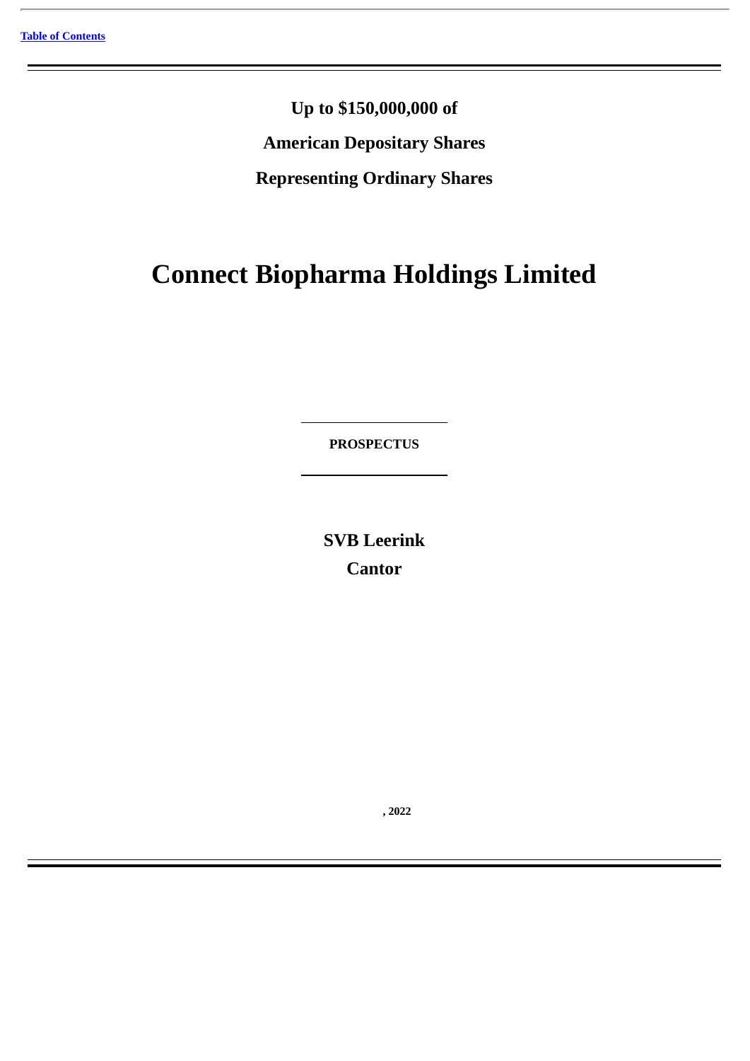**Up to $150,000,000 of**

**American Depositary Shares**

**Representing Ordinary Shares**

# Connect Biopharma Holdings Limited

---

**PROSPECTUS**

---

**SVB Leerink**

**Cantor**

**, 2022**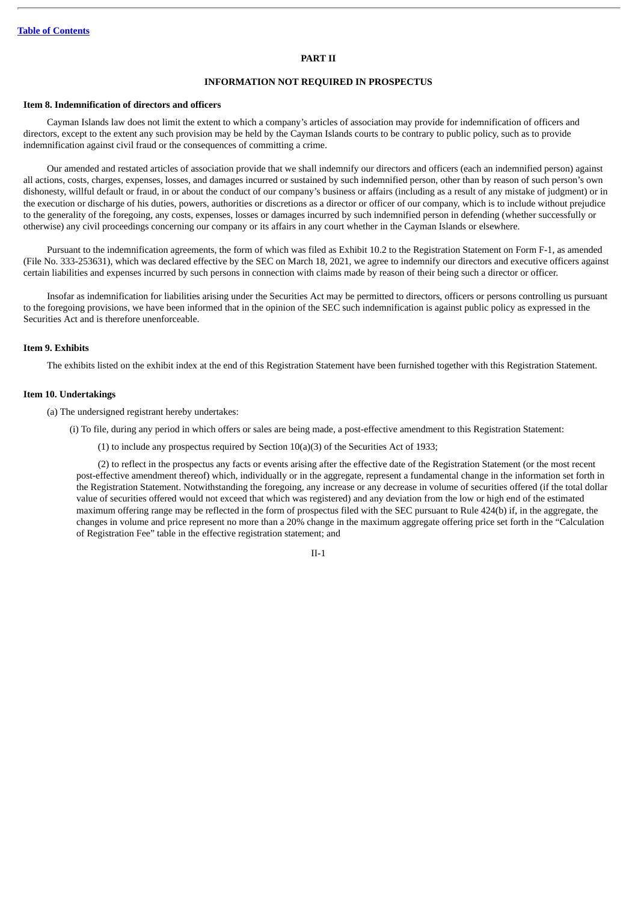## PART II

## INFORMATION NOT REQUIRED IN PROSPECTUS

### Item 8. Indemnification of directors and officers

Cayman Islands law does not limit the extent to which a company's articles of association may provide for indemnification of officers and directors, except to the extent any such provision may be held by the Cayman Islands courts to be contrary to public policy, such as to provide indemnification against civil fraud or the consequences of committing a crime.

Our amended and restated articles of association provide that we shall indemnify our directors and officers (each an indemnified person) against all actions, costs, charges, expenses, losses, and damages incurred or sustained by such indemnified person, other than by reason of such person's own dishonesty, willful default or fraud, in or about the conduct of our company's business or affairs (including as a result of any mistake of judgment) or in the execution or discharge of his duties, powers, authorities or discretions as a director or officer of our company, which is to include without prejudice to the generality of the foregoing, any costs, expenses, losses or damages incurred by such indemnified person in defending (whether successfully or otherwise) any civil proceedings concerning our company or its affairs in any court whether in the Cayman Islands or elsewhere.

Pursuant to the indemnification agreements, the form of which was filed as Exhibit 10.2 to the Registration Statement on Form F-1, as amended (File No. 333-253631), which was declared effective by the SEC on March 18, 2021, we agree to indemnify our directors and executive officers against certain liabilities and expenses incurred by such persons in connection with claims made by reason of their being such a director or officer.

Insofar as indemnification for liabilities arising under the Securities Act may be permitted to directors, officers or persons controlling us pursuant to the foregoing provisions, we have been informed that in the opinion of the SEC such indemnification is against public policy as expressed in the Securities Act and is therefore unenforceable.

### Item 9. Exhibits

The exhibits listed on the exhibit index at the end of this Registration Statement have been furnished together with this Registration Statement.

### Item 10. Undertakings

(a) The undersigned registrant hereby undertakes:

(i) To file, during any period in which offers or sales are being made, a post-effective amendment to this Registration Statement:

(1) to include any prospectus required by Section 10(a)(3) of the Securities Act of 1933;

(2) to reflect in the prospectus any facts or events arising after the effective date of the Registration Statement (or the most recent post-effective amendment thereof) which, individually or in the aggregate, represent a fundamental change in the information set forth in the Registration Statement. Notwithstanding the foregoing, any increase or any decrease in volume of securities offered (if the total dollar value of securities offered would not exceed that which was registered) and any deviation from the low or high end of the estimated maximum offering range may be reflected in the form of prospectus filed with the SEC pursuant to Rule 424(b) if, in the aggregate, the changes in volume and price represent no more than a 20% change in the maximum aggregate offering price set forth in the "Calculation of Registration Fee" table in the effective registration statement; and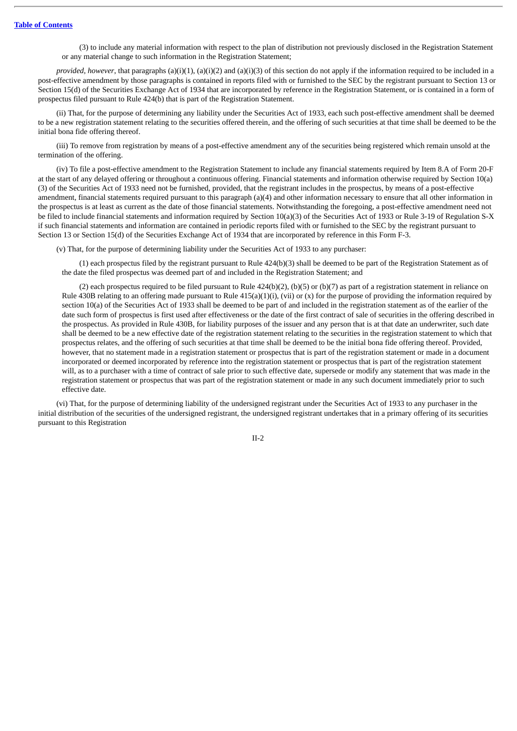(3) to include any material information with respect to the plan of distribution not previously disclosed in the Registration Statement or any material change to such information in the Registration Statement;

*provided, however*, that paragraphs (a)(i)(1), (a)(i)(2) and (a)(i)(3) of this section do not apply if the information required to be included in a post-effective amendment by those paragraphs is contained in reports filed with or furnished to the SEC by the registrant pursuant to Section 13 or Section 15(d) of the Securities Exchange Act of 1934 that are incorporated by reference in the Registration Statement, or is contained in a form of prospectus filed pursuant to Rule 424(b) that is part of the Registration Statement.

(ii) That, for the purpose of determining any liability under the Securities Act of 1933, each such post-effective amendment shall be deemed to be a new registration statement relating to the securities offered therein, and the offering of such securities at that time shall be deemed to be the initial bona fide offering thereof.

(iii) To remove from registration by means of a post-effective amendment any of the securities being registered which remain unsold at the termination of the offering.

(iv) To file a post-effective amendment to the Registration Statement to include any financial statements required by Item 8.A of Form 20-F at the start of any delayed offering or throughout a continuous offering. Financial statements and information otherwise required by Section 10(a)(3) of the Securities Act of 1933 need not be furnished, provided, that the registrant includes in the prospectus, by means of a post-effective amendment, financial statements required pursuant to this paragraph (a)(4) and other information necessary to ensure that all other information in the prospectus is at least as current as the date of those financial statements. Notwithstanding the foregoing, a post-effective amendment need not be filed to include financial statements and information required by Section 10(a)(3) of the Securities Act of 1933 or Rule 3-19 of Regulation S-X if such financial statements and information are contained in periodic reports filed with or furnished to the SEC by the registrant pursuant to Section 13 or Section 15(d) of the Securities Exchange Act of 1934 that are incorporated by reference in this Form F-3.

(v) That, for the purpose of determining liability under the Securities Act of 1933 to any purchaser:

(1) each prospectus filed by the registrant pursuant to Rule 424(b)(3) shall be deemed to be part of the Registration Statement as of the date the filed prospectus was deemed part of and included in the Registration Statement; and

(2) each prospectus required to be filed pursuant to Rule 424(b)(2), (b)(5) or (b)(7) as part of a registration statement in reliance on Rule 430B relating to an offering made pursuant to Rule 415(a)(1)(i), (vii) or (x) for the purpose of providing the information required by section 10(a) of the Securities Act of 1933 shall be deemed to be part of and included in the registration statement as of the earlier of the date such form of prospectus is first used after effectiveness or the date of the first contract of sale of securities in the offering described in the prospectus. As provided in Rule 430B, for liability purposes of the issuer and any person that is at that date an underwriter, such date shall be deemed to be a new effective date of the registration statement relating to the securities in the registration statement to which that prospectus relates, and the offering of such securities at that time shall be deemed to be the initial bona fide offering thereof. Provided, however, that no statement made in a registration statement or prospectus that is part of the registration statement or made in a document incorporated or deemed incorporated by reference into the registration statement or prospectus that is part of the registration statement will, as to a purchaser with a time of contract of sale prior to such effective date, supersede or modify any statement that was made in the registration statement or prospectus that was part of the registration statement or made in any such document immediately prior to such effective date.

(vi) That, for the purpose of determining liability of the undersigned registrant under the Securities Act of 1933 to any purchaser in the initial distribution of the securities of the undersigned registrant, the undersigned registrant undertakes that in a primary offering of its securities pursuant to this Registration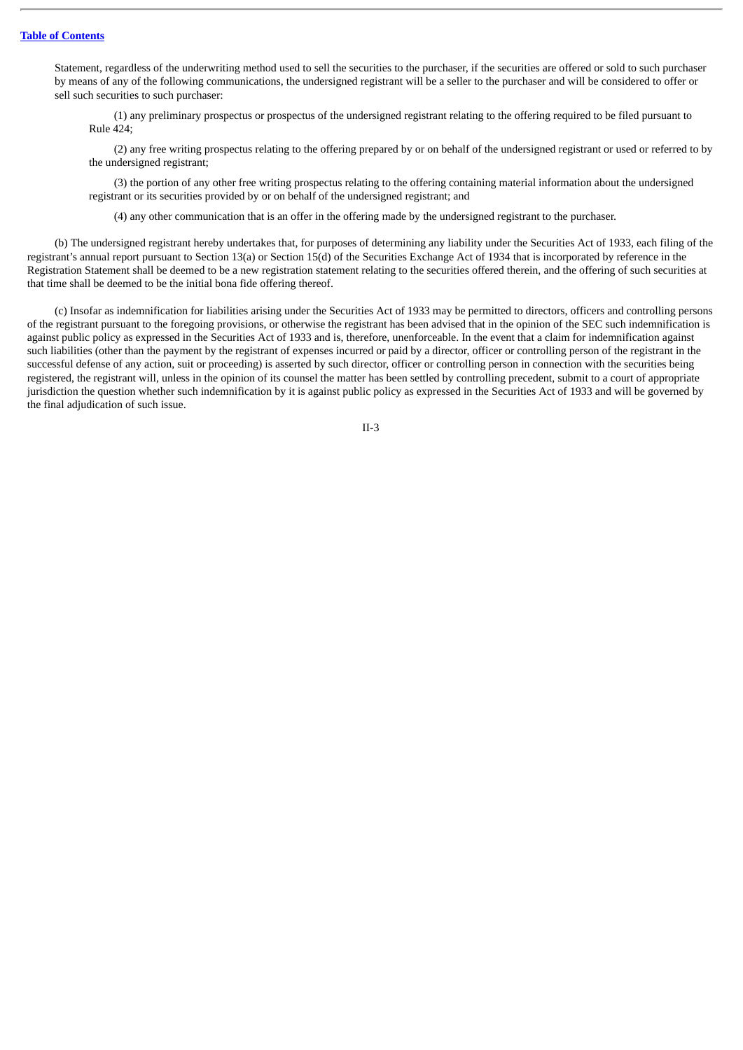Statement, regardless of the underwriting method used to sell the securities to the purchaser, if the securities are offered or sold to such purchaser by means of any of the following communications, the undersigned registrant will be a seller to the purchaser and will be considered to offer or sell such securities to such purchaser:

(1) any preliminary prospectus or prospectus of the undersigned registrant relating to the offering required to be filed pursuant to Rule 424;

(2) any free writing prospectus relating to the offering prepared by or on behalf of the undersigned registrant or used or referred to by the undersigned registrant;

(3) the portion of any other free writing prospectus relating to the offering containing material information about the undersigned registrant or its securities provided by or on behalf of the undersigned registrant; and

(4) any other communication that is an offer in the offering made by the undersigned registrant to the purchaser.

(b) The undersigned registrant hereby undertakes that, for purposes of determining any liability under the Securities Act of 1933, each filing of the registrant's annual report pursuant to Section 13(a) or Section 15(d) of the Securities Exchange Act of 1934 that is incorporated by reference in the Registration Statement shall be deemed to be a new registration statement relating to the securities offered therein, and the offering of such securities at that time shall be deemed to be the initial bona fide offering thereof.

(c) Insofar as indemnification for liabilities arising under the Securities Act of 1933 may be permitted to directors, officers and controlling persons of the registrant pursuant to the foregoing provisions, or otherwise the registrant has been advised that in the opinion of the SEC such indemnification is against public policy as expressed in the Securities Act of 1933 and is, therefore, unenforceable. In the event that a claim for indemnification against such liabilities (other than the payment by the registrant of expenses incurred or paid by a director, officer or controlling person of the registrant in the successful defense of any action, suit or proceeding) is asserted by such director, officer or controlling person in connection with the securities being registered, the registrant will, unless in the opinion of its counsel the matter has been settled by controlling precedent, submit to a court of appropriate jurisdiction the question whether such indemnification by it is against public policy as expressed in the Securities Act of 1933 and will be governed by the final adjudication of such issue.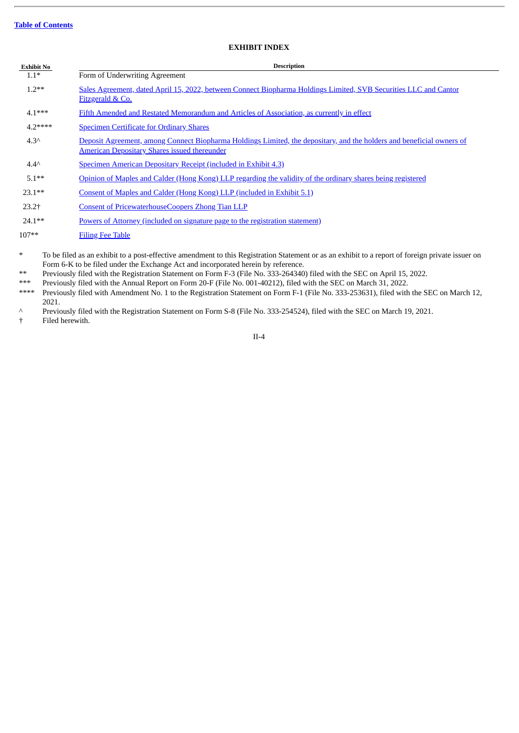Table of Contents

**EXHIBIT INDEX**

| Exhibit No | Description |
|---|---|
| 1.1* | Form of Underwriting Agreement |
| 1.2** | Sales Agreement, dated April 15, 2022, between Connect Biopharma Holdings Limited, SVB Securities LLC and Cantor Fitzgerald & Co. |
| 4.1*** | Fifth Amended and Restated Memorandum and Articles of Association, as currently in effect |
| 4.2**** | Specimen Certificate for Ordinary Shares |
| 4.3^ | Deposit Agreement, among Connect Biopharma Holdings Limited, the depositary, and the holders and beneficial owners of American Depositary Shares issued thereunder |
| 4.4^ | Specimen American Depositary Receipt (included in Exhibit 4.3) |
| 5.1** | Opinion of Maples and Calder (Hong Kong) LLP regarding the validity of the ordinary shares being registered |
| 23.1** | Consent of Maples and Calder (Hong Kong) LLP (included in Exhibit 5.1) |
| 23.2† | Consent of PricewaterhouseCoopers Zhong Tian LLP |
| 24.1** | Powers of Attorney (included on signature page to the registration statement) |
| 107** | Filing Fee Table |

\* To be filed as an exhibit to a post-effective amendment to this Registration Statement or as an exhibit to a report of foreign private issuer on Form 6-K to be filed under the Exchange Act and incorporated herein by reference.

\*\* Previously filed with the Registration Statement on Form F-3 (File No. 333-264340) filed with the SEC on April 15, 2022.

\*\*\* Previously filed with the Annual Report on Form 20-F (File No. 001-40212), filed with the SEC on March 31, 2022.

\*\*\*\* Previously filed with Amendment No. 1 to the Registration Statement on Form F-1 (File No. 333-253631), filed with the SEC on March 12, 2021.

^ Previously filed with the Registration Statement on Form S-8 (File No. 333-254524), filed with the SEC on March 19, 2021.

† Filed herewith.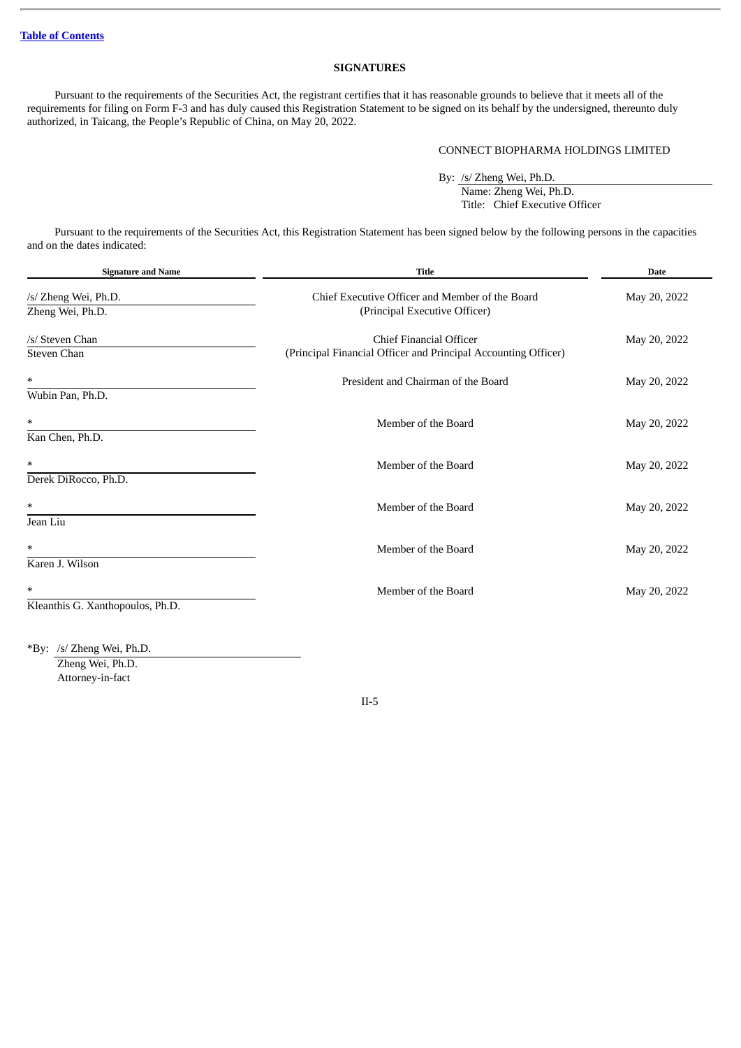## SIGNATURES

Pursuant to the requirements of the Securities Act, the registrant certifies that it has reasonable grounds to believe that it meets all of the requirements for filing on Form F-3 and has duly caused this Registration Statement to be signed on its behalf by the undersigned, thereunto duly authorized, in Taicang, the People's Republic of China, on May 20, 2022.

CONNECT BIOPHARMA HOLDINGS LIMITED

By: /s/ Zheng Wei, Ph.D.
Name: Zheng Wei, Ph.D.
Title: Chief Executive Officer

Pursuant to the requirements of the Securities Act, this Registration Statement has been signed below by the following persons in the capacities and on the dates indicated:

| Signature and Name | Title | Date |
|---|---|---|
| /s/ Zheng Wei, Ph.D.<br>Zheng Wei, Ph.D. | Chief Executive Officer and Member of the Board<br>(Principal Executive Officer) | May 20, 2022 |
| /s/ Steven Chan<br>Steven Chan | Chief Financial Officer<br>(Principal Financial Officer and Principal Accounting Officer) | May 20, 2022 |
| *<br>Wubin Pan, Ph.D. | President and Chairman of the Board | May 20, 2022 |
| *<br>Kan Chen, Ph.D. | Member of the Board | May 20, 2022 |
| *<br>Derek DiRocco, Ph.D. | Member of the Board | May 20, 2022 |
| *<br>Jean Liu | Member of the Board | May 20, 2022 |
| *<br>Karen J. Wilson | Member of the Board | May 20, 2022 |
| *<br>Kleanthis G. Xanthopoulos, Ph.D. | Member of the Board | May 20, 2022 |

*By: /s/ Zheng Wei, Ph.D.
Zheng Wei, Ph.D.
Attorney-in-fact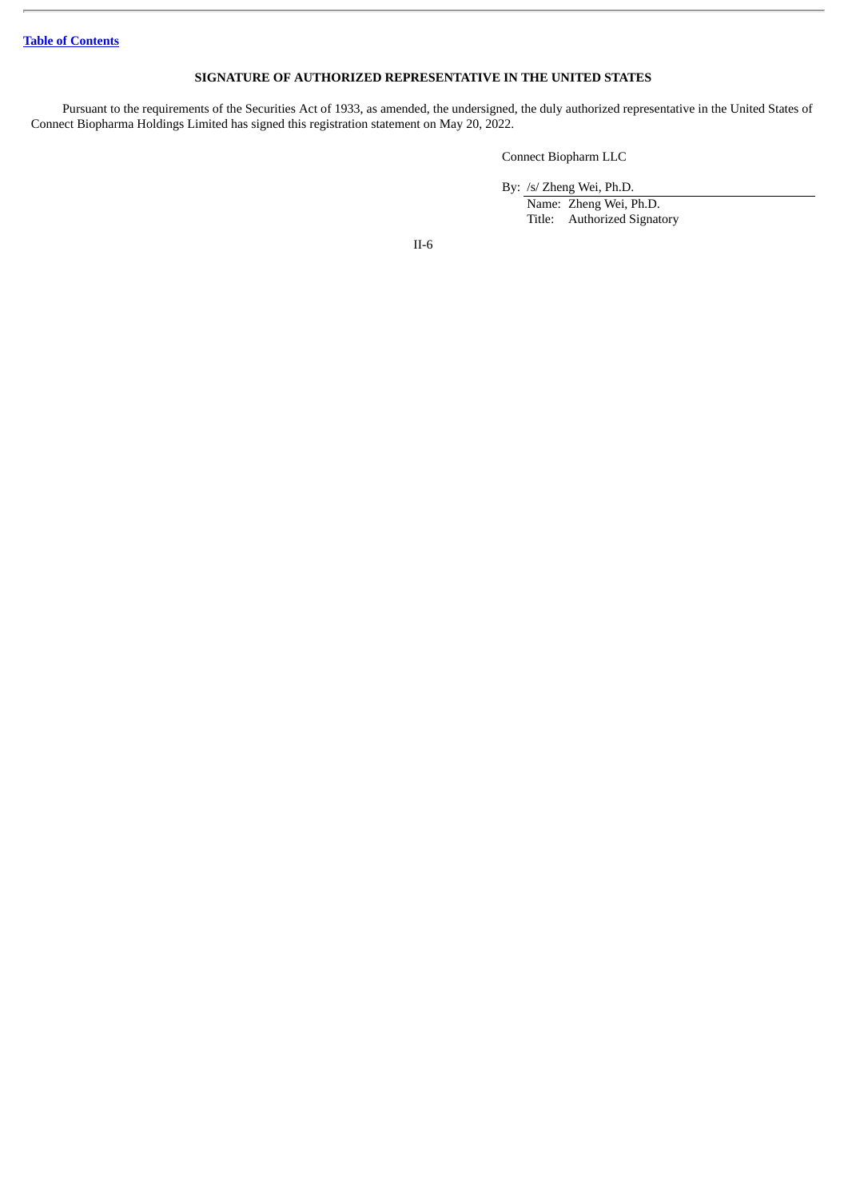[Table of Contents](#)

## SIGNATURE OF AUTHORIZED REPRESENTATIVE IN THE UNITED STATES

Pursuant to the requirements of the Securities Act of 1933, as amended, the undersigned, the duly authorized representative in the United States of Connect Biopharma Holdings Limited has signed this registration statement on May 20, 2022.

Connect Biopharm LLC

By: /s/ Zheng Wei, Ph.D.

Name: Zheng Wei, Ph.D.
Title: Authorized Signatory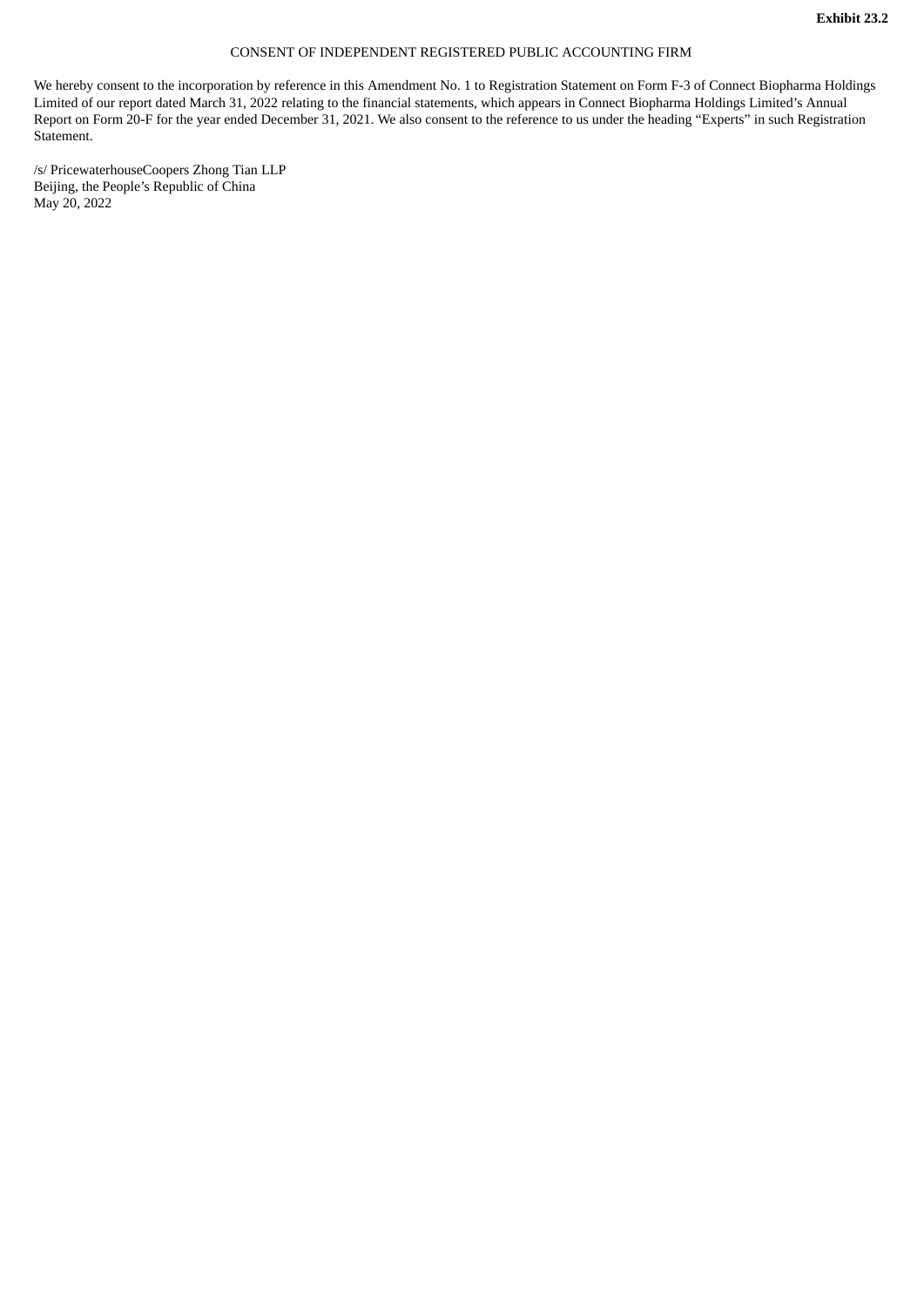**Exhibit 23.2**

CONSENT OF INDEPENDENT REGISTERED PUBLIC ACCOUNTING FIRM

We hereby consent to the incorporation by reference in this Amendment No. 1 to Registration Statement on Form F-3 of Connect Biopharma Holdings Limited of our report dated March 31, 2022 relating to the financial statements, which appears in Connect Biopharma Holdings Limited's Annual Report on Form 20-F for the year ended December 31, 2021. We also consent to the reference to us under the heading "Experts" in such Registration Statement.

/s/ PricewaterhouseCoopers Zhong Tian LLP
Beijing, the People's Republic of China
May 20, 2022